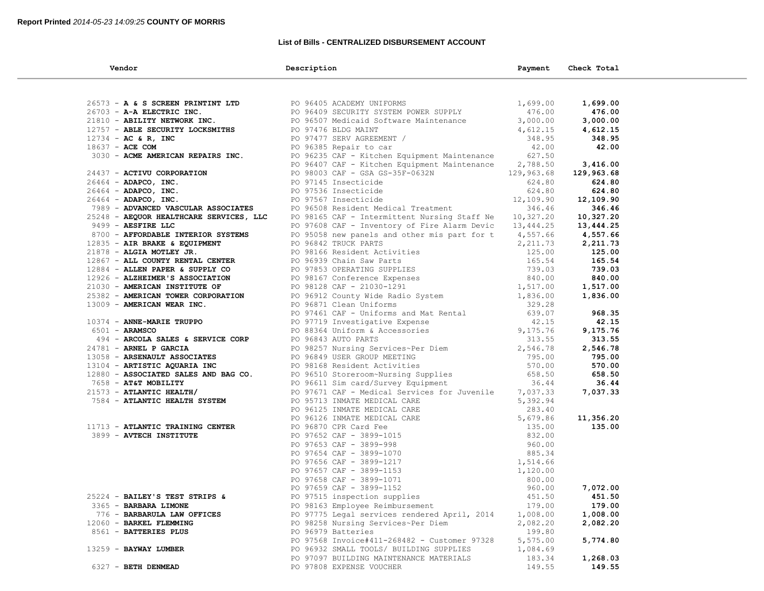**Report Printed** *2014-05-23 14:09:25* **COUNTY OF MORRIS**

### List of Bills - CENTRALIZED DISBURSEMENT ACCOUNT

| Vendor | Description | Payment | Check Total |
|---|---|---|---|
| 26573 - **A & S SCREEN PRINTINT LTD** | PO 96405 ACADEMY UNIFORMS | 1,699.00 | **1,699.00** |
| 26703 - **A-A ELECTRIC INC.** | PO 96409 SECURITY SYSTEM POWER SUPPLY | 476.00 | **476.00** |
| 21810 - **ABILITY NETWORK INC.** | PO 96507 Medicaid Software Maintenance | 3,000.00 | **3,000.00** |
| 12757 - **ABLE SECURITY LOCKSMITHS** | PO 97476 BLDG MAINT | 4,612.15 | **4,612.15** |
| 12734 - **AC & R, INC** | PO 97477 SERV AGREEMENT / | 348.95 | **348.95** |
| 18637 - **ACE COM** | PO 96385 Repair to car | 42.00 | **42.00** |
| 3030 - **ACME AMERICAN REPAIRS INC.** | PO 96235 CAF - Kitchen Equipment Maintenance | 627.50 | |
| | PO 96407 CAF - Kitchen Equipment Maintenance | 2,788.50 | **3,416.00** |
| 24437 - **ACTIVU CORPORATION** | PO 98003 CAF - GSA GS-35F-0632N | 129,963.68 | **129,963.68** |
| 26464 - **ADAPCO, INC.** | PO 97145 Insecticide | 624.80 | **624.80** |
| 26464 - **ADAPCO, INC.** | PO 97536 Insecticide | 624.80 | **624.80** |
| 26464 - **ADAPCO, INC.** | PO 97567 Insecticide | 12,109.90 | **12,109.90** |
| 7989 - **ADVANCED VASCULAR ASSOCIATES** | PO 96508 Resident Medical Treatment | 346.46 | **346.46** |
| 25248 - **AEQUOR HEALTHCARE SERVICES, LLC** | PO 98165 CAF - Intermittent Nursing Staff Ne | 10,327.20 | **10,327.20** |
| 9499 - **AESFIRE LLC** | PO 97608 CAF - Inventory of Fire Alarm Devic | 13,444.25 | **13,444.25** |
| 8700 - **AFFORDABLE INTERIOR SYSTEMS** | PO 95058 new panels and other mis part for t | 4,557.66 | **4,557.66** |
| 12835 - **AIR BRAKE & EQUIPMENT** | PO 96842 TRUCK PARTS | 2,211.73 | **2,211.73** |
| 21878 - **ALGIA MOTLEY JR.** | PO 98166 Resident Activities | 125.00 | **125.00** |
| 12867 - **ALL COUNTY RENTAL CENTER** | PO 96939 Chain Saw Parts | 165.54 | **165.54** |
| 12884 - **ALLEN PAPER & SUPPLY CO** | PO 97853 OPERATING SUPPLIES | 739.03 | **739.03** |
| 12926 - **ALZHEIMER'S ASSOCIATION** | PO 98167 Conference Expenses | 840.00 | **840.00** |
| 21030 - **AMERICAN INSTITUTE OF** | PO 98128 CAF - 21030-1291 | 1,517.00 | **1,517.00** |
| 25382 - **AMERICAN TOWER CORPORATION** | PO 96912 County Wide Radio System | 1,836.00 | **1,836.00** |
| 13009 - **AMERICAN WEAR INC.** | PO 96871 Clean Uniforms | 329.28 | |
| | PO 97461 CAF - Uniforms and Mat Rental | 639.07 | **968.35** |
| 10374 - **ANNE-MARIE TRUPPO** | PO 97719 Investigative Expense | 42.15 | **42.15** |
| 6501 - **ARAMSCO** | PO 88364 Uniform & Accessories | 9,175.76 | **9,175.76** |
| 494 - **ARCOLA SALES & SERVICE CORP** | PO 96843 AUTO PARTS | 313.55 | **313.55** |
| 24781 - **ARNEL P GARCIA** | PO 98257 Nursing Services~Per Diem | 2,546.78 | **2,546.78** |
| 13058 - **ARSENAULT ASSOCIATES** | PO 96849 USER GROUP MEETING | 795.00 | **795.00** |
| 13104 - **ARTISTIC AQUARIA INC** | PO 98168 Resident Activities | 570.00 | **570.00** |
| 12880 - **ASSOCIATED SALES AND BAG CO.** | PO 96510 Storeroom~Nursing Supplies | 658.50 | **658.50** |
| 7658 - **AT&T MOBILITY** | PO 96611 Sim card/Survey Equipment | 36.44 | **36.44** |
| 21573 - **ATLANTIC HEALTH/** | PO 97671 CAF - Medical Services for Juvenile | 7,037.33 | **7,037.33** |
| 7584 - **ATLANTIC HEALTH SYSTEM** | PO 95713 INMATE MEDICAL CARE | 5,392.94 | |
| | PO 96125 INMATE MEDICAL CARE | 283.40 | |
| | PO 96126 INMATE MEDICAL CARE | 5,679.86 | **11,356.20** |
| 11713 - **ATLANTIC TRAINING CENTER** | PO 96870 CPR Card Fee | 135.00 | **135.00** |
| 3899 - **AVTECH INSTITUTE** | PO 97652 CAF - 3899-1015 | 832.00 | |
| | PO 97653 CAF - 3899-998 | 960.00 | |
| | PO 97654 CAF - 3899-1070 | 885.34 | |
| | PO 97656 CAF - 3899-1217 | 1,514.66 | |
| | PO 97657 CAF - 3899-1153 | 1,120.00 | |
| | PO 97658 CAF - 3899-1071 | 800.00 | |
| | PO 97659 CAF - 3899-1152 | 960.00 | **7,072.00** |
| 25224 - **BAILEY'S TEST STRIPS &** | PO 97515 inspection supplies | 451.50 | **451.50** |
| 3365 - **BARBARA LIMONE** | PO 98163 Employee Reimbursement | 179.00 | **179.00** |
| 776 - **BARBARULA LAW OFFICES** | PO 97775 Legal services rendered April, 2014 | 1,008.00 | **1,008.00** |
| 12060 - **BARKEL FLEMMING** | PO 98258 Nursing Services~Per Diem | 2,082.20 | **2,082.20** |
| 8561 - **BATTERIES PLUS** | PO 96979 Batteries | 199.80 | |
| | PO 97568 Invoice#411-268482 - Customer 97328 | 5,575.00 | **5,774.80** |
| 13259 - **BAYWAY LUMBER** | PO 96932 SMALL TOOLS/ BUILDING SUPPLIES | 1,084.69 | |
| | PO 97097 BUILDING MAINTENANCE MATERIALS | 183.34 | **1,268.03** |
| 6327 - **BETH DENMEAD** | PO 97808 EXPENSE VOUCHER | 149.55 | **149.55** |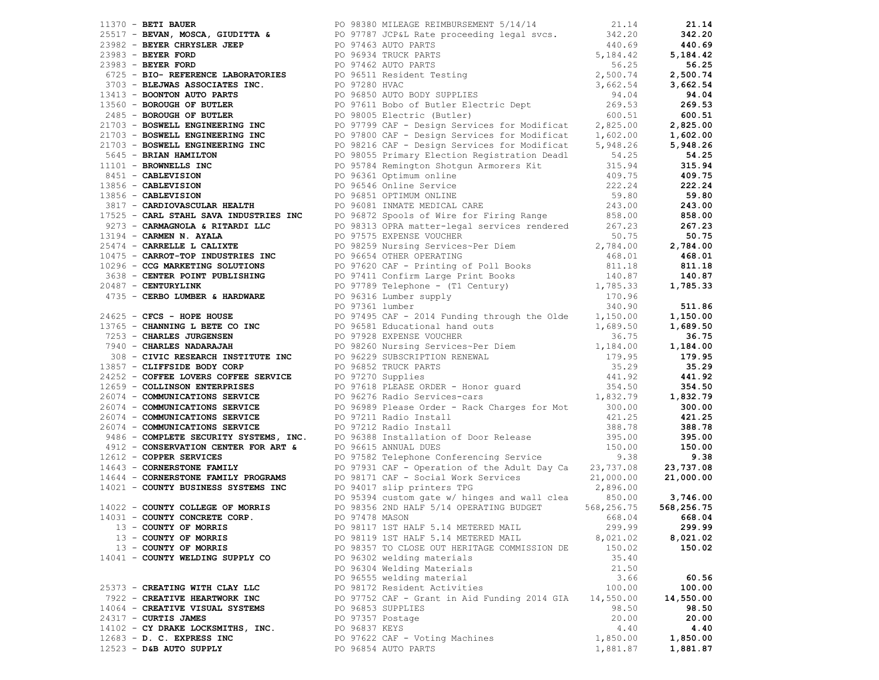| Vendor | PO / Description | Amount | Total |
|---|---|---|---|
| 11370 - **BETI BAUER** | PO 98380 MILEAGE REIMBURSEMENT 5/14/14 | 21.14 | **21.14** |
| 25517 - **BEVAN, MOSCA, GIUDITTA &** | PO 97787 JCP&L Rate proceeding legal svcs. | 342.20 | **342.20** |
| 23982 - **BEYER CHRYSLER JEEP** | PO 97463 AUTO PARTS | 440.69 | **440.69** |
| 23983 - **BEYER FORD** | PO 96934 TRUCK PARTS | 5,184.42 | **5,184.42** |
| 23983 - **BEYER FORD** | PO 97462 AUTO PARTS | 56.25 | **56.25** |
| 6725 - **BIO- REFERENCE LABORATORIES** | PO 96511 Resident Testing | 2,500.74 | **2,500.74** |
| 3703 - **BLEJWAS ASSOCIATES INC.** | PO 97280 HVAC | 3,662.54 | **3,662.54** |
| 13413 - **BOONTON AUTO PARTS** | PO 96850 AUTO BODY SUPPLIES | 94.04 | **94.04** |
| 13560 - **BOROUGH OF BUTLER** | PO 97611 Bobo of Butler Electric Dept | 269.53 | **269.53** |
| 2485 - **BOROUGH OF BUTLER** | PO 98005 Electric (Butler) | 600.51 | **600.51** |
| 21703 - **BOSWELL ENGINEERING INC** | PO 97799 CAF - Design Services for Modificat | 2,825.00 | **2,825.00** |
| 21703 - **BOSWELL ENGINEERING INC** | PO 97800 CAF - Design Services for Modificat | 1,602.00 | **1,602.00** |
| 21703 - **BOSWELL ENGINEERING INC** | PO 98216 CAF - Design Services for Modificat | 5,948.26 | **5,948.26** |
| 5645 - **BRIAN HAMILTON** | PO 98055 Primary Election Registration Deadl | 54.25 | **54.25** |
| 11101 - **BROWNELLS INC** | PO 95784 Remington Shotgun Armorers Kit | 315.94 | **315.94** |
| 8451 - **CABLEVISION** | PO 96361 Optimum online | 409.75 | **409.75** |
| 13856 - **CABLEVISION** | PO 96546 Online Service | 222.24 | **222.24** |
| 13856 - **CABLEVISION** | PO 96851 OPTIMUM ONLINE | 59.80 | **59.80** |
| 3817 - **CARDIOVASCULAR HEALTH** | PO 96081 INMATE MEDICAL CARE | 243.00 | **243.00** |
| 17525 - **CARL STAHL SAVA INDUSTRIES INC** | PO 96872 Spools of Wire for Firing Range | 858.00 | **858.00** |
| 9273 - **CARMAGNOLA & RITARDI LLC** | PO 98313 OPRA matter-legal services rendered | 267.23 | **267.23** |
| 13194 - **CARMEN N. AYALA** | PO 97575 EXPENSE VOUCHER | 50.75 | **50.75** |
| 25474 - **CARRELLE L CALIXTE** | PO 98259 Nursing Services~Per Diem | 2,784.00 | **2,784.00** |
| 10475 - **CARROT-TOP INDUSTRIES INC** | PO 96654 OTHER OPERATING | 468.01 | **468.01** |
| 10296 - **CCG MARKETING SOLUTIONS** | PO 97620 CAF - Printing of Poll Books | 811.18 | **811.18** |
| 3638 - **CENTER POINT PUBLISHING** | PO 97411 Confirm Large Print Books | 140.87 | **140.87** |
| 20487 - **CENTURYLINK** | PO 97789 Telephone - (T1 Century) | 1,785.33 | **1,785.33** |
| 4735 - **CERBO LUMBER & HARDWARE** | PO 96316 Lumber supply | 170.96 | |
| | PO 97361 lumber | 340.90 | **511.86** |
| 24625 - **CFCS - HOPE HOUSE** | PO 97495 CAF - 2014 Funding through the Olde | 1,150.00 | **1,150.00** |
| 13765 - **CHANNING L BETE CO INC** | PO 96581 Educational hand outs | 1,689.50 | **1,689.50** |
| 7253 - **CHARLES JURGENSEN** | PO 97928 EXPENSE VOUCHER | 36.75 | **36.75** |
| 7940 - **CHARLES NADARAJAH** | PO 98260 Nursing Services~Per Diem | 1,184.00 | **1,184.00** |
| 308 - **CIVIC RESEARCH INSTITUTE INC** | PO 96229 SUBSCRIPTION RENEWAL | 179.95 | **179.95** |
| 13857 - **CLIFFSIDE BODY CORP** | PO 96852 TRUCK PARTS | 35.29 | **35.29** |
| 24252 - **COFFEE LOVERS COFFEE SERVICE** | PO 97270 Supplies | 441.92 | **441.92** |
| 12659 - **COLLINSON ENTERPRISES** | PO 97618 PLEASE ORDER - Honor guard | 354.50 | **354.50** |
| 26074 - **COMMUNICATIONS SERVICE** | PO 96276 Radio Services-cars | 1,832.79 | **1,832.79** |
| 26074 - **COMMUNICATIONS SERVICE** | PO 96989 Please Order - Rack Charges for Mot | 300.00 | **300.00** |
| 26074 - **COMMUNICATIONS SERVICE** | PO 97211 Radio Install | 421.25 | **421.25** |
| 26074 - **COMMUNICATIONS SERVICE** | PO 97212 Radio Install | 388.78 | **388.78** |
| 9486 - **COMPLETE SECURITY SYSTEMS, INC.** | PO 96388 Installation of Door Release | 395.00 | **395.00** |
| 4912 - **CONSERVATION CENTER FOR ART &** | PO 96615 ANNUAL DUES | 150.00 | **150.00** |
| 12612 - **COPPER SERVICES** | PO 97582 Telephone Conferencing Service | 9.38 | **9.38** |
| 14643 - **CORNERSTONE FAMILY** | PO 97931 CAF - Operation of the Adult Day Ca | 23,737.08 | **23,737.08** |
| 14644 - **CORNERSTONE FAMILY PROGRAMS** | PO 98171 CAF - Social Work Services | 21,000.00 | **21,000.00** |
| 14021 - **COUNTY BUSINESS SYSTEMS INC** | PO 94017 slip printers TPG | 2,896.00 | |
| | PO 95394 custom gate w/ hinges and wall clea | 850.00 | **3,746.00** |
| 14022 - **COUNTY COLLEGE OF MORRIS** | PO 98356 2ND HALF 5/14 OPERATING BUDGET | 568,256.75 | **568,256.75** |
| 14031 - **COUNTY CONCRETE CORP.** | PO 97478 MASON | 668.04 | **668.04** |
| 13 - **COUNTY OF MORRIS** | PO 98117 1ST HALF 5.14 METERED MAIL | 299.99 | **299.99** |
| 13 - **COUNTY OF MORRIS** | PO 98119 1ST HALF 5.14 METERED MAIL | 8,021.02 | **8,021.02** |
| 13 - **COUNTY OF MORRIS** | PO 98357 TO CLOSE OUT HERITAGE COMMISSION DE | 150.02 | **150.02** |
| 14041 - **COUNTY WELDING SUPPLY CO** | PO 96302 welding materials | 35.40 | |
| | PO 96304 Welding Materials | 21.50 | |
| | PO 96555 welding material | 3.66 | **60.56** |
| 25373 - **CREATING WITH CLAY LLC** | PO 98172 Resident Activities | 100.00 | **100.00** |
| 7922 - **CREATIVE HEARTWORK INC** | PO 97752 CAF - Grant in Aid Funding 2014 GIA | 14,550.00 | **14,550.00** |
| 14064 - **CREATIVE VISUAL SYSTEMS** | PO 96853 SUPPLIES | 98.50 | **98.50** |
| 24317 - **CURTIS JAMES** | PO 97357 Postage | 20.00 | **20.00** |
| 14102 - **CY DRAKE LOCKSMITHS, INC.** | PO 96837 KEYS | 4.40 | **4.40** |
| 12683 - **D. C. EXPRESS INC** | PO 97622 CAF - Voting Machines | 1,850.00 | **1,850.00** |
| 12523 - **D&B AUTO SUPPLY** | PO 96854 AUTO PARTS | 1,881.87 | **1,881.87** |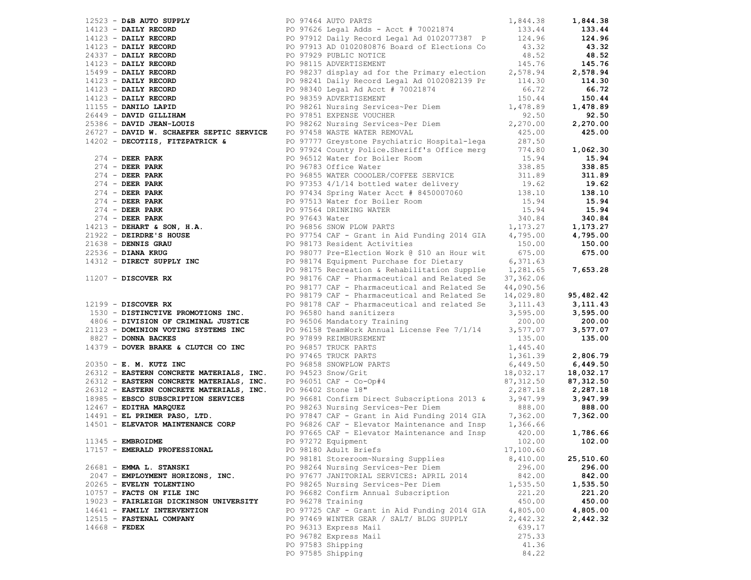| Vendor | PO / Description | Amount | Total |
|---|---|---|---|
| 12523 - **D&B AUTO SUPPLY** | PO 97464 AUTO PARTS | 1,844.38 | **1,844.38** |
| 14123 - **DAILY RECORD** | PO 97626 Legal Adds - Acct # 70021874 | 133.44 | **133.44** |
| 14123 - **DAILY RECORD** | PO 97912 Daily Record Legal Ad 0102077387 P | 124.96 | **124.96** |
| 14123 - **DAILY RECORD** | PO 97913 AD 0102080876 Board of Elections Co | 43.32 | **43.32** |
| 24337 - **DAILY RECORD** | PO 97929 PUBLIC NOTICE | 48.52 | **48.52** |
| 14123 - **DAILY RECORD** | PO 98115 ADVERTISEMENT | 145.76 | **145.76** |
| 15499 - **DAILY RECORD** | PO 98237 display ad for the Primary election | 2,578.94 | **2,578.94** |
| 14123 - **DAILY RECORD** | PO 98241 Daily Record Legal Ad 0102082139 Pr | 114.30 | **114.30** |
| 14123 - **DAILY RECORD** | PO 98340 Legal Ad Acct # 70021874 | 66.72 | **66.72** |
| 14123 - **DAILY RECORD** | PO 98359 ADVERTISEMENT | 150.44 | **150.44** |
| 11155 - **DANILO LAPID** | PO 98261 Nursing Services~Per Diem | 1,478.89 | **1,478.89** |
| 26449 - **DAVID GILLIHAM** | PO 97851 EXPENSE VOUCHER | 92.50 | **92.50** |
| 25386 - **DAVID JEAN-LOUIS** | PO 98262 Nursing Services~Per Diem | 2,270.00 | **2,270.00** |
| 26727 - **DAVID W. SCHAEFER SEPTIC SERVICE** | PO 97458 WASTE WATER REMOVAL | 425.00 | **425.00** |
| 14202 - **DECOTIIS, FITZPATRICK &** | PO 97777 Greystone Psychiatric Hospital-lega | 287.50 | |
| | PO 97924 County Police.Sheriff's Office merg | 774.80 | **1,062.30** |
| 274 - **DEER PARK** | PO 96512 Water for Boiler Room | 15.94 | **15.94** |
| 274 - **DEER PARK** | PO 96783 Office Water | 338.85 | **338.85** |
| 274 - **DEER PARK** | PO 96855 WATER COOOLER/COFFEE SERVICE | 311.89 | **311.89** |
| 274 - **DEER PARK** | PO 97353 4/1/14 bottled water delivery | 19.62 | **19.62** |
| 274 - **DEER PARK** | PO 97434 Spring Water Acct # 8450007060 | 138.10 | **138.10** |
| 274 - **DEER PARK** | PO 97513 Water for Boiler Room | 15.94 | **15.94** |
| 274 - **DEER PARK** | PO 97564 DRINKING WATER | 15.94 | **15.94** |
| 274 - **DEER PARK** | PO 97643 Water | 340.84 | **340.84** |
| 14213 - **DEHART & SON, H.A.** | PO 96856 SNOW PLOW PARTS | 1,173.27 | **1,173.27** |
| 21922 - **DEIRDRE'S HOUSE** | PO 97754 CAF - Grant in Aid Funding 2014 GIA | 4,795.00 | **4,795.00** |
| 21638 - **DENNIS GRAU** | PO 98173 Resident Activities | 150.00 | **150.00** |
| 22536 - **DIANA KRUG** | PO 98077 Pre-Election Work @ $10 an Hour wit | 675.00 | **675.00** |
| 14312 - **DIRECT SUPPLY INC** | PO 98174 Equipment Purchase for Dietary | 6,371.63 | |
| | PO 98175 Recreation & Rehabilitation Supplie | 1,281.65 | **7,653.28** |
| 11207 - **DISCOVER RX** | PO 98176 CAF - Pharmaceutical and Related Se | 37,362.06 | |
| | PO 98177 CAF - Pharmaceutical and Related Se | 44,090.56 | |
| | PO 98179 CAF - Pharmaceutical and Related Se | 14,029.80 | **95,482.42** |
| 12199 - **DISCOVER RX** | PO 98178 CAF - Pharmaceutical and related Se | 3,111.43 | **3,111.43** |
| 1530 - **DISTINCTIVE PROMOTIONS INC.** | PO 96580 hand sanitizers | 3,595.00 | **3,595.00** |
| 4806 - **DIVISION OF CRIMINAL JUSTICE** | PO 96506 Mandatory Training | 200.00 | **200.00** |
| 21123 - **DOMINION VOTING SYSTEMS INC** | PO 96158 TeamWork Annual License Fee 7/1/14 | 3,577.07 | **3,577.07** |
| 8827 - **DONNA BACKES** | PO 97899 REIMBURSEMENT | 135.00 | **135.00** |
| 14379 - **DOVER BRAKE & CLUTCH CO INC** | PO 96857 TRUCK PARTS | 1,445.40 | |
| | PO 97465 TRUCK PARTS | 1,361.39 | **2,806.79** |
| 20350 - **E. M. KUTZ INC** | PO 96858 SNOWPLOW PARTS | 6,449.50 | **6,449.50** |
| 26312 - **EASTERN CONCRETE MATERIALS, INC.** | PO 94523 Snow/Grit | 18,032.17 | **18,032.17** |
| 26312 - **EASTERN CONCRETE MATERIALS, INC.** | PO 96051 CAF - Co-Op#4 | 87,312.50 | **87,312.50** |
| 26312 - **EASTERN CONCRETE MATERIALS, INC.** | PO 96402 Stone 18" | 2,287.18 | **2,287.18** |
| 18985 - **EBSCO SUBSCRIPTION SERVICES** | PO 96681 Confirm Direct Subscriptions 2013 & | 3,947.99 | **3,947.99** |
| 12467 - **EDITHA MARQUEZ** | PO 98263 Nursing Services~Per Diem | 888.00 | **888.00** |
| 14491 - **EL PRIMER PASO, LTD.** | PO 97847 CAF - Grant in Aid Funding 2014 GIA | 7,362.00 | **7,362.00** |
| 14501 - **ELEVATOR MAINTENANCE CORP** | PO 96826 CAF - Elevator Maintenance and Insp | 1,366.66 | |
| | PO 97665 CAF - Elevator Maintenance and Insp | 420.00 | **1,786.66** |
| 11345 - **EMBROIDME** | PO 97272 Equipment | 102.00 | **102.00** |
| 17157 - **EMERALD PROFESSIONAL** | PO 98180 Adult Briefs | 17,100.60 | |
| | PO 98181 Storeroom~Nursing Supplies | 8,410.00 | **25,510.60** |
| 26681 - **EMMA L. STANSKI** | PO 98264 Nursing Services~Per Diem | 296.00 | **296.00** |
| 2047 - **EMPLOYMENT HORIZONS, INC.** | PO 97677 JANITORIAL SERVICES: APRIL 2014 | 842.00 | **842.00** |
| 20265 - **EVELYN TOLENTINO** | PO 98265 Nursing Services~Per Diem | 1,535.50 | **1,535.50** |
| 10757 - **FACTS ON FILE INC** | PO 96682 Confirm Annual Subscription | 221.20 | **221.20** |
| 19023 - **FAIRLEIGH DICKINSON UNIVERSITY** | PO 96278 Training | 450.00 | **450.00** |
| 14641 - **FAMILY INTERVENTION** | PO 97725 CAF - Grant in Aid Funding 2014 GIA | 4,805.00 | **4,805.00** |
| 12515 - **FASTENAL COMPANY** | PO 97469 WINTER GEAR / SALT/ BLDG SUPPLY | 2,442.32 | **2,442.32** |
| 14668 - **FEDEX** | PO 96313 Express Mail | 639.17 | |
| | PO 96782 Express Mail | 275.33 | |
| | PO 97583 Shipping | 41.36 | |
| | PO 97585 Shipping | 84.22 | |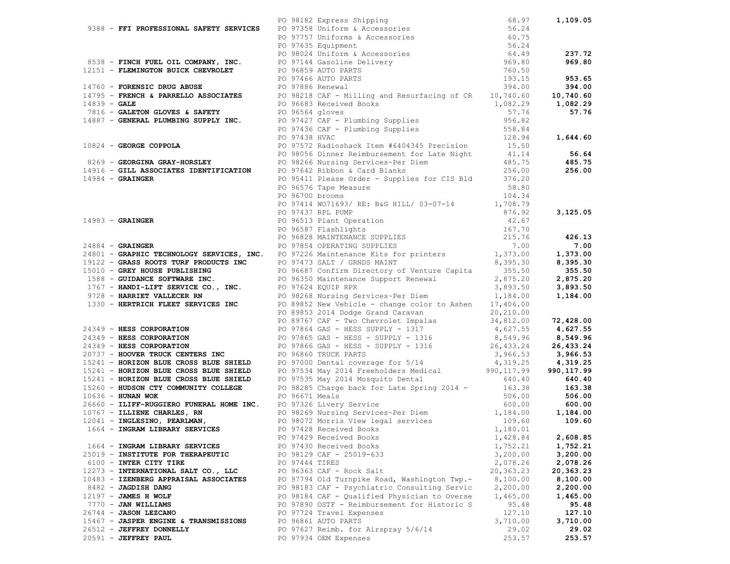| Vendor | PO / Description | Amount | Total |
|---|---|---|---|
| | PO 98182 Express Shipping | 68.97 | **1,109.05** |
| 9388 - **FFI PROFESSIONAL SAFETY SERVICES** | PO 97358 Uniform & Accessories | 56.24 | |
| | PO 97757 Uniforms & Accessories | 60.75 | |
| | PO 97635 Equipment | 56.24 | |
| | PO 98024 Uniform & Accessories | 64.49 | **237.72** |
| 8538 - **FINCH FUEL OIL COMPANY, INC.** | PO 97144 Gasoline Delivery | 969.80 | **969.80** |
| 12151 - **FLEMINGTON BUICK CHEVROLET** | PO 96859 AUTO PARTS | 760.50 | |
| | PO 97466 AUTO PARTS | 193.15 | **953.65** |
| 14760 - **FORENSIC DRUG ABUSE** | PO 97886 Renewal | 394.00 | **394.00** |
| 14795 - **FRENCH & PARRELLO ASSOCIATES** | PO 98218 CAF - Milling and Resurfacing of CR | 10,740.60 | **10,740.60** |
| 14839 - **GALE** | PO 96683 Received Books | 1,082.29 | **1,082.29** |
| 7816 - **GALETON GLOVES & SAFETY** | PO 96564 gloves | 57.76 | **57.76** |
| 14887 - **GENERAL PLUMBING SUPPLY INC.** | PO 97427 CAF - Plumbing Supplies | 956.82 | |
| | PO 97436 CAF - Plumbing Supplies | 558.84 | |
| | PO 97438 HVAC | 128.94 | **1,644.60** |
| 10824 - **GEORGE COPPOLA** | PO 97572 Radioshack Item #6404345 Precision | 15.50 | |
| | PO 98056 Dinner Reimbursement for Late Night | 41.14 | **56.64** |
| 8269 - **GEORGINA GRAY-HORSLEY** | PO 98266 Nursing Services~Per Diem | 485.75 | **485.75** |
| 14916 - **GILL ASSOCIATES IDENTIFICATION** | PO 97642 Ribbon & Card Blanks | 256.00 | **256.00** |
| 14984 - **GRAINGER** | PO 95411 Please Order - Supplies for CIS Bld | 376.20 | |
| | PO 96576 Tape Measure | 58.80 | |
| | PO 96700 brooms | 104.34 | |
| | PO 97414 WO71693/ RE: B&G HILL/ 03-07-14 | 1,708.79 | |
| | PO 97437 RPL PUMP | 876.92 | **3,125.05** |
| 14983 - **GRAINGER** | PO 96513 Plant Operation | 42.67 | |
| | PO 96587 Flashlights | 167.70 | |
| | PO 96828 MAINTENANCE SUPPLIES | 215.76 | **426.13** |
| 24884 - **GRAINGER** | PO 97854 OPERATING SUPPLIES | 7.00 | **7.00** |
| 24801 - **GRAPHIC TECHNOLOGY SERVICES, INC.** | PO 97226 Maintenance Kits for printers | 1,373.00 | **1,373.00** |
| 19122 - **GRASS ROOTS TURF PRODUCTS INC** | PO 97473 SALT / GRNDS MAINT | 8,395.30 | **8,395.30** |
| 15010 - **GREY HOUSE PUBLISHING** | PO 96687 Confirm Directory of Venture Capita | 355.50 | **355.50** |
| 1588 - **GUIDANCE SOFTWARE INC.** | PO 96350 Maintenance Support Renewal | 2,875.20 | **2,875.20** |
| 1767 - **HANDI-LIFT SERVICE CO., INC.** | PO 97624 EQUIP RPR | 3,893.50 | **3,893.50** |
| 9728 - **HARRIET VALLECER RN** | PO 98268 Nursing Services~Per Diem | 1,184.00 | **1,184.00** |
| 1330 - **HERTRICH FLEET SERVICES INC** | PO 89852 New Vehicle - change color to Ashen | 17,406.00 | |
| | PO 89853 2014 Dodge Grand Caravan | 20,210.00 | |
| | PO 89767 CAF - Two Chevrolet Impalas | 34,812.00 | **72,428.00** |
| 24349 - **HESS CORPORATION** | PO 97864 GAS - HESS SUPPLY - 1317 | 4,627.55 | **4,627.55** |
| 24349 - **HESS CORPORATION** | PO 97865 GAS - HESS - SUPPLY - 1316 | 8,549.96 | **8,549.96** |
| 24349 - **HESS CORPORATION** | PO 97866 GAS - HESS - SUPPLY - 1316 | 26,433.24 | **26,433.24** |
| 20737 - **HOOVER TRUCK CENTERS INC** | PO 96860 TRUCK PARTS | 3,966.53 | **3,966.53** |
| 15241 - **HORIZON BLUE CROSS BLUE SHIELD** | PO 97000 Dental coverage for 5/14 | 4,319.25 | **4,319.25** |
| 15241 - **HORIZON BLUE CROSS BLUE SHIELD** | PO 97534 May 2014 Freeholders Medical | 990,117.99 | **990,117.99** |
| 15241 - **HORIZON BLUE CROSS BLUE SHIELD** | PO 97535 May 2014 Mosquito Dental | 640.40 | **640.40** |
| 15260 - **HUDSON CTY COMMUNITY COLLEGE** | PO 98285 Charge back for Late Spring 2014 - | 163.38 | **163.38** |
| 10636 - **HUNAN WOK** | PO 96671 Meals | 506.00 | **506.00** |
| 26660 - **ILIFF-RUGGIERO FUNERAL HOME INC.** | PO 97326 Livery Service | 600.00 | **600.00** |
| 10767 - **ILLIENE CHARLES, RN** | PO 98269 Nursing Services~Per Diem | 1,184.00 | **1,184.00** |
| 12041 - **INGLESINO, PEARLMAN,** | PO 98072 Morris View legal services | 109.60 | **109.60** |
| 1664 - **INGRAM LIBRARY SERVICES** | PO 97428 Received Books | 1,180.01 | |
| | PO 97429 Received Books | 1,428.84 | **2,608.85** |
| 1664 - **INGRAM LIBRARY SERVICES** | PO 97430 Received Books | 1,752.21 | **1,752.21** |
| 25019 - **INSTITUTE FOR THERAPEUTIC** | PO 98129 CAF - 25019-633 | 3,200.00 | **3,200.00** |
| 6100 - **INTER CITY TIRE** | PO 97444 TIRES | 2,078.26 | **2,078.26** |
| 12273 - **INTERNATIONAL SALT CO., LLC** | PO 96363 CAF - Rock Salt | 20,363.23 | **20,363.23** |
| 10483 - **IZENBERG APPRAISAL ASSOCIATES** | PO 97794 Old Turnpike Road, Washington Twp.- | 8,100.00 | **8,100.00** |
| 8482 - **JAGDISH DANG** | PO 98183 CAF - Psychiatric Consulting Servic | 2,200.00 | **2,200.00** |
| 12197 - **JAMES H WOLF** | PO 98184 CAF - Qualified Physician to Overse | 1,465.00 | **1,465.00** |
| 7770 - **JAN WILLIAMS** | PO 97890 OSTF - Reimbursement for Historic S | 95.48 | **95.48** |
| 26744 - **JASON LEZCANO** | PO 97724 Travel Expenses | 127.10 | **127.10** |
| 15467 - **JASPER ENGINE & TRANSMISSIONS** | PO 96861 AUTO PARTS | 3,710.00 | **3,710.00** |
| 26512 - **JEFFREY DONNELLY** | PO 97627 Reimb. for Airspray 5/6/14 | 29.02 | **29.02** |
| 20591 - **JEFFREY PAUL** | PO 97934 OEM Expenses | 253.57 | **253.57** |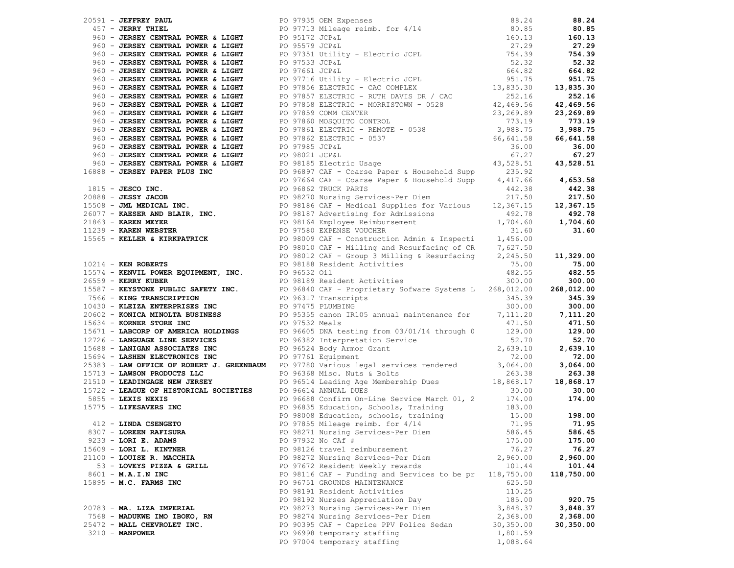| Vendor | PO / Description | Amount | Total |
|---|---|---|---|
| 20591 - **JEFFREY PAUL** | PO 97935 OEM Expenses | 88.24 | **88.24** |
| 457 - **JERRY THIEL** | PO 97713 Mileage reimb. for 4/14 | 80.85 | **80.85** |
| 960 - **JERSEY CENTRAL POWER & LIGHT** | PO 95172 JCP&L | 160.13 | **160.13** |
| 960 - **JERSEY CENTRAL POWER & LIGHT** | PO 95579 JCP&L | 27.29 | **27.29** |
| 960 - **JERSEY CENTRAL POWER & LIGHT** | PO 97351 Utility - Electric JCPL | 754.39 | **754.39** |
| 960 - **JERSEY CENTRAL POWER & LIGHT** | PO 97533 JCP&L | 52.32 | **52.32** |
| 960 - **JERSEY CENTRAL POWER & LIGHT** | PO 97661 JCP&L | 664.82 | **664.82** |
| 960 - **JERSEY CENTRAL POWER & LIGHT** | PO 97716 Utility - Electric JCPL | 951.75 | **951.75** |
| 960 - **JERSEY CENTRAL POWER & LIGHT** | PO 97856 ELECTRIC - CAC COMPLEX | 13,835.30 | **13,835.30** |
| 960 - **JERSEY CENTRAL POWER & LIGHT** | PO 97857 ELECTRIC - RUTH DAVIS DR / CAC | 252.16 | **252.16** |
| 960 - **JERSEY CENTRAL POWER & LIGHT** | PO 97858 ELECTRIC - MORRISTOWN - 0528 | 42,469.56 | **42,469.56** |
| 960 - **JERSEY CENTRAL POWER & LIGHT** | PO 97859 COMM CENTER | 23,269.89 | **23,269.89** |
| 960 - **JERSEY CENTRAL POWER & LIGHT** | PO 97860 MOSQUITO CONTROL | 773.19 | **773.19** |
| 960 - **JERSEY CENTRAL POWER & LIGHT** | PO 97861 ELECTRIC - REMOTE - 0538 | 3,988.75 | **3,988.75** |
| 960 - **JERSEY CENTRAL POWER & LIGHT** | PO 97862 ELECTRIC - 0537 | 66,641.58 | **66,641.58** |
| 960 - **JERSEY CENTRAL POWER & LIGHT** | PO 97985 JCP&L | 36.00 | **36.00** |
| 960 - **JERSEY CENTRAL POWER & LIGHT** | PO 98021 JCP&L | 67.27 | **67.27** |
| 960 - **JERSEY CENTRAL POWER & LIGHT** | PO 98185 Electric Usage | 43,528.51 | **43,528.51** |
| 16888 - **JERSEY PAPER PLUS INC** | PO 96897 CAF - Coarse Paper & Household Supp | 235.92 | |
| | PO 97664 CAF - Coarse Paper & Household Supp | 4,417.66 | **4,653.58** |
| 1815 - **JESCO INC.** | PO 96862 TRUCK PARTS | 442.38 | **442.38** |
| 20888 - **JESSY JACOB** | PO 98270 Nursing Services~Per Diem | 217.50 | **217.50** |
| 15508 - **JML MEDICAL INC.** | PO 98186 CAF - Medical Supplies for Various | 12,367.15 | **12,367.15** |
| 26077 - **KAESER AND BLAIR, INC.** | PO 98187 Advertising for Admissions | 492.78 | **492.78** |
| 21863 - **KAREN MEYER** | PO 98164 Employee Reimbursement | 1,704.60 | **1,704.60** |
| 11239 - **KAREN WEBSTER** | PO 97580 EXPENSE VOUCHER | 31.60 | **31.60** |
| 15565 - **KELLER & KIRKPATRICK** | PO 98009 CAF - Construction Admin & Inspecti | 1,456.00 | |
| | PO 98010 CAF - Milling and Resurfacing of CR | 7,627.50 | |
| | PO 98012 CAF - Group 3 Milling & Resurfacing | 2,245.50 | **11,329.00** |
| 10214 - **KEN ROBERTS** | PO 98188 Resident Activities | 75.00 | **75.00** |
| 15574 - **KENVIL POWER EQUIPMENT, INC.** | PO 96532 Oil | 482.55 | **482.55** |
| 26559 - **KERRY KUBER** | PO 98189 Resident Activities | 300.00 | **300.00** |
| 15587 - **KEYSTONE PUBLIC SAFETY INC.** | PO 96840 CAF - Proprietary Sofware Systems L | 268,012.00 | **268,012.00** |
| 7566 - **KING TRANSCRIPTION** | PO 96317 Transcripts | 345.39 | **345.39** |
| 10430 - **KLEIZA ENTERPRISES INC** | PO 97475 PLUMBING | 300.00 | **300.00** |
| 20602 - **KONICA MINOLTA BUSINESS** | PO 95355 canon IR105 annual maintenance for | 7,111.20 | **7,111.20** |
| 15634 - **KORNER STORE INC** | PO 97532 Meals | 471.50 | **471.50** |
| 15671 - **LABCORP OF AMERICA HOLDINGS** | PO 96605 DNA testing from 03/01/14 through 0 | 129.00 | **129.00** |
| 12726 - **LANGUAGE LINE SERVICES** | PO 96382 Interpretation Service | 52.70 | **52.70** |
| 15688 - **LANIGAN ASSOCIATES INC** | PO 96524 Body Armor Grant | 2,639.10 | **2,639.10** |
| 15694 - **LASHEN ELECTRONICS INC** | PO 97761 Equipment | 72.00 | **72.00** |
| 25383 - **LAW OFFICE OF ROBERT J. GREENBAUM** | PO 97780 Various legal services rendered | 3,064.00 | **3,064.00** |
| 15713 - **LAWSON PRODUCTS LLC** | PO 96368 Misc. Nuts & Bolts | 263.38 | **263.38** |
| 21510 - **LEADINGAGE NEW JERSEY** | PO 96514 Leading Age Membership Dues | 18,868.17 | **18,868.17** |
| 15722 - **LEAGUE OF HISTORICAL SOCIETIES** | PO 96614 ANNUAL DUES | 30.00 | **30.00** |
| 5855 - **LEXIS NEXIS** | PO 96688 Confirm On-Line Service March 01, 2 | 174.00 | **174.00** |
| 15775 - **LIFESAVERS INC** | PO 96835 Education, Schools, Training | 183.00 | |
| | PO 98008 Education, schools, training | 15.00 | **198.00** |
| 412 - **LINDA CSENGETO** | PO 97855 Mileage reimb. for 4/14 | 71.95 | **71.95** |
| 8307 - **LOREEN RAFISURA** | PO 98271 Nursing Services~Per Diem | 586.45 | **586.45** |
| 9233 - **LORI E. ADAMS** | PO 97932 No CAf # | 175.00 | **175.00** |
| 15609 - **LORI L. KINTNER** | PO 98126 travel reimbursement | 76.27 | **76.27** |
| 21100 - **LOUISE R. MACCHIA** | PO 98272 Nursing Services~Per Diem | 2,960.00 | **2,960.00** |
| 53 - **LOVEYS PIZZA & GRILL** | PO 97672 Resident Weekly rewards | 101.44 | **101.44** |
| 8601 - **M.A.I.N INC** | PO 98116 CAF - Funding and Services to be pr | 118,750.00 | **118,750.00** |
| 15895 - **M.C. FARMS INC** | PO 96751 GROUNDS MAINTENANCE | 625.50 | |
| | PO 98191 Resident Activities | 110.25 | |
| | PO 98192 Nurses Appreciation Day | 185.00 | **920.75** |
| 20783 - **MA. LIZA IMPERIAL** | PO 98273 Nursing Services~Per Diem | 3,848.37 | **3,848.37** |
| 7568 - **MADUKWE IMO IBOKO, RN** | PO 98274 Nursing Services~Per Diem | 2,368.00 | **2,368.00** |
| 25472 - **MALL CHEVROLET INC.** | PO 90395 CAF - Caprice PPV Police Sedan | 30,350.00 | **30,350.00** |
| 3210 - **MANPOWER** | PO 96998 temporary staffing | 1,801.59 | |
| | PO 97004 temporary staffing | 1,088.64 | |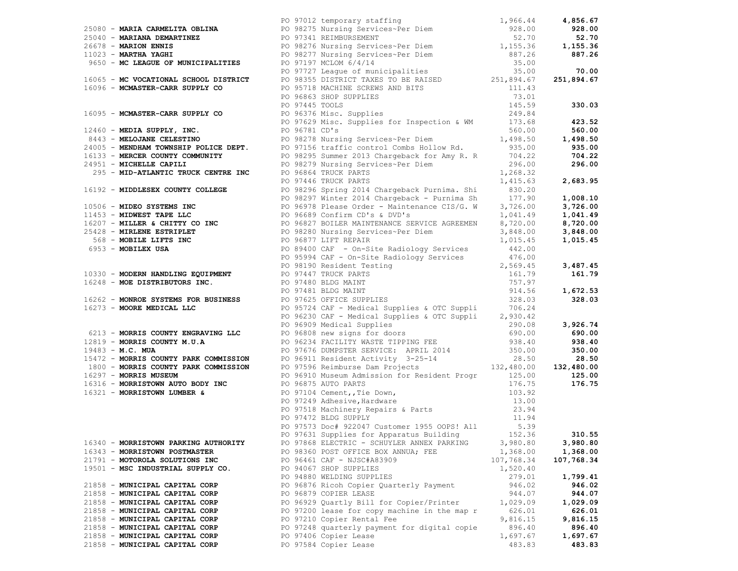| Vendor | PO / Description | Amount | Total |
|---|---|---|---|
| | PO 97012 temporary staffing | 1,966.44 | **4,856.67** |
| 25080 - **MARIA CARMELITA OBLINA** | PO 98275 Nursing Services~Per Diem | 928.00 | **928.00** |
| 25040 - **MARIANA DEMARTINEZ** | PO 97341 REIMBURSEMENT | 52.70 | **52.70** |
| 26678 - **MARION ENNIS** | PO 98276 Nursing Services~Per Diem | 1,155.36 | **1,155.36** |
| 11023 - **MARTHA YAGHI** | PO 98277 Nursing Services~Per Diem | 887.26 | **887.26** |
| 9650 - **MC LEAGUE OF MUNICIPALITIES** | PO 97197 MCLOM 6/4/14 | 35.00 | |
| | PO 97727 League of municipalities | 35.00 | **70.00** |
| 16065 - **MC VOCATIONAL SCHOOL DISTRICT** | PO 98355 DISTRICT TAXES TO BE RAISED | 251,894.67 | **251,894.67** |
| 16096 - **MCMASTER-CARR SUPPLY CO** | PO 95718 MACHINE SCREWS AND BITS | 111.43 | |
| | PO 96863 SHOP SUPPLIES | 73.01 | |
| | PO 97445 TOOLS | 145.59 | **330.03** |
| 16095 - **MCMASTER-CARR SUPPLY CO** | PO 96376 Misc. Supplies | 249.84 | |
| | PO 97629 Misc. Supplies for Inspection & WM | 173.68 | **423.52** |
| 12460 - **MEDIA SUPPLY, INC.** | PO 96781 CD's | 560.00 | **560.00** |
| 8443 - **MELOJANE CELESTINO** | PO 98278 Nursing Services~Per Diem | 1,498.50 | **1,498.50** |
| 24005 - **MENDHAM TOWNSHIP POLICE DEPT.** | PO 97156 traffic control Combs Hollow Rd. | 935.00 | **935.00** |
| 16133 - **MERCER COUNTY COMMUNITY** | PO 98295 Summer 2013 Chargeback for Amy R. R | 704.22 | **704.22** |
| 24951 - **MICHELLE CAPILI** | PO 98279 Nursing Services~Per Diem | 296.00 | **296.00** |
| 295 - **MID-ATLANTIC TRUCK CENTRE INC** | PO 96864 TRUCK PARTS | 1,268.32 | |
| | PO 97446 TRUCK PARTS | 1,415.63 | **2,683.95** |
| 16192 - **MIDDLESEX COUNTY COLLEGE** | PO 98296 Spring 2014 Chargeback Purnima. Shi | 830.20 | |
| | PO 98297 Winter 2014 Chargeback - Purnima Sh | 177.90 | **1,008.10** |
| 10506 - **MIDEO SYSTEMS INC** | PO 96978 Please Order - Maintenance CIS/G. W | 3,726.00 | **3,726.00** |
| 11453 - **MIDWEST TAPE LLC** | PO 96689 Confirm CD's & DVD's | 1,041.49 | **1,041.49** |
| 16207 - **MILLER & CHITTY CO INC** | PO 96827 BOILER MAINTENANCE SERVICE AGREEMEN | 8,720.00 | **8,720.00** |
| 25428 - **MIRLENE ESTRIPLET** | PO 98280 Nursing Services~Per Diem | 3,848.00 | **3,848.00** |
| 568 - **MOBILE LIFTS INC** | PO 96877 LIFT REPAIR | 1,015.45 | **1,015.45** |
| 6953 - **MOBILEX USA** | PO 89400 CAF - On-Site Radiology Services | 442.00 | |
| | PO 95994 CAF - On-Site Radiology Services | 476.00 | |
| | PO 98190 Resident Testing | 2,569.45 | **3,487.45** |
| 10330 - **MODERN HANDLING EQUIPMENT** | PO 97447 TRUCK PARTS | 161.79 | **161.79** |
| 16248 - **MOE DISTRIBUTORS INC.** | PO 97480 BLDG MAINT | 757.97 | |
| | PO 97481 BLDG MAINT | 914.56 | **1,672.53** |
| 16262 - **MONROE SYSTEMS FOR BUSINESS** | PO 97625 OFFICE SUPPLIES | 328.03 | **328.03** |
| 16273 - **MOORE MEDICAL LLC** | PO 95724 CAF - Medical Supplies & OTC Suppli | 706.24 | |
| | PO 96230 CAF - Medical Supplies & OTC Suppli | 2,930.42 | |
| | PO 96909 Medical Supplies | 290.08 | **3,926.74** |
| 6213 - **MORRIS COUNTY ENGRAVING LLC** | PO 96808 new signs for doors | 690.00 | **690.00** |
| 12819 - **MORRIS COUNTY M.U.A** | PO 96234 FACILITY WASTE TIPPING FEE | 938.40 | **938.40** |
| 19483 - **M.C. MUA** | PO 97676 DUMPSTER SERVICE: APRIL 2014 | 350.00 | **350.00** |
| 15472 - **MORRIS COUNTY PARK COMMISSION** | PO 96911 Resident Activity 3-25-14 | 28.50 | **28.50** |
| 1800 - **MORRIS COUNTY PARK COMMISSION** | PO 97596 Reimburse Dam Projects | 132,480.00 | **132,480.00** |
| 16297 - **MORRIS MUSEUM** | PO 96910 Museum Admission for Resident Progr | 125.00 | **125.00** |
| 16316 - **MORRISTOWN AUTO BODY INC** | PO 96875 AUTO PARTS | 176.75 | **176.75** |
| 16321 - **MORRISTOWN LUMBER &** | PO 97104 Cement,,Tie Down, | 103.92 | |
| | PO 97249 Adhesive,Hardware | 13.00 | |
| | PO 97518 Machinery Repairs & Parts | 23.94 | |
| | PO 97472 BLDG SUPPLY | 11.94 | |
| | PO 97573 Doc# 922047 Customer 1955 OOPS! All | 5.39 | |
| | PO 97631 Supplies for Apparatus Building | 152.36 | **310.55** |
| 16340 - **MORRISTOWN PARKING AUTHORITY** | PO 97868 ELECTRIC - SCHUYLER ANNEX PARKING | 3,980.80 | **3,980.80** |
| 16343 - **MORRISTOWN POSTMASTER** | PO 98360 POST OFFICE BOX ANNUA; FEE | 1,368.00 | **1,368.00** |
| 21791 - **MOTOROLA SOLUTIONS INC** | PO 96461 CAF - NJSC#A83909 | 107,768.34 | **107,768.34** |
| 19501 - **MSC INDUSTRIAL SUPPLY CO.** | PO 94067 SHOP SUPPLIES | 1,520.40 | |
| | PO 94880 WELDING SUPPLIES | 279.01 | **1,799.41** |
| 21858 - **MUNICIPAL CAPITAL CORP** | PO 96876 Ricoh Copier Quarterly Payment | 946.02 | **946.02** |
| 21858 - **MUNICIPAL CAPITAL CORP** | PO 96879 COPIER LEASE | 944.07 | **944.07** |
| 21858 - **MUNICIPAL CAPITAL CORP** | PO 96929 Quartly Bill for Copier/Printer | 1,029.09 | **1,029.09** |
| 21858 - **MUNICIPAL CAPITAL CORP** | PO 97200 lease for copy machine in the map r | 626.01 | **626.01** |
| 21858 - **MUNICIPAL CAPITAL CORP** | PO 97210 Copier Rental Fee | 9,816.15 | **9,816.15** |
| 21858 - **MUNICIPAL CAPITAL CORP** | PO 97248 quarterly payment for digital copie | 896.40 | **896.40** |
| 21858 - **MUNICIPAL CAPITAL CORP** | PO 97406 Copier Lease | 1,697.67 | **1,697.67** |
| 21858 - **MUNICIPAL CAPITAL CORP** | PO 97584 Copier Lease | 483.83 | **483.83** |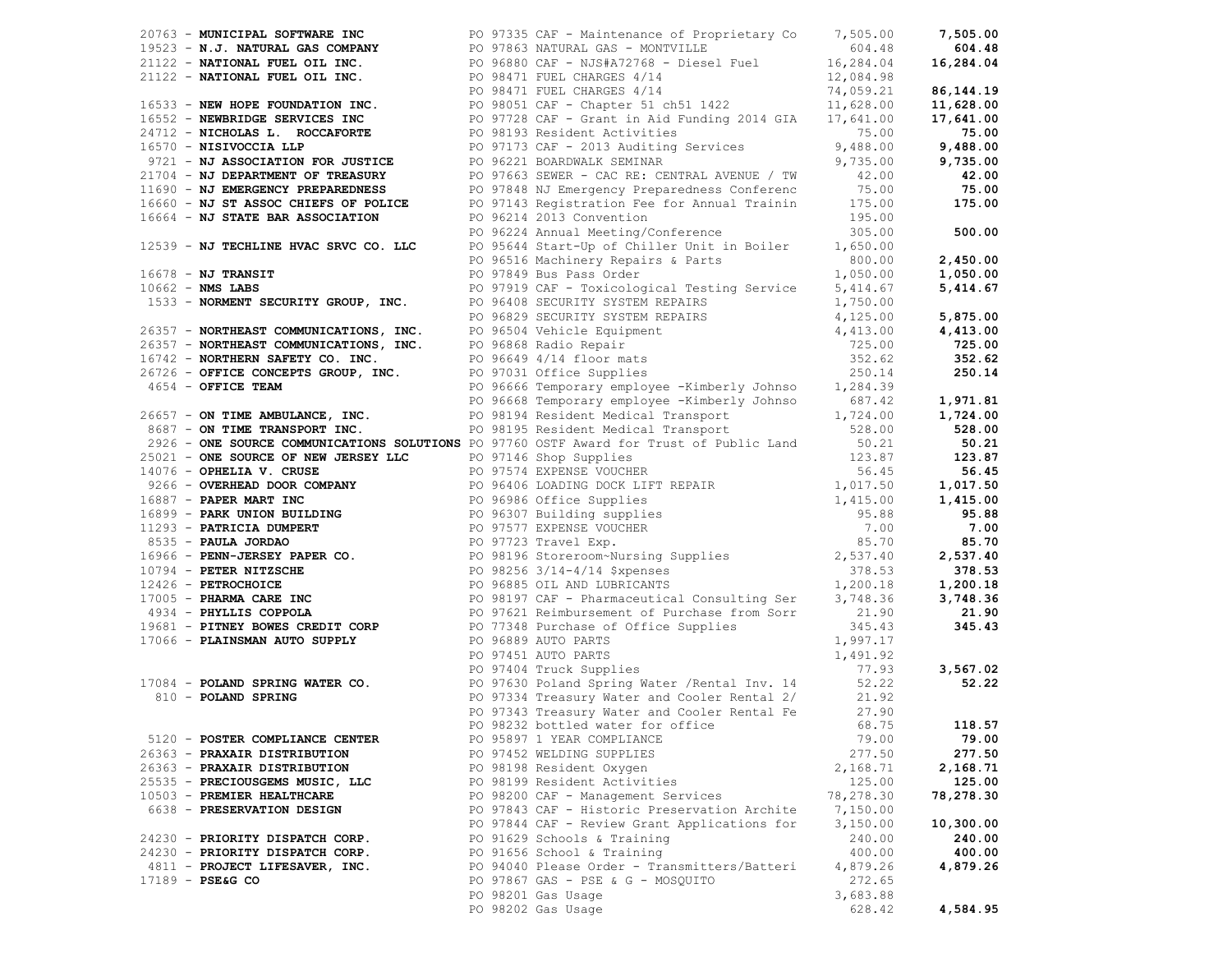| Vendor | PO / Description | Amount | Total |
|---|---|---|---|
| 20763 - **MUNICIPAL SOFTWARE INC** | PO 97335 CAF - Maintenance of Proprietary Co | 7,505.00 | **7,505.00** |
| 19523 - **N.J. NATURAL GAS COMPANY** | PO 97863 NATURAL GAS - MONTVILLE | 604.48 | **604.48** |
| 21122 - **NATIONAL FUEL OIL INC.** | PO 96880 CAF - NJS#A72768 - Diesel Fuel | 16,284.04 | **16,284.04** |
| 21122 - **NATIONAL FUEL OIL INC.** | PO 98471 FUEL CHARGES 4/14 | 12,084.98 | |
| | PO 98471 FUEL CHARGES 4/14 | 74,059.21 | **86,144.19** |
| 16533 - **NEW HOPE FOUNDATION INC.** | PO 98051 CAF - Chapter 51 ch51 1422 | 11,628.00 | **11,628.00** |
| 16552 - **NEWBRIDGE SERVICES INC** | PO 97728 CAF - Grant in Aid Funding 2014 GIA | 17,641.00 | **17,641.00** |
| 24712 - **NICHOLAS L. ROCCAFORTE** | PO 98193 Resident Activities | 75.00 | **75.00** |
| 16570 - **NISIVOCCIA LLP** | PO 97173 CAF - 2013 Auditing Services | 9,488.00 | **9,488.00** |
| 9721 - **NJ ASSOCIATION FOR JUSTICE** | PO 96221 BOARDWALK SEMINAR | 9,735.00 | **9,735.00** |
| 21704 - **NJ DEPARTMENT OF TREASURY** | PO 97663 SEWER - CAC RE: CENTRAL AVENUE / TW | 42.00 | **42.00** |
| 11690 - **NJ EMERGENCY PREPAREDNESS** | PO 97848 NJ Emergency Preparedness Conferenc | 75.00 | **75.00** |
| 16660 - **NJ ST ASSOC CHIEFS OF POLICE** | PO 97143 Registration Fee for Annual Trainin | 175.00 | **175.00** |
| 16664 - **NJ STATE BAR ASSOCIATION** | PO 96214 2013 Convention | 195.00 | |
| | PO 96224 Annual Meeting/Conference | 305.00 | **500.00** |
| 12539 - **NJ TECHLINE HVAC SRVC CO. LLC** | PO 95644 Start-Up of Chiller Unit in Boiler | 1,650.00 | |
| | PO 96516 Machinery Repairs & Parts | 800.00 | **2,450.00** |
| 16678 - **NJ TRANSIT** | PO 97849 Bus Pass Order | 1,050.00 | **1,050.00** |
| 10662 - **NMS LABS** | PO 97919 CAF - Toxicological Testing Service | 5,414.67 | **5,414.67** |
| 1533 - **NORMENT SECURITY GROUP, INC.** | PO 96408 SECURITY SYSTEM REPAIRS | 1,750.00 | |
| | PO 96829 SECURITY SYSTEM REPAIRS | 4,125.00 | **5,875.00** |
| 26357 - **NORTHEAST COMMUNICATIONS, INC.** | PO 96504 Vehicle Equipment | 4,413.00 | **4,413.00** |
| 26357 - **NORTHEAST COMMUNICATIONS, INC.** | PO 96868 Radio Repair | 725.00 | **725.00** |
| 16742 - **NORTHERN SAFETY CO. INC.** | PO 96649 4/14 floor mats | 352.62 | **352.62** |
| 26726 - **OFFICE CONCEPTS GROUP, INC.** | PO 97031 Office Supplies | 250.14 | **250.14** |
| 4654 - **OFFICE TEAM** | PO 96666 Temporary employee -Kimberly Johnso | 1,284.39 | |
| | PO 96668 Temporary employee -Kimberly Johnso | 687.42 | **1,971.81** |
| 26657 - **ON TIME AMBULANCE, INC.** | PO 98194 Resident Medical Transport | 1,724.00 | **1,724.00** |
| 8687 - **ON TIME TRANSPORT INC.** | PO 98195 Resident Medical Transport | 528.00 | **528.00** |
| 2926 - **ONE SOURCE COMMUNICATIONS SOLUTIONS** | PO 97760 OSTF Award for Trust of Public Land | 50.21 | **50.21** |
| 25021 - **ONE SOURCE OF NEW JERSEY LLC** | PO 97146 Shop Supplies | 123.87 | **123.87** |
| 14076 - **OPHELIA V. CRUSE** | PO 97574 EXPENSE VOUCHER | 56.45 | **56.45** |
| 9266 - **OVERHEAD DOOR COMPANY** | PO 96406 LOADING DOCK LIFT REPAIR | 1,017.50 | **1,017.50** |
| 16887 - **PAPER MART INC** | PO 96986 Office Supplies | 1,415.00 | **1,415.00** |
| 16899 - **PARK UNION BUILDING** | PO 96307 Building supplies | 95.88 | **95.88** |
| 11293 - **PATRICIA DUMPERT** | PO 97577 EXPENSE VOUCHER | 7.00 | **7.00** |
| 8535 - **PAULA JORDAO** | PO 97723 Travel Exp. | 85.70 | **85.70** |
| 16966 - **PENN-JERSEY PAPER CO.** | PO 98196 Storeroom~Nursing Supplies | 2,537.40 | **2,537.40** |
| 10794 - **PETER NITZSCHE** | PO 98256 3/14-4/14 $xpenses | 378.53 | **378.53** |
| 12426 - **PETROCHOICE** | PO 96885 OIL AND LUBRICANTS | 1,200.18 | **1,200.18** |
| 17005 - **PHARMA CARE INC** | PO 98197 CAF - Pharmaceutical Consulting Ser | 3,748.36 | **3,748.36** |
| 4934 - **PHYLLIS COPPOLA** | PO 97621 Reimbursement of Purchase from Sorr | 21.90 | **21.90** |
| 19681 - **PITNEY BOWES CREDIT CORP** | PO 77348 Purchase of Office Supplies | 345.43 | **345.43** |
| 17066 - **PLAINSMAN AUTO SUPPLY** | PO 96889 AUTO PARTS | 1,997.17 | |
| | PO 97451 AUTO PARTS | 1,491.92 | |
| | PO 97404 Truck Supplies | 77.93 | **3,567.02** |
| 17084 - **POLAND SPRING WATER CO.** | PO 97630 Poland Spring Water /Rental Inv. 14 | 52.22 | **52.22** |
| 810 - **POLAND SPRING** | PO 97334 Treasury Water and Cooler Rental 2/ | 21.92 | |
| | PO 97343 Treasury Water and Cooler Rental Fe | 27.90 | |
| | PO 98232 bottled water for office | 68.75 | **118.57** |
| 5120 - **POSTER COMPLIANCE CENTER** | PO 95897 1 YEAR COMPLIANCE | 79.00 | **79.00** |
| 26363 - **PRAXAIR DISTRIBUTION** | PO 97452 WELDING SUPPLIES | 277.50 | **277.50** |
| 26363 - **PRAXAIR DISTRIBUTION** | PO 98198 Resident Oxygen | 2,168.71 | **2,168.71** |
| 25535 - **PRECIOUSGEMS MUSIC, LLC** | PO 98199 Resident Activities | 125.00 | **125.00** |
| 10503 - **PREMIER HEALTHCARE** | PO 98200 CAF - Management Services | 78,278.30 | **78,278.30** |
| 6638 - **PRESERVATION DESIGN** | PO 97843 CAF - Historic Preservation Archite | 7,150.00 | |
| | PO 97844 CAF - Review Grant Applications for | 3,150.00 | **10,300.00** |
| 24230 - **PRIORITY DISPATCH CORP.** | PO 91629 Schools & Training | 240.00 | **240.00** |
| 24230 - **PRIORITY DISPATCH CORP.** | PO 91656 School & Training | 400.00 | **400.00** |
| 4811 - **PROJECT LIFESAVER, INC.** | PO 94040 Please Order - Transmitters/Batteri | 4,879.26 | **4,879.26** |
| 17189 - **PSE&G CO** | PO 97867 GAS - PSE & G - MOSQUITO | 272.65 | |
| | PO 98201 Gas Usage | 3,683.88 | |
| | PO 98202 Gas Usage | 628.42 | **4,584.95** |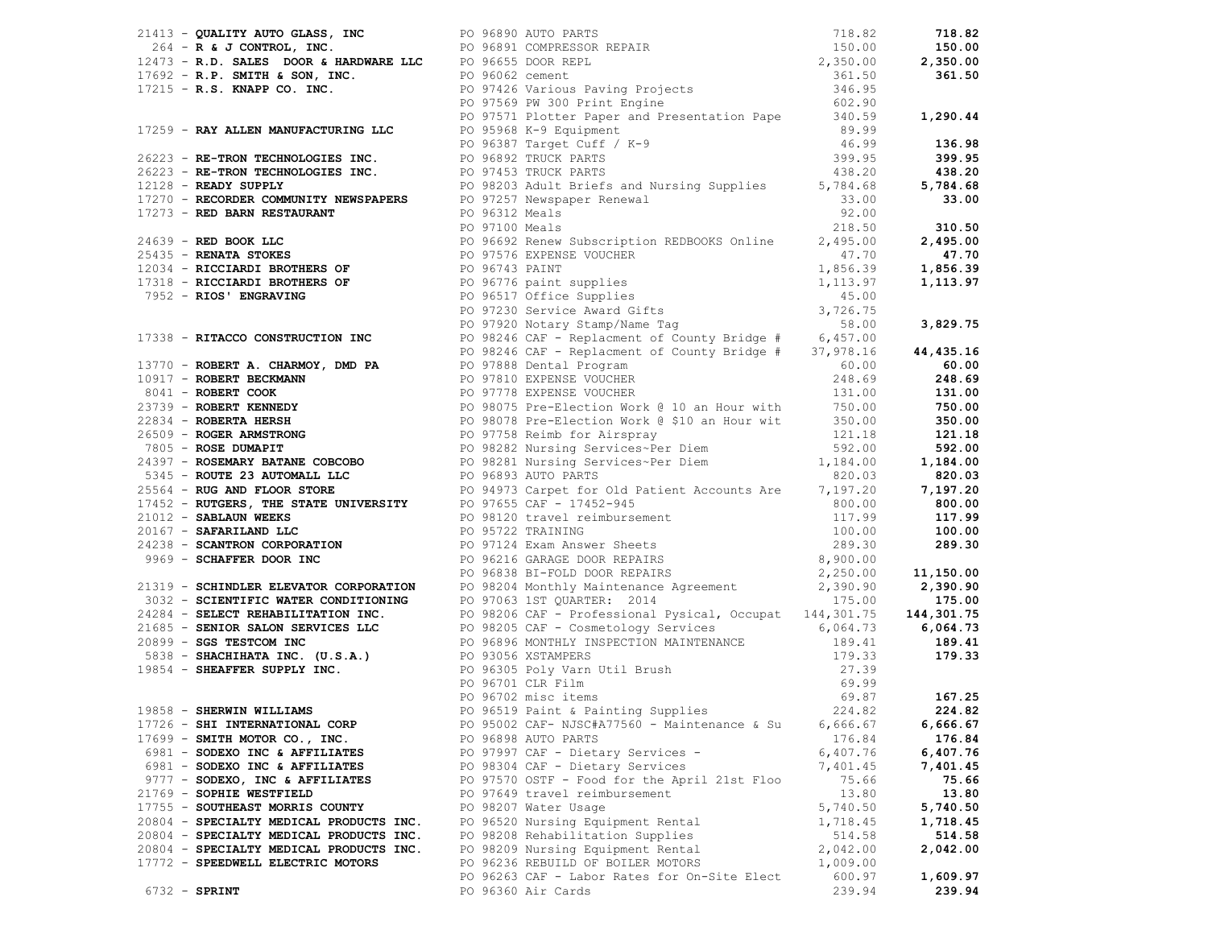| Vendor | PO / Description | Amount | Total |
|---|---|---|---|
| 21413 - **QUALITY AUTO GLASS, INC** | PO 96890 AUTO PARTS | 718.82 | **718.82** |
| 264 - **R & J CONTROL, INC.** | PO 96891 COMPRESSOR REPAIR | 150.00 | **150.00** |
| 12473 - **R.D. SALES DOOR & HARDWARE LLC** | PO 96655 DOOR REPL | 2,350.00 | **2,350.00** |
| 17692 - **R.P. SMITH & SON, INC.** | PO 96062 cement | 361.50 | **361.50** |
| 17215 - **R.S. KNAPP CO. INC.** | PO 97426 Various Paving Projects | 346.95 | |
| | PO 97569 PW 300 Print Engine | 602.90 | |
| | PO 97571 Plotter Paper and Presentation Pape | 340.59 | **1,290.44** |
| 17259 - **RAY ALLEN MANUFACTURING LLC** | PO 95968 K-9 Equipment | 89.99 | |
| | PO 96387 Target Cuff / K-9 | 46.99 | **136.98** |
| 26223 - **RE-TRON TECHNOLOGIES INC.** | PO 96892 TRUCK PARTS | 399.95 | **399.95** |
| 26223 - **RE-TRON TECHNOLOGIES INC.** | PO 97453 TRUCK PARTS | 438.20 | **438.20** |
| 12128 - **READY SUPPLY** | PO 98203 Adult Briefs and Nursing Supplies | 5,784.68 | **5,784.68** |
| 17270 - **RECORDER COMMUNITY NEWSPAPERS** | PO 97257 Newspaper Renewal | 33.00 | **33.00** |
| 17273 - **RED BARN RESTAURANT** | PO 96312 Meals | 92.00 | |
| | PO 97100 Meals | 218.50 | **310.50** |
| 24639 - **RED BOOK LLC** | PO 96692 Renew Subscription REDBOOKS Online | 2,495.00 | **2,495.00** |
| 25435 - **RENATA STOKES** | PO 97576 EXPENSE VOUCHER | 47.70 | **47.70** |
| 12034 - **RICCIARDI BROTHERS OF** | PO 96743 PAINT | 1,856.39 | **1,856.39** |
| 17318 - **RICCIARDI BROTHERS OF** | PO 96776 paint supplies | 1,113.97 | **1,113.97** |
| 7952 - **RIOS' ENGRAVING** | PO 96517 Office Supplies | 45.00 | |
| | PO 97230 Service Award Gifts | 3,726.75 | |
| | PO 97920 Notary Stamp/Name Tag | 58.00 | **3,829.75** |
| 17338 - **RITACCO CONSTRUCTION INC** | PO 98246 CAF - Replacment of County Bridge # | 6,457.00 | |
| | PO 98246 CAF - Replacment of County Bridge # | 37,978.16 | **44,435.16** |
| 13770 - **ROBERT A. CHARMOY, DMD PA** | PO 97888 Dental Program | 60.00 | **60.00** |
| 10917 - **ROBERT BECKMANN** | PO 97810 EXPENSE VOUCHER | 248.69 | **248.69** |
| 8041 - **ROBERT COOK** | PO 97778 EXPENSE VOUCHER | 131.00 | **131.00** |
| 23739 - **ROBERT KENNEDY** | PO 98075 Pre-Election Work @ 10 an Hour with | 750.00 | **750.00** |
| 22834 - **ROBERTA HERSH** | PO 98078 Pre-Election Work @ $10 an Hour wit | 350.00 | **350.00** |
| 26509 - **ROGER ARMSTRONG** | PO 97758 Reimb for Airspray | 121.18 | **121.18** |
| 7805 - **ROSE DUMAPIT** | PO 98282 Nursing Services~Per Diem | 592.00 | **592.00** |
| 24397 - **ROSEMARY BATANE COBCOBO** | PO 98281 Nursing Services~Per Diem | 1,184.00 | **1,184.00** |
| 5345 - **ROUTE 23 AUTOMALL LLC** | PO 96893 AUTO PARTS | 820.03 | **820.03** |
| 25564 - **RUG AND FLOOR STORE** | PO 94973 Carpet for Old Patient Accounts Are | 7,197.20 | **7,197.20** |
| 17452 - **RUTGERS, THE STATE UNIVERSITY** | PO 97655 CAF - 17452-945 | 800.00 | **800.00** |
| 21012 - **SABLAUN WEEKS** | PO 98120 travel reimbursement | 117.99 | **117.99** |
| 20167 - **SAFARILAND LLC** | PO 95722 TRAINING | 100.00 | **100.00** |
| 24238 - **SCANTRON CORPORATION** | PO 97124 Exam Answer Sheets | 289.30 | **289.30** |
| 9969 - **SCHAFFER DOOR INC** | PO 96216 GARAGE DOOR REPAIRS | 8,900.00 | |
| | PO 96838 BI-FOLD DOOR REPAIRS | 2,250.00 | **11,150.00** |
| 21319 - **SCHINDLER ELEVATOR CORPORATION** | PO 98204 Monthly Maintenance Agreement | 2,390.90 | **2,390.90** |
| 3032 - **SCIENTIFIC WATER CONDITIONING** | PO 97063 1ST QUARTER: 2014 | 175.00 | **175.00** |
| 24284 - **SELECT REHABILITATION INC.** | PO 98206 CAF - Professional Pysical, Occupat | 144,301.75 | **144,301.75** |
| 21685 - **SENIOR SALON SERVICES LLC** | PO 98205 CAF - Cosmetology Services | 6,064.73 | **6,064.73** |
| 20899 - **SGS TESTCOM INC** | PO 96896 MONTHLY INSPECTION MAINTENANCE | 189.41 | **189.41** |
| 5838 - **SHACHIHATA INC. (U.S.A.)** | PO 93056 XSTAMPERS | 179.33 | **179.33** |
| 19854 - **SHEAFFER SUPPLY INC.** | PO 96305 Poly Varn Util Brush | 27.39 | |
| | PO 96701 CLR Film | 69.99 | |
| | PO 96702 misc items | 69.87 | **167.25** |
| 19858 - **SHERWIN WILLIAMS** | PO 96519 Paint & Painting Supplies | 224.82 | **224.82** |
| 17726 - **SHI INTERNATIONAL CORP** | PO 95002 CAF- NJSC#A77560 - Maintenance & Su | 6,666.67 | **6,666.67** |
| 17699 - **SMITH MOTOR CO., INC.** | PO 96898 AUTO PARTS | 176.84 | **176.84** |
| 6981 - **SODEXO INC & AFFILIATES** | PO 97997 CAF - Dietary Services - | 6,407.76 | **6,407.76** |
| 6981 - **SODEXO INC & AFFILIATES** | PO 98304 CAF - Dietary Services | 7,401.45 | **7,401.45** |
| 9777 - **SODEXO, INC & AFFILIATES** | PO 97570 OSTF - Food for the April 21st Floo | 75.66 | **75.66** |
| 21769 - **SOPHIE WESTFIELD** | PO 97649 travel reimbursement | 13.80 | **13.80** |
| 17755 - **SOUTHEAST MORRIS COUNTY** | PO 98207 Water Usage | 5,740.50 | **5,740.50** |
| 20804 - **SPECIALTY MEDICAL PRODUCTS INC.** | PO 96520 Nursing Equipment Rental | 1,718.45 | **1,718.45** |
| 20804 - **SPECIALTY MEDICAL PRODUCTS INC.** | PO 98208 Rehabilitation Supplies | 514.58 | **514.58** |
| 20804 - **SPECIALTY MEDICAL PRODUCTS INC.** | PO 98209 Nursing Equipment Rental | 2,042.00 | **2,042.00** |
| 17772 - **SPEEDWELL ELECTRIC MOTORS** | PO 96236 REBUILD OF BOILER MOTORS | 1,009.00 | |
| | PO 96263 CAF - Labor Rates for On-Site Elect | 600.97 | **1,609.97** |
| 6732 - **SPRINT** | PO 96360 Air Cards | 239.94 | **239.94** |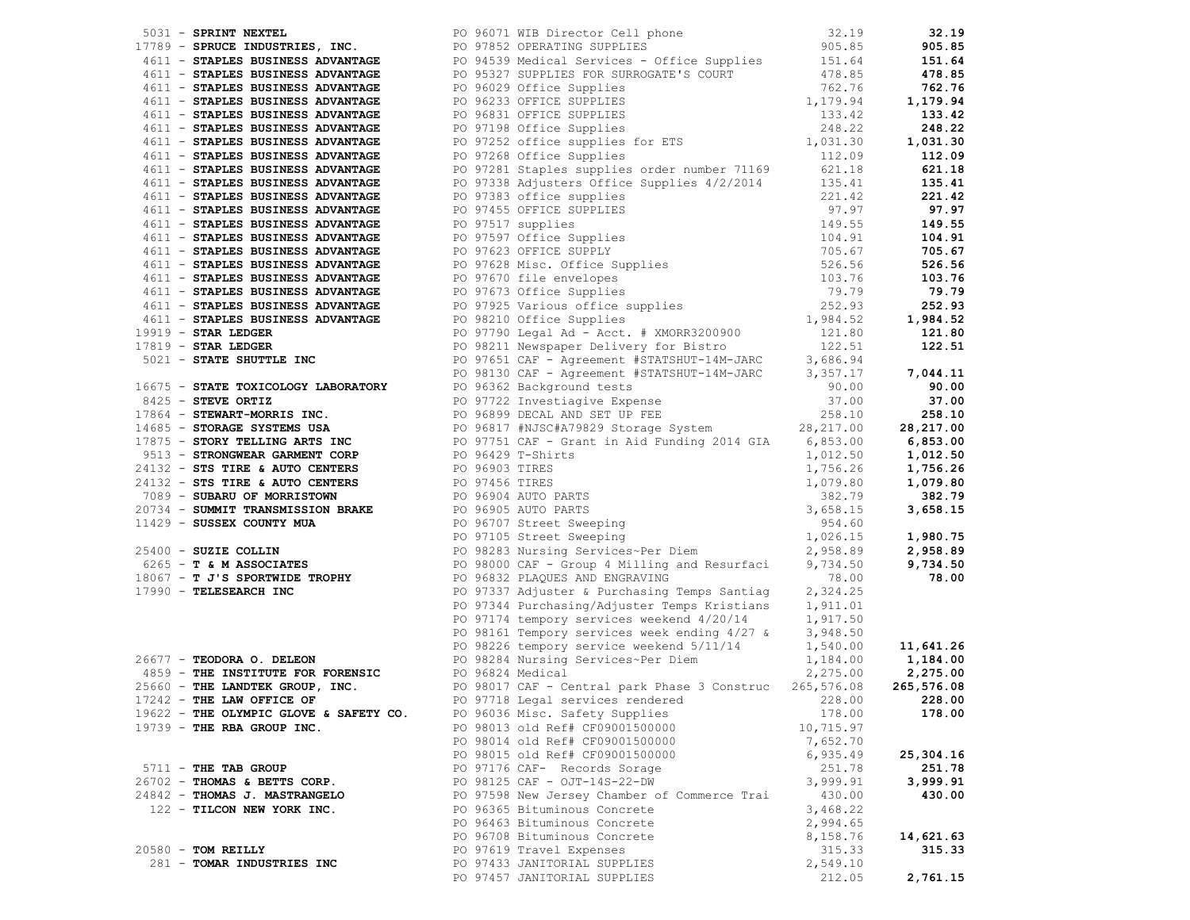| Vendor | Description | Amount | Total |
|---|---|---|---|
| 5031 - **SPRINT NEXTEL** | PO 96071 WIB Director Cell phone | 32.19 | **32.19** |
| 17789 - **SPRUCE INDUSTRIES, INC.** | PO 97852 OPERATING SUPPLIES | 905.85 | **905.85** |
| 4611 - **STAPLES BUSINESS ADVANTAGE** | PO 94539 Medical Services - Office Supplies | 151.64 | **151.64** |
| 4611 - **STAPLES BUSINESS ADVANTAGE** | PO 95327 SUPPLIES FOR SURROGATE'S COURT | 478.85 | **478.85** |
| 4611 - **STAPLES BUSINESS ADVANTAGE** | PO 96029 Office Supplies | 762.76 | **762.76** |
| 4611 - **STAPLES BUSINESS ADVANTAGE** | PO 96233 OFFICE SUPPLIES | 1,179.94 | **1,179.94** |
| 4611 - **STAPLES BUSINESS ADVANTAGE** | PO 96831 OFFICE SUPPLIES | 133.42 | **133.42** |
| 4611 - **STAPLES BUSINESS ADVANTAGE** | PO 97198 Office Supplies | 248.22 | **248.22** |
| 4611 - **STAPLES BUSINESS ADVANTAGE** | PO 97252 office supplies for ETS | 1,031.30 | **1,031.30** |
| 4611 - **STAPLES BUSINESS ADVANTAGE** | PO 97268 Office Supplies | 112.09 | **112.09** |
| 4611 - **STAPLES BUSINESS ADVANTAGE** | PO 97281 Staples supplies order number 71169 | 621.18 | **621.18** |
| 4611 - **STAPLES BUSINESS ADVANTAGE** | PO 97338 Adjusters Office Supplies 4/2/2014 | 135.41 | **135.41** |
| 4611 - **STAPLES BUSINESS ADVANTAGE** | PO 97383 office supplies | 221.42 | **221.42** |
| 4611 - **STAPLES BUSINESS ADVANTAGE** | PO 97455 OFFICE SUPPLIES | 97.97 | **97.97** |
| 4611 - **STAPLES BUSINESS ADVANTAGE** | PO 97517 supplies | 149.55 | **149.55** |
| 4611 - **STAPLES BUSINESS ADVANTAGE** | PO 97597 Office Supplies | 104.91 | **104.91** |
| 4611 - **STAPLES BUSINESS ADVANTAGE** | PO 97623 OFFICE SUPPLY | 705.67 | **705.67** |
| 4611 - **STAPLES BUSINESS ADVANTAGE** | PO 97628 Misc. Office Supplies | 526.56 | **526.56** |
| 4611 - **STAPLES BUSINESS ADVANTAGE** | PO 97670 file envelopes | 103.76 | **103.76** |
| 4611 - **STAPLES BUSINESS ADVANTAGE** | PO 97673 Office Supplies | 79.79 | **79.79** |
| 4611 - **STAPLES BUSINESS ADVANTAGE** | PO 97925 Various office supplies | 252.93 | **252.93** |
| 4611 - **STAPLES BUSINESS ADVANTAGE** | PO 98210 Office Supplies | 1,984.52 | **1,984.52** |
| 19919 - **STAR LEDGER** | PO 97790 Legal Ad - Acct. # XMORR3200900 | 121.80 | **121.80** |
| 17819 - **STAR LEDGER** | PO 98211 Newspaper Delivery for Bistro | 122.51 | **122.51** |
| 5021 - **STATE SHUTTLE INC** | PO 97651 CAF - Agreement #STATSHUT-14M-JARC | 3,686.94 | |
| | PO 98130 CAF - Agreement #STATSHUT-14M-JARC | 3,357.17 | **7,044.11** |
| 16675 - **STATE TOXICOLOGY LABORATORY** | PO 96362 Background tests | 90.00 | **90.00** |
| 8425 - **STEVE ORTIZ** | PO 97722 Investiagive Expense | 37.00 | **37.00** |
| 17864 - **STEWART-MORRIS INC.** | PO 96899 DECAL AND SET UP FEE | 258.10 | **258.10** |
| 14685 - **STORAGE SYSTEMS USA** | PO 96817 #NJSC#A79829 Storage System | 28,217.00 | **28,217.00** |
| 17875 - **STORY TELLING ARTS INC** | PO 97751 CAF - Grant in Aid Funding 2014 GIA | 6,853.00 | **6,853.00** |
| 9513 - **STRONGWEAR GARMENT CORP** | PO 96429 T-Shirts | 1,012.50 | **1,012.50** |
| 24132 - **STS TIRE & AUTO CENTERS** | PO 96903 TIRES | 1,756.26 | **1,756.26** |
| 24132 - **STS TIRE & AUTO CENTERS** | PO 97456 TIRES | 1,079.80 | **1,079.80** |
| 7089 - **SUBARU OF MORRISTOWN** | PO 96904 AUTO PARTS | 382.79 | **382.79** |
| 20734 - **SUMMIT TRANSMISSION BRAKE** | PO 96905 AUTO PARTS | 3,658.15 | **3,658.15** |
| 11429 - **SUSSEX COUNTY MUA** | PO 96707 Street Sweeping | 954.60 | |
| | PO 97105 Street Sweeping | 1,026.15 | **1,980.75** |
| 25400 - **SUZIE COLLIN** | PO 98283 Nursing Services~Per Diem | 2,958.89 | **2,958.89** |
| 6265 - **T & M ASSOCIATES** | PO 98000 CAF - Group 4 Milling and Resurfaci | 9,734.50 | **9,734.50** |
| 18067 - **T J'S SPORTWIDE TROPHY** | PO 96832 PLAQUES AND ENGRAVING | 78.00 | **78.00** |
| 17990 - **TELESEARCH INC** | PO 97337 Adjuster & Purchasing Temps Santiag | 2,324.25 | |
| | PO 97344 Purchasing/Adjuster Temps Kristians | 1,911.01 | |
| | PO 97174 tempory services weekend 4/20/14 | 1,917.50 | |
| | PO 98161 Tempory services week ending 4/27 & | 3,948.50 | |
| | PO 98226 tempory service weekend 5/11/14 | 1,540.00 | **11,641.26** |
| 26677 - **TEODORA O. DELEON** | PO 98284 Nursing Services~Per Diem | 1,184.00 | **1,184.00** |
| 4859 - **THE INSTITUTE FOR FORENSIC** | PO 96824 Medical | 2,275.00 | **2,275.00** |
| 25660 - **THE LANDTEK GROUP, INC.** | PO 98017 CAF - Central park Phase 3 Construc | 265,576.08 | **265,576.08** |
| 17242 - **THE LAW OFFICE OF** | PO 97718 Legal services rendered | 228.00 | **228.00** |
| 19622 - **THE OLYMPIC GLOVE & SAFETY CO.** | PO 96036 Misc. Safety Supplies | 178.00 | **178.00** |
| 19739 - **THE RBA GROUP INC.** | PO 98013 old Ref# CF09001500000 | 10,715.97 | |
| | PO 98014 old Ref# CF09001500000 | 7,652.70 | |
| | PO 98015 old Ref# CF09001500000 | 6,935.49 | **25,304.16** |
| 5711 - **THE TAB GROUP** | PO 97176 CAF- Records Sorage | 251.78 | **251.78** |
| 26702 - **THOMAS & BETTS CORP.** | PO 98125 CAF - OJT-14S-22-DW | 3,999.91 | **3,999.91** |
| 24842 - **THOMAS J. MASTRANGELO** | PO 97598 New Jersey Chamber of Commerce Trai | 430.00 | **430.00** |
| 122 - **TILCON NEW YORK INC.** | PO 96365 Bituminous Concrete | 3,468.22 | |
| | PO 96463 Bituminous Concrete | 2,994.65 | |
| | PO 96708 Bituminous Concrete | 8,158.76 | **14,621.63** |
| 20580 - **TOM REILLY** | PO 97619 Travel Expenses | 315.33 | **315.33** |
| 281 - **TOMAR INDUSTRIES INC** | PO 97433 JANITORIAL SUPPLIES | 2,549.10 | |
| | PO 97457 JANITORIAL SUPPLIES | 212.05 | **2,761.15** |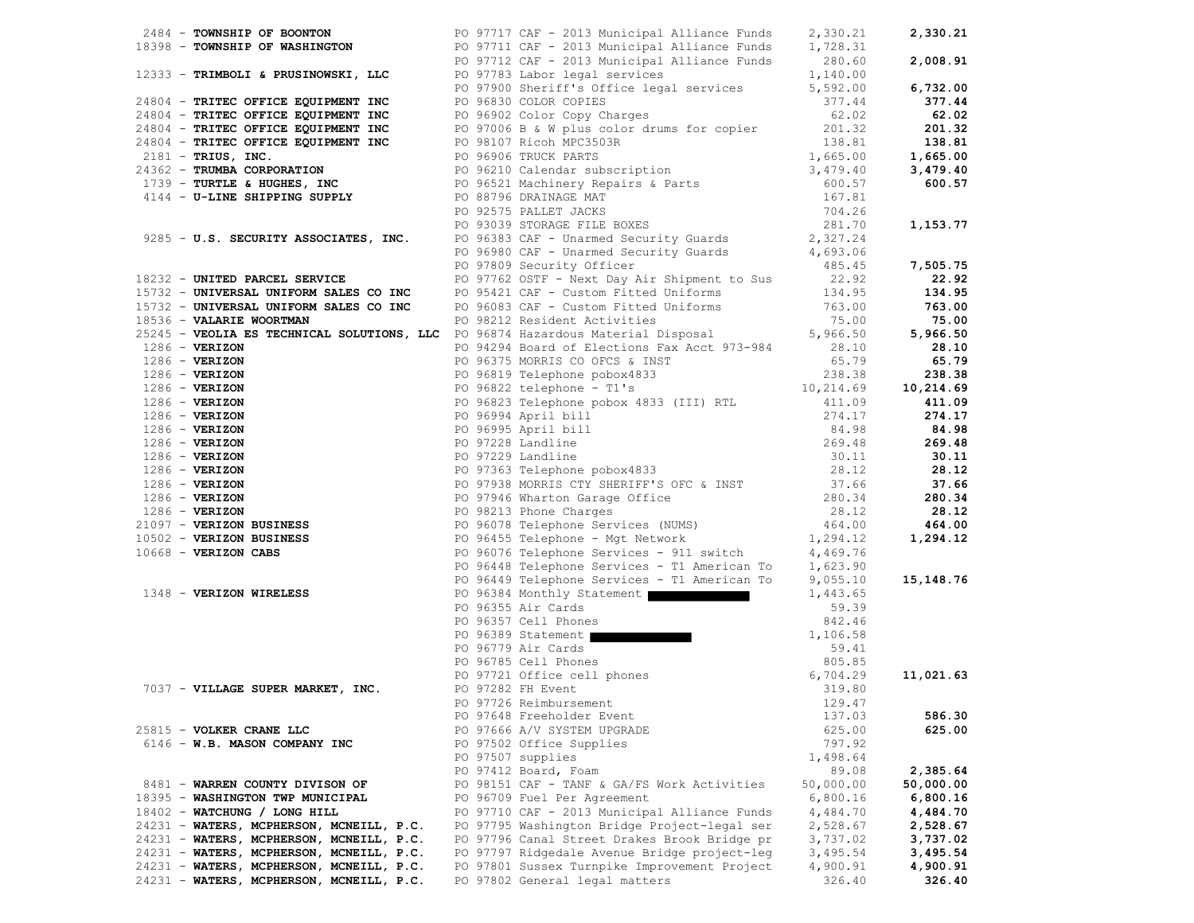| Vendor | PO / Description | Amount | Total |
|---|---|---|---|
| 2484 - **TOWNSHIP OF BOONTON** | PO 97717 CAF - 2013 Municipal Alliance Funds | 2,330.21 | **2,330.21** |
| 18398 - **TOWNSHIP OF WASHINGTON** | PO 97711 CAF - 2013 Municipal Alliance Funds | 1,728.31 | |
| | PO 97712 CAF - 2013 Municipal Alliance Funds | 280.60 | **2,008.91** |
| 12333 - **TRIMBOLI & PRUSINOWSKI, LLC** | PO 97783 Labor legal services | 1,140.00 | |
| | PO 97900 Sheriff's Office legal services | 5,592.00 | **6,732.00** |
| 24804 - **TRITEC OFFICE EQUIPMENT INC** | PO 96830 COLOR COPIES | 377.44 | **377.44** |
| 24804 - **TRITEC OFFICE EQUIPMENT INC** | PO 96902 Color Copy Charges | 62.02 | **62.02** |
| 24804 - **TRITEC OFFICE EQUIPMENT INC** | PO 97006 B & W plus color drums for copier | 201.32 | **201.32** |
| 24804 - **TRITEC OFFICE EQUIPMENT INC** | PO 98107 Ricoh MPC3503R | 138.81 | **138.81** |
| 2181 - **TRIUS, INC.** | PO 96906 TRUCK PARTS | 1,665.00 | **1,665.00** |
| 24362 - **TRUMBA CORPORATION** | PO 96210 Calendar subscription | 3,479.40 | **3,479.40** |
| 1739 - **TURTLE & HUGHES, INC** | PO 96521 Machinery Repairs & Parts | 600.57 | **600.57** |
| 4144 - **U-LINE SHIPPING SUPPLY** | PO 88796 DRAINAGE MAT | 167.81 | |
| | PO 92575 PALLET JACKS | 704.26 | |
| | PO 93039 STORAGE FILE BOXES | 281.70 | **1,153.77** |
| 9285 - **U.S. SECURITY ASSOCIATES, INC.** | PO 96383 CAF - Unarmed Security Guards | 2,327.24 | |
| | PO 96980 CAF - Unarmed Security Guards | 4,693.06 | |
| | PO 97809 Security Officer | 485.45 | **7,505.75** |
| 18232 - **UNITED PARCEL SERVICE** | PO 97762 OSTF - Next Day Air Shipment to Sus | 22.92 | **22.92** |
| 15732 - **UNIVERSAL UNIFORM SALES CO INC** | PO 95421 CAF - Custom Fitted Uniforms | 134.95 | **134.95** |
| 15732 - **UNIVERSAL UNIFORM SALES CO INC** | PO 96083 CAF - Custom Fitted Uniforms | 763.00 | **763.00** |
| 18536 - **VALARIE WOORTMAN** | PO 98212 Resident Activities | 75.00 | **75.00** |
| 25245 - **VEOLIA ES TECHNICAL SOLUTIONS, LLC** | PO 96874 Hazardous Material Disposal | 5,966.50 | **5,966.50** |
| 1286 - **VERIZON** | PO 94294 Board of Elections Fax Acct 973-984 | 28.10 | **28.10** |
| 1286 - **VERIZON** | PO 96375 MORRIS CO OFCS & INST | 65.79 | **65.79** |
| 1286 - **VERIZON** | PO 96819 Telephone pobox4833 | 238.38 | **238.38** |
| 1286 - **VERIZON** | PO 96822 telephone - T1's | 10,214.69 | **10,214.69** |
| 1286 - **VERIZON** | PO 96823 Telephone pobox 4833 (III) RTL | 411.09 | **411.09** |
| 1286 - **VERIZON** | PO 96994 April bill | 274.17 | **274.17** |
| 1286 - **VERIZON** | PO 96995 April bill | 84.98 | **84.98** |
| 1286 - **VERIZON** | PO 97228 Landline | 269.48 | **269.48** |
| 1286 - **VERIZON** | PO 97229 Landline | 30.11 | **30.11** |
| 1286 - **VERIZON** | PO 97363 Telephone pobox4833 | 28.12 | **28.12** |
| 1286 - **VERIZON** | PO 97938 MORRIS CTY SHERIFF'S OFC & INST | 37.66 | **37.66** |
| 1286 - **VERIZON** | PO 97946 Wharton Garage Office | 280.34 | **280.34** |
| 1286 - **VERIZON** | PO 98213 Phone Charges | 28.12 | **28.12** |
| 21097 - **VERIZON BUSINESS** | PO 96078 Telephone Services (NUMS) | 464.00 | **464.00** |
| 10502 - **VERIZON BUSINESS** | PO 96455 Telephone - Mgt Network | 1,294.12 | **1,294.12** |
| 10668 - **VERIZON CABS** | PO 96076 Telephone Services - 911 switch | 4,469.76 | |
| | PO 96448 Telephone Services - T1 American To | 1,623.90 | |
| | PO 96449 Telephone Services - T1 American To | 9,055.10 | **15,148.76** |
| 1348 - **VERIZON WIRELESS** | PO 96384 Monthly Statement [REDACTED] | 1,443.65 | |
| | PO 96355 Air Cards | 59.39 | |
| | PO 96357 Cell Phones | 842.46 | |
| | PO 96389 Statement [REDACTED] | 1,106.58 | |
| | PO 96779 Air Cards | 59.41 | |
| | PO 96785 Cell Phones | 805.85 | |
| | PO 97721 Office cell phones | 6,704.29 | **11,021.63** |
| 7037 - **VILLAGE SUPER MARKET, INC.** | PO 97282 FH Event | 319.80 | |
| | PO 97726 Reimbursement | 129.47 | |
| | PO 97648 Freeholder Event | 137.03 | **586.30** |
| 25815 - **VOLKER CRANE LLC** | PO 97666 A/V SYSTEM UPGRADE | 625.00 | **625.00** |
| 6146 - **W.B. MASON COMPANY INC** | PO 97502 Office Supplies | 797.92 | |
| | PO 97507 supplies | 1,498.64 | |
| | PO 97412 Board, Foam | 89.08 | **2,385.64** |
| 8481 - **WARREN COUNTY DIVISON OF** | PO 98151 CAF - TANF & GA/FS Work Activities | 50,000.00 | **50,000.00** |
| 18395 - **WASHINGTON TWP MUNICIPAL** | PO 96709 Fuel Per Agreement | 6,800.16 | **6,800.16** |
| 18402 - **WATCHUNG / LONG HILL** | PO 97710 CAF - 2013 Municipal Alliance Funds | 4,484.70 | **4,484.70** |
| 24231 - **WATERS, MCPHERSON, MCNEILL, P.C.** | PO 97795 Washington Bridge Project-legal ser | 2,528.67 | **2,528.67** |
| 24231 - **WATERS, MCPHERSON, MCNEILL, P.C.** | PO 97796 Canal Street Drakes Brook Bridge pr | 3,737.02 | **3,737.02** |
| 24231 - **WATERS, MCPHERSON, MCNEILL, P.C.** | PO 97797 Ridgedale Avenue Bridge project-leg | 3,495.54 | **3,495.54** |
| 24231 - **WATERS, MCPHERSON, MCNEILL, P.C.** | PO 97801 Sussex Turnpike Improvement Project | 4,900.91 | **4,900.91** |
| 24231 - **WATERS, MCPHERSON, MCNEILL, P.C.** | PO 97802 General legal matters | 326.40 | **326.40** |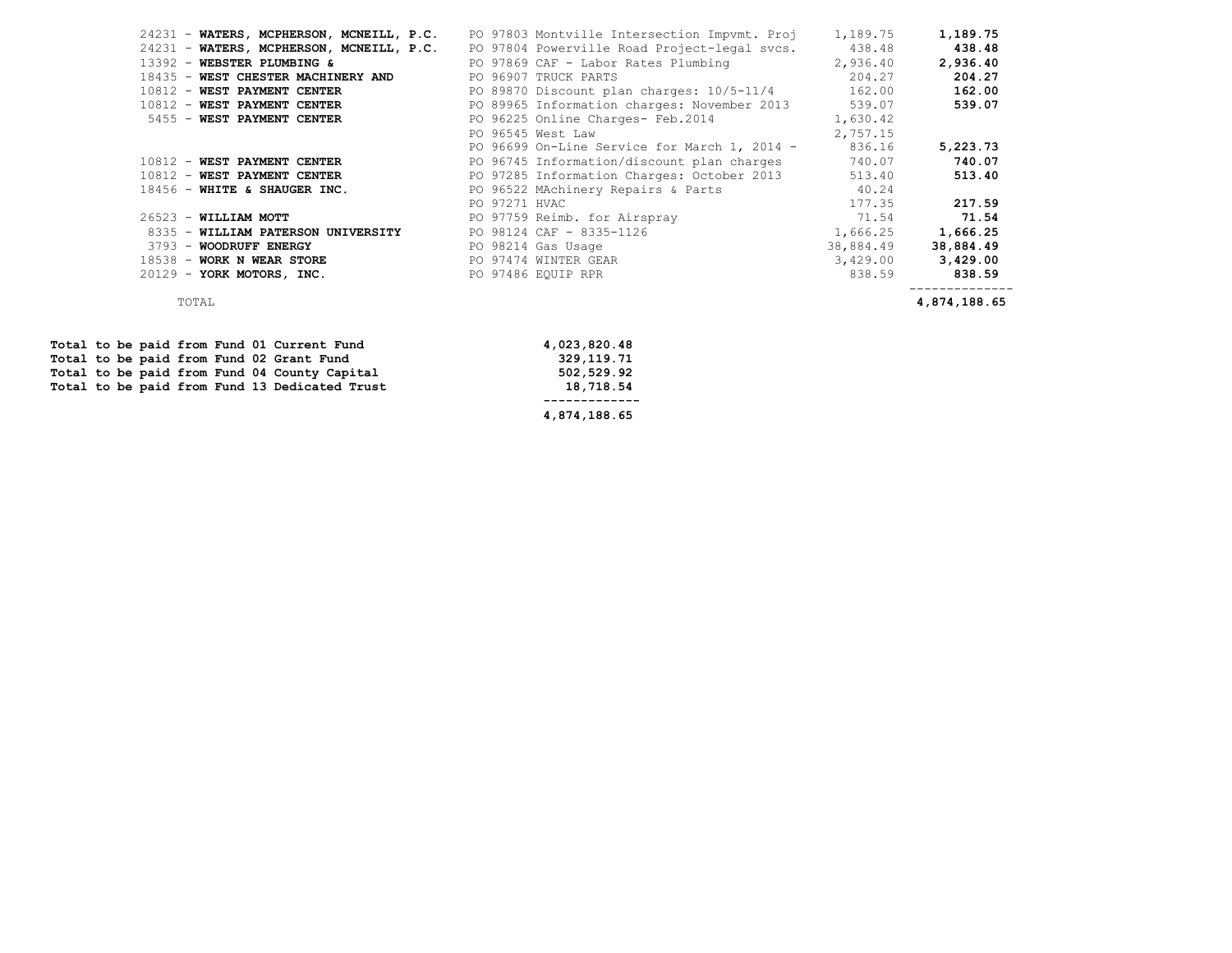| Vendor | PO / Description | Amount | Total |
|---|---|---|---|
| 24231 - **WATERS, MCPHERSON, MCNEILL, P.C.** | PO 97803 Montville Intersection Impvmt. Proj | 1,189.75 | **1,189.75** |
| 24231 - **WATERS, MCPHERSON, MCNEILL, P.C.** | PO 97804 Powerville Road Project-legal svcs. | 438.48 | **438.48** |
| 13392 - **WEBSTER PLUMBING &** | PO 97869 CAF - Labor Rates Plumbing | 2,936.40 | **2,936.40** |
| 18435 - **WEST CHESTER MACHINERY AND** | PO 96907 TRUCK PARTS | 204.27 | **204.27** |
| 10812 - **WEST PAYMENT CENTER** | PO 89870 Discount plan charges: 10/5-11/4 | 162.00 | **162.00** |
| 10812 - **WEST PAYMENT CENTER** | PO 89965 Information charges: November 2013 | 539.07 | **539.07** |
| 5455 - **WEST PAYMENT CENTER** | PO 96225 Online Charges- Feb.2014 | 1,630.42 | |
| | PO 96545 West Law | 2,757.15 | |
| | PO 96699 On-Line Service for March 1, 2014 - | 836.16 | **5,223.73** |
| 10812 - **WEST PAYMENT CENTER** | PO 96745 Information/discount plan charges | 740.07 | **740.07** |
| 10812 - **WEST PAYMENT CENTER** | PO 97285 Information Charges: October 2013 | 513.40 | **513.40** |
| 18456 - **WHITE & SHAUGER INC.** | PO 96522 MAchinery Repairs & Parts | 40.24 | |
| | PO 97271 HVAC | 177.35 | **217.59** |
| 26523 - **WILLIAM MOTT** | PO 97759 Reimb. for Airspray | 71.54 | **71.54** |
| 8335 - **WILLIAM PATERSON UNIVERSITY** | PO 98124 CAF - 8335-1126 | 1,666.25 | **1,666.25** |
| 3793 - **WOODRUFF ENERGY** | PO 98214 Gas Usage | 38,884.49 | **38,884.49** |
| 18538 - **WORK N WEAR STORE** | PO 97474 WINTER GEAR | 3,429.00 | **3,429.00** |
| 20129 - **YORK MOTORS, INC.** | PO 97486 EQUIP RPR | 838.59 | **838.59** |
| TOTAL | | | **4,874,188.65** |

| | |
|---|---|
| **Total to be paid from Fund 01 Current Fund** | **4,023,820.48** |
| **Total to be paid from Fund 02 Grant Fund** | **329,119.71** |
| **Total to be paid from Fund 04 County Capital** | **502,529.92** |
| **Total to be paid from Fund 13 Dedicated Trust** | **18,718.54** |
| | **4,874,188.65** |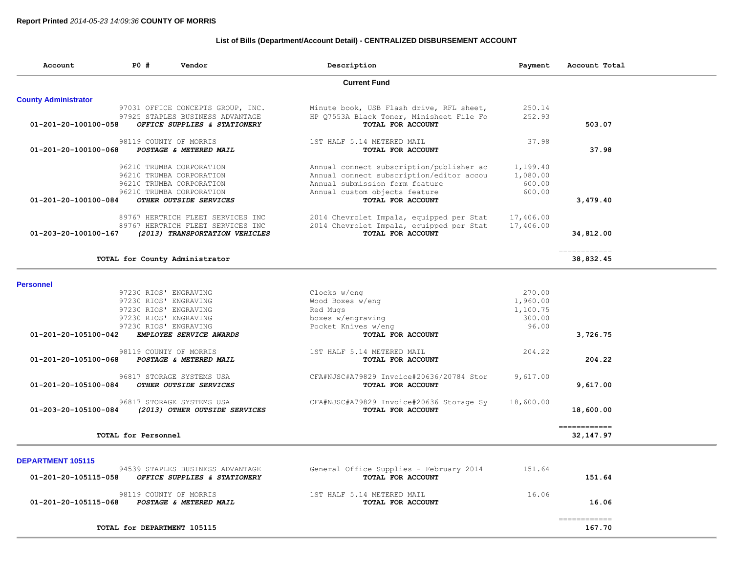**Report Printed** *2014-05-23 14:09:36* **COUNTY OF MORRIS**

## List of Bills (Department/Account Detail) - CENTRALIZED DISBURSEMENT ACCOUNT

| Account | PO # | Vendor | Description | Payment | Account Total |
|---|---|---|---|---|---|
| | | | **Current Fund** | | |
| **County Administrator** | | | | | |
| | 97031 | OFFICE CONCEPTS GROUP, INC. | Minute book, USB Flash drive, RFL sheet, | 250.14 | |
| | 97925 | STAPLES BUSINESS ADVANTAGE | HP Q7553A Black Toner, Minisheet File Fo | 252.93 | |
| 01-201-20-100100-058 | | *OFFICE SUPPLIES & STATIONERY* | TOTAL FOR ACCOUNT | | 503.07 |
| | 98119 | COUNTY OF MORRIS | 1ST HALF 5.14 METERED MAIL | 37.98 | |
| 01-201-20-100100-068 | | *POSTAGE & METERED MAIL* | TOTAL FOR ACCOUNT | | 37.98 |
| | 96210 | TRUMBA CORPORATION | Annual connect subscription/publisher ac | 1,199.40 | |
| | 96210 | TRUMBA CORPORATION | Annual connect subscription/editor accou | 1,080.00 | |
| | 96210 | TRUMBA CORPORATION | Annual submission form feature | 600.00 | |
| | 96210 | TRUMBA CORPORATION | Annual custom objects feature | 600.00 | |
| 01-201-20-100100-084 | | *OTHER OUTSIDE SERVICES* | TOTAL FOR ACCOUNT | | 3,479.40 |
| | 89767 | HERTRICH FLEET SERVICES INC | 2014 Chevrolet Impala, equipped per Stat | 17,406.00 | |
| | 89767 | HERTRICH FLEET SERVICES INC | 2014 Chevrolet Impala, equipped per Stat | 17,406.00 | |
| 01-203-20-100100-167 | | *(2013) TRANSPORTATION VEHICLES* | TOTAL FOR ACCOUNT | | 34,812.00 |
| | | **TOTAL for County Administrator** | | | 38,832.45 |
| **Personnel** | | | | | |
| | 97230 | RIOS' ENGRAVING | Clocks w/eng | 270.00 | |
| | 97230 | RIOS' ENGRAVING | Wood Boxes w/eng | 1,960.00 | |
| | 97230 | RIOS' ENGRAVING | Red Mugs | 1,100.75 | |
| | 97230 | RIOS' ENGRAVING | boxes w/engraving | 300.00 | |
| | 97230 | RIOS' ENGRAVING | Pocket Knives w/eng | 96.00 | |
| 01-201-20-105100-042 | | *EMPLOYEE SERVICE AWARDS* | TOTAL FOR ACCOUNT | | 3,726.75 |
| | 98119 | COUNTY OF MORRIS | 1ST HALF 5.14 METERED MAIL | 204.22 | |
| 01-201-20-105100-068 | | *POSTAGE & METERED MAIL* | TOTAL FOR ACCOUNT | | 204.22 |
| | 96817 | STORAGE SYSTEMS USA | CFA#NJSC#A79829 Invoice#20636/20784 Stor | 9,617.00 | |
| 01-201-20-105100-084 | | *OTHER OUTSIDE SERVICES* | TOTAL FOR ACCOUNT | | 9,617.00 |
| | 96817 | STORAGE SYSTEMS USA | CFA#NJSC#A79829 Invoice#20636 Storage Sy | 18,600.00 | |
| 01-203-20-105100-084 | | *(2013) OTHER OUTSIDE SERVICES* | TOTAL FOR ACCOUNT | | 18,600.00 |
| | | **TOTAL for Personnel** | | | 32,147.97 |
| **DEPARTMENT 105115** | | | | | |
| | 94539 | STAPLES BUSINESS ADVANTAGE | General Office Supplies - February 2014 | 151.64 | |
| 01-201-20-105115-058 | | *OFFICE SUPPLIES & STATIONERY* | TOTAL FOR ACCOUNT | | 151.64 |
| | 98119 | COUNTY OF MORRIS | 1ST HALF 5.14 METERED MAIL | 16.06 | |
| 01-201-20-105115-068 | | *POSTAGE & METERED MAIL* | TOTAL FOR ACCOUNT | | 16.06 |
| | | **TOTAL for DEPARTMENT 105115** | | | 167.70 |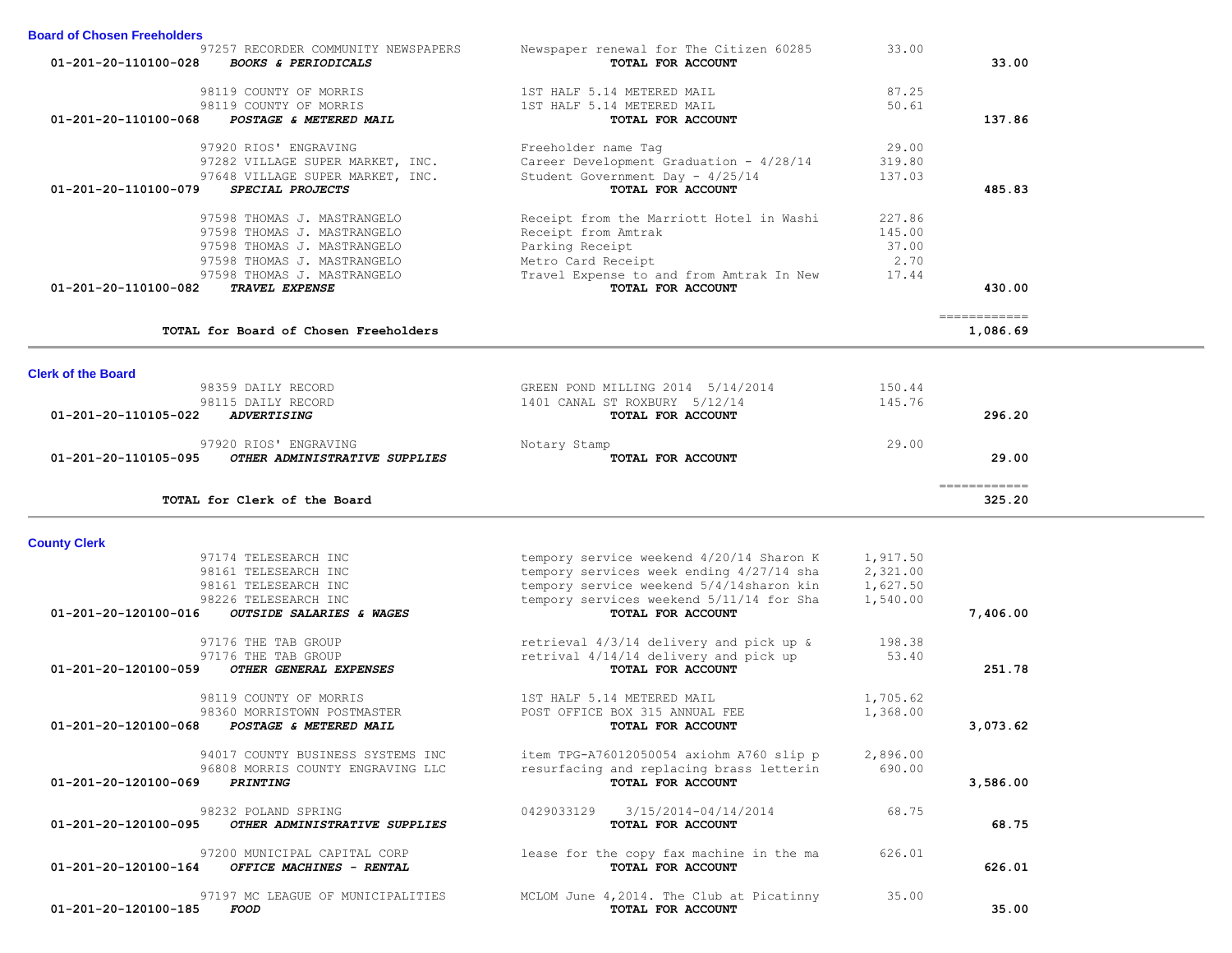## Board of Chosen Freeholders

| Account | Vendor | Description | Amount | Total |
|---|---|---|---|---|
| | 97257 RECORDER COMMUNITY NEWSPAPERS | Newspaper renewal for The Citizen 60285 | 33.00 | |
| 01-201-20-110100-028 | ***BOOKS & PERIODICALS*** | **TOTAL FOR ACCOUNT** | | 33.00 |
| | 98119 COUNTY OF MORRIS | 1ST HALF 5.14 METERED MAIL | 87.25 | |
| | 98119 COUNTY OF MORRIS | 1ST HALF 5.14 METERED MAIL | 50.61 | |
| 01-201-20-110100-068 | ***POSTAGE & METERED MAIL*** | **TOTAL FOR ACCOUNT** | | 137.86 |
| | 97920 RIOS' ENGRAVING | Freeholder name Tag | 29.00 | |
| | 97282 VILLAGE SUPER MARKET, INC. | Career Development Graduation - 4/28/14 | 319.80 | |
| | 97648 VILLAGE SUPER MARKET, INC. | Student Government Day - 4/25/14 | 137.03 | |
| 01-201-20-110100-079 | ***SPECIAL PROJECTS*** | **TOTAL FOR ACCOUNT** | | 485.83 |
| | 97598 THOMAS J. MASTRANGELO | Receipt from the Marriott Hotel in Washi | 227.86 | |
| | 97598 THOMAS J. MASTRANGELO | Receipt from Amtrak | 145.00 | |
| | 97598 THOMAS J. MASTRANGELO | Parking Receipt | 37.00 | |
| | 97598 THOMAS J. MASTRANGELO | Metro Card Receipt | 2.70 | |
| | 97598 THOMAS J. MASTRANGELO | Travel Expense to and from Amtrak In New | 17.44 | |
| 01-201-20-110100-082 | ***TRAVEL EXPENSE*** | **TOTAL FOR ACCOUNT** | | 430.00 |
| | **TOTAL for Board of Chosen Freeholders** | | | 1,086.69 |

## Clerk of the Board

| Account | Vendor | Description | Amount | Total |
|---|---|---|---|---|
| | 98359 DAILY RECORD | GREEN POND MILLING 2014 5/14/2014 | 150.44 | |
| | 98115 DAILY RECORD | 1401 CANAL ST ROXBURY 5/12/14 | 145.76 | |
| 01-201-20-110105-022 | ***ADVERTISING*** | **TOTAL FOR ACCOUNT** | | 296.20 |
| | 97920 RIOS' ENGRAVING | Notary Stamp | 29.00 | |
| 01-201-20-110105-095 | ***OTHER ADMINISTRATIVE SUPPLIES*** | **TOTAL FOR ACCOUNT** | | 29.00 |
| | **TOTAL for Clerk of the Board** | | | 325.20 |

## County Clerk

| Account | Vendor | Description | Amount | Total |
|---|---|---|---|---|
| | 97174 TELESEARCH INC | tempory service weekend 4/20/14 Sharon K | 1,917.50 | |
| | 98161 TELESEARCH INC | tempory services week ending 4/27/14 sha | 2,321.00 | |
| | 98161 TELESEARCH INC | tempory service weekend 5/4/14sharon kin | 1,627.50 | |
| | 98226 TELESEARCH INC | tempory services weekend 5/11/14 for Sha | 1,540.00 | |
| 01-201-20-120100-016 | ***OUTSIDE SALARIES & WAGES*** | **TOTAL FOR ACCOUNT** | | 7,406.00 |
| | 97176 THE TAB GROUP | retrieval 4/3/14 delivery and pick up & | 198.38 | |
| | 97176 THE TAB GROUP | retrival 4/14/14 delivery and pick up | 53.40 | |
| 01-201-20-120100-059 | ***OTHER GENERAL EXPENSES*** | **TOTAL FOR ACCOUNT** | | 251.78 |
| | 98119 COUNTY OF MORRIS | 1ST HALF 5.14 METERED MAIL | 1,705.62 | |
| | 98360 MORRISTOWN POSTMASTER | POST OFFICE BOX 315 ANNUAL FEE | 1,368.00 | |
| 01-201-20-120100-068 | ***POSTAGE & METERED MAIL*** | **TOTAL FOR ACCOUNT** | | 3,073.62 |
| | 94017 COUNTY BUSINESS SYSTEMS INC | item TPG-A76012050054 axiohm A760 slip p | 2,896.00 | |
| | 96808 MORRIS COUNTY ENGRAVING LLC | resurfacing and replacing brass letterin | 690.00 | |
| 01-201-20-120100-069 | ***PRINTING*** | **TOTAL FOR ACCOUNT** | | 3,586.00 |
| | 98232 POLAND SPRING | 0429033129 3/15/2014-04/14/2014 | 68.75 | |
| 01-201-20-120100-095 | ***OTHER ADMINISTRATIVE SUPPLIES*** | **TOTAL FOR ACCOUNT** | | 68.75 |
| | 97200 MUNICIPAL CAPITAL CORP | lease for the copy fax machine in the ma | 626.01 | |
| 01-201-20-120100-164 | ***OFFICE MACHINES - RENTAL*** | **TOTAL FOR ACCOUNT** | | 626.01 |
| | 97197 MC LEAGUE OF MUNICIPALITIES | MCLOM June 4,2014. The Club at Picatinny | 35.00 | |
| 01-201-20-120100-185 | ***FOOD*** | **TOTAL FOR ACCOUNT** | | 35.00 |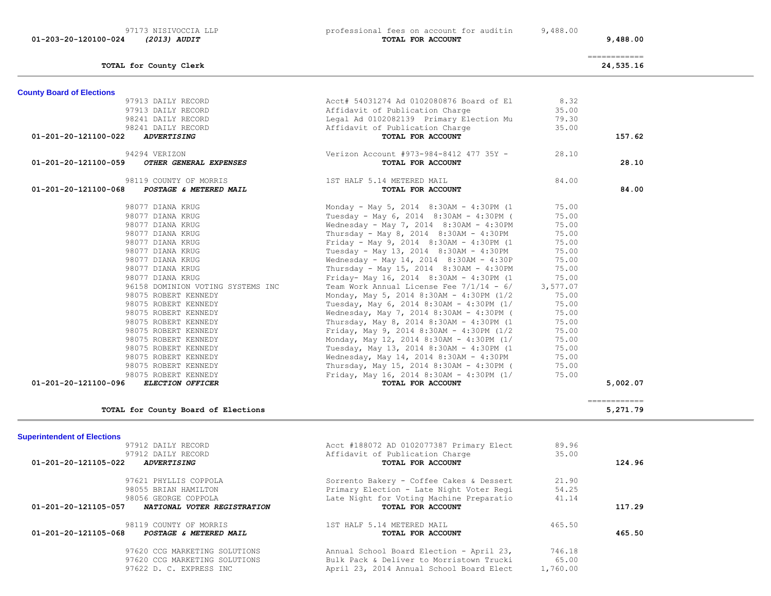| Account | Vendor / Account Name | Description | Amount | Total |
|---|---|---|---|---|
| | 97173 NISIVOCCIA LLP | professional fees on account for auditin | 9,488.00 | |
| 01-203-20-120100-024 | *(2013) AUDIT* | **TOTAL FOR ACCOUNT** | | 9,488.00 |
| | | | | ============ |
| | **TOTAL for County Clerk** | | | 24,535.16 |

## County Board of Elections

| Account | Vendor / Account Name | Description | Amount | Total |
|---|---|---|---|---|
| | 97913 DAILY RECORD | Acct# 54031274 Ad 0102080876 Board of El | 8.32 | |
| | 97913 DAILY RECORD | Affidavit of Publication Charge | 35.00 | |
| | 98241 DAILY RECORD | Legal Ad 0102082139 Primary Election Mu | 79.30 | |
| | 98241 DAILY RECORD | Affidavit of Publication Charge | 35.00 | |
| 01-201-20-121100-022 | *ADVERTISING* | **TOTAL FOR ACCOUNT** | | 157.62 |
| | 94294 VERIZON | Verizon Account #973-984-8412 477 35Y - | 28.10 | |
| 01-201-20-121100-059 | *OTHER GENERAL EXPENSES* | **TOTAL FOR ACCOUNT** | | 28.10 |
| | 98119 COUNTY OF MORRIS | 1ST HALF 5.14 METERED MAIL | 84.00 | |
| 01-201-20-121100-068 | *POSTAGE & METERED MAIL* | **TOTAL FOR ACCOUNT** | | 84.00 |
| | 98077 DIANA KRUG | Monday - May 5, 2014 8:30AM - 4:30PM (1 | 75.00 | |
| | 98077 DIANA KRUG | Tuesday - May 6, 2014 8:30AM - 4:30PM ( | 75.00 | |
| | 98077 DIANA KRUG | Wednesday - May 7, 2014 8:30AM - 4:30PM | 75.00 | |
| | 98077 DIANA KRUG | Thursday - May 8, 2014 8:30AM - 4:30PM | 75.00 | |
| | 98077 DIANA KRUG | Friday - May 9, 2014 8:30AM - 4:30PM (1 | 75.00 | |
| | 98077 DIANA KRUG | Tuesday - May 13, 2014 8:30AM - 4:30PM | 75.00 | |
| | 98077 DIANA KRUG | Wednesday - May 14, 2014 8:30AM - 4:30P | 75.00 | |
| | 98077 DIANA KRUG | Thursday - May 15, 2014 8:30AM - 4:30PM | 75.00 | |
| | 98077 DIANA KRUG | Friday- May 16, 2014 8:30AM - 4:30PM (1 | 75.00 | |
| | 96158 DOMINION VOTING SYSTEMS INC | Team Work Annual License Fee 7/1/14 - 6/ | 3,577.07 | |
| | 98075 ROBERT KENNEDY | Monday, May 5, 2014 8:30AM - 4:30PM (1/2 | 75.00 | |
| | 98075 ROBERT KENNEDY | Tuesday, May 6, 2014 8:30AM - 4:30PM (1/ | 75.00 | |
| | 98075 ROBERT KENNEDY | Wednesday, May 7, 2014 8:30AM - 4:30PM ( | 75.00 | |
| | 98075 ROBERT KENNEDY | Thursday, May 8, 2014 8:30AM - 4:30PM (1 | 75.00 | |
| | 98075 ROBERT KENNEDY | Friday, May 9, 2014 8:30AM - 4:30PM (1/2 | 75.00 | |
| | 98075 ROBERT KENNEDY | Monday, May 12, 2014 8:30AM - 4:30PM (1/ | 75.00 | |
| | 98075 ROBERT KENNEDY | Tuesday, May 13, 2014 8:30AM - 4:30PM (1 | 75.00 | |
| | 98075 ROBERT KENNEDY | Wednesday, May 14, 2014 8:30AM - 4:30PM | 75.00 | |
| | 98075 ROBERT KENNEDY | Thursday, May 15, 2014 8:30AM - 4:30PM ( | 75.00 | |
| | 98075 ROBERT KENNEDY | Friday, May 16, 2014 8:30AM - 4:30PM (1/ | 75.00 | |
| 01-201-20-121100-096 | *ELECTION OFFICER* | **TOTAL FOR ACCOUNT** | | 5,002.07 |
| | | | | ============ |
| | **TOTAL for County Board of Elections** | | | 5,271.79 |

## Superintendent of Elections

| Account | Vendor / Account Name | Description | Amount | Total |
|---|---|---|---|---|
| | 97912 DAILY RECORD | Acct #188072 AD 0102077387 Primary Elect | 89.96 | |
| | 97912 DAILY RECORD | Affidavit of Publication Charge | 35.00 | |
| 01-201-20-121105-022 | *ADVERTISING* | **TOTAL FOR ACCOUNT** | | 124.96 |
| | 97621 PHYLLIS COPPOLA | Sorrento Bakery - Coffee Cakes & Dessert | 21.90 | |
| | 98055 BRIAN HAMILTON | Primary Election - Late Night Voter Regi | 54.25 | |
| | 98056 GEORGE COPPOLA | Late Night for Voting Machine Preparatio | 41.14 | |
| 01-201-20-121105-057 | *NATIONAL VOTER REGISTRATION* | **TOTAL FOR ACCOUNT** | | 117.29 |
| | 98119 COUNTY OF MORRIS | 1ST HALF 5.14 METERED MAIL | 465.50 | |
| 01-201-20-121105-068 | *POSTAGE & METERED MAIL* | **TOTAL FOR ACCOUNT** | | 465.50 |
| | 97620 CCG MARKETING SOLUTIONS | Annual School Board Election - April 23, | 746.18 | |
| | 97620 CCG MARKETING SOLUTIONS | Bulk Pack & Deliver to Morristown Trucki | 65.00 | |
| | 97622 D. C. EXPRESS INC | April 23, 2014 Annual School Board Elect | 1,760.00 | |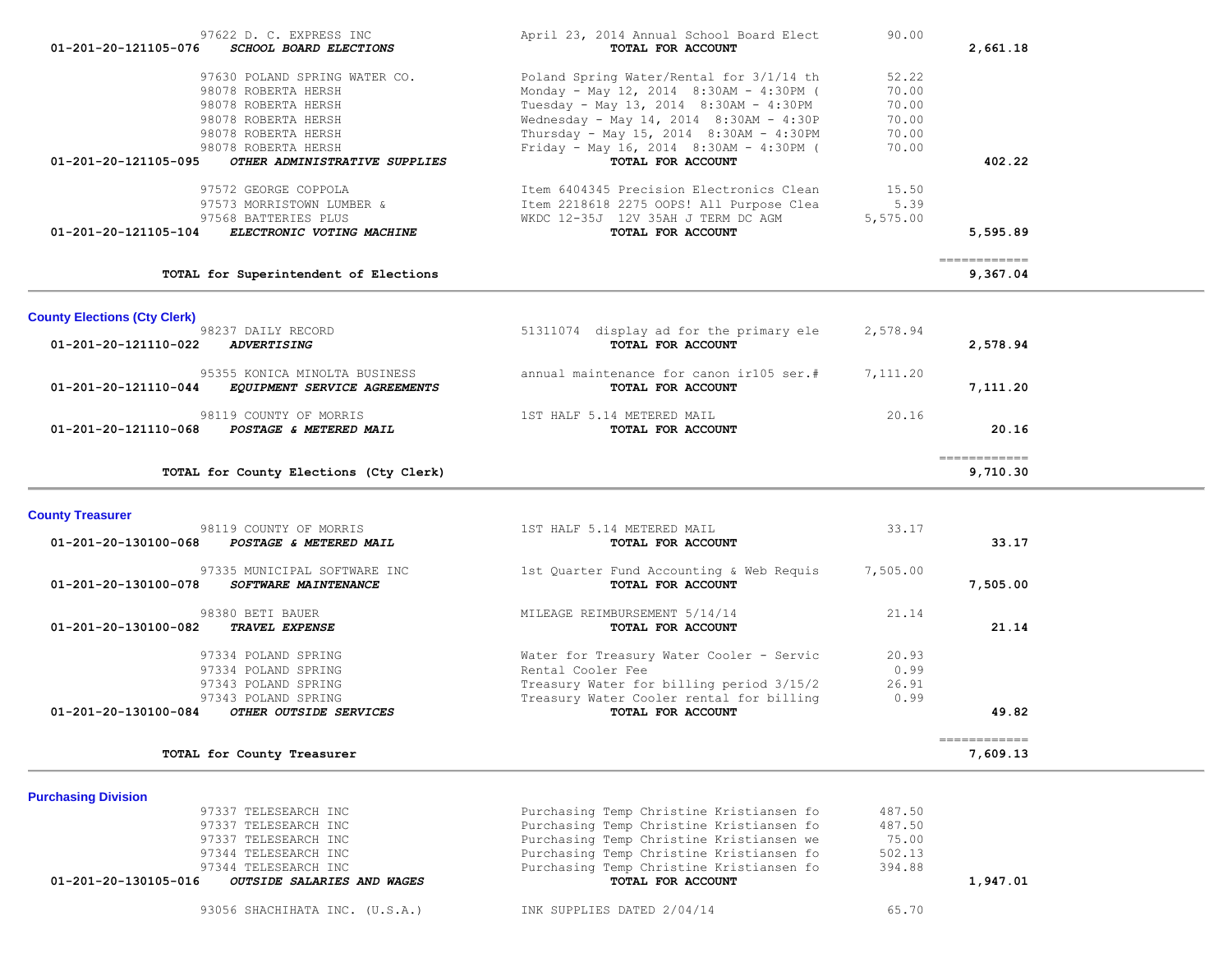| Account | Vendor / Account Name | Description | Amount | Total |
|---|---|---|---|---|
| | 97622 D. C. EXPRESS INC | April 23, 2014 Annual School Board Elect | 90.00 | |
| 01-201-20-121105-076 | *SCHOOL BOARD ELECTIONS* | **TOTAL FOR ACCOUNT** | | **2,661.18** |
| | 97630 POLAND SPRING WATER CO. | Poland Spring Water/Rental for 3/1/14 th | 52.22 | |
| | 98078 ROBERTA HERSH | Monday - May 12, 2014 8:30AM - 4:30PM ( | 70.00 | |
| | 98078 ROBERTA HERSH | Tuesday - May 13, 2014 8:30AM - 4:30PM | 70.00 | |
| | 98078 ROBERTA HERSH | Wednesday - May 14, 2014 8:30AM - 4:30P | 70.00 | |
| | 98078 ROBERTA HERSH | Thursday - May 15, 2014 8:30AM - 4:30PM | 70.00 | |
| | 98078 ROBERTA HERSH | Friday - May 16, 2014 8:30AM - 4:30PM ( | 70.00 | |
| 01-201-20-121105-095 | *OTHER ADMINISTRATIVE SUPPLIES* | **TOTAL FOR ACCOUNT** | | **402.22** |
| | 97572 GEORGE COPPOLA | Item 6404345 Precision Electronics Clean | 15.50 | |
| | 97573 MORRISTOWN LUMBER & | Item 2218618 2275 OOPS! All Purpose Clea | 5.39 | |
| | 97568 BATTERIES PLUS | WKDC 12-35J 12V 35AH J TERM DC AGM | 5,575.00 | |
| 01-201-20-121105-104 | *ELECTRONIC VOTING MACHINE* | **TOTAL FOR ACCOUNT** | | **5,595.89** |
| | **TOTAL for Superintendent of Elections** | | | **9,367.04** |

## County Elections (Cty Clerk)

| Account | Vendor / Account Name | Description | Amount | Total |
|---|---|---|---|---|
| | 98237 DAILY RECORD | 51311074 display ad for the primary ele | 2,578.94 | |
| 01-201-20-121110-022 | *ADVERTISING* | **TOTAL FOR ACCOUNT** | | **2,578.94** |
| | 95355 KONICA MINOLTA BUSINESS | annual maintenance for canon ir105 ser.# | 7,111.20 | |
| 01-201-20-121110-044 | *EQUIPMENT SERVICE AGREEMENTS* | **TOTAL FOR ACCOUNT** | | **7,111.20** |
| | 98119 COUNTY OF MORRIS | 1ST HALF 5.14 METERED MAIL | 20.16 | |
| 01-201-20-121110-068 | *POSTAGE & METERED MAIL* | **TOTAL FOR ACCOUNT** | | **20.16** |
| | **TOTAL for County Elections (Cty Clerk)** | | | **9,710.30** |

## County Treasurer

| Account | Vendor / Account Name | Description | Amount | Total |
|---|---|---|---|---|
| | 98119 COUNTY OF MORRIS | 1ST HALF 5.14 METERED MAIL | 33.17 | |
| 01-201-20-130100-068 | *POSTAGE & METERED MAIL* | **TOTAL FOR ACCOUNT** | | **33.17** |
| | 97335 MUNICIPAL SOFTWARE INC | 1st Quarter Fund Accounting & Web Requis | 7,505.00 | |
| 01-201-20-130100-078 | *SOFTWARE MAINTENANCE* | **TOTAL FOR ACCOUNT** | | **7,505.00** |
| | 98380 BETI BAUER | MILEAGE REIMBURSEMENT 5/14/14 | 21.14 | |
| 01-201-20-130100-082 | *TRAVEL EXPENSE* | **TOTAL FOR ACCOUNT** | | **21.14** |
| | 97334 POLAND SPRING | Water for Treasury Water Cooler - Servic | 20.93 | |
| | 97334 POLAND SPRING | Rental Cooler Fee | 0.99 | |
| | 97343 POLAND SPRING | Treasury Water for billing period 3/15/2 | 26.91 | |
| | 97343 POLAND SPRING | Treasury Water Cooler rental for billing | 0.99 | |
| 01-201-20-130100-084 | *OTHER OUTSIDE SERVICES* | **TOTAL FOR ACCOUNT** | | **49.82** |
| | **TOTAL for County Treasurer** | | | **7,609.13** |

## Purchasing Division

| Account | Vendor / Account Name | Description | Amount | Total |
|---|---|---|---|---|
| | 97337 TELESEARCH INC | Purchasing Temp Christine Kristiansen fo | 487.50 | |
| | 97337 TELESEARCH INC | Purchasing Temp Christine Kristiansen fo | 487.50 | |
| | 97337 TELESEARCH INC | Purchasing Temp Christine Kristiansen we | 75.00 | |
| | 97344 TELESEARCH INC | Purchasing Temp Christine Kristiansen fo | 502.13 | |
| | 97344 TELESEARCH INC | Purchasing Temp Christine Kristiansen fo | 394.88 | |
| 01-201-20-130105-016 | *OUTSIDE SALARIES AND WAGES* | **TOTAL FOR ACCOUNT** | | **1,947.01** |
| | 93056 SHACHIHATA INC. (U.S.A.) | INK SUPPLIES DATED 2/04/14 | 65.70 | |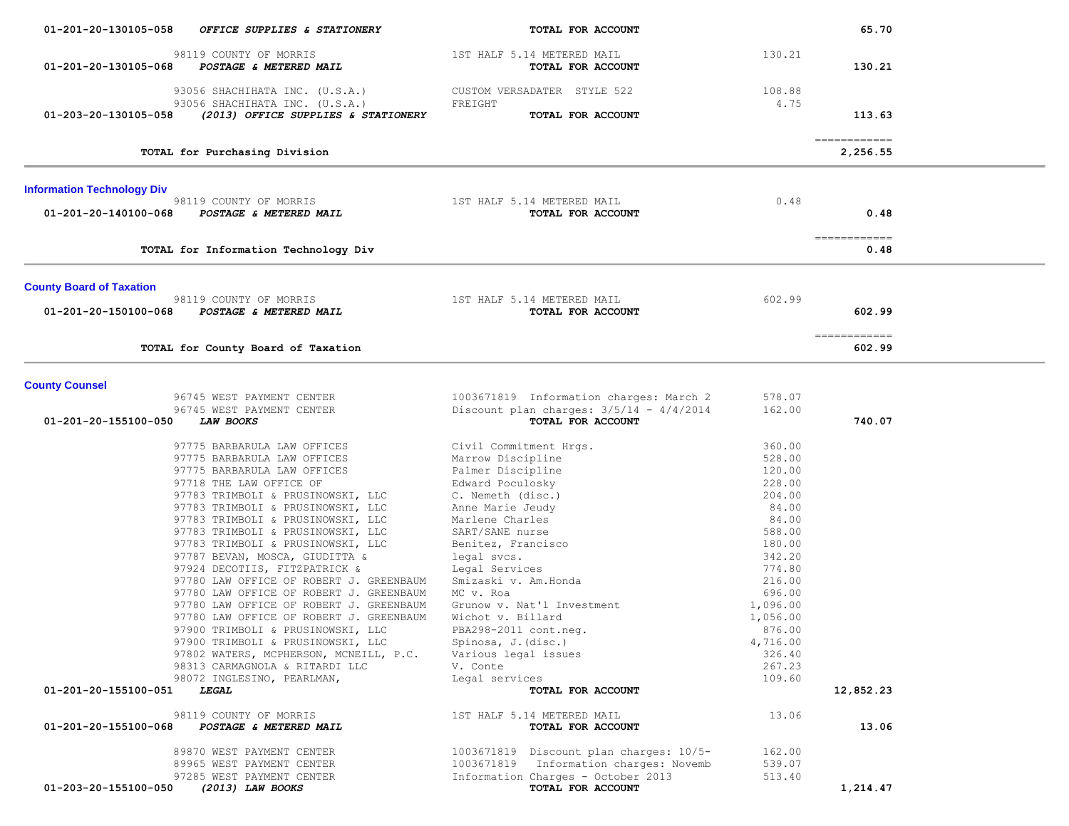| Account | Vendor / Description | Detail | Amount | Total |
|---|---|---|---|---|
| 01-201-20-130105-058 | ***OFFICE SUPPLIES & STATIONERY*** | **TOTAL FOR ACCOUNT** | | **65.70** |
| | 98119 COUNTY OF MORRIS | 1ST HALF 5.14 METERED MAIL | 130.21 | |
| 01-201-20-130105-068 | ***POSTAGE & METERED MAIL*** | **TOTAL FOR ACCOUNT** | | **130.21** |
| | 93056 SHACHIHATA INC. (U.S.A.) | CUSTOM VERSADATER STYLE 522 | 108.88 | |
| | 93056 SHACHIHATA INC. (U.S.A.) | FREIGHT | 4.75 | |
| 01-203-20-130105-058 | ***(2013) OFFICE SUPPLIES & STATIONERY*** | **TOTAL FOR ACCOUNT** | | **113.63** |
| | | | | ============ |
| | **TOTAL for Purchasing Division** | | | **2,256.55** |

## Information Technology Div

| Account | Vendor / Description | Detail | Amount | Total |
|---|---|---|---|---|
| | 98119 COUNTY OF MORRIS | 1ST HALF 5.14 METERED MAIL | 0.48 | |
| 01-201-20-140100-068 | ***POSTAGE & METERED MAIL*** | **TOTAL FOR ACCOUNT** | | **0.48** |
| | | | | ============ |
| | **TOTAL for Information Technology Div** | | | **0.48** |

## County Board of Taxation

| Account | Vendor / Description | Detail | Amount | Total |
|---|---|---|---|---|
| | 98119 COUNTY OF MORRIS | 1ST HALF 5.14 METERED MAIL | 602.99 | |
| 01-201-20-150100-068 | ***POSTAGE & METERED MAIL*** | **TOTAL FOR ACCOUNT** | | **602.99** |
| | | | | ============ |
| | **TOTAL for County Board of Taxation** | | | **602.99** |

## County Counsel

| Account | Vendor / Description | Detail | Amount | Total |
|---|---|---|---|---|
| | 96745 WEST PAYMENT CENTER | 1003671819 Information charges: March 2 | 578.07 | |
| | 96745 WEST PAYMENT CENTER | Discount plan charges: 3/5/14 - 4/4/2014 | 162.00 | |
| 01-201-20-155100-050 | ***LAW BOOKS*** | **TOTAL FOR ACCOUNT** | | **740.07** |
| | 97775 BARBARULA LAW OFFICES | Civil Commitment Hrgs. | 360.00 | |
| | 97775 BARBARULA LAW OFFICES | Marrow Discipline | 528.00 | |
| | 97775 BARBARULA LAW OFFICES | Palmer Discipline | 120.00 | |
| | 97718 THE LAW OFFICE OF | Edward Poculosky | 228.00 | |
| | 97783 TRIMBOLI & PRUSINOWSKI, LLC | C. Nemeth (disc.) | 204.00 | |
| | 97783 TRIMBOLI & PRUSINOWSKI, LLC | Anne Marie Jeudy | 84.00 | |
| | 97783 TRIMBOLI & PRUSINOWSKI, LLC | Marlene Charles | 84.00 | |
| | 97783 TRIMBOLI & PRUSINOWSKI, LLC | SART/SANE nurse | 588.00 | |
| | 97783 TRIMBOLI & PRUSINOWSKI, LLC | Benitez, Francisco | 180.00 | |
| | 97787 BEVAN, MOSCA, GIUDITTA & | legal svcs. | 342.20 | |
| | 97924 DECOTIIS, FITZPATRICK & | Legal Services | 774.80 | |
| | 97780 LAW OFFICE OF ROBERT J. GREENBAUM | Smizaski v. Am.Honda | 216.00 | |
| | 97780 LAW OFFICE OF ROBERT J. GREENBAUM | MC v. Roa | 696.00 | |
| | 97780 LAW OFFICE OF ROBERT J. GREENBAUM | Grunow v. Nat'l Investment | 1,096.00 | |
| | 97780 LAW OFFICE OF ROBERT J. GREENBAUM | Wichot v. Billard | 1,056.00 | |
| | 97900 TRIMBOLI & PRUSINOWSKI, LLC | PBA298-2011 cont.neg. | 876.00 | |
| | 97900 TRIMBOLI & PRUSINOWSKI, LLC | Spinosa, J.(disc.) | 4,716.00 | |
| | 97802 WATERS, MCPHERSON, MCNEILL, P.C. | Various legal issues | 326.40 | |
| | 98313 CARMAGNOLA & RITARDI LLC | V. Conte | 267.23 | |
| | 98072 INGLESINO, PEARLMAN, | Legal services | 109.60 | |
| 01-201-20-155100-051 | ***LEGAL*** | **TOTAL FOR ACCOUNT** | | **12,852.23** |
| | 98119 COUNTY OF MORRIS | 1ST HALF 5.14 METERED MAIL | 13.06 | |
| 01-201-20-155100-068 | ***POSTAGE & METERED MAIL*** | **TOTAL FOR ACCOUNT** | | **13.06** |
| | 89870 WEST PAYMENT CENTER | 1003671819 Discount plan charges: 10/5- | 162.00 | |
| | 89965 WEST PAYMENT CENTER | 1003671819 Information charges: Novemb | 539.07 | |
| | 97285 WEST PAYMENT CENTER | Information Charges - October 2013 | 513.40 | |
| 01-203-20-155100-050 | ***(2013) LAW BOOKS*** | **TOTAL FOR ACCOUNT** | | **1,214.47** |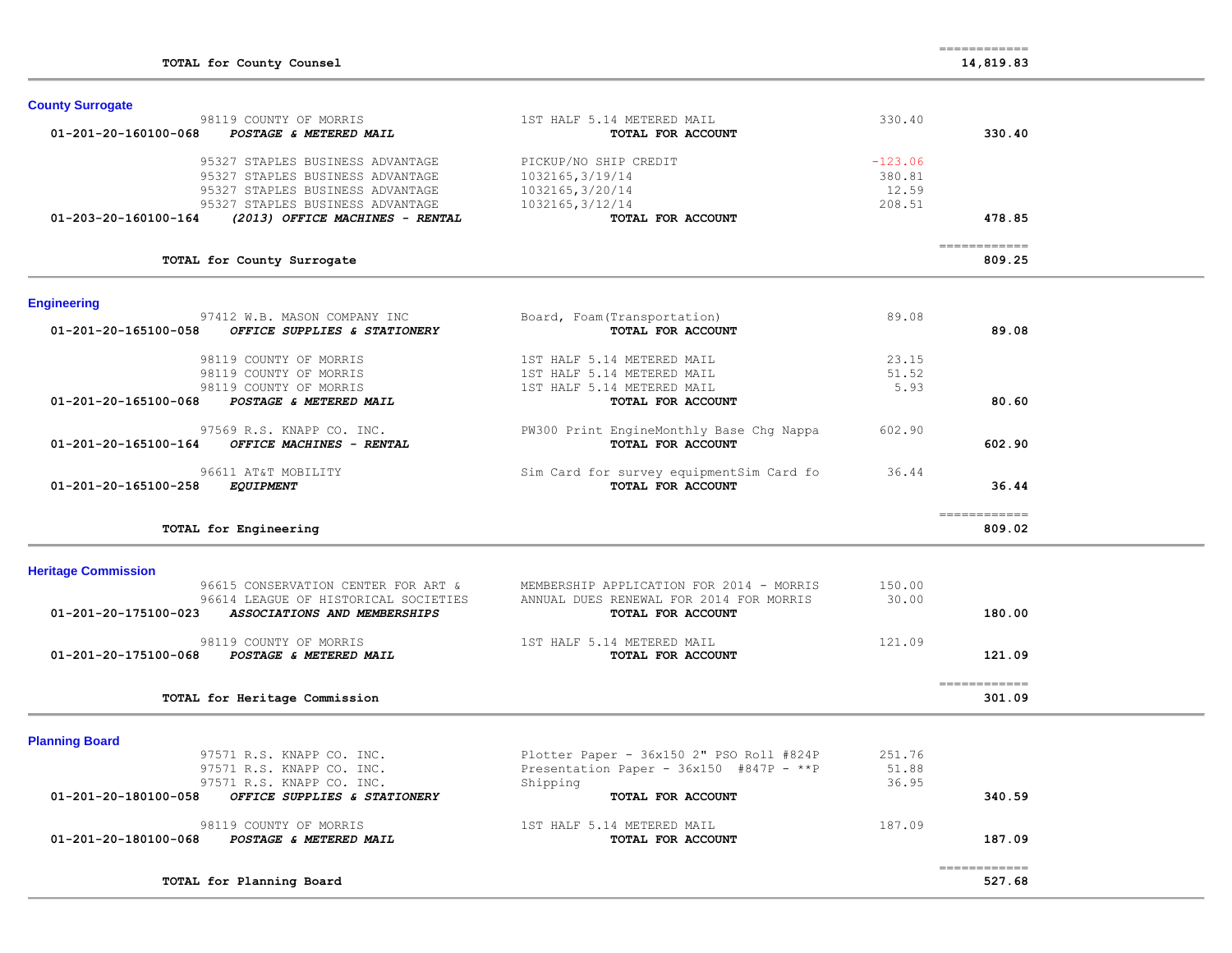| | | | |
|---|---|---|---|
| **TOTAL for County Counsel** | | | ============ **14,819.83** |

## County Surrogate

| Account | Vendor / Account Name | Description | Amount | Total |
|---|---|---|---|---|
| | 98119 COUNTY OF MORRIS | 1ST HALF 5.14 METERED MAIL | 330.40 | |
| **01-201-20-160100-068** | ***POSTAGE & METERED MAIL*** | **TOTAL FOR ACCOUNT** | | **330.40** |
| | 95327 STAPLES BUSINESS ADVANTAGE | PICKUP/NO SHIP CREDIT | -123.06 | |
| | 95327 STAPLES BUSINESS ADVANTAGE | 1032165,3/19/14 | 380.81 | |
| | 95327 STAPLES BUSINESS ADVANTAGE | 1032165,3/20/14 | 12.59 | |
| | 95327 STAPLES BUSINESS ADVANTAGE | 1032165,3/12/14 | 208.51 | |
| **01-203-20-160100-164** | ***(2013) OFFICE MACHINES - RENTAL*** | **TOTAL FOR ACCOUNT** | | **478.85** |
| | **TOTAL for County Surrogate** | | | ============ **809.25** |

## Engineering

| Account | Vendor / Account Name | Description | Amount | Total |
|---|---|---|---|---|
| | 97412 W.B. MASON COMPANY INC | Board, Foam(Transportation) | 89.08 | |
| **01-201-20-165100-058** | ***OFFICE SUPPLIES & STATIONERY*** | **TOTAL FOR ACCOUNT** | | **89.08** |
| | 98119 COUNTY OF MORRIS | 1ST HALF 5.14 METERED MAIL | 23.15 | |
| | 98119 COUNTY OF MORRIS | 1ST HALF 5.14 METERED MAIL | 51.52 | |
| | 98119 COUNTY OF MORRIS | 1ST HALF 5.14 METERED MAIL | 5.93 | |
| **01-201-20-165100-068** | ***POSTAGE & METERED MAIL*** | **TOTAL FOR ACCOUNT** | | **80.60** |
| | 97569 R.S. KNAPP CO. INC. | PW300 Print EngineMonthly Base Chg Nappa | 602.90 | |
| **01-201-20-165100-164** | ***OFFICE MACHINES - RENTAL*** | **TOTAL FOR ACCOUNT** | | **602.90** |
| | 96611 AT&T MOBILITY | Sim Card for survey equipmentSim Card fo | 36.44 | |
| **01-201-20-165100-258** | ***EQUIPMENT*** | **TOTAL FOR ACCOUNT** | | **36.44** |
| | **TOTAL for Engineering** | | | ============ **809.02** |

## Heritage Commission

| Account | Vendor / Account Name | Description | Amount | Total |
|---|---|---|---|---|
| | 96615 CONSERVATION CENTER FOR ART & | MEMBERSHIP APPLICATION FOR 2014 - MORRIS | 150.00 | |
| | 96614 LEAGUE OF HISTORICAL SOCIETIES | ANNUAL DUES RENEWAL FOR 2014 FOR MORRIS | 30.00 | |
| **01-201-20-175100-023** | ***ASSOCIATIONS AND MEMBERSHIPS*** | **TOTAL FOR ACCOUNT** | | **180.00** |
| | 98119 COUNTY OF MORRIS | 1ST HALF 5.14 METERED MAIL | 121.09 | |
| **01-201-20-175100-068** | ***POSTAGE & METERED MAIL*** | **TOTAL FOR ACCOUNT** | | **121.09** |
| | **TOTAL for Heritage Commission** | | | ============ **301.09** |

## Planning Board

| Account | Vendor / Account Name | Description | Amount | Total |
|---|---|---|---|---|
| | 97571 R.S. KNAPP CO. INC. | Plotter Paper - 36x150 2" PSO Roll #824P | 251.76 | |
| | 97571 R.S. KNAPP CO. INC. | Presentation Paper - 36x150 #847P - **P | 51.88 | |
| | 97571 R.S. KNAPP CO. INC. | Shipping | 36.95 | |
| **01-201-20-180100-058** | ***OFFICE SUPPLIES & STATIONERY*** | **TOTAL FOR ACCOUNT** | | **340.59** |
| | 98119 COUNTY OF MORRIS | 1ST HALF 5.14 METERED MAIL | 187.09 | |
| **01-201-20-180100-068** | ***POSTAGE & METERED MAIL*** | **TOTAL FOR ACCOUNT** | | **187.09** |
| | **TOTAL for Planning Board** | | | ============ **527.68** |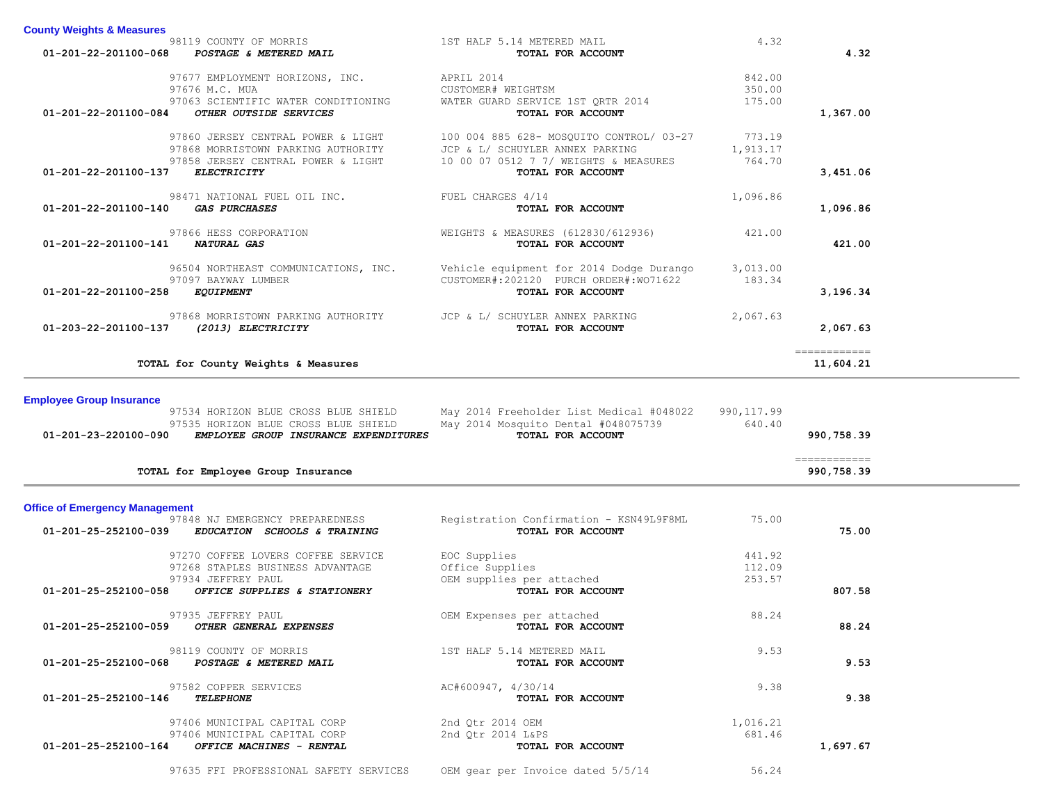**County Weights & Measures**

| Account | Vendor / Account Name | Description | Amount | Total |
|---|---|---|---|---|
| | 98119 COUNTY OF MORRIS | 1ST HALF 5.14 METERED MAIL | 4.32 | |
| 01-201-22-201100-068 | *POSTAGE & METERED MAIL* | **TOTAL FOR ACCOUNT** | | 4.32 |
| | 97677 EMPLOYMENT HORIZONS, INC. | APRIL 2014 | 842.00 | |
| | 97676 M.C. MUA | CUSTOMER# WEIGHTSM | 350.00 | |
| | 97063 SCIENTIFIC WATER CONDITIONING | WATER GUARD SERVICE 1ST QRTR 2014 | 175.00 | |
| 01-201-22-201100-084 | *OTHER OUTSIDE SERVICES* | **TOTAL FOR ACCOUNT** | | 1,367.00 |
| | 97860 JERSEY CENTRAL POWER & LIGHT | 100 004 885 628- MOSQUITO CONTROL/ 03-27 | 773.19 | |
| | 97868 MORRISTOWN PARKING AUTHORITY | JCP & L/ SCHUYLER ANNEX PARKING | 1,913.17 | |
| | 97858 JERSEY CENTRAL POWER & LIGHT | 10 00 07 0512 7 7/ WEIGHTS & MEASURES | 764.70 | |
| 01-201-22-201100-137 | *ELECTRICITY* | **TOTAL FOR ACCOUNT** | | 3,451.06 |
| | 98471 NATIONAL FUEL OIL INC. | FUEL CHARGES 4/14 | 1,096.86 | |
| 01-201-22-201100-140 | *GAS PURCHASES* | **TOTAL FOR ACCOUNT** | | 1,096.86 |
| | 97866 HESS CORPORATION | WEIGHTS & MEASURES (612830/612936) | 421.00 | |
| 01-201-22-201100-141 | *NATURAL GAS* | **TOTAL FOR ACCOUNT** | | 421.00 |
| | 96504 NORTHEAST COMMUNICATIONS, INC. | Vehicle equipment for 2014 Dodge Durango | 3,013.00 | |
| | 97097 BAYWAY LUMBER | CUSTOMER#:202120 PURCH ORDER#:WO71622 | 183.34 | |
| 01-201-22-201100-258 | *EQUIPMENT* | **TOTAL FOR ACCOUNT** | | 3,196.34 |
| | 97868 MORRISTOWN PARKING AUTHORITY | JCP & L/ SCHUYLER ANNEX PARKING | 2,067.63 | |
| 01-203-22-201100-137 | *(2013) ELECTRICITY* | **TOTAL FOR ACCOUNT** | | 2,067.63 |
| | **TOTAL for County Weights & Measures** | | | 11,604.21 |

**Employee Group Insurance**

| Account | Vendor / Account Name | Description | Amount | Total |
|---|---|---|---|---|
| | 97534 HORIZON BLUE CROSS BLUE SHIELD | May 2014 Freeholder List Medical #048022 | 990,117.99 | |
| | 97535 HORIZON BLUE CROSS BLUE SHIELD | May 2014 Mosquito Dental #048075739 | 640.40 | |
| 01-201-23-220100-090 | *EMPLOYEE GROUP INSURANCE EXPENDITURES* | **TOTAL FOR ACCOUNT** | | 990,758.39 |
| | **TOTAL for Employee Group Insurance** | | | 990,758.39 |

**Office of Emergency Management**

| Account | Vendor / Account Name | Description | Amount | Total |
|---|---|---|---|---|
| | 97848 NJ EMERGENCY PREPAREDNESS | Registration Confirmation - KSN49L9F8ML | 75.00 | |
| 01-201-25-252100-039 | *EDUCATION SCHOOLS & TRAINING* | **TOTAL FOR ACCOUNT** | | 75.00 |
| | 97270 COFFEE LOVERS COFFEE SERVICE | EOC Supplies | 441.92 | |
| | 97268 STAPLES BUSINESS ADVANTAGE | Office Supplies | 112.09 | |
| | 97934 JEFFREY PAUL | OEM supplies per attached | 253.57 | |
| 01-201-25-252100-058 | *OFFICE SUPPLIES & STATIONERY* | **TOTAL FOR ACCOUNT** | | 807.58 |
| | 97935 JEFFREY PAUL | OEM Expenses per attached | 88.24 | |
| 01-201-25-252100-059 | *OTHER GENERAL EXPENSES* | **TOTAL FOR ACCOUNT** | | 88.24 |
| | 98119 COUNTY OF MORRIS | 1ST HALF 5.14 METERED MAIL | 9.53 | |
| 01-201-25-252100-068 | *POSTAGE & METERED MAIL* | **TOTAL FOR ACCOUNT** | | 9.53 |
| | 97582 COPPER SERVICES | AC#600947, 4/30/14 | 9.38 | |
| 01-201-25-252100-146 | *TELEPHONE* | **TOTAL FOR ACCOUNT** | | 9.38 |
| | 97406 MUNICIPAL CAPITAL CORP | 2nd Qtr 2014 OEM | 1,016.21 | |
| | 97406 MUNICIPAL CAPITAL CORP | 2nd Qtr 2014 L&PS | 681.46 | |
| 01-201-25-252100-164 | *OFFICE MACHINES - RENTAL* | **TOTAL FOR ACCOUNT** | | 1,697.67 |
| | 97635 FFI PROFESSIONAL SAFETY SERVICES | OEM gear per Invoice dated 5/5/14 | 56.24 | |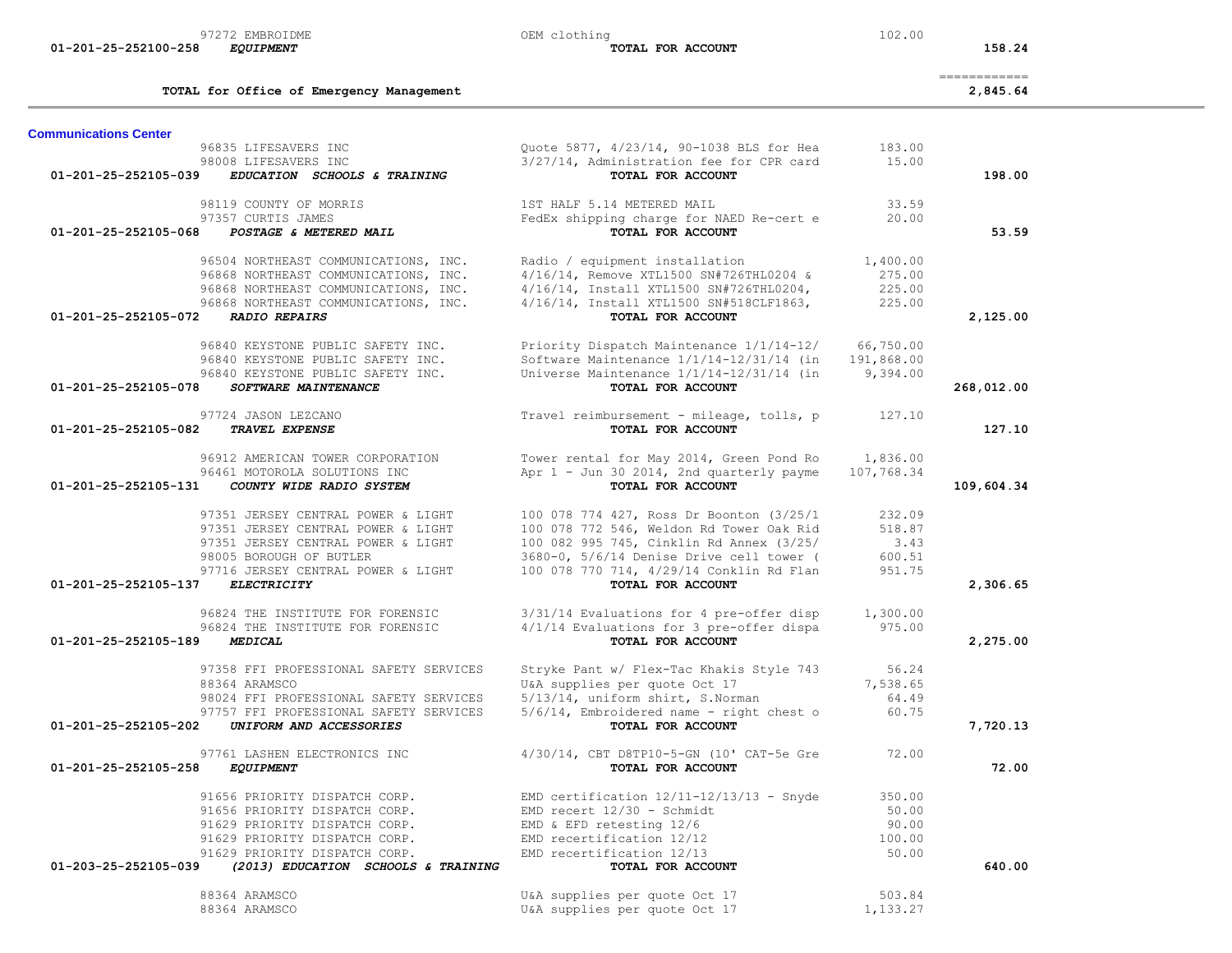| | | | | |
|---|---|---|---|---|
| | 97272 EMBROIDME | OEM clothing | 102.00 | |
| 01-201-25-252100-258 | *EQUIPMENT* | **TOTAL FOR ACCOUNT** | | 158.24 |
| | | | | ============ |
| | **TOTAL for Office of Emergency Management** | | | 2,845.64 |

## Communications Center

| | | | | |
|---|---|---|---|---|
| | 96835 LIFESAVERS INC | Quote 5877, 4/23/14, 90-1038 BLS for Hea | 183.00 | |
| | 98008 LIFESAVERS INC | 3/27/14, Administration fee for CPR card | 15.00 | |
| 01-201-25-252105-039 | *EDUCATION SCHOOLS & TRAINING* | **TOTAL FOR ACCOUNT** | | 198.00 |
| | 98119 COUNTY OF MORRIS | 1ST HALF 5.14 METERED MAIL | 33.59 | |
| | 97357 CURTIS JAMES | FedEx shipping charge for NAED Re-cert e | 20.00 | |
| 01-201-25-252105-068 | *POSTAGE & METERED MAIL* | **TOTAL FOR ACCOUNT** | | 53.59 |
| | 96504 NORTHEAST COMMUNICATIONS, INC. | Radio / equipment installation | 1,400.00 | |
| | 96868 NORTHEAST COMMUNICATIONS, INC. | 4/16/14, Remove XTL1500 SN#726THL0204 & | 275.00 | |
| | 96868 NORTHEAST COMMUNICATIONS, INC. | 4/16/14, Install XTL1500 SN#726THL0204, | 225.00 | |
| | 96868 NORTHEAST COMMUNICATIONS, INC. | 4/16/14, Install XTL1500 SN#518CLF1863, | 225.00 | |
| 01-201-25-252105-072 | *RADIO REPAIRS* | **TOTAL FOR ACCOUNT** | | 2,125.00 |
| | 96840 KEYSTONE PUBLIC SAFETY INC. | Priority Dispatch Maintenance 1/1/14-12/ | 66,750.00 | |
| | 96840 KEYSTONE PUBLIC SAFETY INC. | Software Maintenance 1/1/14-12/31/14 (in | 191,868.00 | |
| | 96840 KEYSTONE PUBLIC SAFETY INC. | Universe Maintenance 1/1/14-12/31/14 (in | 9,394.00 | |
| 01-201-25-252105-078 | *SOFTWARE MAINTENANCE* | **TOTAL FOR ACCOUNT** | | 268,012.00 |
| | 97724 JASON LEZCANO | Travel reimbursement - mileage, tolls, p | 127.10 | |
| 01-201-25-252105-082 | *TRAVEL EXPENSE* | **TOTAL FOR ACCOUNT** | | 127.10 |
| | 96912 AMERICAN TOWER CORPORATION | Tower rental for May 2014, Green Pond Ro | 1,836.00 | |
| | 96461 MOTOROLA SOLUTIONS INC | Apr 1 - Jun 30 2014, 2nd quarterly payme | 107,768.34 | |
| 01-201-25-252105-131 | *COUNTY WIDE RADIO SYSTEM* | **TOTAL FOR ACCOUNT** | | 109,604.34 |
| | 97351 JERSEY CENTRAL POWER & LIGHT | 100 078 774 427, Ross Dr Boonton (3/25/1 | 232.09 | |
| | 97351 JERSEY CENTRAL POWER & LIGHT | 100 078 772 546, Weldon Rd Tower Oak Rid | 518.87 | |
| | 97351 JERSEY CENTRAL POWER & LIGHT | 100 082 995 745, Cinklin Rd Annex (3/25/ | 3.43 | |
| | 98005 BOROUGH OF BUTLER | 3680-0, 5/6/14 Denise Drive cell tower ( | 600.51 | |
| | 97716 JERSEY CENTRAL POWER & LIGHT | 100 078 770 714, 4/29/14 Conklin Rd Flan | 951.75 | |
| 01-201-25-252105-137 | *ELECTRICITY* | **TOTAL FOR ACCOUNT** | | 2,306.65 |
| | 96824 THE INSTITUTE FOR FORENSIC | 3/31/14 Evaluations for 4 pre-offer disp | 1,300.00 | |
| | 96824 THE INSTITUTE FOR FORENSIC | 4/1/14 Evaluations for 3 pre-offer dispa | 975.00 | |
| 01-201-25-252105-189 | *MEDICAL* | **TOTAL FOR ACCOUNT** | | 2,275.00 |
| | 97358 FFI PROFESSIONAL SAFETY SERVICES | Stryke Pant w/ Flex-Tac Khakis Style 743 | 56.24 | |
| | 88364 ARAMSCO | U&A supplies per quote Oct 17 | 7,538.65 | |
| | 98024 FFI PROFESSIONAL SAFETY SERVICES | 5/13/14, uniform shirt, S.Norman | 64.49 | |
| | 97757 FFI PROFESSIONAL SAFETY SERVICES | 5/6/14, Embroidered name - right chest o | 60.75 | |
| 01-201-25-252105-202 | *UNIFORM AND ACCESSORIES* | **TOTAL FOR ACCOUNT** | | 7,720.13 |
| | 97761 LASHEN ELECTRONICS INC | 4/30/14, CBT D8TP10-5-GN (10' CAT-5e Gre | 72.00 | |
| 01-201-25-252105-258 | *EQUIPMENT* | **TOTAL FOR ACCOUNT** | | 72.00 |
| | 91656 PRIORITY DISPATCH CORP. | EMD certification 12/11-12/13/13 - Snyde | 350.00 | |
| | 91656 PRIORITY DISPATCH CORP. | EMD recert 12/30 - Schmidt | 50.00 | |
| | 91629 PRIORITY DISPATCH CORP. | EMD & EFD retesting 12/6 | 90.00 | |
| | 91629 PRIORITY DISPATCH CORP. | EMD recertification 12/12 | 100.00 | |
| | 91629 PRIORITY DISPATCH CORP. | EMD recertification 12/13 | 50.00 | |
| 01-203-25-252105-039 | *(2013) EDUCATION SCHOOLS & TRAINING* | **TOTAL FOR ACCOUNT** | | 640.00 |
| | 88364 ARAMSCO | U&A supplies per quote Oct 17 | 503.84 | |
| | 88364 ARAMSCO | U&A supplies per quote Oct 17 | 1,133.27 | |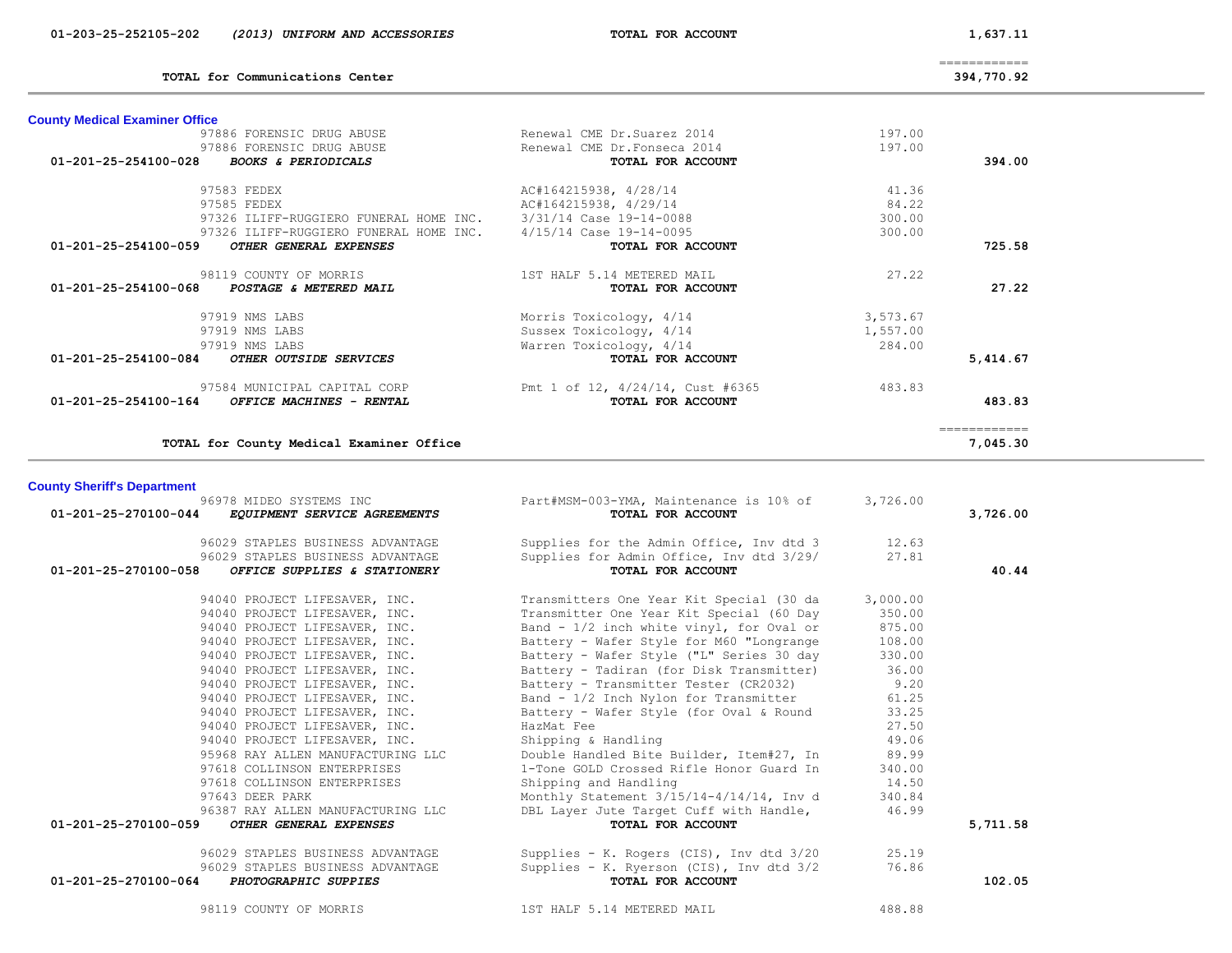| | | | | |
|---|---|---|---|---|
| 01-203-25-252105-202 | *(2013) UNIFORM AND ACCESSORIES* | **TOTAL FOR ACCOUNT** | | 1,637.11 |
| | | | | ============ |
| | **TOTAL for Communications Center** | | | 394,770.92 |

## County Medical Examiner Office

| | | | | |
|---|---|---|---|---|
| | 97886 FORENSIC DRUG ABUSE | Renewal CME Dr.Suarez 2014 | 197.00 | |
| | 97886 FORENSIC DRUG ABUSE | Renewal CME Dr.Fonseca 2014 | 197.00 | |
| **01-201-25-254100-028** | ***BOOKS & PERIODICALS*** | **TOTAL FOR ACCOUNT** | | **394.00** |
| | 97583 FEDEX | AC#164215938, 4/28/14 | 41.36 | |
| | 97585 FEDEX | AC#164215938, 4/29/14 | 84.22 | |
| | 97326 ILIFF-RUGGIERO FUNERAL HOME INC. | 3/31/14 Case 19-14-0088 | 300.00 | |
| | 97326 ILIFF-RUGGIERO FUNERAL HOME INC. | 4/15/14 Case 19-14-0095 | 300.00 | |
| **01-201-25-254100-059** | ***OTHER GENERAL EXPENSES*** | **TOTAL FOR ACCOUNT** | | **725.58** |
| | 98119 COUNTY OF MORRIS | 1ST HALF 5.14 METERED MAIL | 27.22 | |
| **01-201-25-254100-068** | ***POSTAGE & METERED MAIL*** | **TOTAL FOR ACCOUNT** | | **27.22** |
| | 97919 NMS LABS | Morris Toxicology, 4/14 | 3,573.67 | |
| | 97919 NMS LABS | Sussex Toxicology, 4/14 | 1,557.00 | |
| | 97919 NMS LABS | Warren Toxicology, 4/14 | 284.00 | |
| **01-201-25-254100-084** | ***OTHER OUTSIDE SERVICES*** | **TOTAL FOR ACCOUNT** | | **5,414.67** |
| | 97584 MUNICIPAL CAPITAL CORP | Pmt 1 of 12, 4/24/14, Cust #6365 | 483.83 | |
| **01-201-25-254100-164** | ***OFFICE MACHINES - RENTAL*** | **TOTAL FOR ACCOUNT** | | **483.83** |
| | | | | ============ |
| | **TOTAL for County Medical Examiner Office** | | | **7,045.30** |

## County Sheriff's Department

| | | | | |
|---|---|---|---|---|
| | 96978 MIDEO SYSTEMS INC | Part#MSM-003-YMA, Maintenance is 10% of | 3,726.00 | |
| **01-201-25-270100-044** | ***EQUIPMENT SERVICE AGREEMENTS*** | **TOTAL FOR ACCOUNT** | | **3,726.00** |
| | 96029 STAPLES BUSINESS ADVANTAGE | Supplies for the Admin Office, Inv dtd 3 | 12.63 | |
| | 96029 STAPLES BUSINESS ADVANTAGE | Supplies for Admin Office, Inv dtd 3/29/ | 27.81 | |
| **01-201-25-270100-058** | ***OFFICE SUPPLIES & STATIONERY*** | **TOTAL FOR ACCOUNT** | | **40.44** |
| | 94040 PROJECT LIFESAVER, INC. | Transmitters One Year Kit Special (30 da | 3,000.00 | |
| | 94040 PROJECT LIFESAVER, INC. | Transmitter One Year Kit Special (60 Day | 350.00 | |
| | 94040 PROJECT LIFESAVER, INC. | Band - 1/2 inch white vinyl, for Oval or | 875.00 | |
| | 94040 PROJECT LIFESAVER, INC. | Battery - Wafer Style for M60 "Longrange | 108.00 | |
| | 94040 PROJECT LIFESAVER, INC. | Battery - Wafer Style ("L" Series 30 day | 330.00 | |
| | 94040 PROJECT LIFESAVER, INC. | Battery - Tadiran (for Disk Transmitter) | 36.00 | |
| | 94040 PROJECT LIFESAVER, INC. | Battery - Transmitter Tester (CR2032) | 9.20 | |
| | 94040 PROJECT LIFESAVER, INC. | Band - 1/2 Inch Nylon for Transmitter | 61.25 | |
| | 94040 PROJECT LIFESAVER, INC. | Battery - Wafer Style (for Oval & Round | 33.25 | |
| | 94040 PROJECT LIFESAVER, INC. | HazMat Fee | 27.50 | |
| | 94040 PROJECT LIFESAVER, INC. | Shipping & Handling | 49.06 | |
| | 95968 RAY ALLEN MANUFACTURING LLC | Double Handled Bite Builder, Item#27, In | 89.99 | |
| | 97618 COLLINSON ENTERPRISES | 1-Tone GOLD Crossed Rifle Honor Guard In | 340.00 | |
| | 97618 COLLINSON ENTERPRISES | Shipping and Handling | 14.50 | |
| | 97643 DEER PARK | Monthly Statement 3/15/14-4/14/14, Inv d | 340.84 | |
| | 96387 RAY ALLEN MANUFACTURING LLC | DBL Layer Jute Target Cuff with Handle, | 46.99 | |
| **01-201-25-270100-059** | ***OTHER GENERAL EXPENSES*** | **TOTAL FOR ACCOUNT** | | **5,711.58** |
| | 96029 STAPLES BUSINESS ADVANTAGE | Supplies - K. Rogers (CIS), Inv dtd 3/20 | 25.19 | |
| | 96029 STAPLES BUSINESS ADVANTAGE | Supplies - K. Ryerson (CIS), Inv dtd 3/2 | 76.86 | |
| **01-201-25-270100-064** | ***PHOTOGRAPHIC SUPPIES*** | **TOTAL FOR ACCOUNT** | | **102.05** |
| | 98119 COUNTY OF MORRIS | 1ST HALF 5.14 METERED MAIL | 488.88 | |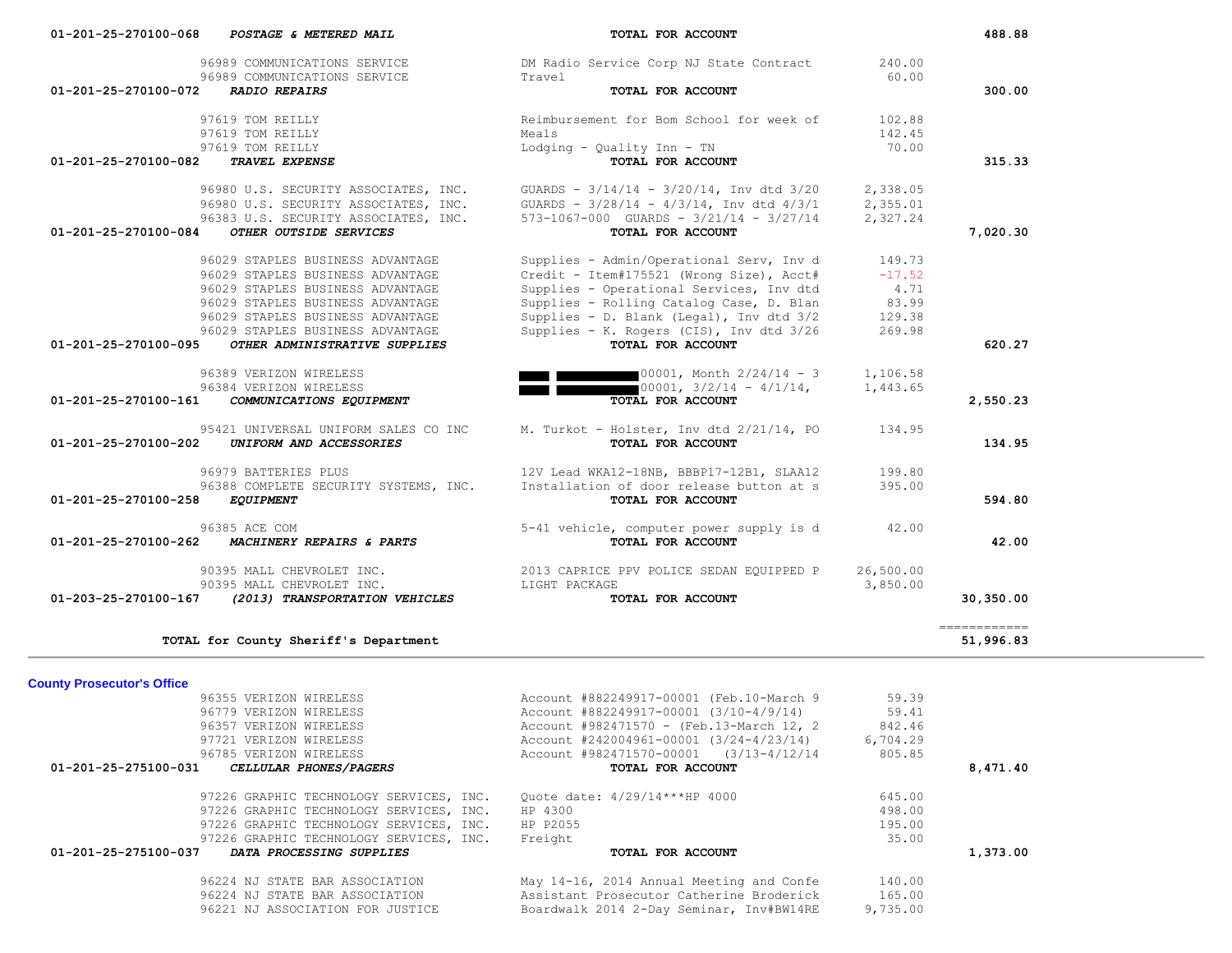| Account | Vendor | Description | Amount | Total |
|---|---|---|---|---|
| 01-201-25-270100-068 *POSTAGE & METERED MAIL* | | **TOTAL FOR ACCOUNT** | | 488.88 |
| | 96989 COMMUNICATIONS SERVICE | DM Radio Service Corp NJ State Contract | 240.00 | |
| | 96989 COMMUNICATIONS SERVICE | Travel | 60.00 | |
| 01-201-25-270100-072 *RADIO REPAIRS* | | **TOTAL FOR ACCOUNT** | | 300.00 |
| | 97619 TOM REILLY | Reimbursement for Bom School for week of | 102.88 | |
| | 97619 TOM REILLY | Meals | 142.45 | |
| | 97619 TOM REILLY | Lodging - Quality Inn - TN | 70.00 | |
| 01-201-25-270100-082 *TRAVEL EXPENSE* | | **TOTAL FOR ACCOUNT** | | 315.33 |
| | 96980 U.S. SECURITY ASSOCIATES, INC. | GUARDS - 3/14/14 - 3/20/14, Inv dtd 3/20 | 2,338.05 | |
| | 96980 U.S. SECURITY ASSOCIATES, INC. | GUARDS - 3/28/14 - 4/3/14, Inv dtd 4/3/1 | 2,355.01 | |
| | 96383 U.S. SECURITY ASSOCIATES, INC. | 573-1067-000 GUARDS - 3/21/14 - 3/27/14 | 2,327.24 | |
| 01-201-25-270100-084 *OTHER OUTSIDE SERVICES* | | **TOTAL FOR ACCOUNT** | | 7,020.30 |
| | 96029 STAPLES BUSINESS ADVANTAGE | Supplies - Admin/Operational Serv, Inv d | 149.73 | |
| | 96029 STAPLES BUSINESS ADVANTAGE | Credit - Item#175521 (Wrong Size), Acct# | -17.52 | |
| | 96029 STAPLES BUSINESS ADVANTAGE | Supplies - Operational Services, Inv dtd | 4.71 | |
| | 96029 STAPLES BUSINESS ADVANTAGE | Supplies - Rolling Catalog Case, D. Blan | 83.99 | |
| | 96029 STAPLES BUSINESS ADVANTAGE | Supplies - D. Blank (Legal), Inv dtd 3/2 | 129.38 | |
| | 96029 STAPLES BUSINESS ADVANTAGE | Supplies - K. Rogers (CIS), Inv dtd 3/26 | 269.98 | |
| 01-201-25-270100-095 *OTHER ADMINISTRATIVE SUPPLIES* | | **TOTAL FOR ACCOUNT** | | 620.27 |
| | 96389 VERIZON WIRELESS | [REDACTED] 00001, Month 2/24/14 - 3 | 1,106.58 | |
| | 96384 VERIZON WIRELESS | [REDACTED] 00001, 3/2/14 - 4/1/14, | 1,443.65 | |
| 01-201-25-270100-161 *COMMUNICATIONS EQUIPMENT* | | **TOTAL FOR ACCOUNT** | | 2,550.23 |
| | 95421 UNIVERSAL UNIFORM SALES CO INC | M. Turkot - Holster, Inv dtd 2/21/14, PO | 134.95 | |
| 01-201-25-270100-202 *UNIFORM AND ACCESSORIES* | | **TOTAL FOR ACCOUNT** | | 134.95 |
| | 96979 BATTERIES PLUS | 12V Lead WKA12-18NB, BBBP17-12B1, SLAA12 | 199.80 | |
| | 96388 COMPLETE SECURITY SYSTEMS, INC. | Installation of door release button at s | 395.00 | |
| 01-201-25-270100-258 *EQUIPMENT* | | **TOTAL FOR ACCOUNT** | | 594.80 |
| | 96385 ACE COM | 5-41 vehicle, computer power supply is d | 42.00 | |
| 01-201-25-270100-262 *MACHINERY REPAIRS & PARTS* | | **TOTAL FOR ACCOUNT** | | 42.00 |
| | 90395 MALL CHEVROLET INC. | 2013 CAPRICE PPV POLICE SEDAN EQUIPPED P | 26,500.00 | |
| | 90395 MALL CHEVROLET INC. | LIGHT PACKAGE | 3,850.00 | |
| 01-203-25-270100-167 *(2013) TRANSPORTATION VEHICLES* | | **TOTAL FOR ACCOUNT** | | 30,350.00 |
| **TOTAL for County Sheriff's Department** | | | | 51,996.83 |

## County Prosecutor's Office

| Account | Vendor | Description | Amount | Total |
|---|---|---|---|---|
| | 96355 VERIZON WIRELESS | Account #882249917-00001 (Feb.10-March 9 | 59.39 | |
| | 96779 VERIZON WIRELESS | Account #882249917-00001 (3/10-4/9/14) | 59.41 | |
| | 96357 VERIZON WIRELESS | Account #982471570 - (Feb.13-March 12, 2 | 842.46 | |
| | 97721 VERIZON WIRELESS | Account #242004961-00001 (3/24-4/23/14) | 6,704.29 | |
| | 96785 VERIZON WIRELESS | Account #982471570-00001 (3/13-4/12/14 | 805.85 | |
| 01-201-25-275100-031 *CELLULAR PHONES/PAGERS* | | **TOTAL FOR ACCOUNT** | | 8,471.40 |
| | 97226 GRAPHIC TECHNOLOGY SERVICES, INC. | Quote date: 4/29/14***HP 4000 | 645.00 | |
| | 97226 GRAPHIC TECHNOLOGY SERVICES, INC. | HP 4300 | 498.00 | |
| | 97226 GRAPHIC TECHNOLOGY SERVICES, INC. | HP P2055 | 195.00 | |
| | 97226 GRAPHIC TECHNOLOGY SERVICES, INC. | Freight | 35.00 | |
| 01-201-25-275100-037 *DATA PROCESSING SUPPLIES* | | **TOTAL FOR ACCOUNT** | | 1,373.00 |
| | 96224 NJ STATE BAR ASSOCIATION | May 14-16, 2014 Annual Meeting and Confe | 140.00 | |
| | 96224 NJ STATE BAR ASSOCIATION | Assistant Prosecutor Catherine Broderick | 165.00 | |
| | 96221 NJ ASSOCIATION FOR JUSTICE | Boardwalk 2014 2-Day Seminar, Inv#BW14RE | 9,735.00 | |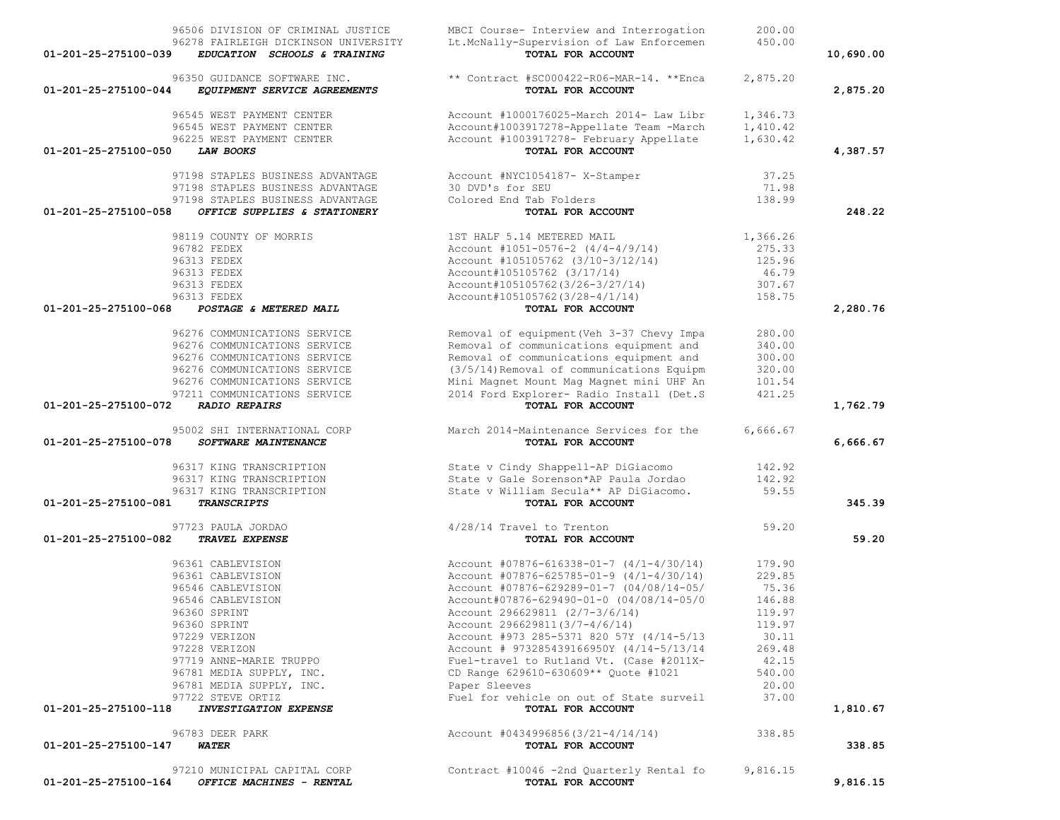| Account | Vendor | Description | Amount | Total |
|---|---|---|---|---|
| | 96506 DIVISION OF CRIMINAL JUSTICE | MBCI Course- Interview and Interrogation | 200.00 | |
| | 96278 FAIRLEIGH DICKINSON UNIVERSITY | Lt.McNally-Supervision of Law Enforcemen | 450.00 | |
| 01-201-25-275100-039 | ***EDUCATION SCHOOLS & TRAINING*** | **TOTAL FOR ACCOUNT** | | **10,690.00** |
| | 96350 GUIDANCE SOFTWARE INC. | ** Contract #SC000422-R06-MAR-14. **Enca | 2,875.20 | |
| 01-201-25-275100-044 | ***EQUIPMENT SERVICE AGREEMENTS*** | **TOTAL FOR ACCOUNT** | | **2,875.20** |
| | 96545 WEST PAYMENT CENTER | Account #1000176025-March 2014- Law Libr | 1,346.73 | |
| | 96545 WEST PAYMENT CENTER | Account#1003917278-Appellate Team -March | 1,410.42 | |
| | 96225 WEST PAYMENT CENTER | Account #1003917278- February Appellate | 1,630.42 | |
| 01-201-25-275100-050 | ***LAW BOOKS*** | **TOTAL FOR ACCOUNT** | | **4,387.57** |
| | 97198 STAPLES BUSINESS ADVANTAGE | Account #NYC1054187- X-Stamper | 37.25 | |
| | 97198 STAPLES BUSINESS ADVANTAGE | 30 DVD's for SEU | 71.98 | |
| | 97198 STAPLES BUSINESS ADVANTAGE | Colored End Tab Folders | 138.99 | |
| 01-201-25-275100-058 | ***OFFICE SUPPLIES & STATIONERY*** | **TOTAL FOR ACCOUNT** | | **248.22** |
| | 98119 COUNTY OF MORRIS | 1ST HALF 5.14 METERED MAIL | 1,366.26 | |
| | 96782 FEDEX | Account #1051-0576-2 (4/4-4/9/14) | 275.33 | |
| | 96313 FEDEX | Account #105105762 (3/10-3/12/14) | 125.96 | |
| | 96313 FEDEX | Account#105105762 (3/17/14) | 46.79 | |
| | 96313 FEDEX | Account#105105762(3/26-3/27/14) | 307.67 | |
| | 96313 FEDEX | Account#105105762(3/28-4/1/14) | 158.75 | |
| 01-201-25-275100-068 | ***POSTAGE & METERED MAIL*** | **TOTAL FOR ACCOUNT** | | **2,280.76** |
| | 96276 COMMUNICATIONS SERVICE | Removal of equipment(Veh 3-37 Chevy Impa | 280.00 | |
| | 96276 COMMUNICATIONS SERVICE | Removal of communications equipment and | 340.00 | |
| | 96276 COMMUNICATIONS SERVICE | Removal of communications equipment and | 300.00 | |
| | 96276 COMMUNICATIONS SERVICE | (3/5/14)Removal of communications Equipm | 320.00 | |
| | 96276 COMMUNICATIONS SERVICE | Mini Magnet Mount Mag Magnet mini UHF An | 101.54 | |
| | 97211 COMMUNICATIONS SERVICE | 2014 Ford Explorer- Radio Install (Det.S | 421.25 | |
| 01-201-25-275100-072 | ***RADIO REPAIRS*** | **TOTAL FOR ACCOUNT** | | **1,762.79** |
| | 95002 SHI INTERNATIONAL CORP | March 2014-Maintenance Services for the | 6,666.67 | |
| 01-201-25-275100-078 | ***SOFTWARE MAINTENANCE*** | **TOTAL FOR ACCOUNT** | | **6,666.67** |
| | 96317 KING TRANSCRIPTION | State v Cindy Shappell-AP DiGiacomo | 142.92 | |
| | 96317 KING TRANSCRIPTION | State v Gale Sorenson*AP Paula Jordao | 142.92 | |
| | 96317 KING TRANSCRIPTION | State v William Secula** AP DiGiacomo. | 59.55 | |
| 01-201-25-275100-081 | ***TRANSCRIPTS*** | **TOTAL FOR ACCOUNT** | | **345.39** |
| | 97723 PAULA JORDAO | 4/28/14 Travel to Trenton | 59.20 | |
| 01-201-25-275100-082 | ***TRAVEL EXPENSE*** | **TOTAL FOR ACCOUNT** | | **59.20** |
| | 96361 CABLEVISION | Account #07876-616338-01-7 (4/1-4/30/14) | 179.90 | |
| | 96361 CABLEVISION | Account #07876-625785-01-9 (4/1-4/30/14) | 229.85 | |
| | 96546 CABLEVISION | Account #07876-629289-01-7 (04/08/14-05/ | 75.36 | |
| | 96546 CABLEVISION | Account#07876-629490-01-0 (04/08/14-05/0 | 146.88 | |
| | 96360 SPRINT | Account 296629811 (2/7-3/6/14) | 119.97 | |
| | 96360 SPRINT | Account 296629811(3/7-4/6/14) | 119.97 | |
| | 97229 VERIZON | Account #973 285-5371 820 57Y (4/14-5/13 | 30.11 | |
| | 97228 VERIZON | Account # 973285439166950Y (4/14-5/13/14 | 269.48 | |
| | 97719 ANNE-MARIE TRUPPO | Fuel-travel to Rutland Vt. (Case #2011X- | 42.15 | |
| | 96781 MEDIA SUPPLY, INC. | CD Range 629610-630609** Quote #1021 | 540.00 | |
| | 96781 MEDIA SUPPLY, INC. | Paper Sleeves | 20.00 | |
| | 97722 STEVE ORTIZ | Fuel for vehicle on out of State surveil | 37.00 | |
| 01-201-25-275100-118 | ***INVESTIGATION EXPENSE*** | **TOTAL FOR ACCOUNT** | | **1,810.67** |
| | 96783 DEER PARK | Account #0434996856(3/21-4/14/14) | 338.85 | |
| 01-201-25-275100-147 | ***WATER*** | **TOTAL FOR ACCOUNT** | | **338.85** |
| | 97210 MUNICIPAL CAPITAL CORP | Contract #10046 -2nd Quarterly Rental fo | 9,816.15 | |
| 01-201-25-275100-164 | ***OFFICE MACHINES - RENTAL*** | **TOTAL FOR ACCOUNT** | | **9,816.15** |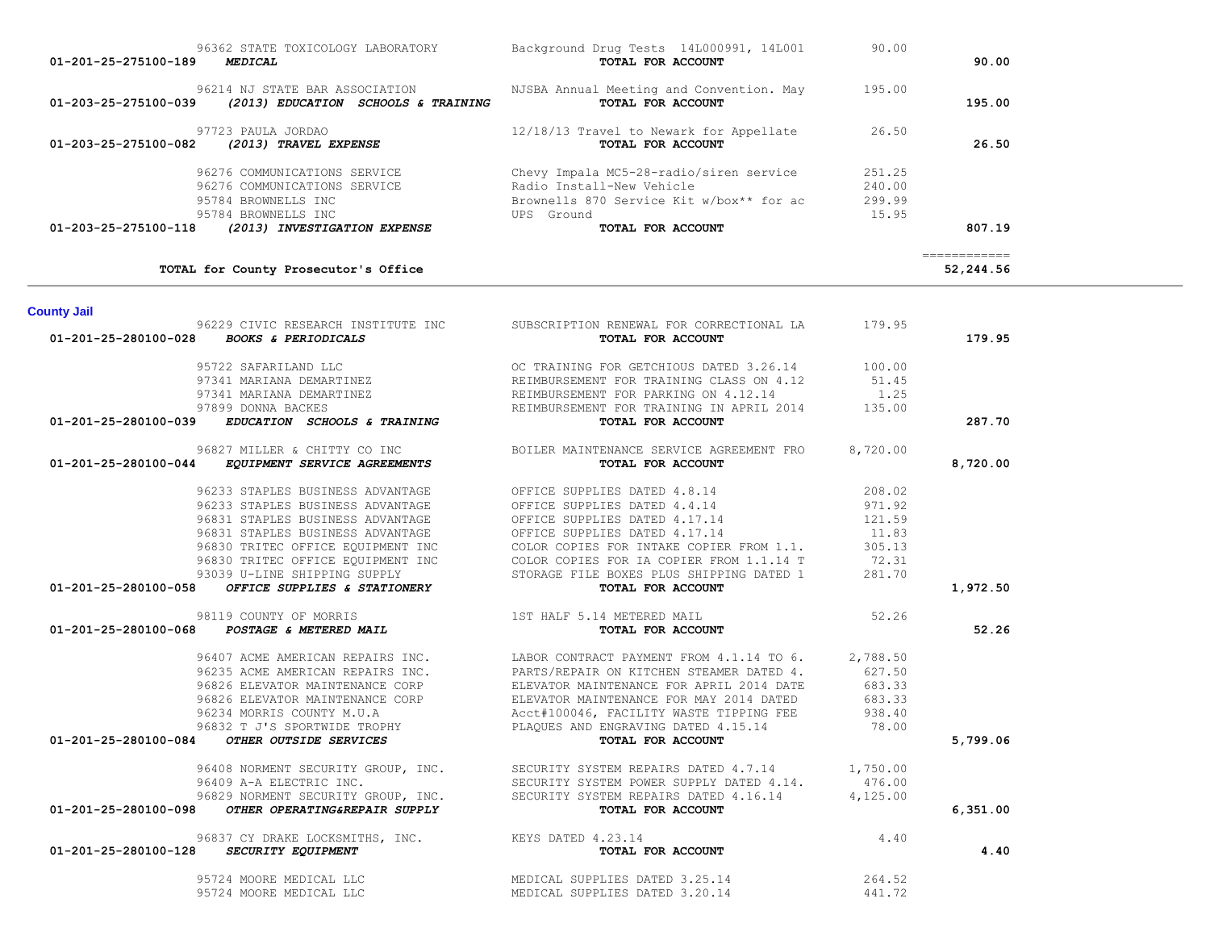| Account | Vendor | Description | Amount | Total |
|---|---|---|---|---|
| | 96362 STATE TOXICOLOGY LABORATORY | Background Drug Tests 14L000991, 14L001 | 90.00 | |
| 01-201-25-275100-189 *MEDICAL* | | **TOTAL FOR ACCOUNT** | | **90.00** |
| | 96214 NJ STATE BAR ASSOCIATION | NJSBA Annual Meeting and Convention. May | 195.00 | |
| 01-203-25-275100-039 *(2013) EDUCATION SCHOOLS & TRAINING* | | **TOTAL FOR ACCOUNT** | | **195.00** |
| | 97723 PAULA JORDAO | 12/18/13 Travel to Newark for Appellate | 26.50 | |
| 01-203-25-275100-082 *(2013) TRAVEL EXPENSE* | | **TOTAL FOR ACCOUNT** | | **26.50** |
| | 96276 COMMUNICATIONS SERVICE | Chevy Impala MC5-28-radio/siren service | 251.25 | |
| | 96276 COMMUNICATIONS SERVICE | Radio Install-New Vehicle | 240.00 | |
| | 95784 BROWNELLS INC | Brownells 870 Service Kit w/box** for ac | 299.99 | |
| | 95784 BROWNELLS INC | UPS Ground | 15.95 | |
| 01-203-25-275100-118 *(2013) INVESTIGATION EXPENSE* | | **TOTAL FOR ACCOUNT** | | **807.19** |
| **TOTAL for County Prosecutor's Office** | | | | **52,244.56** |

## County Jail

| Account | Vendor | Description | Amount | Total |
|---|---|---|---|---|
| | 96229 CIVIC RESEARCH INSTITUTE INC | SUBSCRIPTION RENEWAL FOR CORRECTIONAL LA | 179.95 | |
| 01-201-25-280100-028 *BOOKS & PERIODICALS* | | **TOTAL FOR ACCOUNT** | | **179.95** |
| | 95722 SAFARILAND LLC | OC TRAINING FOR GETCHIOUS DATED 3.26.14 | 100.00 | |
| | 97341 MARIANA DEMARTINEZ | REIMBURSEMENT FOR TRAINING CLASS ON 4.12 | 51.45 | |
| | 97341 MARIANA DEMARTINEZ | REIMBURSEMENT FOR PARKING ON 4.12.14 | 1.25 | |
| | 97899 DONNA BACKES | REIMBURSEMENT FOR TRAINING IN APRIL 2014 | 135.00 | |
| 01-201-25-280100-039 *EDUCATION SCHOOLS & TRAINING* | | **TOTAL FOR ACCOUNT** | | **287.70** |
| | 96827 MILLER & CHITTY CO INC | BOILER MAINTENANCE SERVICE AGREEMENT FRO | 8,720.00 | |
| 01-201-25-280100-044 *EQUIPMENT SERVICE AGREEMENTS* | | **TOTAL FOR ACCOUNT** | | **8,720.00** |
| | 96233 STAPLES BUSINESS ADVANTAGE | OFFICE SUPPLIES DATED 4.8.14 | 208.02 | |
| | 96233 STAPLES BUSINESS ADVANTAGE | OFFICE SUPPLIES DATED 4.4.14 | 971.92 | |
| | 96831 STAPLES BUSINESS ADVANTAGE | OFFICE SUPPLIES DATED 4.17.14 | 121.59 | |
| | 96831 STAPLES BUSINESS ADVANTAGE | OFFICE SUPPLIES DATED 4.17.14 | 11.83 | |
| | 96830 TRITEC OFFICE EQUIPMENT INC | COLOR COPIES FOR INTAKE COPIER FROM 1.1. | 305.13 | |
| | 96830 TRITEC OFFICE EQUIPMENT INC | COLOR COPIES FOR IA COPIER FROM 1.1.14 T | 72.31 | |
| | 93039 U-LINE SHIPPING SUPPLY | STORAGE FILE BOXES PLUS SHIPPING DATED 1 | 281.70 | |
| 01-201-25-280100-058 *OFFICE SUPPLIES & STATIONERY* | | **TOTAL FOR ACCOUNT** | | **1,972.50** |
| | 98119 COUNTY OF MORRIS | 1ST HALF 5.14 METERED MAIL | 52.26 | |
| 01-201-25-280100-068 *POSTAGE & METERED MAIL* | | **TOTAL FOR ACCOUNT** | | **52.26** |
| | 96407 ACME AMERICAN REPAIRS INC. | LABOR CONTRACT PAYMENT FROM 4.1.14 TO 6. | 2,788.50 | |
| | 96235 ACME AMERICAN REPAIRS INC. | PARTS/REPAIR ON KITCHEN STEAMER DATED 4. | 627.50 | |
| | 96826 ELEVATOR MAINTENANCE CORP | ELEVATOR MAINTENANCE FOR APRIL 2014 DATE | 683.33 | |
| | 96826 ELEVATOR MAINTENANCE CORP | ELEVATOR MAINTENANCE FOR MAY 2014 DATED | 683.33 | |
| | 96234 MORRIS COUNTY M.U.A | Acct#100046, FACILITY WASTE TIPPING FEE | 938.40 | |
| | 96832 T J'S SPORTWIDE TROPHY | PLAQUES AND ENGRAVING DATED 4.15.14 | 78.00 | |
| 01-201-25-280100-084 *OTHER OUTSIDE SERVICES* | | **TOTAL FOR ACCOUNT** | | **5,799.06** |
| | 96408 NORMENT SECURITY GROUP, INC. | SECURITY SYSTEM REPAIRS DATED 4.7.14 | 1,750.00 | |
| | 96409 A-A ELECTRIC INC. | SECURITY SYSTEM POWER SUPPLY DATED 4.14. | 476.00 | |
| | 96829 NORMENT SECURITY GROUP, INC. | SECURITY SYSTEM REPAIRS DATED 4.16.14 | 4,125.00 | |
| 01-201-25-280100-098 *OTHER OPERATING&REPAIR SUPPLY* | | **TOTAL FOR ACCOUNT** | | **6,351.00** |
| | 96837 CY DRAKE LOCKSMITHS, INC. | KEYS DATED 4.23.14 | 4.40 | |
| 01-201-25-280100-128 *SECURITY EQUIPMENT* | | **TOTAL FOR ACCOUNT** | | **4.40** |
| | 95724 MOORE MEDICAL LLC | MEDICAL SUPPLIES DATED 3.25.14 | 264.52 | |
| | 95724 MOORE MEDICAL LLC | MEDICAL SUPPLIES DATED 3.20.14 | 441.72 | |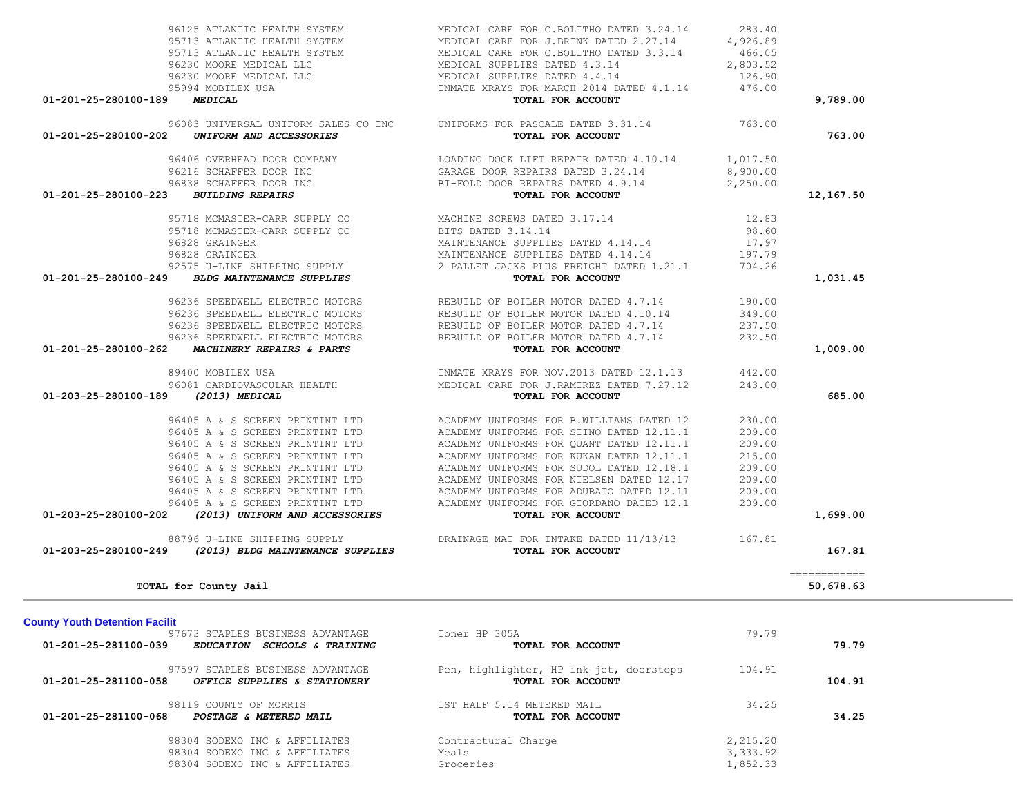| Account | Vendor | Description | Amount | Total |
|---|---|---|---|---|
| | 96125 ATLANTIC HEALTH SYSTEM | MEDICAL CARE FOR C.BOLITHO DATED 3.24.14 | 283.40 | |
| | 95713 ATLANTIC HEALTH SYSTEM | MEDICAL CARE FOR J.BRINK DATED 2.27.14 | 4,926.89 | |
| | 95713 ATLANTIC HEALTH SYSTEM | MEDICAL CARE FOR C.BOLITHO DATED 3.3.14 | 466.05 | |
| | 96230 MOORE MEDICAL LLC | MEDICAL SUPPLIES DATED 4.3.14 | 2,803.52 | |
| | 96230 MOORE MEDICAL LLC | MEDICAL SUPPLIES DATED 4.4.14 | 126.90 | |
| | 95994 MOBILEX USA | INMATE XRAYS FOR MARCH 2014 DATED 4.1.14 | 476.00 | |
| 01-201-25-280100-189 | ***MEDICAL*** | **TOTAL FOR ACCOUNT** | | **9,789.00** |
| | 96083 UNIVERSAL UNIFORM SALES CO INC | UNIFORMS FOR PASCALE DATED 3.31.14 | 763.00 | |
| 01-201-25-280100-202 | ***UNIFORM AND ACCESSORIES*** | **TOTAL FOR ACCOUNT** | | **763.00** |
| | 96406 OVERHEAD DOOR COMPANY | LOADING DOCK LIFT REPAIR DATED 4.10.14 | 1,017.50 | |
| | 96216 SCHAFFER DOOR INC | GARAGE DOOR REPAIRS DATED 3.24.14 | 8,900.00 | |
| | 96838 SCHAFFER DOOR INC | BI-FOLD DOOR REPAIRS DATED 4.9.14 | 2,250.00 | |
| 01-201-25-280100-223 | ***BUILDING REPAIRS*** | **TOTAL FOR ACCOUNT** | | **12,167.50** |
| | 95718 MCMASTER-CARR SUPPLY CO | MACHINE SCREWS DATED 3.17.14 | 12.83 | |
| | 95718 MCMASTER-CARR SUPPLY CO | BITS DATED 3.14.14 | 98.60 | |
| | 96828 GRAINGER | MAINTENANCE SUPPLIES DATED 4.14.14 | 17.97 | |
| | 96828 GRAINGER | MAINTENANCE SUPPLIES DATED 4.14.14 | 197.79 | |
| | 92575 U-LINE SHIPPING SUPPLY | 2 PALLET JACKS PLUS FREIGHT DATED 1.21.1 | 704.26 | |
| 01-201-25-280100-249 | ***BLDG MAINTENANCE SUPPLIES*** | **TOTAL FOR ACCOUNT** | | **1,031.45** |
| | 96236 SPEEDWELL ELECTRIC MOTORS | REBUILD OF BOILER MOTOR DATED 4.7.14 | 190.00 | |
| | 96236 SPEEDWELL ELECTRIC MOTORS | REBUILD OF BOILER MOTOR DATED 4.10.14 | 349.00 | |
| | 96236 SPEEDWELL ELECTRIC MOTORS | REBUILD OF BOILER MOTOR DATED 4.7.14 | 237.50 | |
| | 96236 SPEEDWELL ELECTRIC MOTORS | REBUILD OF BOILER MOTOR DATED 4.7.14 | 232.50 | |
| 01-201-25-280100-262 | ***MACHINERY REPAIRS & PARTS*** | **TOTAL FOR ACCOUNT** | | **1,009.00** |
| | 89400 MOBILEX USA | INMATE XRAYS FOR NOV.2013 DATED 12.1.13 | 442.00 | |
| | 96081 CARDIOVASCULAR HEALTH | MEDICAL CARE FOR J.RAMIREZ DATED 7.27.12 | 243.00 | |
| 01-203-25-280100-189 | ***(2013) MEDICAL*** | **TOTAL FOR ACCOUNT** | | **685.00** |
| | 96405 A & S SCREEN PRINTINT LTD | ACADEMY UNIFORMS FOR B.WILLIAMS DATED 12 | 230.00 | |
| | 96405 A & S SCREEN PRINTINT LTD | ACADEMY UNIFORMS FOR SIINO DATED 12.11.1 | 209.00 | |
| | 96405 A & S SCREEN PRINTINT LTD | ACADEMY UNIFORMS FOR QUANT DATED 12.11.1 | 209.00 | |
| | 96405 A & S SCREEN PRINTINT LTD | ACADEMY UNIFORMS FOR KUKAN DATED 12.11.1 | 215.00 | |
| | 96405 A & S SCREEN PRINTINT LTD | ACADEMY UNIFORMS FOR SUDOL DATED 12.18.1 | 209.00 | |
| | 96405 A & S SCREEN PRINTINT LTD | ACADEMY UNIFORMS FOR NIELSEN DATED 12.17 | 209.00 | |
| | 96405 A & S SCREEN PRINTINT LTD | ACADEMY UNIFORMS FOR ADUBATO DATED 12.11 | 209.00 | |
| | 96405 A & S SCREEN PRINTINT LTD | ACADEMY UNIFORMS FOR GIORDANO DATED 12.1 | 209.00 | |
| 01-203-25-280100-202 | ***(2013) UNIFORM AND ACCESSORIES*** | **TOTAL FOR ACCOUNT** | | **1,699.00** |
| | 88796 U-LINE SHIPPING SUPPLY | DRAINAGE MAT FOR INTAKE DATED 11/13/13 | 167.81 | |
| 01-203-25-280100-249 | ***(2013) BLDG MAINTENANCE SUPPLIES*** | **TOTAL FOR ACCOUNT** | | **167.81** |
| | | | | ============ |
| **TOTAL for County Jail** | | | | **50,678.63** |

**County Youth Detention Facilit**

| Account | Vendor | Description | Amount | Total |
|---|---|---|---|---|
| | 97673 STAPLES BUSINESS ADVANTAGE | Toner HP 305A | 79.79 | |
| 01-201-25-281100-039 | ***EDUCATION SCHOOLS & TRAINING*** | **TOTAL FOR ACCOUNT** | | **79.79** |
| | 97597 STAPLES BUSINESS ADVANTAGE | Pen, highlighter, HP ink jet, doorstops | 104.91 | |
| 01-201-25-281100-058 | ***OFFICE SUPPLIES & STATIONERY*** | **TOTAL FOR ACCOUNT** | | **104.91** |
| | 98119 COUNTY OF MORRIS | 1ST HALF 5.14 METERED MAIL | 34.25 | |
| 01-201-25-281100-068 | ***POSTAGE & METERED MAIL*** | **TOTAL FOR ACCOUNT** | | **34.25** |
| | 98304 SODEXO INC & AFFILIATES | Contractural Charge | 2,215.20 | |
| | 98304 SODEXO INC & AFFILIATES | Meals | 3,333.92 | |
| | 98304 SODEXO INC & AFFILIATES | Groceries | 1,852.33 | |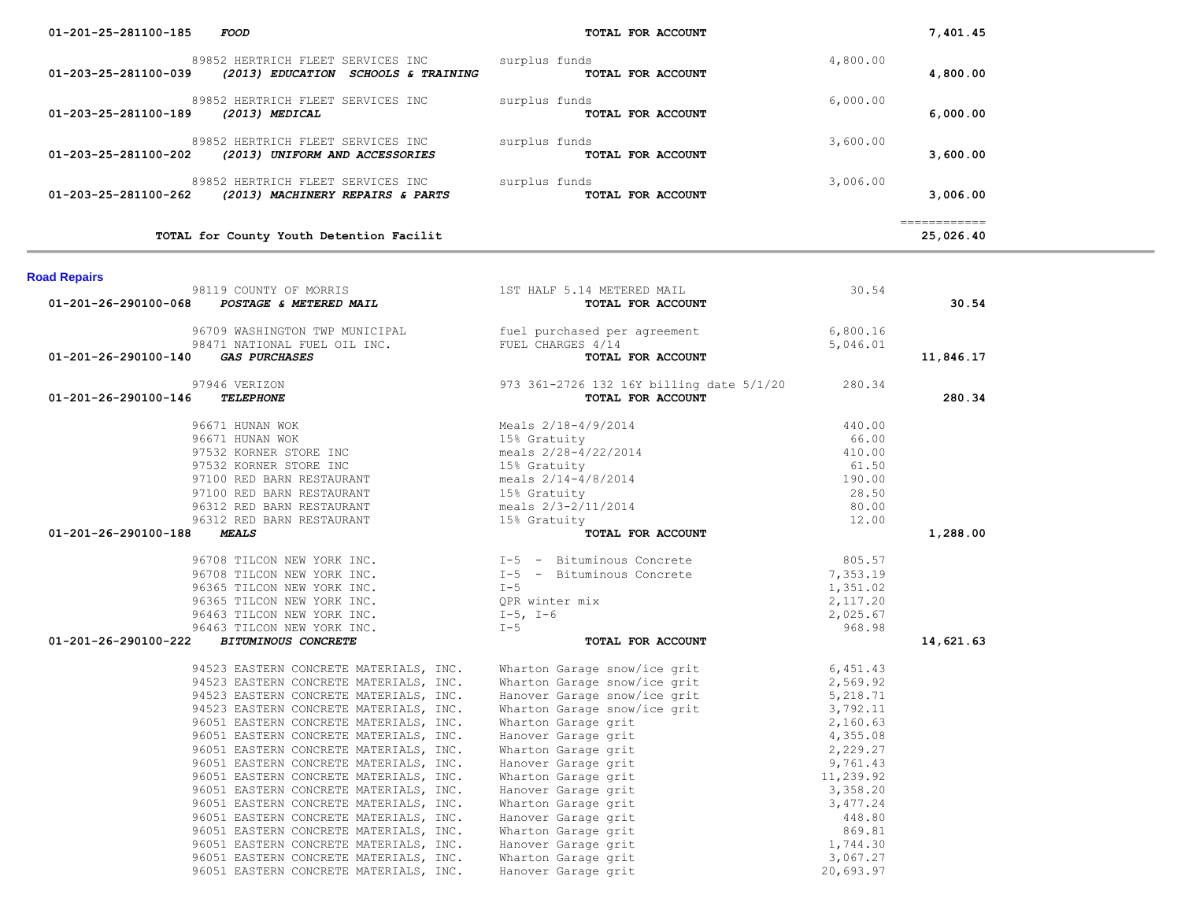| Account | Vendor / Description | Detail | Amount | Total |
|---|---|---|---|---|
| 01-201-25-281100-185 *FOOD* | | TOTAL FOR ACCOUNT | | 7,401.45 |
| | 89852 HERTRICH FLEET SERVICES INC | surplus funds | 4,800.00 | |
| 01-203-25-281100-039 *(2013) EDUCATION SCHOOLS & TRAINING* | | TOTAL FOR ACCOUNT | | 4,800.00 |
| | 89852 HERTRICH FLEET SERVICES INC | surplus funds | 6,000.00 | |
| 01-203-25-281100-189 *(2013) MEDICAL* | | TOTAL FOR ACCOUNT | | 6,000.00 |
| | 89852 HERTRICH FLEET SERVICES INC | surplus funds | 3,600.00 | |
| 01-203-25-281100-202 *(2013) UNIFORM AND ACCESSORIES* | | TOTAL FOR ACCOUNT | | 3,600.00 |
| | 89852 HERTRICH FLEET SERVICES INC | surplus funds | 3,006.00 | |
| 01-203-25-281100-262 *(2013) MACHINERY REPAIRS & PARTS* | | TOTAL FOR ACCOUNT | | 3,006.00 |
| | | | | ============ |
| **TOTAL for County Youth Detention Facilit** | | | | 25,026.40 |

## Road Repairs

| Account | Vendor / Description | Detail | Amount | Total |
|---|---|---|---|---|
| | 98119 COUNTY OF MORRIS | 1ST HALF 5.14 METERED MAIL | 30.54 | |
| 01-201-26-290100-068 *POSTAGE & METERED MAIL* | | TOTAL FOR ACCOUNT | | 30.54 |
| | 96709 WASHINGTON TWP MUNICIPAL | fuel purchased per agreement | 6,800.16 | |
| | 98471 NATIONAL FUEL OIL INC. | FUEL CHARGES 4/14 | 5,046.01 | |
| 01-201-26-290100-140 *GAS PURCHASES* | | TOTAL FOR ACCOUNT | | 11,846.17 |
| | 97946 VERIZON | 973 361-2726 132 16Y billing date 5/1/20 | 280.34 | |
| 01-201-26-290100-146 *TELEPHONE* | | TOTAL FOR ACCOUNT | | 280.34 |
| | 96671 HUNAN WOK | Meals 2/18-4/9/2014 | 440.00 | |
| | 96671 HUNAN WOK | 15% Gratuity | 66.00 | |
| | 97532 KORNER STORE INC | meals 2/28-4/22/2014 | 410.00 | |
| | 97532 KORNER STORE INC | 15% Gratuity | 61.50 | |
| | 97100 RED BARN RESTAURANT | meals 2/14-4/8/2014 | 190.00 | |
| | 97100 RED BARN RESTAURANT | 15% Gratuity | 28.50 | |
| | 96312 RED BARN RESTAURANT | meals 2/3-2/11/2014 | 80.00 | |
| | 96312 RED BARN RESTAURANT | 15% Gratuity | 12.00 | |
| 01-201-26-290100-188 *MEALS* | | TOTAL FOR ACCOUNT | | 1,288.00 |
| | 96708 TILCON NEW YORK INC. | I-5 - Bituminous Concrete | 805.57 | |
| | 96708 TILCON NEW YORK INC. | I-5 - Bituminous Concrete | 7,353.19 | |
| | 96365 TILCON NEW YORK INC. | I-5 | 1,351.02 | |
| | 96365 TILCON NEW YORK INC. | QPR winter mix | 2,117.20 | |
| | 96463 TILCON NEW YORK INC. | I-5, I-6 | 2,025.67 | |
| | 96463 TILCON NEW YORK INC. | I-5 | 968.98 | |
| 01-201-26-290100-222 *BITUMINOUS CONCRETE* | | TOTAL FOR ACCOUNT | | 14,621.63 |
| | 94523 EASTERN CONCRETE MATERIALS, INC. | Wharton Garage snow/ice grit | 6,451.43 | |
| | 94523 EASTERN CONCRETE MATERIALS, INC. | Wharton Garage snow/ice grit | 2,569.92 | |
| | 94523 EASTERN CONCRETE MATERIALS, INC. | Hanover Garage snow/ice grit | 5,218.71 | |
| | 94523 EASTERN CONCRETE MATERIALS, INC. | Wharton Garage snow/ice grit | 3,792.11 | |
| | 96051 EASTERN CONCRETE MATERIALS, INC. | Wharton Garage grit | 2,160.63 | |
| | 96051 EASTERN CONCRETE MATERIALS, INC. | Hanover Garage grit | 4,355.08 | |
| | 96051 EASTERN CONCRETE MATERIALS, INC. | Wharton Garage grit | 2,229.27 | |
| | 96051 EASTERN CONCRETE MATERIALS, INC. | Hanover Garage grit | 9,761.43 | |
| | 96051 EASTERN CONCRETE MATERIALS, INC. | Wharton Garage grit | 11,239.92 | |
| | 96051 EASTERN CONCRETE MATERIALS, INC. | Hanover Garage grit | 3,358.20 | |
| | 96051 EASTERN CONCRETE MATERIALS, INC. | Wharton Garage grit | 3,477.24 | |
| | 96051 EASTERN CONCRETE MATERIALS, INC. | Hanover Garage grit | 448.80 | |
| | 96051 EASTERN CONCRETE MATERIALS, INC. | Wharton Garage grit | 869.81 | |
| | 96051 EASTERN CONCRETE MATERIALS, INC. | Hanover Garage grit | 1,744.30 | |
| | 96051 EASTERN CONCRETE MATERIALS, INC. | Wharton Garage grit | 3,067.27 | |
| | 96051 EASTERN CONCRETE MATERIALS, INC. | Hanover Garage grit | 20,693.97 | |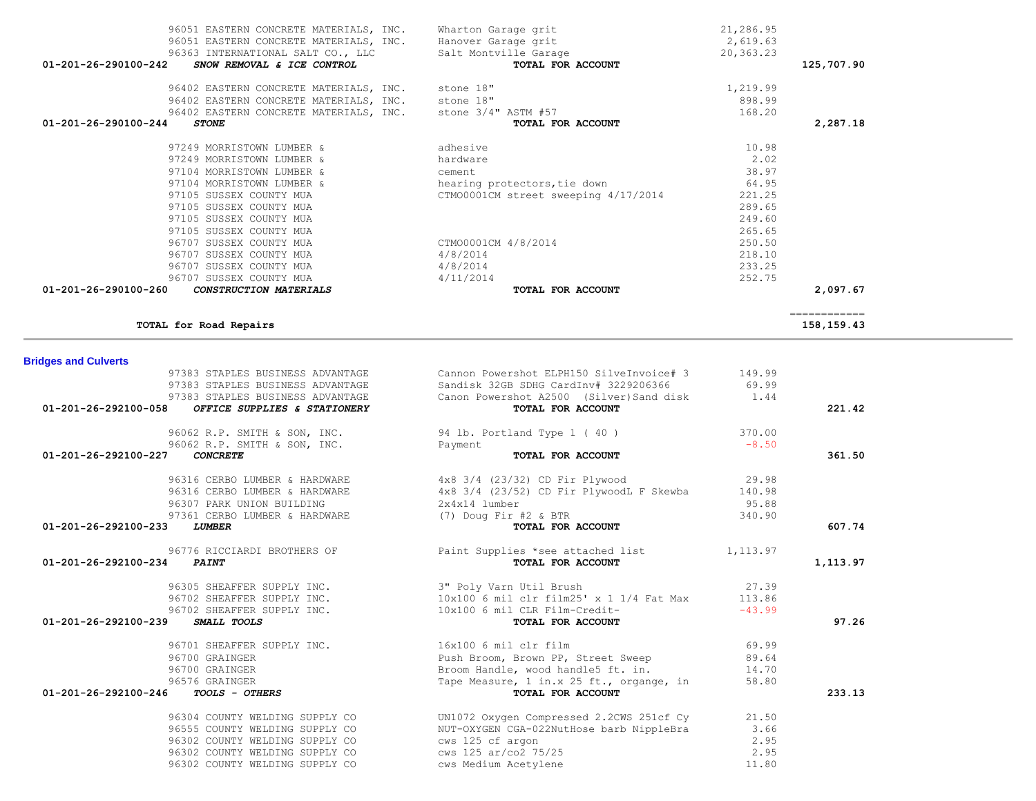| Account | Vendor | Description | Amount | Account Total |
|---|---|---|---|---|
| | 96051 EASTERN CONCRETE MATERIALS, INC. | Wharton Garage grit | 21,286.95 | |
| | 96051 EASTERN CONCRETE MATERIALS, INC. | Hanover Garage grit | 2,619.63 | |
| | 96363 INTERNATIONAL SALT CO., LLC | Salt Montville Garage | 20,363.23 | |
| 01-201-26-290100-242 | *SNOW REMOVAL & ICE CONTROL* | **TOTAL FOR ACCOUNT** | | **125,707.90** |
| | 96402 EASTERN CONCRETE MATERIALS, INC. | stone 18" | 1,219.99 | |
| | 96402 EASTERN CONCRETE MATERIALS, INC. | stone 18" | 898.99 | |
| | 96402 EASTERN CONCRETE MATERIALS, INC. | stone 3/4" ASTM #57 | 168.20 | |
| 01-201-26-290100-244 | *STONE* | **TOTAL FOR ACCOUNT** | | **2,287.18** |
| | 97249 MORRISTOWN LUMBER & | adhesive | 10.98 | |
| | 97249 MORRISTOWN LUMBER & | hardware | 2.02 | |
| | 97104 MORRISTOWN LUMBER & | cement | 38.97 | |
| | 97104 MORRISTOWN LUMBER & | hearing protectors,tie down | 64.95 | |
| | 97105 SUSSEX COUNTY MUA | CTMO0001CM street sweeping 4/17/2014 | 221.25 | |
| | 97105 SUSSEX COUNTY MUA | | 289.65 | |
| | 97105 SUSSEX COUNTY MUA | | 249.60 | |
| | 97105 SUSSEX COUNTY MUA | | 265.65 | |
| | 96707 SUSSEX COUNTY MUA | CTMO0001CM 4/8/2014 | 250.50 | |
| | 96707 SUSSEX COUNTY MUA | 4/8/2014 | 218.10 | |
| | 96707 SUSSEX COUNTY MUA | 4/8/2014 | 233.25 | |
| | 96707 SUSSEX COUNTY MUA | 4/11/2014 | 252.75 | |
| 01-201-26-290100-260 | *CONSTRUCTION MATERIALS* | **TOTAL FOR ACCOUNT** | | **2,097.67** |
| | **TOTAL for Road Repairs** | | | **158,159.43** |

## Bridges and Culverts

| Account | Vendor | Description | Amount | Account Total |
|---|---|---|---|---|
| | 97383 STAPLES BUSINESS ADVANTAGE | Cannon Powershot ELPH150 SilveInvoice# 3 | 149.99 | |
| | 97383 STAPLES BUSINESS ADVANTAGE | Sandisk 32GB SDHG CardInv# 3229206366 | 69.99 | |
| | 97383 STAPLES BUSINESS ADVANTAGE | Canon Powershot A2500 (Silver)Sand disk | 1.44 | |
| 01-201-26-292100-058 | *OFFICE SUPPLIES & STATIONERY* | **TOTAL FOR ACCOUNT** | | **221.42** |
| | 96062 R.P. SMITH & SON, INC. | 94 lb. Portland Type 1 ( 40 ) | 370.00 | |
| | 96062 R.P. SMITH & SON, INC. | Payment | -8.50 | |
| 01-201-26-292100-227 | *CONCRETE* | **TOTAL FOR ACCOUNT** | | **361.50** |
| | 96316 CERBO LUMBER & HARDWARE | 4x8 3/4 (23/32) CD Fir Plywood | 29.98 | |
| | 96316 CERBO LUMBER & HARDWARE | 4x8 3/4 (23/52) CD Fir PlywoodL F Skewba | 140.98 | |
| | 96307 PARK UNION BUILDING | 2x4x14 lumber | 95.88 | |
| | 97361 CERBO LUMBER & HARDWARE | (7) Doug Fir #2 & BTR | 340.90 | |
| 01-201-26-292100-233 | *LUMBER* | **TOTAL FOR ACCOUNT** | | **607.74** |
| | 96776 RICCIARDI BROTHERS OF | Paint Supplies *see attached list | 1,113.97 | |
| 01-201-26-292100-234 | *PAINT* | **TOTAL FOR ACCOUNT** | | **1,113.97** |
| | 96305 SHEAFFER SUPPLY INC. | 3" Poly Varn Util Brush | 27.39 | |
| | 96702 SHEAFFER SUPPLY INC. | 10x100 6 mil clr film25' x 1 1/4 Fat Max | 113.86 | |
| | 96702 SHEAFFER SUPPLY INC. | 10x100 6 mil CLR Film-Credit- | -43.99 | |
| 01-201-26-292100-239 | *SMALL TOOLS* | **TOTAL FOR ACCOUNT** | | **97.26** |
| | 96701 SHEAFFER SUPPLY INC. | 16x100 6 mil clr film | 69.99 | |
| | 96700 GRAINGER | Push Broom, Brown PP, Street Sweep | 89.64 | |
| | 96700 GRAINGER | Broom Handle, wood handle5 ft. in. | 14.70 | |
| | 96576 GRAINGER | Tape Measure, 1 in.x 25 ft., organge, in | 58.80 | |
| 01-201-26-292100-246 | *TOOLS - OTHERS* | **TOTAL FOR ACCOUNT** | | **233.13** |
| | 96304 COUNTY WELDING SUPPLY CO | UN1072 Oxygen Compressed 2.2CWS 251cf Cy | 21.50 | |
| | 96555 COUNTY WELDING SUPPLY CO | NUT-OXYGEN CGA-022NutHose barb NippleBra | 3.66 | |
| | 96302 COUNTY WELDING SUPPLY CO | cws 125 cf argon | 2.95 | |
| | 96302 COUNTY WELDING SUPPLY CO | cws 125 ar/co2 75/25 | 2.95 | |
| | 96302 COUNTY WELDING SUPPLY CO | cws Medium Acetylene | 11.80 | |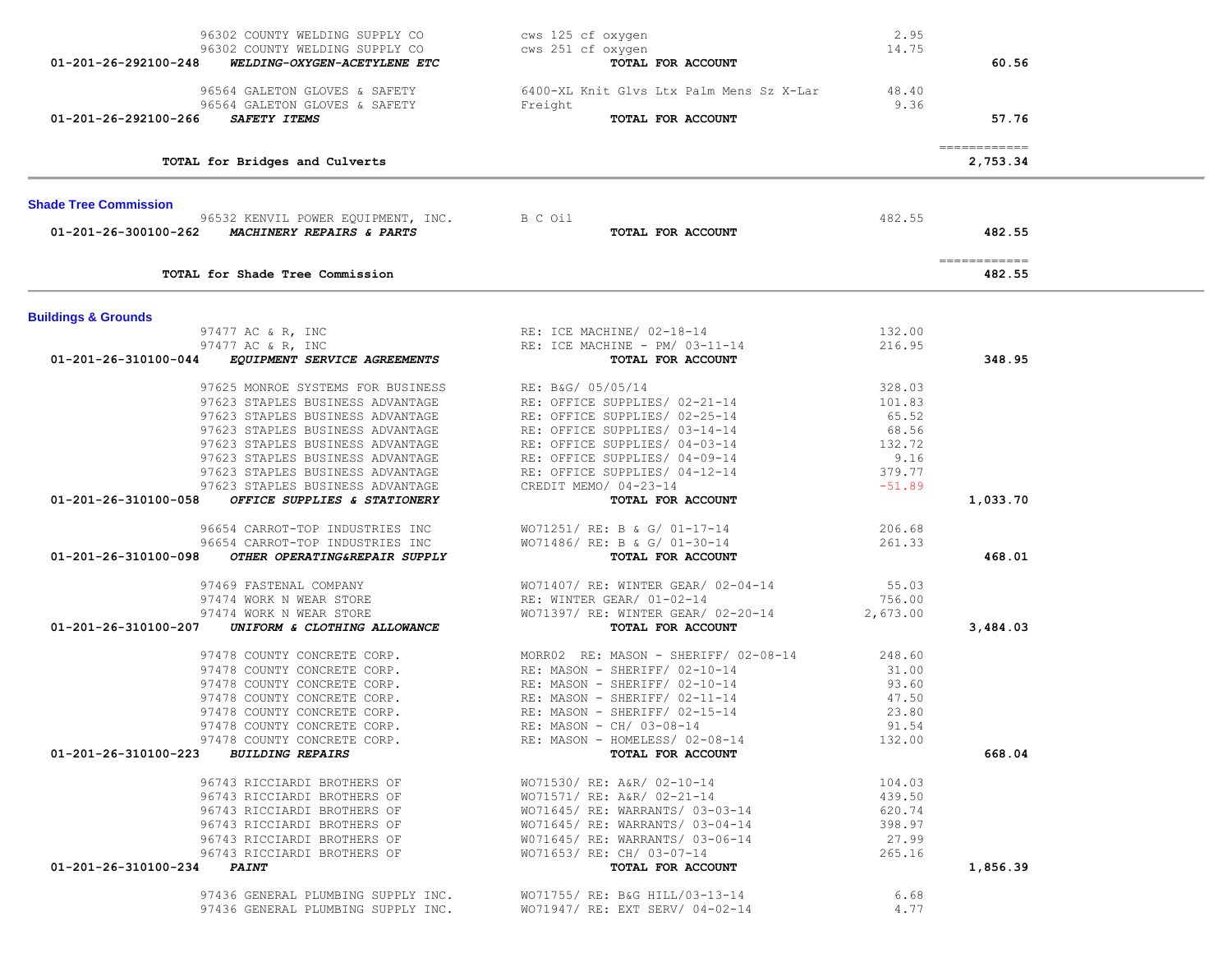| Account | Vendor / Account Name | Description | Amount | Total |
|---|---|---|---|---|
| | 96302 COUNTY WELDING SUPPLY CO | cws 125 cf oxygen | 2.95 | |
| | 96302 COUNTY WELDING SUPPLY CO | cws 251 cf oxygen | 14.75 | |
| 01-201-26-292100-248 | ***WELDING-OXYGEN-ACETYLENE ETC*** | **TOTAL FOR ACCOUNT** | | **60.56** |
| | 96564 GALETON GLOVES & SAFETY | 6400-XL Knit Glvs Ltx Palm Mens Sz X-Lar | 48.40 | |
| | 96564 GALETON GLOVES & SAFETY | Freight | 9.36 | |
| 01-201-26-292100-266 | ***SAFETY ITEMS*** | **TOTAL FOR ACCOUNT** | | **57.76** |
| | **TOTAL for Bridges and Culverts** | | | **2,753.34** |

## Shade Tree Commission

| Account | Vendor / Account Name | Description | Amount | Total |
|---|---|---|---|---|
| | 96532 KENVIL POWER EQUIPMENT, INC. | B C Oil | 482.55 | |
| 01-201-26-300100-262 | ***MACHINERY REPAIRS & PARTS*** | **TOTAL FOR ACCOUNT** | | **482.55** |
| | **TOTAL for Shade Tree Commission** | | | **482.55** |

## Buildings & Grounds

| Account | Vendor / Account Name | Description | Amount | Total |
|---|---|---|---|---|
| | 97477 AC & R, INC | RE: ICE MACHINE/ 02-18-14 | 132.00 | |
| | 97477 AC & R, INC | RE: ICE MACHINE - PM/ 03-11-14 | 216.95 | |
| 01-201-26-310100-044 | ***EQUIPMENT SERVICE AGREEMENTS*** | **TOTAL FOR ACCOUNT** | | **348.95** |
| | 97625 MONROE SYSTEMS FOR BUSINESS | RE: B&G/ 05/05/14 | 328.03 | |
| | 97623 STAPLES BUSINESS ADVANTAGE | RE: OFFICE SUPPLIES/ 02-21-14 | 101.83 | |
| | 97623 STAPLES BUSINESS ADVANTAGE | RE: OFFICE SUPPLIES/ 02-25-14 | 65.52 | |
| | 97623 STAPLES BUSINESS ADVANTAGE | RE: OFFICE SUPPLIES/ 03-14-14 | 68.56 | |
| | 97623 STAPLES BUSINESS ADVANTAGE | RE: OFFICE SUPPLIES/ 04-03-14 | 132.72 | |
| | 97623 STAPLES BUSINESS ADVANTAGE | RE: OFFICE SUPPLIES/ 04-09-14 | 9.16 | |
| | 97623 STAPLES BUSINESS ADVANTAGE | RE: OFFICE SUPPLIES/ 04-12-14 | 379.77 | |
| | 97623 STAPLES BUSINESS ADVANTAGE | CREDIT MEMO/ 04-23-14 | -51.89 | |
| 01-201-26-310100-058 | ***OFFICE SUPPLIES & STATIONERY*** | **TOTAL FOR ACCOUNT** | | **1,033.70** |
| | 96654 CARROT-TOP INDUSTRIES INC | WO71251/ RE: B & G/ 01-17-14 | 206.68 | |
| | 96654 CARROT-TOP INDUSTRIES INC | WO71486/ RE: B & G/ 01-30-14 | 261.33 | |
| 01-201-26-310100-098 | ***OTHER OPERATING&REPAIR SUPPLY*** | **TOTAL FOR ACCOUNT** | | **468.01** |
| | 97469 FASTENAL COMPANY | WO71407/ RE: WINTER GEAR/ 02-04-14 | 55.03 | |
| | 97474 WORK N WEAR STORE | RE: WINTER GEAR/ 01-02-14 | 756.00 | |
| | 97474 WORK N WEAR STORE | WO71397/ RE: WINTER GEAR/ 02-20-14 | 2,673.00 | |
| 01-201-26-310100-207 | ***UNIFORM & CLOTHING ALLOWANCE*** | **TOTAL FOR ACCOUNT** | | **3,484.03** |
| | 97478 COUNTY CONCRETE CORP. | MORR02 RE: MASON - SHERIFF/ 02-08-14 | 248.60 | |
| | 97478 COUNTY CONCRETE CORP. | RE: MASON - SHERIFF/ 02-10-14 | 31.00 | |
| | 97478 COUNTY CONCRETE CORP. | RE: MASON - SHERIFF/ 02-10-14 | 93.60 | |
| | 97478 COUNTY CONCRETE CORP. | RE: MASON - SHERIFF/ 02-11-14 | 47.50 | |
| | 97478 COUNTY CONCRETE CORP. | RE: MASON - SHERIFF/ 02-15-14 | 23.80 | |
| | 97478 COUNTY CONCRETE CORP. | RE: MASON - CH/ 03-08-14 | 91.54 | |
| | 97478 COUNTY CONCRETE CORP. | RE: MASON - HOMELESS/ 02-08-14 | 132.00 | |
| 01-201-26-310100-223 | ***BUILDING REPAIRS*** | **TOTAL FOR ACCOUNT** | | **668.04** |
| | 96743 RICCIARDI BROTHERS OF | WO71530/ RE: A&R/ 02-10-14 | 104.03 | |
| | 96743 RICCIARDI BROTHERS OF | WO71571/ RE: A&R/ 02-21-14 | 439.50 | |
| | 96743 RICCIARDI BROTHERS OF | WO71645/ RE: WARRANTS/ 03-03-14 | 620.74 | |
| | 96743 RICCIARDI BROTHERS OF | WO71645/ RE: WARRANTS/ 03-04-14 | 398.97 | |
| | 96743 RICCIARDI BROTHERS OF | WO71645/ RE: WARRANTS/ 03-06-14 | 27.99 | |
| | 96743 RICCIARDI BROTHERS OF | WO71653/ RE: CH/ 03-07-14 | 265.16 | |
| 01-201-26-310100-234 | ***PAINT*** | **TOTAL FOR ACCOUNT** | | **1,856.39** |
| | 97436 GENERAL PLUMBING SUPPLY INC. | WO71755/ RE: B&G HILL/03-13-14 | 6.68 | |
| | 97436 GENERAL PLUMBING SUPPLY INC. | WO71947/ RE: EXT SERV/ 04-02-14 | 4.77 | |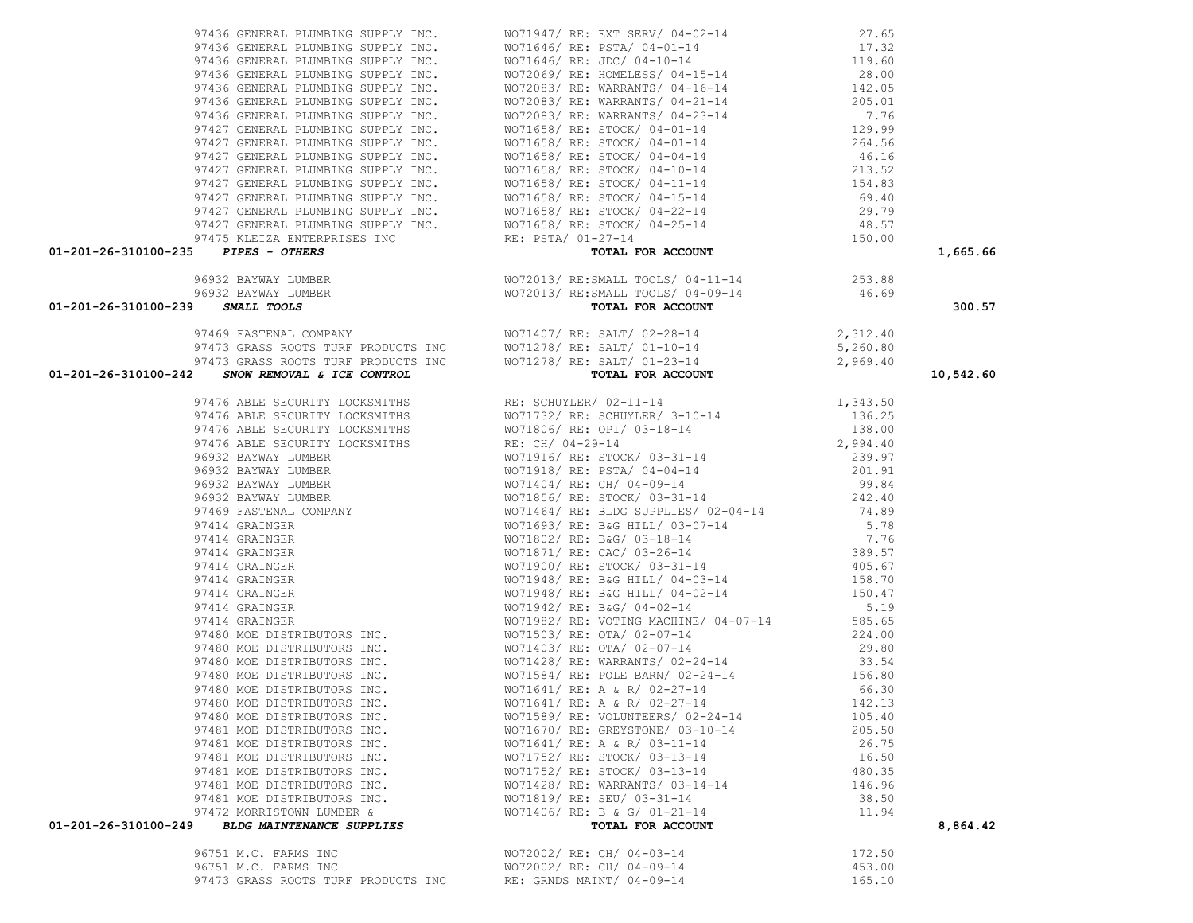| | | | |
|---|---|---|---|
| 97436 GENERAL PLUMBING SUPPLY INC. | WO71947/ RE: EXT SERV/ 04-02-14 | 27.65 | |
| 97436 GENERAL PLUMBING SUPPLY INC. | WO71646/ RE: PSTA/ 04-01-14 | 17.32 | |
| 97436 GENERAL PLUMBING SUPPLY INC. | WO71646/ RE: JDC/ 04-10-14 | 119.60 | |
| 97436 GENERAL PLUMBING SUPPLY INC. | WO72069/ RE: HOMELESS/ 04-15-14 | 28.00 | |
| 97436 GENERAL PLUMBING SUPPLY INC. | WO72083/ RE: WARRANTS/ 04-16-14 | 142.05 | |
| 97436 GENERAL PLUMBING SUPPLY INC. | WO72083/ RE: WARRANTS/ 04-21-14 | 205.01 | |
| 97436 GENERAL PLUMBING SUPPLY INC. | WO72083/ RE: WARRANTS/ 04-23-14 | 7.76 | |
| 97427 GENERAL PLUMBING SUPPLY INC. | WO71658/ RE: STOCK/ 04-01-14 | 129.99 | |
| 97427 GENERAL PLUMBING SUPPLY INC. | WO71658/ RE: STOCK/ 04-01-14 | 264.56 | |
| 97427 GENERAL PLUMBING SUPPLY INC. | WO71658/ RE: STOCK/ 04-04-14 | 46.16 | |
| 97427 GENERAL PLUMBING SUPPLY INC. | WO71658/ RE: STOCK/ 04-10-14 | 213.52 | |
| 97427 GENERAL PLUMBING SUPPLY INC. | WO71658/ RE: STOCK/ 04-11-14 | 154.83 | |
| 97427 GENERAL PLUMBING SUPPLY INC. | WO71658/ RE: STOCK/ 04-15-14 | 69.40 | |
| 97427 GENERAL PLUMBING SUPPLY INC. | WO71658/ RE: STOCK/ 04-22-14 | 29.79 | |
| 97427 GENERAL PLUMBING SUPPLY INC. | WO71658/ RE: STOCK/ 04-25-14 | 48.57 | |
| 97475 KLEIZA ENTERPRISES INC | RE: PSTA/ 01-27-14 | 150.00 | |
| **01-201-26-310100-235 *PIPES - OTHERS*** | **TOTAL FOR ACCOUNT** | | **1,665.66** |
| 96932 BAYWAY LUMBER | WO72013/ RE:SMALL TOOLS/ 04-11-14 | 253.88 | |
| 96932 BAYWAY LUMBER | WO72013/ RE:SMALL TOOLS/ 04-09-14 | 46.69 | |
| **01-201-26-310100-239 *SMALL TOOLS*** | **TOTAL FOR ACCOUNT** | | **300.57** |
| 97469 FASTENAL COMPANY | WO71407/ RE: SALT/ 02-28-14 | 2,312.40 | |
| 97473 GRASS ROOTS TURF PRODUCTS INC | WO71278/ RE: SALT/ 01-10-14 | 5,260.80 | |
| 97473 GRASS ROOTS TURF PRODUCTS INC | WO71278/ RE: SALT/ 01-23-14 | 2,969.40 | |
| **01-201-26-310100-242 *SNOW REMOVAL & ICE CONTROL*** | **TOTAL FOR ACCOUNT** | | **10,542.60** |
| 97476 ABLE SECURITY LOCKSMITHS | RE: SCHUYLER/ 02-11-14 | 1,343.50 | |
| 97476 ABLE SECURITY LOCKSMITHS | WO71732/ RE: SCHUYLER/ 3-10-14 | 136.25 | |
| 97476 ABLE SECURITY LOCKSMITHS | WO71806/ RE: OPI/ 03-18-14 | 138.00 | |
| 97476 ABLE SECURITY LOCKSMITHS | RE: CH/ 04-29-14 | 2,994.40 | |
| 96932 BAYWAY LUMBER | WO71916/ RE: STOCK/ 03-31-14 | 239.97 | |
| 96932 BAYWAY LUMBER | WO71918/ RE: PSTA/ 04-04-14 | 201.91 | |
| 96932 BAYWAY LUMBER | WO71404/ RE: CH/ 04-09-14 | 99.84 | |
| 96932 BAYWAY LUMBER | WO71856/ RE: STOCK/ 03-31-14 | 242.40 | |
| 97469 FASTENAL COMPANY | WO71464/ RE: BLDG SUPPLIES/ 02-04-14 | 74.89 | |
| 97414 GRAINGER | WO71693/ RE: B&G HILL/ 03-07-14 | 5.78 | |
| 97414 GRAINGER | WO71802/ RE: B&G/ 03-18-14 | 7.76 | |
| 97414 GRAINGER | WO71871/ RE: CAC/ 03-26-14 | 389.57 | |
| 97414 GRAINGER | WO71900/ RE: STOCK/ 03-31-14 | 405.67 | |
| 97414 GRAINGER | WO71948/ RE: B&G HILL/ 04-03-14 | 158.70 | |
| 97414 GRAINGER | WO71948/ RE: B&G HILL/ 04-02-14 | 150.47 | |
| 97414 GRAINGER | WO71942/ RE: B&G/ 04-02-14 | 5.19 | |
| 97414 GRAINGER | WO71982/ RE: VOTING MACHINE/ 04-07-14 | 585.65 | |
| 97480 MOE DISTRIBUTORS INC. | WO71503/ RE: OTA/ 02-07-14 | 224.00 | |
| 97480 MOE DISTRIBUTORS INC. | WO71403/ RE: OTA/ 02-07-14 | 29.80 | |
| 97480 MOE DISTRIBUTORS INC. | WO71428/ RE: WARRANTS/ 02-24-14 | 33.54 | |
| 97480 MOE DISTRIBUTORS INC. | WO71584/ RE: POLE BARN/ 02-24-14 | 156.80 | |
| 97480 MOE DISTRIBUTORS INC. | WO71641/ RE: A & R/ 02-27-14 | 66.30 | |
| 97480 MOE DISTRIBUTORS INC. | WO71641/ RE: A & R/ 02-27-14 | 142.13 | |
| 97480 MOE DISTRIBUTORS INC. | WO71589/ RE: VOLUNTEERS/ 02-24-14 | 105.40 | |
| 97481 MOE DISTRIBUTORS INC. | WO71670/ RE: GREYSTONE/ 03-10-14 | 205.50 | |
| 97481 MOE DISTRIBUTORS INC. | WO71641/ RE: A & R/ 03-11-14 | 26.75 | |
| 97481 MOE DISTRIBUTORS INC. | WO71752/ RE: STOCK/ 03-13-14 | 16.50 | |
| 97481 MOE DISTRIBUTORS INC. | WO71752/ RE: STOCK/ 03-13-14 | 480.35 | |
| 97481 MOE DISTRIBUTORS INC. | WO71428/ RE: WARRANTS/ 03-14-14 | 146.96 | |
| 97481 MOE DISTRIBUTORS INC. | WO71819/ RE: SEU/ 03-31-14 | 38.50 | |
| 97472 MORRISTOWN LUMBER & | WO71406/ RE: B & G/ 01-21-14 | 11.94 | |
| **01-201-26-310100-249 *BLDG MAINTENANCE SUPPLIES*** | **TOTAL FOR ACCOUNT** | | **8,864.42** |
| 96751 M.C. FARMS INC | WO72002/ RE: CH/ 04-03-14 | 172.50 | |
| 96751 M.C. FARMS INC | WO72002/ RE: CH/ 04-09-14 | 453.00 | |
| 97473 GRASS ROOTS TURF PRODUCTS INC | RE: GRNDS MAINT/ 04-09-14 | 165.10 | |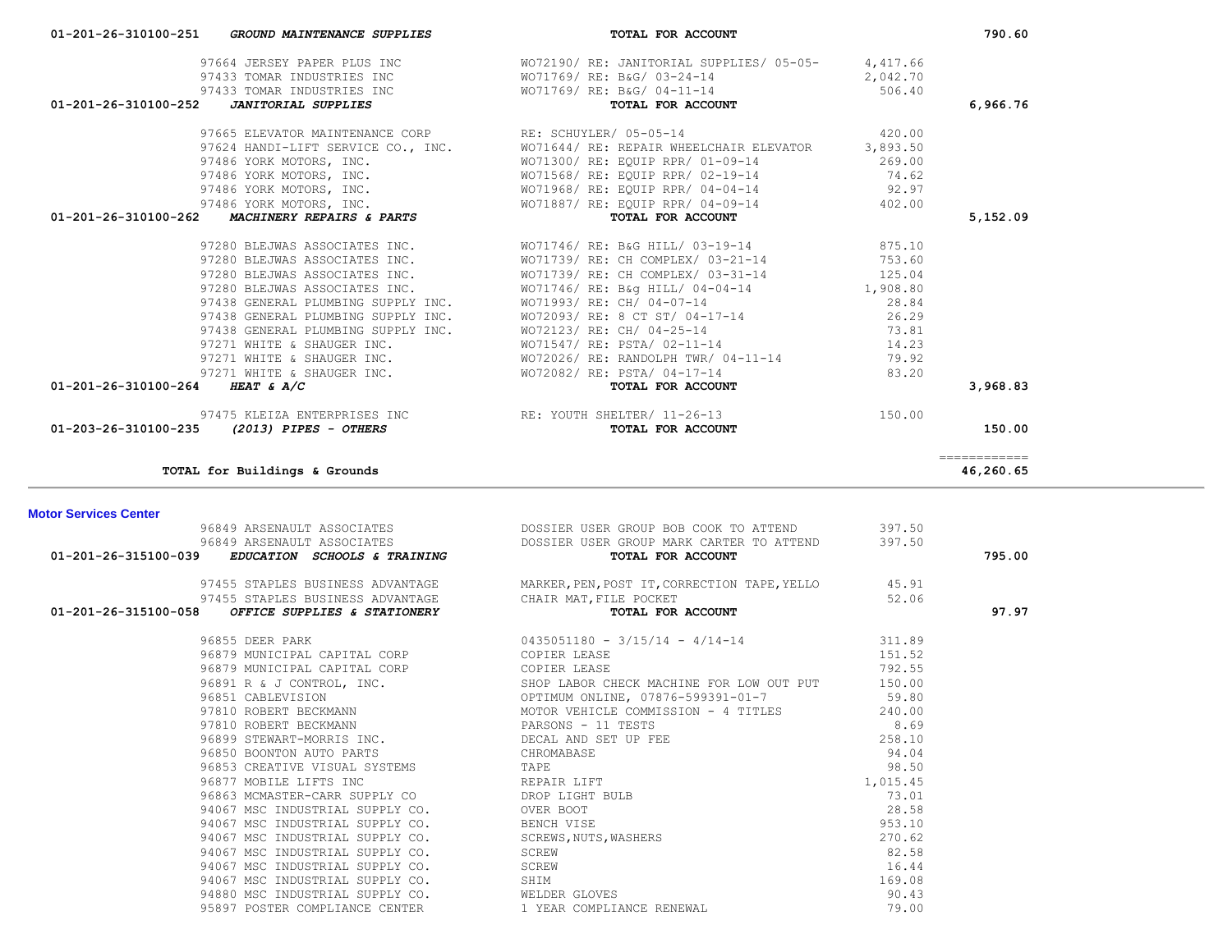| Account | Vendor | Description | Amount | Total |
|---|---|---|---|---|
| 01-201-26-310100-251 ***GROUND MAINTENANCE SUPPLIES*** | | **TOTAL FOR ACCOUNT** | | **790.60** |
| | 97664 JERSEY PAPER PLUS INC | WO72190/ RE: JANITORIAL SUPPLIES/ 05-05- | 4,417.66 | |
| | 97433 TOMAR INDUSTRIES INC | WO71769/ RE: B&G/ 03-24-14 | 2,042.70 | |
| | 97433 TOMAR INDUSTRIES INC | WO71769/ RE: B&G/ 04-11-14 | 506.40 | |
| 01-201-26-310100-252 ***JANITORIAL SUPPLIES*** | | **TOTAL FOR ACCOUNT** | | **6,966.76** |
| | 97665 ELEVATOR MAINTENANCE CORP | RE: SCHUYLER/ 05-05-14 | 420.00 | |
| | 97624 HANDI-LIFT SERVICE CO., INC. | WO71644/ RE: REPAIR WHEELCHAIR ELEVATOR | 3,893.50 | |
| | 97486 YORK MOTORS, INC. | WO71300/ RE: EQUIP RPR/ 01-09-14 | 269.00 | |
| | 97486 YORK MOTORS, INC. | WO71568/ RE: EQUIP RPR/ 02-19-14 | 74.62 | |
| | 97486 YORK MOTORS, INC. | WO71968/ RE: EQUIP RPR/ 04-04-14 | 92.97 | |
| | 97486 YORK MOTORS, INC. | WO71887/ RE: EQUIP RPR/ 04-09-14 | 402.00 | |
| 01-201-26-310100-262 ***MACHINERY REPAIRS & PARTS*** | | **TOTAL FOR ACCOUNT** | | **5,152.09** |
| | 97280 BLEJWAS ASSOCIATES INC. | WO71746/ RE: B&G HILL/ 03-19-14 | 875.10 | |
| | 97280 BLEJWAS ASSOCIATES INC. | WO71739/ RE: CH COMPLEX/ 03-21-14 | 753.60 | |
| | 97280 BLEJWAS ASSOCIATES INC. | WO71739/ RE: CH COMPLEX/ 03-31-14 | 125.04 | |
| | 97280 BLEJWAS ASSOCIATES INC. | WO71746/ RE: B&g HILL/ 04-04-14 | 1,908.80 | |
| | 97438 GENERAL PLUMBING SUPPLY INC. | WO71993/ RE: CH/ 04-07-14 | 28.84 | |
| | 97438 GENERAL PLUMBING SUPPLY INC. | WO72093/ RE: 8 CT ST/ 04-17-14 | 26.29 | |
| | 97438 GENERAL PLUMBING SUPPLY INC. | WO72123/ RE: CH/ 04-25-14 | 73.81 | |
| | 97271 WHITE & SHAUGER INC. | WO71547/ RE: PSTA/ 02-11-14 | 14.23 | |
| | 97271 WHITE & SHAUGER INC. | WO72026/ RE: RANDOLPH TWR/ 04-11-14 | 79.92 | |
| | 97271 WHITE & SHAUGER INC. | WO72082/ RE: PSTA/ 04-17-14 | 83.20 | |
| 01-201-26-310100-264 ***HEAT & A/C*** | | **TOTAL FOR ACCOUNT** | | **3,968.83** |
| | 97475 KLEIZA ENTERPRISES INC | RE: YOUTH SHELTER/ 11-26-13 | 150.00 | |
| 01-203-26-310100-235 ***(2013) PIPES - OTHERS*** | | **TOTAL FOR ACCOUNT** | | **150.00** |
| | | | | ============ |
| **TOTAL for Buildings & Grounds** | | | | **46,260.65** |

**Motor Services Center**

| Account | Vendor | Description | Amount | Total |
|---|---|---|---|---|
| | 96849 ARSENAULT ASSOCIATES | DOSSIER USER GROUP BOB COOK TO ATTEND | 397.50 | |
| | 96849 ARSENAULT ASSOCIATES | DOSSIER USER GROUP MARK CARTER TO ATTEND | 397.50 | |
| 01-201-26-315100-039 ***EDUCATION SCHOOLS & TRAINING*** | | **TOTAL FOR ACCOUNT** | | **795.00** |
| | 97455 STAPLES BUSINESS ADVANTAGE | MARKER,PEN,POST IT,CORRECTION TAPE,YELLO | 45.91 | |
| | 97455 STAPLES BUSINESS ADVANTAGE | CHAIR MAT,FILE POCKET | 52.06 | |
| 01-201-26-315100-058 ***OFFICE SUPPLIES & STATIONERY*** | | **TOTAL FOR ACCOUNT** | | **97.97** |
| | 96855 DEER PARK | 0435051180 - 3/15/14 - 4/14-14 | 311.89 | |
| | 96879 MUNICIPAL CAPITAL CORP | COPIER LEASE | 151.52 | |
| | 96879 MUNICIPAL CAPITAL CORP | COPIER LEASE | 792.55 | |
| | 96891 R & J CONTROL, INC. | SHOP LABOR CHECK MACHINE FOR LOW OUT PUT | 150.00 | |
| | 96851 CABLEVISION | OPTIMUM ONLINE, 07876-599391-01-7 | 59.80 | |
| | 97810 ROBERT BECKMANN | MOTOR VEHICLE COMMISSION - 4 TITLES | 240.00 | |
| | 97810 ROBERT BECKMANN | PARSONS - 11 TESTS | 8.69 | |
| | 96899 STEWART-MORRIS INC. | DECAL AND SET UP FEE | 258.10 | |
| | 96850 BOONTON AUTO PARTS | CHROMABASE | 94.04 | |
| | 96853 CREATIVE VISUAL SYSTEMS | TAPE | 98.50 | |
| | 96877 MOBILE LIFTS INC | REPAIR LIFT | 1,015.45 | |
| | 96863 MCMASTER-CARR SUPPLY CO | DROP LIGHT BULB | 73.01 | |
| | 94067 MSC INDUSTRIAL SUPPLY CO. | OVER BOOT | 28.58 | |
| | 94067 MSC INDUSTRIAL SUPPLY CO. | BENCH VISE | 953.10 | |
| | 94067 MSC INDUSTRIAL SUPPLY CO. | SCREWS,NUTS,WASHERS | 270.62 | |
| | 94067 MSC INDUSTRIAL SUPPLY CO. | SCREW | 82.58 | |
| | 94067 MSC INDUSTRIAL SUPPLY CO. | SCREW | 16.44 | |
| | 94067 MSC INDUSTRIAL SUPPLY CO. | SHIM | 169.08 | |
| | 94880 MSC INDUSTRIAL SUPPLY CO. | WELDER GLOVES | 90.43 | |
| | 95897 POSTER COMPLIANCE CENTER | 1 YEAR COMPLIANCE RENEWAL | 79.00 | |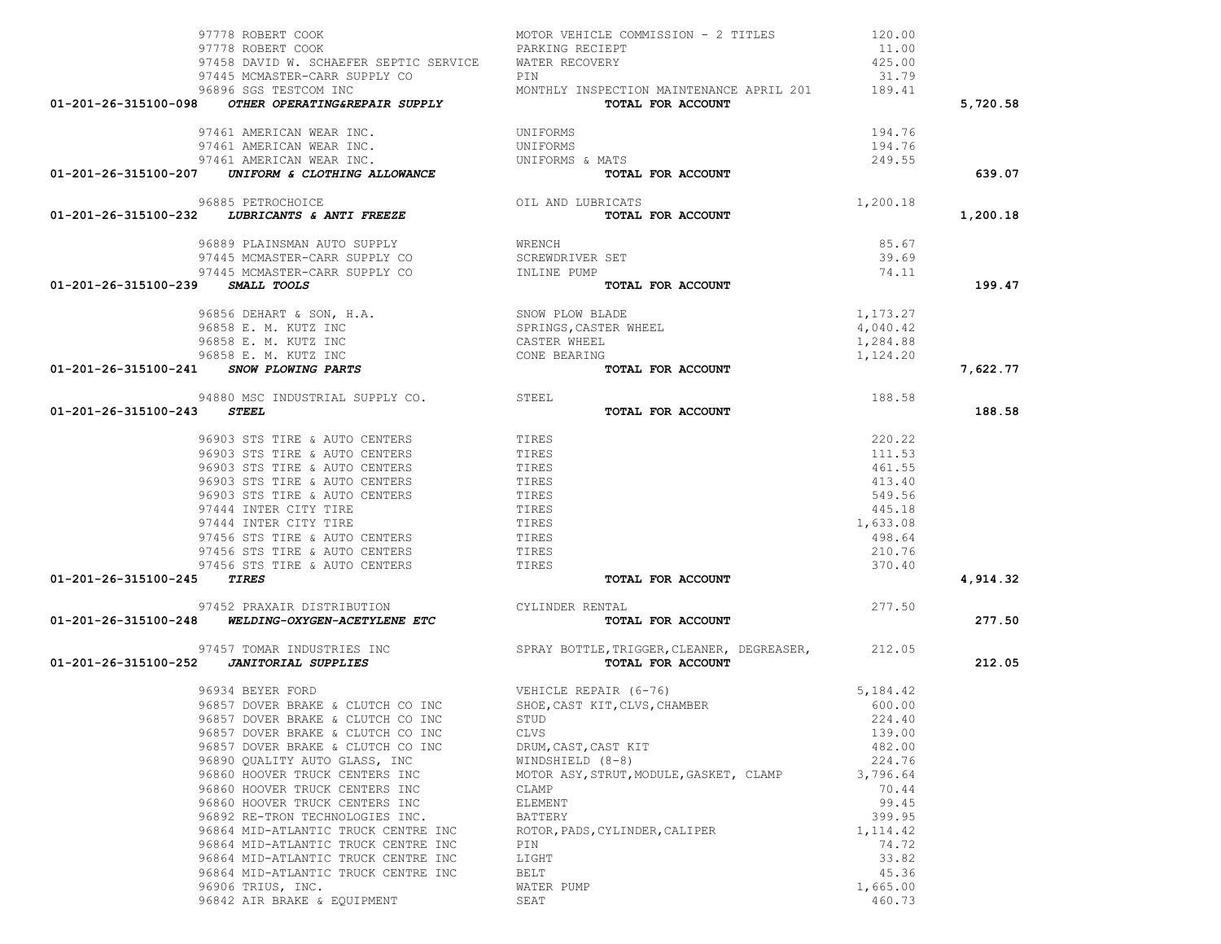| Account | Vendor | Description | Amount | Total |
|---|---|---|---|---|
| | 97778 ROBERT COOK | MOTOR VEHICLE COMMISSION - 2 TITLES | 120.00 | |
| | 97778 ROBERT COOK | PARKING RECIEPT | 11.00 | |
| | 97458 DAVID W. SCHAEFER SEPTIC SERVICE | WATER RECOVERY | 425.00 | |
| | 97445 MCMASTER-CARR SUPPLY CO | PIN | 31.79 | |
| | 96896 SGS TESTCOM INC | MONTHLY INSPECTION MAINTENANCE APRIL 201 | 189.41 | |
| **01-201-26-315100-098** | ***OTHER OPERATING&REPAIR SUPPLY*** | **TOTAL FOR ACCOUNT** | | **5,720.58** |
| | 97461 AMERICAN WEAR INC. | UNIFORMS | 194.76 | |
| | 97461 AMERICAN WEAR INC. | UNIFORMS | 194.76 | |
| | 97461 AMERICAN WEAR INC. | UNIFORMS & MATS | 249.55 | |
| **01-201-26-315100-207** | ***UNIFORM & CLOTHING ALLOWANCE*** | **TOTAL FOR ACCOUNT** | | **639.07** |
| | 96885 PETROCHOICE | OIL AND LUBRICATS | 1,200.18 | |
| **01-201-26-315100-232** | ***LUBRICANTS & ANTI FREEZE*** | **TOTAL FOR ACCOUNT** | | **1,200.18** |
| | 96889 PLAINSMAN AUTO SUPPLY | WRENCH | 85.67 | |
| | 97445 MCMASTER-CARR SUPPLY CO | SCREWDRIVER SET | 39.69 | |
| | 97445 MCMASTER-CARR SUPPLY CO | INLINE PUMP | 74.11 | |
| **01-201-26-315100-239** | ***SMALL TOOLS*** | **TOTAL FOR ACCOUNT** | | **199.47** |
| | 96856 DEHART & SON, H.A. | SNOW PLOW BLADE | 1,173.27 | |
| | 96858 E. M. KUTZ INC | SPRINGS,CASTER WHEEL | 4,040.42 | |
| | 96858 E. M. KUTZ INC | CASTER WHEEL | 1,284.88 | |
| | 96858 E. M. KUTZ INC | CONE BEARING | 1,124.20 | |
| **01-201-26-315100-241** | ***SNOW PLOWING PARTS*** | **TOTAL FOR ACCOUNT** | | **7,622.77** |
| | 94880 MSC INDUSTRIAL SUPPLY CO. | STEEL | 188.58 | |
| **01-201-26-315100-243** | ***STEEL*** | **TOTAL FOR ACCOUNT** | | **188.58** |
| | 96903 STS TIRE & AUTO CENTERS | TIRES | 220.22 | |
| | 96903 STS TIRE & AUTO CENTERS | TIRES | 111.53 | |
| | 96903 STS TIRE & AUTO CENTERS | TIRES | 461.55 | |
| | 96903 STS TIRE & AUTO CENTERS | TIRES | 413.40 | |
| | 96903 STS TIRE & AUTO CENTERS | TIRES | 549.56 | |
| | 97444 INTER CITY TIRE | TIRES | 445.18 | |
| | 97444 INTER CITY TIRE | TIRES | 1,633.08 | |
| | 97456 STS TIRE & AUTO CENTERS | TIRES | 498.64 | |
| | 97456 STS TIRE & AUTO CENTERS | TIRES | 210.76 | |
| | 97456 STS TIRE & AUTO CENTERS | TIRES | 370.40 | |
| **01-201-26-315100-245** | ***TIRES*** | **TOTAL FOR ACCOUNT** | | **4,914.32** |
| | 97452 PRAXAIR DISTRIBUTION | CYLINDER RENTAL | 277.50 | |
| **01-201-26-315100-248** | ***WELDING-OXYGEN-ACETYLENE ETC*** | **TOTAL FOR ACCOUNT** | | **277.50** |
| | 97457 TOMAR INDUSTRIES INC | SPRAY BOTTLE,TRIGGER,CLEANER, DEGREASER, | 212.05 | |
| **01-201-26-315100-252** | ***JANITORIAL SUPPLIES*** | **TOTAL FOR ACCOUNT** | | **212.05** |
| | 96934 BEYER FORD | VEHICLE REPAIR (6-76) | 5,184.42 | |
| | 96857 DOVER BRAKE & CLUTCH CO INC | SHOE,CAST KIT,CLVS,CHAMBER | 600.00 | |
| | 96857 DOVER BRAKE & CLUTCH CO INC | STUD | 224.40 | |
| | 96857 DOVER BRAKE & CLUTCH CO INC | CLVS | 139.00 | |
| | 96857 DOVER BRAKE & CLUTCH CO INC | DRUM,CAST,CAST KIT | 482.00 | |
| | 96890 QUALITY AUTO GLASS, INC | WINDSHIELD (8-8) | 224.76 | |
| | 96860 HOOVER TRUCK CENTERS INC | MOTOR ASY,STRUT,MODULE,GASKET, CLAMP | 3,796.64 | |
| | 96860 HOOVER TRUCK CENTERS INC | CLAMP | 70.44 | |
| | 96860 HOOVER TRUCK CENTERS INC | ELEMENT | 99.45 | |
| | 96892 RE-TRON TECHNOLOGIES INC. | BATTERY | 399.95 | |
| | 96864 MID-ATLANTIC TRUCK CENTRE INC | ROTOR,PADS,CYLINDER,CALIPER | 1,114.42 | |
| | 96864 MID-ATLANTIC TRUCK CENTRE INC | PIN | 74.72 | |
| | 96864 MID-ATLANTIC TRUCK CENTRE INC | LIGHT | 33.82 | |
| | 96864 MID-ATLANTIC TRUCK CENTRE INC | BELT | 45.36 | |
| | 96906 TRIUS, INC. | WATER PUMP | 1,665.00 | |
| | 96842 AIR BRAKE & EQUIPMENT | SEAT | 460.73 | |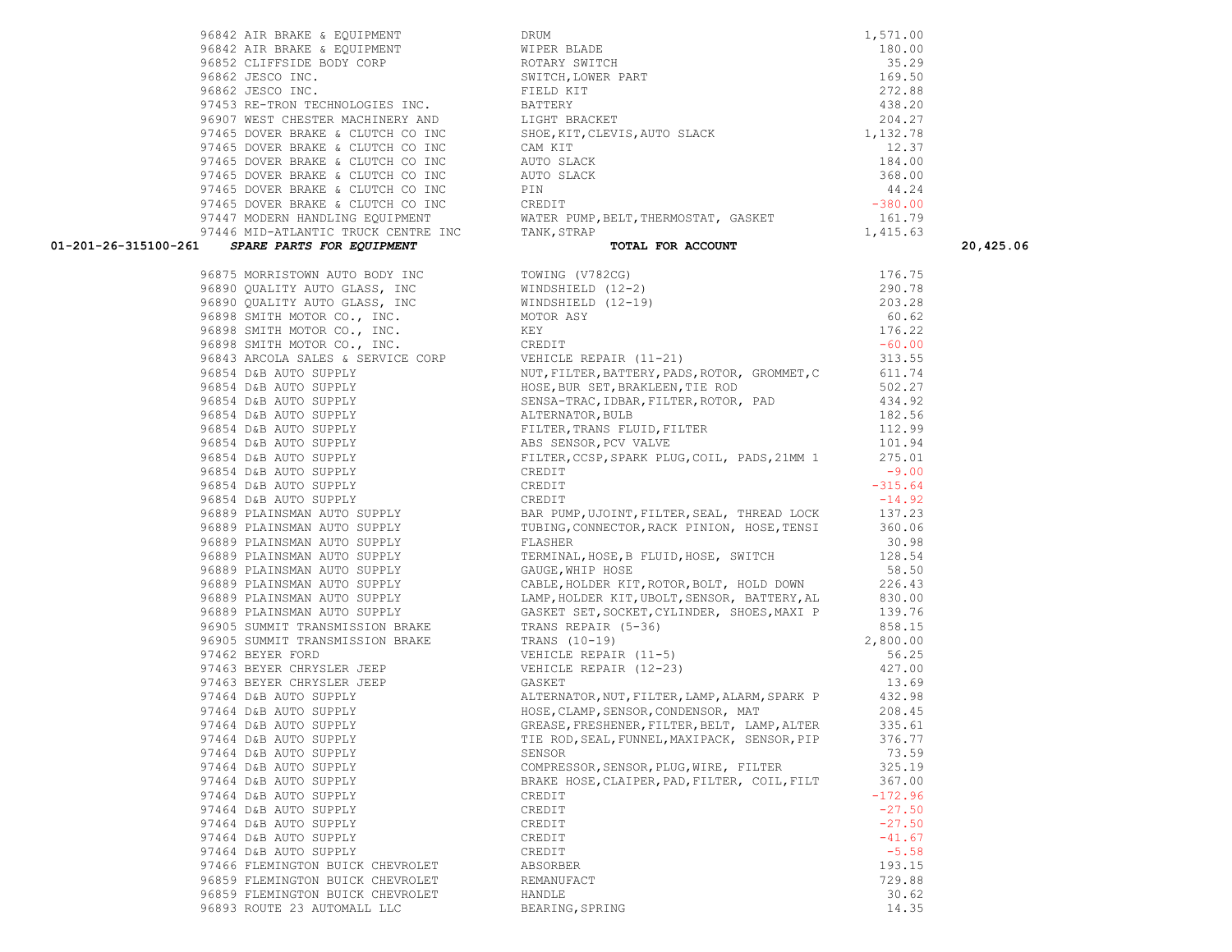| | | | | |
|---|---|---|---|---|
| | 96842 AIR BRAKE & EQUIPMENT | DRUM | 1,571.00 | |
| | 96842 AIR BRAKE & EQUIPMENT | WIPER BLADE | 180.00 | |
| | 96852 CLIFFSIDE BODY CORP | ROTARY SWITCH | 35.29 | |
| | 96862 JESCO INC. | SWITCH,LOWER PART | 169.50 | |
| | 96862 JESCO INC. | FIELD KIT | 272.88 | |
| | 97453 RE-TRON TECHNOLOGIES INC. | BATTERY | 438.20 | |
| | 96907 WEST CHESTER MACHINERY AND | LIGHT BRACKET | 204.27 | |
| | 97465 DOVER BRAKE & CLUTCH CO INC | SHOE,KIT,CLEVIS,AUTO SLACK | 1,132.78 | |
| | 97465 DOVER BRAKE & CLUTCH CO INC | CAM KIT | 12.37 | |
| | 97465 DOVER BRAKE & CLUTCH CO INC | AUTO SLACK | 184.00 | |
| | 97465 DOVER BRAKE & CLUTCH CO INC | AUTO SLACK | 368.00 | |
| | 97465 DOVER BRAKE & CLUTCH CO INC | PIN | 44.24 | |
| | 97465 DOVER BRAKE & CLUTCH CO INC | CREDIT | -380.00 | |
| | 97447 MODERN HANDLING EQUIPMENT | WATER PUMP,BELT,THERMOSTAT, GASKET | 161.79 | |
| | 97446 MID-ATLANTIC TRUCK CENTRE INC | TANK,STRAP | 1,415.63 | |
| **01-201-26-315100-261** | ***SPARE PARTS FOR EQUIPMENT*** | **TOTAL FOR ACCOUNT** | | **20,425.06** |
| | 96875 MORRISTOWN AUTO BODY INC | TOWING (V782CG) | 176.75 | |
| | 96890 QUALITY AUTO GLASS, INC | WINDSHIELD (12-2) | 290.78 | |
| | 96890 QUALITY AUTO GLASS, INC | WINDSHIELD (12-19) | 203.28 | |
| | 96898 SMITH MOTOR CO., INC. | MOTOR ASY | 60.62 | |
| | 96898 SMITH MOTOR CO., INC. | KEY | 176.22 | |
| | 96898 SMITH MOTOR CO., INC. | CREDIT | -60.00 | |
| | 96843 ARCOLA SALES & SERVICE CORP | VEHICLE REPAIR (11-21) | 313.55 | |
| | 96854 D&B AUTO SUPPLY | NUT,FILTER,BATTERY,PADS,ROTOR, GROMMET,C | 611.74 | |
| | 96854 D&B AUTO SUPPLY | HOSE,BUR SET,BRAKLEEN,TIE ROD | 502.27 | |
| | 96854 D&B AUTO SUPPLY | SENSA-TRAC,IDBAR,FILTER,ROTOR, PAD | 434.92 | |
| | 96854 D&B AUTO SUPPLY | ALTERNATOR,BULB | 182.56 | |
| | 96854 D&B AUTO SUPPLY | FILTER,TRANS FLUID,FILTER | 112.99 | |
| | 96854 D&B AUTO SUPPLY | ABS SENSOR,PCV VALVE | 101.94 | |
| | 96854 D&B AUTO SUPPLY | FILTER,CCSP,SPARK PLUG,COIL, PADS,21MM 1 | 275.01 | |
| | 96854 D&B AUTO SUPPLY | CREDIT | -9.00 | |
| | 96854 D&B AUTO SUPPLY | CREDIT | -315.64 | |
| | 96854 D&B AUTO SUPPLY | CREDIT | -14.92 | |
| | 96889 PLAINSMAN AUTO SUPPLY | BAR PUMP,UJOINT,FILTER,SEAL, THREAD LOCK | 137.23 | |
| | 96889 PLAINSMAN AUTO SUPPLY | TUBING,CONNECTOR,RACK PINION, HOSE,TENSI | 360.06 | |
| | 96889 PLAINSMAN AUTO SUPPLY | FLASHER | 30.98 | |
| | 96889 PLAINSMAN AUTO SUPPLY | TERMINAL,HOSE,B FLUID,HOSE, SWITCH | 128.54 | |
| | 96889 PLAINSMAN AUTO SUPPLY | GAUGE,WHIP HOSE | 58.50 | |
| | 96889 PLAINSMAN AUTO SUPPLY | CABLE,HOLDER KIT,ROTOR,BOLT, HOLD DOWN | 226.43 | |
| | 96889 PLAINSMAN AUTO SUPPLY | LAMP,HOLDER KIT,UBOLT,SENSOR, BATTERY,AL | 830.00 | |
| | 96889 PLAINSMAN AUTO SUPPLY | GASKET SET,SOCKET,CYLINDER, SHOES,MAXI P | 139.76 | |
| | 96905 SUMMIT TRANSMISSION BRAKE | TRANS REPAIR (5-36) | 858.15 | |
| | 96905 SUMMIT TRANSMISSION BRAKE | TRANS (10-19) | 2,800.00 | |
| | 97462 BEYER FORD | VEHICLE REPAIR (11-5) | 56.25 | |
| | 97463 BEYER CHRYSLER JEEP | VEHICLE REPAIR (12-23) | 427.00 | |
| | 97463 BEYER CHRYSLER JEEP | GASKET | 13.69 | |
| | 97464 D&B AUTO SUPPLY | ALTERNATOR,NUT,FILTER,LAMP,ALARM,SPARK P | 432.98 | |
| | 97464 D&B AUTO SUPPLY | HOSE,CLAMP,SENSOR,CONDENSOR, MAT | 208.45 | |
| | 97464 D&B AUTO SUPPLY | GREASE,FRESHENER,FILTER,BELT, LAMP,ALTER | 335.61 | |
| | 97464 D&B AUTO SUPPLY | TIE ROD,SEAL,FUNNEL,MAXIPACK, SENSOR,PIP | 376.77 | |
| | 97464 D&B AUTO SUPPLY | SENSOR | 73.59 | |
| | 97464 D&B AUTO SUPPLY | COMPRESSOR,SENSOR,PLUG,WIRE, FILTER | 325.19 | |
| | 97464 D&B AUTO SUPPLY | BRAKE HOSE,CLAIPER,PAD,FILTER, COIL,FILT | 367.00 | |
| | 97464 D&B AUTO SUPPLY | CREDIT | -172.96 | |
| | 97464 D&B AUTO SUPPLY | CREDIT | -27.50 | |
| | 97464 D&B AUTO SUPPLY | CREDIT | -27.50 | |
| | 97464 D&B AUTO SUPPLY | CREDIT | -41.67 | |
| | 97464 D&B AUTO SUPPLY | CREDIT | -5.58 | |
| | 97466 FLEMINGTON BUICK CHEVROLET | ABSORBER | 193.15 | |
| | 96859 FLEMINGTON BUICK CHEVROLET | REMANUFACT | 729.88 | |
| | 96859 FLEMINGTON BUICK CHEVROLET | HANDLE | 30.62 | |
| | 96893 ROUTE 23 AUTOMALL LLC | BEARING,SPRING | 14.35 | |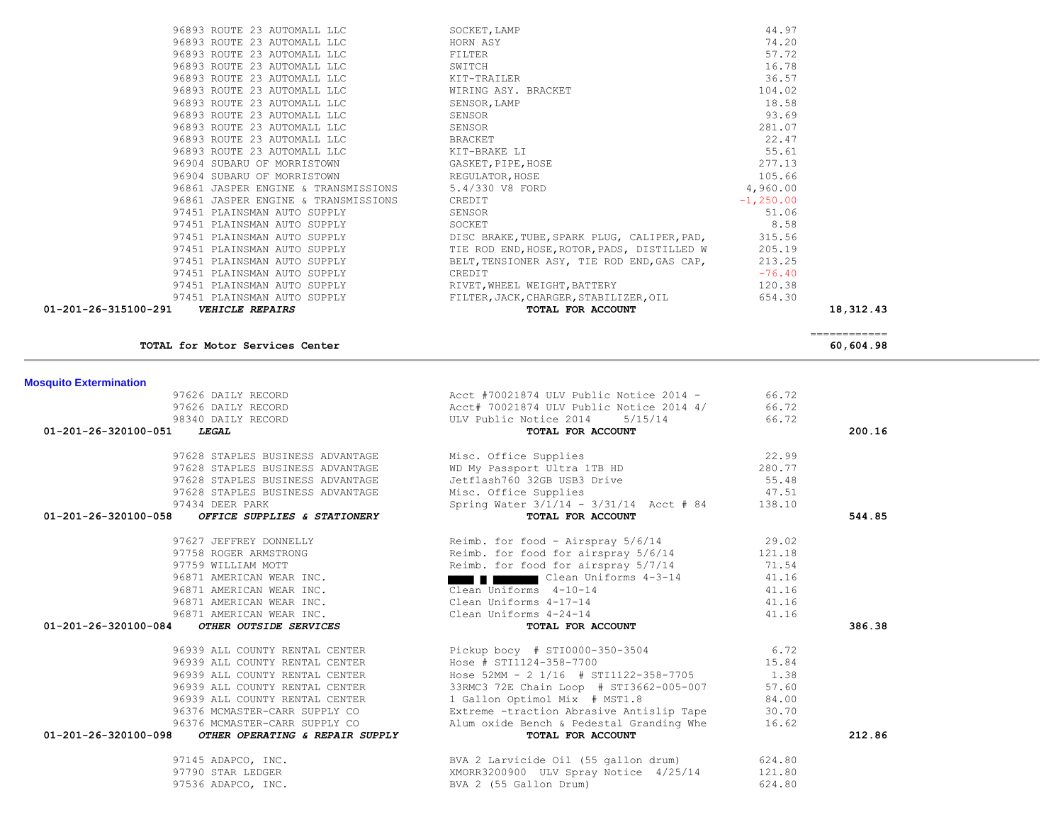| Account | Vendor | Description | Amount | Total |
|---|---|---|---|---|
| | 96893 ROUTE 23 AUTOMALL LLC | SOCKET,LAMP | 44.97 | |
| | 96893 ROUTE 23 AUTOMALL LLC | HORN ASY | 74.20 | |
| | 96893 ROUTE 23 AUTOMALL LLC | FILTER | 57.72 | |
| | 96893 ROUTE 23 AUTOMALL LLC | SWITCH | 16.78 | |
| | 96893 ROUTE 23 AUTOMALL LLC | KIT-TRAILER | 36.57 | |
| | 96893 ROUTE 23 AUTOMALL LLC | WIRING ASY. BRACKET | 104.02 | |
| | 96893 ROUTE 23 AUTOMALL LLC | SENSOR,LAMP | 18.58 | |
| | 96893 ROUTE 23 AUTOMALL LLC | SENSOR | 93.69 | |
| | 96893 ROUTE 23 AUTOMALL LLC | SENSOR | 281.07 | |
| | 96893 ROUTE 23 AUTOMALL LLC | BRACKET | 22.47 | |
| | 96893 ROUTE 23 AUTOMALL LLC | KIT-BRAKE LI | 55.61 | |
| | 96904 SUBARU OF MORRISTOWN | GASKET,PIPE,HOSE | 277.13 | |
| | 96904 SUBARU OF MORRISTOWN | REGULATOR,HOSE | 105.66 | |
| | 96861 JASPER ENGINE & TRANSMISSIONS | 5.4/330 V8 FORD | 4,960.00 | |
| | 96861 JASPER ENGINE & TRANSMISSIONS | CREDIT | -1,250.00 | |
| | 97451 PLAINSMAN AUTO SUPPLY | SENSOR | 51.06 | |
| | 97451 PLAINSMAN AUTO SUPPLY | SOCKET | 8.58 | |
| | 97451 PLAINSMAN AUTO SUPPLY | DISC BRAKE,TUBE,SPARK PLUG, CALIPER,PAD, | 315.56 | |
| | 97451 PLAINSMAN AUTO SUPPLY | TIE ROD END,HOSE,ROTOR,PADS, DISTILLED W | 205.19 | |
| | 97451 PLAINSMAN AUTO SUPPLY | BELT,TENSIONER ASY, TIE ROD END,GAS CAP, | 213.25 | |
| | 97451 PLAINSMAN AUTO SUPPLY | CREDIT | -76.40 | |
| | 97451 PLAINSMAN AUTO SUPPLY | RIVET,WHEEL WEIGHT,BATTERY | 120.38 | |
| | 97451 PLAINSMAN AUTO SUPPLY | FILTER,JACK,CHARGER,STABILIZER,OIL | 654.30 | |
| **01-201-26-315100-291** | ***VEHICLE REPAIRS*** | **TOTAL FOR ACCOUNT** | | **18,312.43** |

**TOTAL for Motor Services Center** — **60,604.98**

## Mosquito Extermination

| Account | Vendor | Description | Amount | Total |
|---|---|---|---|---|
| | 97626 DAILY RECORD | Acct #70021874 ULV Public Notice 2014 - | 66.72 | |
| | 97626 DAILY RECORD | Acct# 70021874 ULV Public Notice 2014 4/ | 66.72 | |
| | 98340 DAILY RECORD | ULV Public Notice 2014 5/15/14 | 66.72 | |
| **01-201-26-320100-051** | ***LEGAL*** | **TOTAL FOR ACCOUNT** | | **200.16** |
| | 97628 STAPLES BUSINESS ADVANTAGE | Misc. Office Supplies | 22.99 | |
| | 97628 STAPLES BUSINESS ADVANTAGE | WD My Passport Ultra 1TB HD | 280.77 | |
| | 97628 STAPLES BUSINESS ADVANTAGE | Jetflash760 32GB USB3 Drive | 55.48 | |
| | 97628 STAPLES BUSINESS ADVANTAGE | Misc. Office Supplies | 47.51 | |
| | 97434 DEER PARK | Spring Water 3/1/14 - 3/31/14 Acct # 84 | 138.10 | |
| **01-201-26-320100-058** | ***OFFICE SUPPLIES & STATIONERY*** | **TOTAL FOR ACCOUNT** | | **544.85** |
| | 97627 JEFFREY DONNELLY | Reimb. for food - Airspray 5/6/14 | 29.02 | |
| | 97758 ROGER ARMSTRONG | Reimb. for food for airspray 5/6/14 | 121.18 | |
| | 97759 WILLIAM MOTT | Reimb. for food for airspray 5/7/14 | 71.54 | |
| | 96871 AMERICAN WEAR INC. | [redacted] Clean Uniforms 4-3-14 | 41.16 | |
| | 96871 AMERICAN WEAR INC. | Clean Uniforms 4-10-14 | 41.16 | |
| | 96871 AMERICAN WEAR INC. | Clean Uniforms 4-17-14 | 41.16 | |
| | 96871 AMERICAN WEAR INC. | Clean Uniforms 4-24-14 | 41.16 | |
| **01-201-26-320100-084** | ***OTHER OUTSIDE SERVICES*** | **TOTAL FOR ACCOUNT** | | **386.38** |
| | 96939 ALL COUNTY RENTAL CENTER | Pickup bocy # STI0000-350-3504 | 6.72 | |
| | 96939 ALL COUNTY RENTAL CENTER | Hose # STI1124-358-7700 | 15.84 | |
| | 96939 ALL COUNTY RENTAL CENTER | Hose 52MM - 2 1/16 # STI1122-358-7705 | 1.38 | |
| | 96939 ALL COUNTY RENTAL CENTER | 33RMC3 72E Chain Loop # STI3662-005-007 | 57.60 | |
| | 96939 ALL COUNTY RENTAL CENTER | 1 Gallon Optimol Mix # MST1.8 | 84.00 | |
| | 96376 MCMASTER-CARR SUPPLY CO | Extreme -traction Abrasive Antislip Tape | 30.70 | |
| | 96376 MCMASTER-CARR SUPPLY CO | Alum oxide Bench & Pedestal Granding Whe | 16.62 | |
| **01-201-26-320100-098** | ***OTHER OPERATING & REPAIR SUPPLY*** | **TOTAL FOR ACCOUNT** | | **212.86** |
| | 97145 ADAPCO, INC. | BVA 2 Larvicide Oil (55 gallon drum) | 624.80 | |
| | 97790 STAR LEDGER | XMORR3200900 ULV Spray Notice 4/25/14 | 121.80 | |
| | 97536 ADAPCO, INC. | BVA 2 (55 Gallon Drum) | 624.80 | |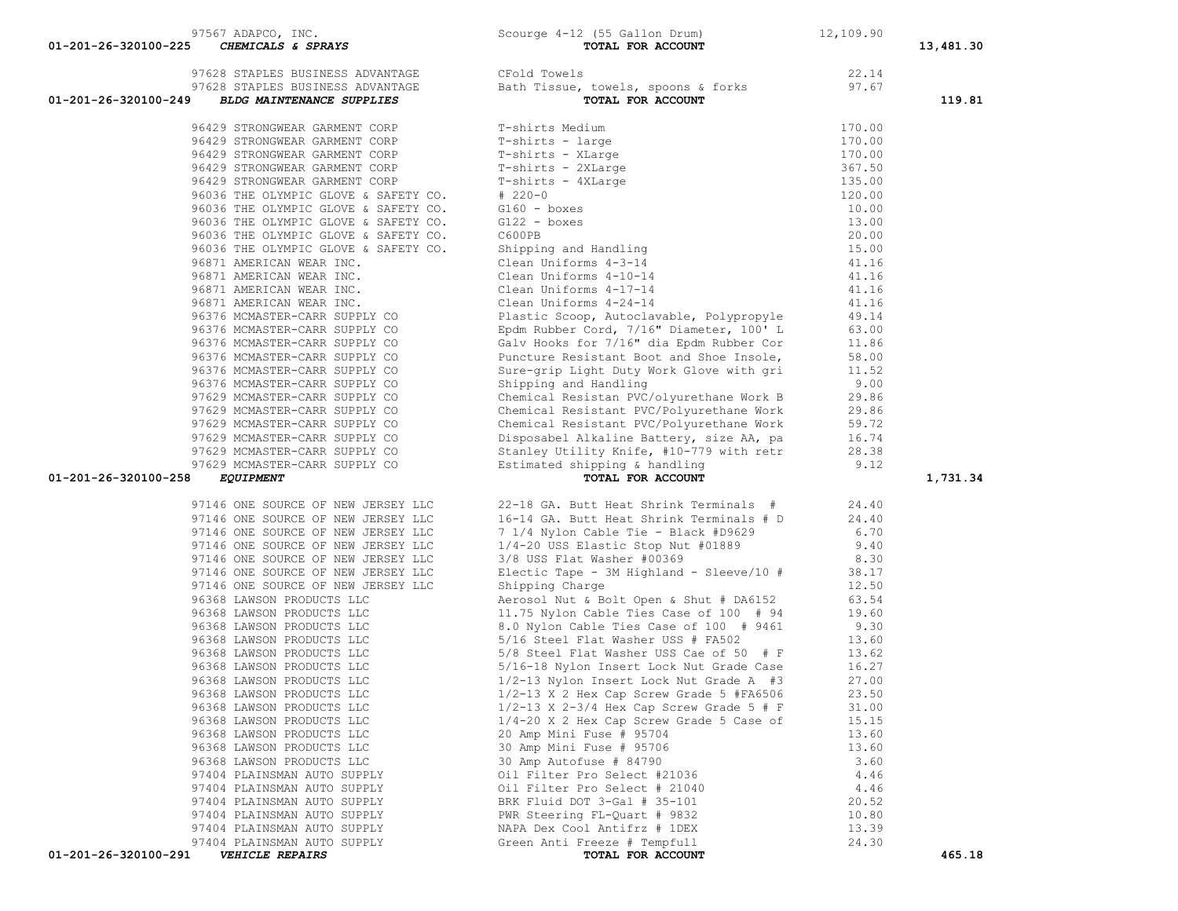| Account | Vendor | Description | Amount | Total |
|---|---|---|---|---|
| | 97567 ADAPCO, INC. | Scourge 4-12 (55 Gallon Drum) | 12,109.90 | |
| 01-201-26-320100-225 | *CHEMICALS & SPRAYS* | **TOTAL FOR ACCOUNT** | | **13,481.30** |
| | 97628 STAPLES BUSINESS ADVANTAGE | CFold Towels | 22.14 | |
| | 97628 STAPLES BUSINESS ADVANTAGE | Bath Tissue, towels, spoons & forks | 97.67 | |
| 01-201-26-320100-249 | *BLDG MAINTENANCE SUPPLIES* | **TOTAL FOR ACCOUNT** | | **119.81** |
| | 96429 STRONGWEAR GARMENT CORP | T-shirts Medium | 170.00 | |
| | 96429 STRONGWEAR GARMENT CORP | T-shirts - large | 170.00 | |
| | 96429 STRONGWEAR GARMENT CORP | T-shirts - XLarge | 170.00 | |
| | 96429 STRONGWEAR GARMENT CORP | T-shirts - 2XLarge | 367.50 | |
| | 96429 STRONGWEAR GARMENT CORP | T-shirts - 4XLarge | 135.00 | |
| | 96036 THE OLYMPIC GLOVE & SAFETY CO. | # 220-0 | 120.00 | |
| | 96036 THE OLYMPIC GLOVE & SAFETY CO. | G160 - boxes | 10.00 | |
| | 96036 THE OLYMPIC GLOVE & SAFETY CO. | G122 - boxes | 13.00 | |
| | 96036 THE OLYMPIC GLOVE & SAFETY CO. | C600PB | 20.00 | |
| | 96036 THE OLYMPIC GLOVE & SAFETY CO. | Shipping and Handling | 15.00 | |
| | 96871 AMERICAN WEAR INC. | Clean Uniforms 4-3-14 | 41.16 | |
| | 96871 AMERICAN WEAR INC. | Clean Uniforms 4-10-14 | 41.16 | |
| | 96871 AMERICAN WEAR INC. | Clean Uniforms 4-17-14 | 41.16 | |
| | 96871 AMERICAN WEAR INC. | Clean Uniforms 4-24-14 | 41.16 | |
| | 96376 MCMASTER-CARR SUPPLY CO | Plastic Scoop, Autoclavable, Polypropyle | 49.14 | |
| | 96376 MCMASTER-CARR SUPPLY CO | Epdm Rubber Cord, 7/16" Diameter, 100' L | 63.00 | |
| | 96376 MCMASTER-CARR SUPPLY CO | Galv Hooks for 7/16" dia Epdm Rubber Cor | 11.86 | |
| | 96376 MCMASTER-CARR SUPPLY CO | Puncture Resistant Boot and Shoe Insole, | 58.00 | |
| | 96376 MCMASTER-CARR SUPPLY CO | Sure-grip Light Duty Work Glove with gri | 11.52 | |
| | 96376 MCMASTER-CARR SUPPLY CO | Shipping and Handling | 9.00 | |
| | 97629 MCMASTER-CARR SUPPLY CO | Chemical Resistan PVC/olyurethane Work B | 29.86 | |
| | 97629 MCMASTER-CARR SUPPLY CO | Chemical Resistant PVC/Polyurethane Work | 29.86 | |
| | 97629 MCMASTER-CARR SUPPLY CO | Chemical Resistant PVC/Polyurethane Work | 59.72 | |
| | 97629 MCMASTER-CARR SUPPLY CO | Disposabel Alkaline Battery, size AA, pa | 16.74 | |
| | 97629 MCMASTER-CARR SUPPLY CO | Stanley Utility Knife, #10-779 with retr | 28.38 | |
| | 97629 MCMASTER-CARR SUPPLY CO | Estimated shipping & handling | 9.12 | |
| 01-201-26-320100-258 | *EQUIPMENT* | **TOTAL FOR ACCOUNT** | | **1,731.34** |
| | 97146 ONE SOURCE OF NEW JERSEY LLC | 22-18 GA. Butt Heat Shrink Terminals # | 24.40 | |
| | 97146 ONE SOURCE OF NEW JERSEY LLC | 16-14 GA. Butt Heat Shrink Terminals # D | 24.40 | |
| | 97146 ONE SOURCE OF NEW JERSEY LLC | 7 1/4 Nylon Cable Tie - Black #D9629 | 6.70 | |
| | 97146 ONE SOURCE OF NEW JERSEY LLC | 1/4-20 USS Elastic Stop Nut #01889 | 9.40 | |
| | 97146 ONE SOURCE OF NEW JERSEY LLC | 3/8 USS Flat Washer #00369 | 8.30 | |
| | 97146 ONE SOURCE OF NEW JERSEY LLC | Electic Tape - 3M Highland - Sleeve/10 # | 38.17 | |
| | 97146 ONE SOURCE OF NEW JERSEY LLC | Shipping Charge | 12.50 | |
| | 96368 LAWSON PRODUCTS LLC | Aerosol Nut & Bolt Open & Shut # DA6152 | 63.54 | |
| | 96368 LAWSON PRODUCTS LLC | 11.75 Nylon Cable Ties Case of 100 # 94 | 19.60 | |
| | 96368 LAWSON PRODUCTS LLC | 8.0 Nylon Cable Ties Case of 100 # 9461 | 9.30 | |
| | 96368 LAWSON PRODUCTS LLC | 5/16 Steel Flat Washer USS # FA502 | 13.60 | |
| | 96368 LAWSON PRODUCTS LLC | 5/8 Steel Flat Washer USS Cae of 50 # F | 13.62 | |
| | 96368 LAWSON PRODUCTS LLC | 5/16-18 Nylon Insert Lock Nut Grade Case | 16.27 | |
| | 96368 LAWSON PRODUCTS LLC | 1/2-13 Nylon Insert Lock Nut Grade A #3 | 27.00 | |
| | 96368 LAWSON PRODUCTS LLC | 1/2-13 X 2 Hex Cap Screw Grade 5 #FA6506 | 23.50 | |
| | 96368 LAWSON PRODUCTS LLC | 1/2-13 X 2-3/4 Hex Cap Screw Grade 5 # F | 31.00 | |
| | 96368 LAWSON PRODUCTS LLC | 1/4-20 X 2 Hex Cap Screw Grade 5 Case of | 15.15 | |
| | 96368 LAWSON PRODUCTS LLC | 20 Amp Mini Fuse # 95704 | 13.60 | |
| | 96368 LAWSON PRODUCTS LLC | 30 Amp Mini Fuse # 95706 | 13.60 | |
| | 96368 LAWSON PRODUCTS LLC | 30 Amp Autofuse # 84790 | 3.60 | |
| | 97404 PLAINSMAN AUTO SUPPLY | Oil Filter Pro Select #21036 | 4.46 | |
| | 97404 PLAINSMAN AUTO SUPPLY | Oil Filter Pro Select # 21040 | 4.46 | |
| | 97404 PLAINSMAN AUTO SUPPLY | BRK Fluid DOT 3-Gal # 35-101 | 20.52 | |
| | 97404 PLAINSMAN AUTO SUPPLY | PWR Steering FL-Quart # 9832 | 10.80 | |
| | 97404 PLAINSMAN AUTO SUPPLY | NAPA Dex Cool Antifrz # 1DEX | 13.39 | |
| | 97404 PLAINSMAN AUTO SUPPLY | Green Anti Freeze # Tempfull | 24.30 | |
| 01-201-26-320100-291 | *VEHICLE REPAIRS* | **TOTAL FOR ACCOUNT** | | **465.18** |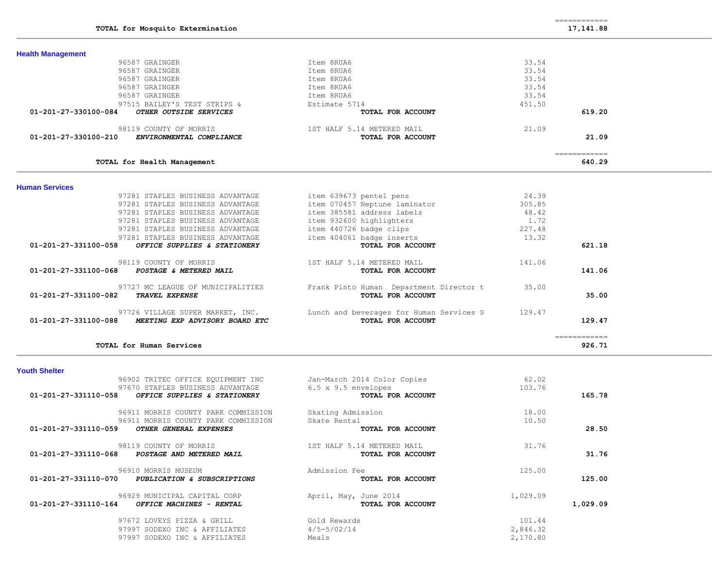| | | | |
|---|---|---|---|
| **TOTAL for Mosquito Extermination** | | | ============ 17,141.88 |

## Health Management

| Account | Vendor | Description | Amount | Total |
|---|---|---|---|---|
| | 96587 GRAINGER | Item 8RUA6 | 33.54 | |
| | 96587 GRAINGER | Item 8RUA6 | 33.54 | |
| | 96587 GRAINGER | Item 8RUA6 | 33.54 | |
| | 96587 GRAINGER | Item 8RUA6 | 33.54 | |
| | 96587 GRAINGER | Item 8RUA6 | 33.54 | |
| | 97515 BAILEY'S TEST STRIPS & | Estimate 5714 | 451.50 | |
| 01-201-27-330100-084 | ***OTHER OUTSIDE SERVICES*** | **TOTAL FOR ACCOUNT** | | **619.20** |
| | 98119 COUNTY OF MORRIS | 1ST HALF 5.14 METERED MAIL | 21.09 | |
| 01-201-27-330100-210 | ***ENVIRONMENTAL COMPLIANCE*** | **TOTAL FOR ACCOUNT** | | **21.09** |
| | **TOTAL for Health Management** | | | ============ **640.29** |

## Human Services

| Account | Vendor | Description | Amount | Total |
|---|---|---|---|---|
| | 97281 STAPLES BUSINESS ADVANTAGE | item 639673 pentel pens | 24.39 | |
| | 97281 STAPLES BUSINESS ADVANTAGE | item 070457 Neptune laminator | 305.85 | |
| | 97281 STAPLES BUSINESS ADVANTAGE | item 385581 address labels | 48.42 | |
| | 97281 STAPLES BUSINESS ADVANTAGE | item 932600 highlighters | 1.72 | |
| | 97281 STAPLES BUSINESS ADVANTAGE | item 440726 badge clips | 227.48 | |
| | 97281 STAPLES BUSINESS ADVANTAGE | item 404061 badge inserts | 13.32 | |
| 01-201-27-331100-058 | ***OFFICE SUPPLIES & STATIONERY*** | **TOTAL FOR ACCOUNT** | | **621.18** |
| | 98119 COUNTY OF MORRIS | 1ST HALF 5.14 METERED MAIL | 141.06 | |
| 01-201-27-331100-068 | ***POSTAGE & METERED MAIL*** | **TOTAL FOR ACCOUNT** | | **141.06** |
| | 97727 MC LEAGUE OF MUNICIPALITIES | Frank Pinto Human Department Director t | 35.00 | |
| 01-201-27-331100-082 | ***TRAVEL EXPENSE*** | **TOTAL FOR ACCOUNT** | | **35.00** |
| | 97726 VILLAGE SUPER MARKET, INC. | Lunch and beverages for Human Services S | 129.47 | |
| 01-201-27-331100-088 | ***MEETING EXP ADVISORY BOARD ETC*** | **TOTAL FOR ACCOUNT** | | **129.47** |
| | **TOTAL for Human Services** | | | ============ **926.71** |

## Youth Shelter

| Account | Vendor | Description | Amount | Total |
|---|---|---|---|---|
| | 96902 TRITEC OFFICE EQUIPMENT INC | Jan-March 2014 Color Copies | 62.02 | |
| | 97670 STAPLES BUSINESS ADVANTAGE | 6.5 x 9.5 envelopes | 103.76 | |
| 01-201-27-331110-058 | ***OFFICE SUPPLIES & STATIONERY*** | **TOTAL FOR ACCOUNT** | | **165.78** |
| | 96911 MORRIS COUNTY PARK COMMISSION | Skating Admission | 18.00 | |
| | 96911 MORRIS COUNTY PARK COMMISSION | Skate Rental | 10.50 | |
| 01-201-27-331110-059 | ***OTHER GENERAL EXPENSES*** | **TOTAL FOR ACCOUNT** | | **28.50** |
| | 98119 COUNTY OF MORRIS | 1ST HALF 5.14 METERED MAIL | 31.76 | |
| 01-201-27-331110-068 | ***POSTAGE AND METERED MAIL*** | **TOTAL FOR ACCOUNT** | | **31.76** |
| | 96910 MORRIS MUSEUM | Admission Fee | 125.00 | |
| 01-201-27-331110-070 | ***PUBLICATION & SUBSCRIPTIONS*** | **TOTAL FOR ACCOUNT** | | **125.00** |
| | 96929 MUNICIPAL CAPITAL CORP | April, May, June 2014 | 1,029.09 | |
| 01-201-27-331110-164 | ***OFFICE MACHINES - RENTAL*** | **TOTAL FOR ACCOUNT** | | **1,029.09** |
| | 97672 LOVEYS PIZZA & GRILL | Gold Rewards | 101.44 | |
| | 97997 SODEXO INC & AFFILIATES | 4/5-5/02/14 | 2,846.32 | |
| | 97997 SODEXO INC & AFFILIATES | Meals | 2,170.80 | |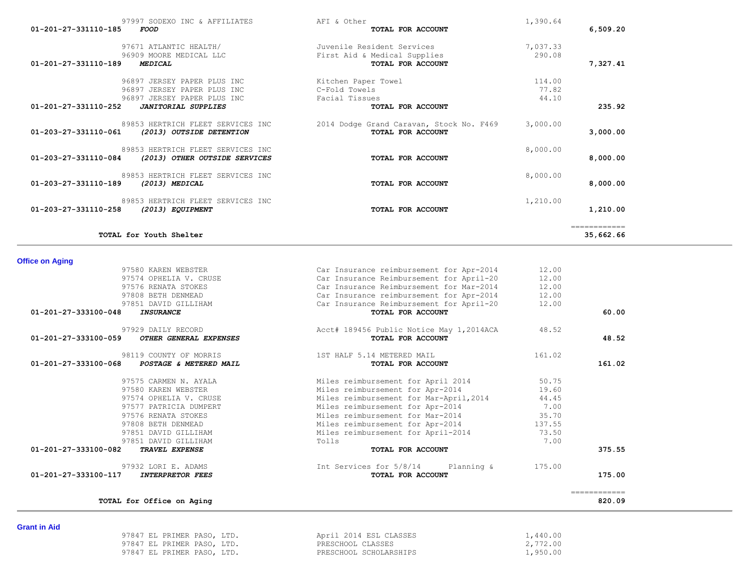| Account | Vendor | Description | Amount | Total |
|---|---|---|---|---|
| | 97997 SODEXO INC & AFFILIATES | AFI & Other | 1,390.64 | |
| 01-201-27-331110-185 | ***FOOD*** | **TOTAL FOR ACCOUNT** | | **6,509.20** |
| | 97671 ATLANTIC HEALTH/ | Juvenile Resident Services | 7,037.33 | |
| | 96909 MOORE MEDICAL LLC | First Aid & Medical Supplies | 290.08 | |
| 01-201-27-331110-189 | ***MEDICAL*** | **TOTAL FOR ACCOUNT** | | **7,327.41** |
| | 96897 JERSEY PAPER PLUS INC | Kitchen Paper Towel | 114.00 | |
| | 96897 JERSEY PAPER PLUS INC | C-Fold Towels | 77.82 | |
| | 96897 JERSEY PAPER PLUS INC | Facial Tissues | 44.10 | |
| 01-201-27-331110-252 | ***JANITORIAL SUPPLIES*** | **TOTAL FOR ACCOUNT** | | **235.92** |
| | 89853 HERTRICH FLEET SERVICES INC | 2014 Dodge Grand Caravan, Stock No. F469 | 3,000.00 | |
| 01-203-27-331110-061 | ***(2013) OUTSIDE DETENTION*** | **TOTAL FOR ACCOUNT** | | **3,000.00** |
| | 89853 HERTRICH FLEET SERVICES INC | | 8,000.00 | |
| 01-203-27-331110-084 | ***(2013) OTHER OUTSIDE SERVICES*** | **TOTAL FOR ACCOUNT** | | **8,000.00** |
| | 89853 HERTRICH FLEET SERVICES INC | | 8,000.00 | |
| 01-203-27-331110-189 | ***(2013) MEDICAL*** | **TOTAL FOR ACCOUNT** | | **8,000.00** |
| | 89853 HERTRICH FLEET SERVICES INC | | 1,210.00 | |
| 01-203-27-331110-258 | ***(2013) EQUIPMENT*** | **TOTAL FOR ACCOUNT** | | **1,210.00** |
| | **TOTAL for Youth Shelter** | | | **35,662.66** |

## Office on Aging

| Account | Vendor | Description | Amount | Total |
|---|---|---|---|---|
| | 97580 KAREN WEBSTER | Car Insurance reimbursement for Apr-2014 | 12.00 | |
| | 97574 OPHELIA V. CRUSE | Car Insurance Reimbursement for April-20 | 12.00 | |
| | 97576 RENATA STOKES | Car Insurance Reimbursement for Mar-2014 | 12.00 | |
| | 97808 BETH DENMEAD | Car Insurance reimbursement for Apr-2014 | 12.00 | |
| | 97851 DAVID GILLIHAM | Car Insurance Reimbursement for April-20 | 12.00 | |
| 01-201-27-333100-048 | ***INSURANCE*** | **TOTAL FOR ACCOUNT** | | **60.00** |
| | 97929 DAILY RECORD | Acct# 189456 Public Notice May 1,2014ACA | 48.52 | |
| 01-201-27-333100-059 | ***OTHER GENERAL EXPENSES*** | **TOTAL FOR ACCOUNT** | | **48.52** |
| | 98119 COUNTY OF MORRIS | 1ST HALF 5.14 METERED MAIL | 161.02 | |
| 01-201-27-333100-068 | ***POSTAGE & METERED MAIL*** | **TOTAL FOR ACCOUNT** | | **161.02** |
| | 97575 CARMEN N. AYALA | Miles reimbursement for April 2014 | 50.75 | |
| | 97580 KAREN WEBSTER | Miles reimbursement for Apr-2014 | 19.60 | |
| | 97574 OPHELIA V. CRUSE | Miles reimbursement for Mar-April,2014 | 44.45 | |
| | 97577 PATRICIA DUMPERT | Miles reimbursement for Apr-2014 | 7.00 | |
| | 97576 RENATA STOKES | Miles reimbursement for Mar-2014 | 35.70 | |
| | 97808 BETH DENMEAD | Miles reimbursement for Apr-2014 | 137.55 | |
| | 97851 DAVID GILLIHAM | Miles reimbursement for April-2014 | 73.50 | |
| | 97851 DAVID GILLIHAM | Tolls | 7.00 | |
| 01-201-27-333100-082 | ***TRAVEL EXPENSE*** | **TOTAL FOR ACCOUNT** | | **375.55** |
| | 97932 LORI E. ADAMS | Int Services for 5/8/14 Planning & | 175.00 | |
| 01-201-27-333100-117 | ***INTERPRETOR FEES*** | **TOTAL FOR ACCOUNT** | | **175.00** |
| | **TOTAL for Office on Aging** | | | **820.09** |

## Grant in Aid

| Account | Vendor | Description | Amount | Total |
|---|---|---|---|---|
| | 97847 EL PRIMER PASO, LTD. | April 2014 ESL CLASSES | 1,440.00 | |
| | 97847 EL PRIMER PASO, LTD. | PRESCHOOL CLASSES | 2,772.00 | |
| | 97847 EL PRIMER PASO, LTD. | PRESCHOOL SCHOLARSHIPS | 1,950.00 | |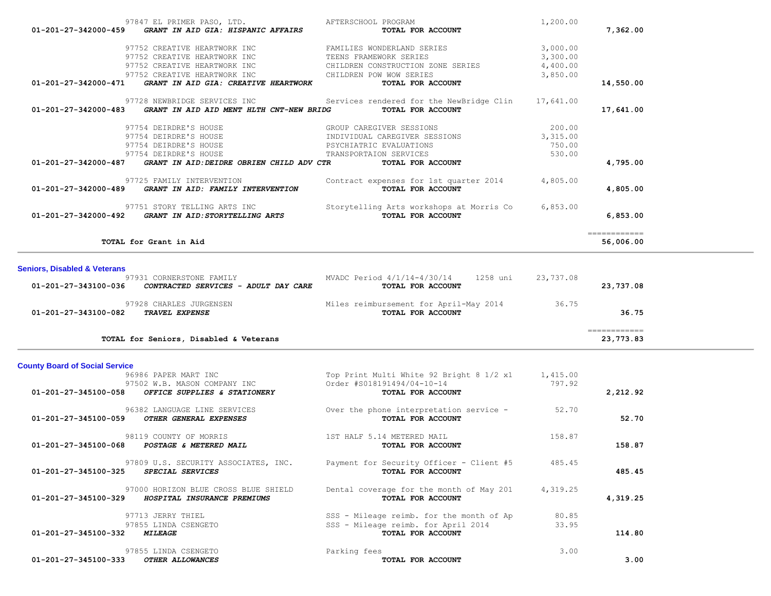| Account | Vendor / Description | Item | Amount | Total |
|---|---|---|---|---|
| | 97847 EL PRIMER PASO, LTD. | AFTERSCHOOL PROGRAM | 1,200.00 | |
| 01-201-27-342000-459 | ***GRANT IN AID GIA: HISPANIC AFFAIRS*** | **TOTAL FOR ACCOUNT** | | **7,362.00** |
| | 97752 CREATIVE HEARTWORK INC | FAMILIES WONDERLAND SERIES | 3,000.00 | |
| | 97752 CREATIVE HEARTWORK INC | TEENS FRAMEWORK SERIES | 3,300.00 | |
| | 97752 CREATIVE HEARTWORK INC | CHILDREN CONSTRUCTION ZONE SERIES | 4,400.00 | |
| | 97752 CREATIVE HEARTWORK INC | CHILDREN POW WOW SERIES | 3,850.00 | |
| 01-201-27-342000-471 | ***GRANT IN AID GIA: CREATIVE HEARTWORK*** | **TOTAL FOR ACCOUNT** | | **14,550.00** |
| | 97728 NEWBRIDGE SERVICES INC | Services rendered for the NewBridge Clin | 17,641.00 | |
| 01-201-27-342000-483 | ***GRANT IN AID AID MENT HLTH CNT-NEW BRIDG*** | **TOTAL FOR ACCOUNT** | | **17,641.00** |
| | 97754 DEIRDRE'S HOUSE | GROUP CAREGIVER SESSIONS | 200.00 | |
| | 97754 DEIRDRE'S HOUSE | INDIVIDUAL CAREGIVER SESSIONS | 3,315.00 | |
| | 97754 DEIRDRE'S HOUSE | PSYCHIATRIC EVALUATIONS | 750.00 | |
| | 97754 DEIRDRE'S HOUSE | TRANSPORTAION SERVICES | 530.00 | |
| 01-201-27-342000-487 | ***GRANT IN AID:DEIDRE OBRIEN CHILD ADV CTR*** | **TOTAL FOR ACCOUNT** | | **4,795.00** |
| | 97725 FAMILY INTERVENTION | Contract expenses for 1st quarter 2014 | 4,805.00 | |
| 01-201-27-342000-489 | ***GRANT IN AID: FAMILY INTERVENTION*** | **TOTAL FOR ACCOUNT** | | **4,805.00** |
| | 97751 STORY TELLING ARTS INC | Storytelling Arts workshops at Morris Co | 6,853.00 | |
| 01-201-27-342000-492 | ***GRANT IN AID:STORYTELLING ARTS*** | **TOTAL FOR ACCOUNT** | | **6,853.00** |
| | **TOTAL for Grant in Aid** | | | **56,006.00** |

## Seniors, Disabled & Veterans

| Account | Vendor / Description | Item | Amount | Total |
|---|---|---|---|---|
| | 97931 CORNERSTONE FAMILY | MVADC Period 4/1/14-4/30/14 1258 uni | 23,737.08 | |
| 01-201-27-343100-036 | ***CONTRACTED SERVICES - ADULT DAY CARE*** | **TOTAL FOR ACCOUNT** | | **23,737.08** |
| | 97928 CHARLES JURGENSEN | Miles reimbursement for April-May 2014 | 36.75 | |
| 01-201-27-343100-082 | ***TRAVEL EXPENSE*** | **TOTAL FOR ACCOUNT** | | **36.75** |
| | **TOTAL for Seniors, Disabled & Veterans** | | | **23,773.83** |

## County Board of Social Service

| Account | Vendor / Description | Item | Amount | Total |
|---|---|---|---|---|
| | 96986 PAPER MART INC | Top Print Multi White 92 Bright 8 1/2 x1 | 1,415.00 | |
| | 97502 W.B. MASON COMPANY INC | Order #S018191494/04-10-14 | 797.92 | |
| 01-201-27-345100-058 | ***OFFICE SUPPLIES & STATIONERY*** | **TOTAL FOR ACCOUNT** | | **2,212.92** |
| | 96382 LANGUAGE LINE SERVICES | Over the phone interpretation service - | 52.70 | |
| 01-201-27-345100-059 | ***OTHER GENERAL EXPENSES*** | **TOTAL FOR ACCOUNT** | | **52.70** |
| | 98119 COUNTY OF MORRIS | 1ST HALF 5.14 METERED MAIL | 158.87 | |
| 01-201-27-345100-068 | ***POSTAGE & METERED MAIL*** | **TOTAL FOR ACCOUNT** | | **158.87** |
| | 97809 U.S. SECURITY ASSOCIATES, INC. | Payment for Security Officer - Client #5 | 485.45 | |
| 01-201-27-345100-325 | ***SPECIAL SERVICES*** | **TOTAL FOR ACCOUNT** | | **485.45** |
| | 97000 HORIZON BLUE CROSS BLUE SHIELD | Dental coverage for the month of May 201 | 4,319.25 | |
| 01-201-27-345100-329 | ***HOSPITAL INSURANCE PREMIUMS*** | **TOTAL FOR ACCOUNT** | | **4,319.25** |
| | 97713 JERRY THIEL | SSS - Mileage reimb. for the month of Ap | 80.85 | |
| | 97855 LINDA CSENGETO | SSS - Mileage reimb. for April 2014 | 33.95 | |
| 01-201-27-345100-332 | ***MILEAGE*** | **TOTAL FOR ACCOUNT** | | **114.80** |
| | 97855 LINDA CSENGETO | Parking fees | 3.00 | |
| 01-201-27-345100-333 | ***OTHER ALLOWANCES*** | **TOTAL FOR ACCOUNT** | | **3.00** |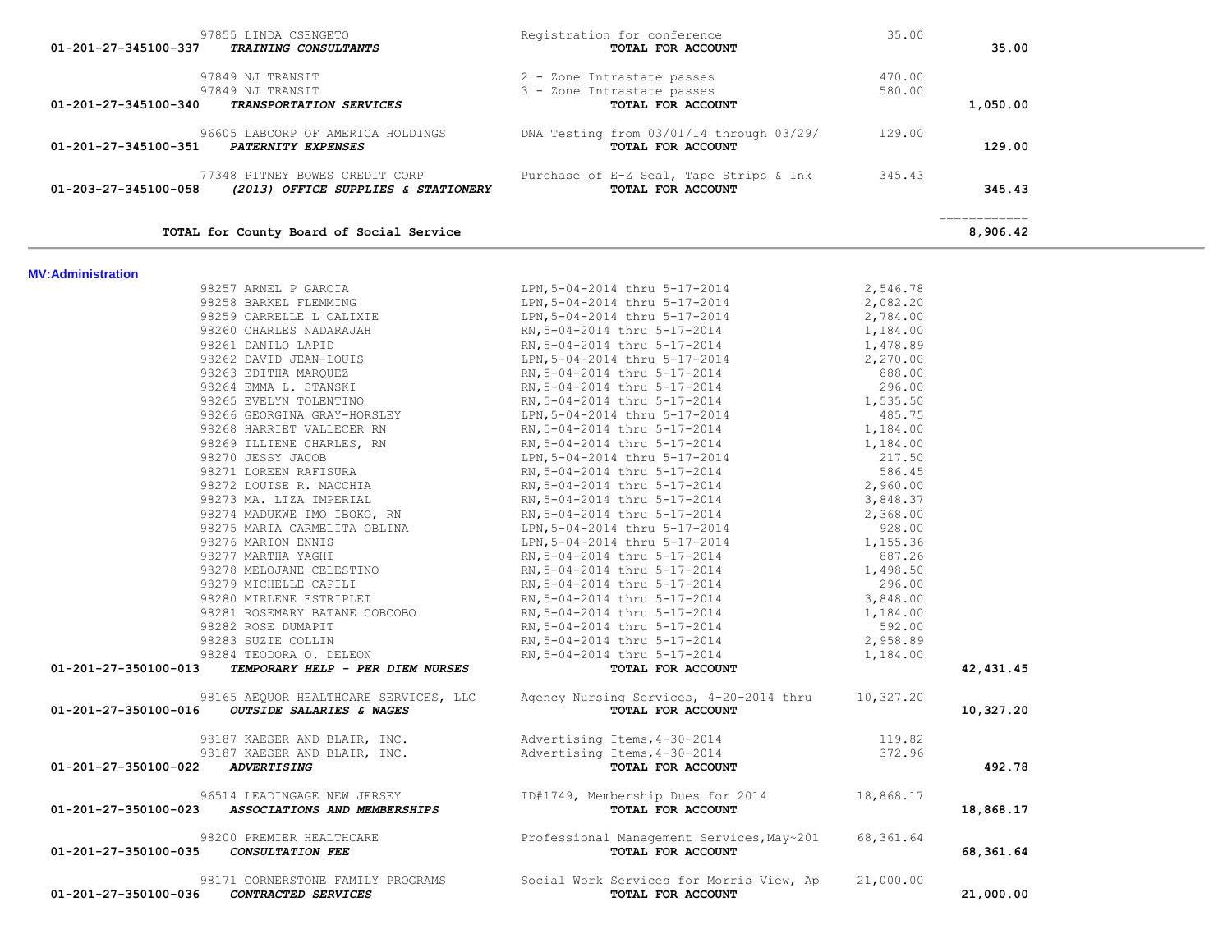| Account | Vendor / Account Name | Description | Amount | Total |
|---|---|---|---|---|
| | 97855 LINDA CSENGETO | Registration for conference | 35.00 | |
| 01-201-27-345100-337 | *TRAINING CONSULTANTS* | **TOTAL FOR ACCOUNT** | | **35.00** |
| | 97849 NJ TRANSIT | 2 - Zone Intrastate passes | 470.00 | |
| | 97849 NJ TRANSIT | 3 - Zone Intrastate passes | 580.00 | |
| 01-201-27-345100-340 | *TRANSPORTATION SERVICES* | **TOTAL FOR ACCOUNT** | | **1,050.00** |
| | 96605 LABCORP OF AMERICA HOLDINGS | DNA Testing from 03/01/14 through 03/29/ | 129.00 | |
| 01-201-27-345100-351 | *PATERNITY EXPENSES* | **TOTAL FOR ACCOUNT** | | **129.00** |
| | 77348 PITNEY BOWES CREDIT CORP | Purchase of E-Z Seal, Tape Strips & Ink | 345.43 | |
| 01-203-27-345100-058 | *(2013) OFFICE SUPPLIES & STATIONERY* | **TOTAL FOR ACCOUNT** | | **345.43** |
| | | | | ============ |
| | **TOTAL for County Board of Social Service** | | | **8,906.42** |

**MV:Administration**

| Account | Vendor / Account Name | Description | Amount | Total |
|---|---|---|---|---|
| | 98257 ARNEL P GARCIA | LPN,5-04-2014 thru 5-17-2014 | 2,546.78 | |
| | 98258 BARKEL FLEMMING | LPN,5-04-2014 thru 5-17-2014 | 2,082.20 | |
| | 98259 CARRELLE L CALIXTE | LPN,5-04-2014 thru 5-17-2014 | 2,784.00 | |
| | 98260 CHARLES NADARAJAH | RN,5-04-2014 thru 5-17-2014 | 1,184.00 | |
| | 98261 DANILO LAPID | RN,5-04-2014 thru 5-17-2014 | 1,478.89 | |
| | 98262 DAVID JEAN-LOUIS | LPN,5-04-2014 thru 5-17-2014 | 2,270.00 | |
| | 98263 EDITHA MARQUEZ | RN,5-04-2014 thru 5-17-2014 | 888.00 | |
| | 98264 EMMA L. STANSKI | RN,5-04-2014 thru 5-17-2014 | 296.00 | |
| | 98265 EVELYN TOLENTINO | RN,5-04-2014 thru 5-17-2014 | 1,535.50 | |
| | 98266 GEORGINA GRAY-HORSLEY | LPN,5-04-2014 thru 5-17-2014 | 485.75 | |
| | 98268 HARRIET VALLECER RN | RN,5-04-2014 thru 5-17-2014 | 1,184.00 | |
| | 98269 ILLIENE CHARLES, RN | RN,5-04-2014 thru 5-17-2014 | 1,184.00 | |
| | 98270 JESSY JACOB | LPN,5-04-2014 thru 5-17-2014 | 217.50 | |
| | 98271 LOREEN RAFISURA | RN,5-04-2014 thru 5-17-2014 | 586.45 | |
| | 98272 LOUISE R. MACCHIA | RN,5-04-2014 thru 5-17-2014 | 2,960.00 | |
| | 98273 MA. LIZA IMPERIAL | RN,5-04-2014 thru 5-17-2014 | 3,848.37 | |
| | 98274 MADUKWE IMO IBOKO, RN | RN,5-04-2014 thru 5-17-2014 | 2,368.00 | |
| | 98275 MARIA CARMELITA OBLINA | LPN,5-04-2014 thru 5-17-2014 | 928.00 | |
| | 98276 MARION ENNIS | LPN,5-04-2014 thru 5-17-2014 | 1,155.36 | |
| | 98277 MARTHA YAGHI | RN,5-04-2014 thru 5-17-2014 | 887.26 | |
| | 98278 MELOJANE CELESTINO | RN,5-04-2014 thru 5-17-2014 | 1,498.50 | |
| | 98279 MICHELLE CAPILI | RN,5-04-2014 thru 5-17-2014 | 296.00 | |
| | 98280 MIRLENE ESTRIPLET | RN,5-04-2014 thru 5-17-2014 | 3,848.00 | |
| | 98281 ROSEMARY BATANE COBCOBO | RN,5-04-2014 thru 5-17-2014 | 1,184.00 | |
| | 98282 ROSE DUMAPIT | RN,5-04-2014 thru 5-17-2014 | 592.00 | |
| | 98283 SUZIE COLLIN | RN,5-04-2014 thru 5-17-2014 | 2,958.89 | |
| | 98284 TEODORA O. DELEON | RN,5-04-2014 thru 5-17-2014 | 1,184.00 | |
| 01-201-27-350100-013 | *TEMPORARY HELP - PER DIEM NURSES* | **TOTAL FOR ACCOUNT** | | **42,431.45** |
| | 98165 AEQUOR HEALTHCARE SERVICES, LLC | Agency Nursing Services, 4-20-2014 thru | 10,327.20 | |
| 01-201-27-350100-016 | *OUTSIDE SALARIES & WAGES* | **TOTAL FOR ACCOUNT** | | **10,327.20** |
| | 98187 KAESER AND BLAIR, INC. | Advertising Items,4-30-2014 | 119.82 | |
| | 98187 KAESER AND BLAIR, INC. | Advertising Items,4-30-2014 | 372.96 | |
| 01-201-27-350100-022 | *ADVERTISING* | **TOTAL FOR ACCOUNT** | | **492.78** |
| | 96514 LEADINGAGE NEW JERSEY | ID#1749, Membership Dues for 2014 | 18,868.17 | |
| 01-201-27-350100-023 | *ASSOCIATIONS AND MEMBERSHIPS* | **TOTAL FOR ACCOUNT** | | **18,868.17** |
| | 98200 PREMIER HEALTHCARE | Professional Management Services,May~201 | 68,361.64 | |
| 01-201-27-350100-035 | *CONSULTATION FEE* | **TOTAL FOR ACCOUNT** | | **68,361.64** |
| | 98171 CORNERSTONE FAMILY PROGRAMS | Social Work Services for Morris View, Ap | 21,000.00 | |
| 01-201-27-350100-036 | *CONTRACTED SERVICES* | **TOTAL FOR ACCOUNT** | | **21,000.00** |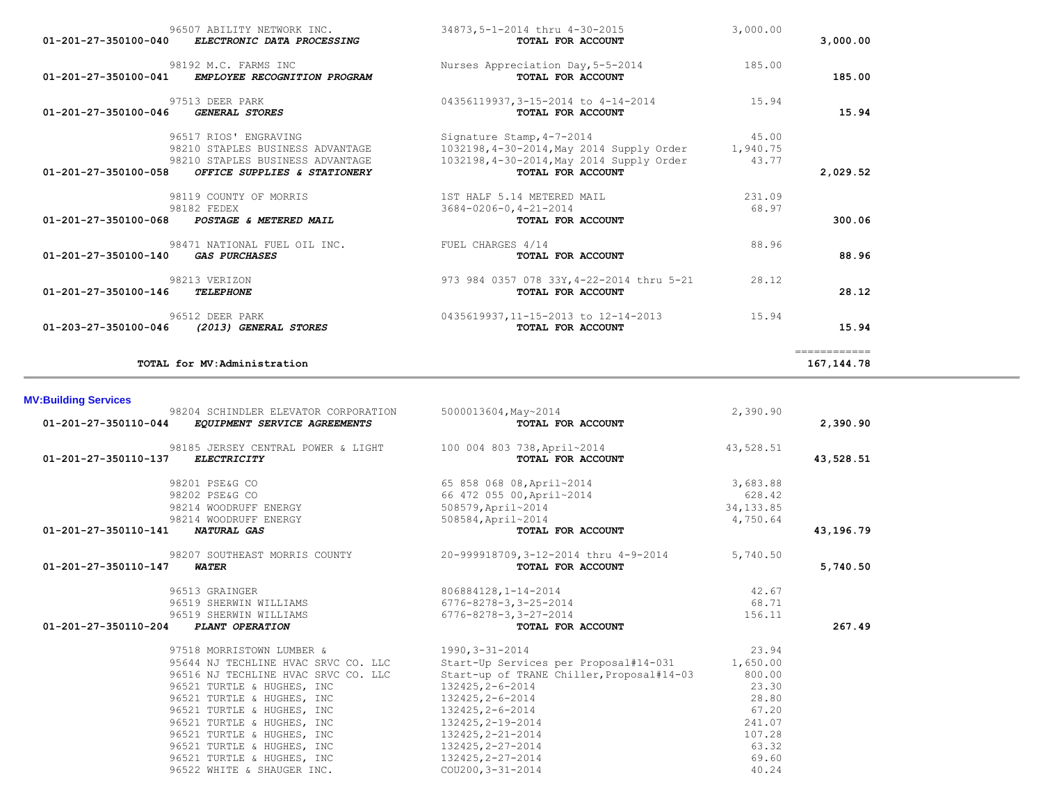| Account | Vendor | Description | Amount | Total |
|---|---|---|---|---|
| | 96507 ABILITY NETWORK INC. | 34873,5-1-2014 thru 4-30-2015 | 3,000.00 | |
| 01-201-27-350100-040 | *ELECTRONIC DATA PROCESSING* | **TOTAL FOR ACCOUNT** | | **3,000.00** |
| | 98192 M.C. FARMS INC | Nurses Appreciation Day,5-5-2014 | 185.00 | |
| 01-201-27-350100-041 | *EMPLOYEE RECOGNITION PROGRAM* | **TOTAL FOR ACCOUNT** | | **185.00** |
| | 97513 DEER PARK | 04356119937,3-15-2014 to 4-14-2014 | 15.94 | |
| 01-201-27-350100-046 | *GENERAL STORES* | **TOTAL FOR ACCOUNT** | | **15.94** |
| | 96517 RIOS' ENGRAVING | Signature Stamp,4-7-2014 | 45.00 | |
| | 98210 STAPLES BUSINESS ADVANTAGE | 1032198,4-30-2014,May 2014 Supply Order | 1,940.75 | |
| | 98210 STAPLES BUSINESS ADVANTAGE | 1032198,4-30-2014,May 2014 Supply Order | 43.77 | |
| 01-201-27-350100-058 | *OFFICE SUPPLIES & STATIONERY* | **TOTAL FOR ACCOUNT** | | **2,029.52** |
| | 98119 COUNTY OF MORRIS | 1ST HALF 5.14 METERED MAIL | 231.09 | |
| | 98182 FEDEX | 3684-0206-0,4-21-2014 | 68.97 | |
| 01-201-27-350100-068 | *POSTAGE & METERED MAIL* | **TOTAL FOR ACCOUNT** | | **300.06** |
| | 98471 NATIONAL FUEL OIL INC. | FUEL CHARGES 4/14 | 88.96 | |
| 01-201-27-350100-140 | *GAS PURCHASES* | **TOTAL FOR ACCOUNT** | | **88.96** |
| | 98213 VERIZON | 973 984 0357 078 33Y,4-22-2014 thru 5-21 | 28.12 | |
| 01-201-27-350100-146 | *TELEPHONE* | **TOTAL FOR ACCOUNT** | | **28.12** |
| | 96512 DEER PARK | 0435619937,11-15-2013 to 12-14-2013 | 15.94 | |
| 01-203-27-350100-046 | *(2013) GENERAL STORES* | **TOTAL FOR ACCOUNT** | | **15.94** |
| | | | | ============ |
| | **TOTAL for MV:Administration** | | | **167,144.78** |

**MV:Building Services**

| Account | Vendor | Description | Amount | Total |
|---|---|---|---|---|
| | 98204 SCHINDLER ELEVATOR CORPORATION | 5000013604,May~2014 | 2,390.90 | |
| 01-201-27-350110-044 | *EQUIPMENT SERVICE AGREEMENTS* | **TOTAL FOR ACCOUNT** | | **2,390.90** |
| | 98185 JERSEY CENTRAL POWER & LIGHT | 100 004 803 738,April~2014 | 43,528.51 | |
| 01-201-27-350110-137 | *ELECTRICITY* | **TOTAL FOR ACCOUNT** | | **43,528.51** |
| | 98201 PSE&G CO | 65 858 068 08,April~2014 | 3,683.88 | |
| | 98202 PSE&G CO | 66 472 055 00,April~2014 | 628.42 | |
| | 98214 WOODRUFF ENERGY | 508579,April~2014 | 34,133.85 | |
| | 98214 WOODRUFF ENERGY | 508584,April~2014 | 4,750.64 | |
| 01-201-27-350110-141 | *NATURAL GAS* | **TOTAL FOR ACCOUNT** | | **43,196.79** |
| | 98207 SOUTHEAST MORRIS COUNTY | 20-999918709,3-12-2014 thru 4-9-2014 | 5,740.50 | |
| 01-201-27-350110-147 | *WATER* | **TOTAL FOR ACCOUNT** | | **5,740.50** |
| | 96513 GRAINGER | 806884128,1-14-2014 | 42.67 | |
| | 96519 SHERWIN WILLIAMS | 6776-8278-3,3-25-2014 | 68.71 | |
| | 96519 SHERWIN WILLIAMS | 6776-8278-3,3-27-2014 | 156.11 | |
| 01-201-27-350110-204 | *PLANT OPERATION* | **TOTAL FOR ACCOUNT** | | **267.49** |
| | 97518 MORRISTOWN LUMBER & | 1990,3-31-2014 | 23.94 | |
| | 95644 NJ TECHLINE HVAC SRVC CO. LLC | Start-Up Services per Proposal#14-031 | 1,650.00 | |
| | 96516 NJ TECHLINE HVAC SRVC CO. LLC | Start-up of TRANE Chiller,Proposal#14-03 | 800.00 | |
| | 96521 TURTLE & HUGHES, INC | 132425,2-6-2014 | 23.30 | |
| | 96521 TURTLE & HUGHES, INC | 132425,2-6-2014 | 28.80 | |
| | 96521 TURTLE & HUGHES, INC | 132425,2-6-2014 | 67.20 | |
| | 96521 TURTLE & HUGHES, INC | 132425,2-19-2014 | 241.07 | |
| | 96521 TURTLE & HUGHES, INC | 132425,2-21-2014 | 107.28 | |
| | 96521 TURTLE & HUGHES, INC | 132425,2-27-2014 | 63.32 | |
| | 96521 TURTLE & HUGHES, INC | 132425,2-27-2014 | 69.60 | |
| | 96522 WHITE & SHAUGER INC. | COU200,3-31-2014 | 40.24 | |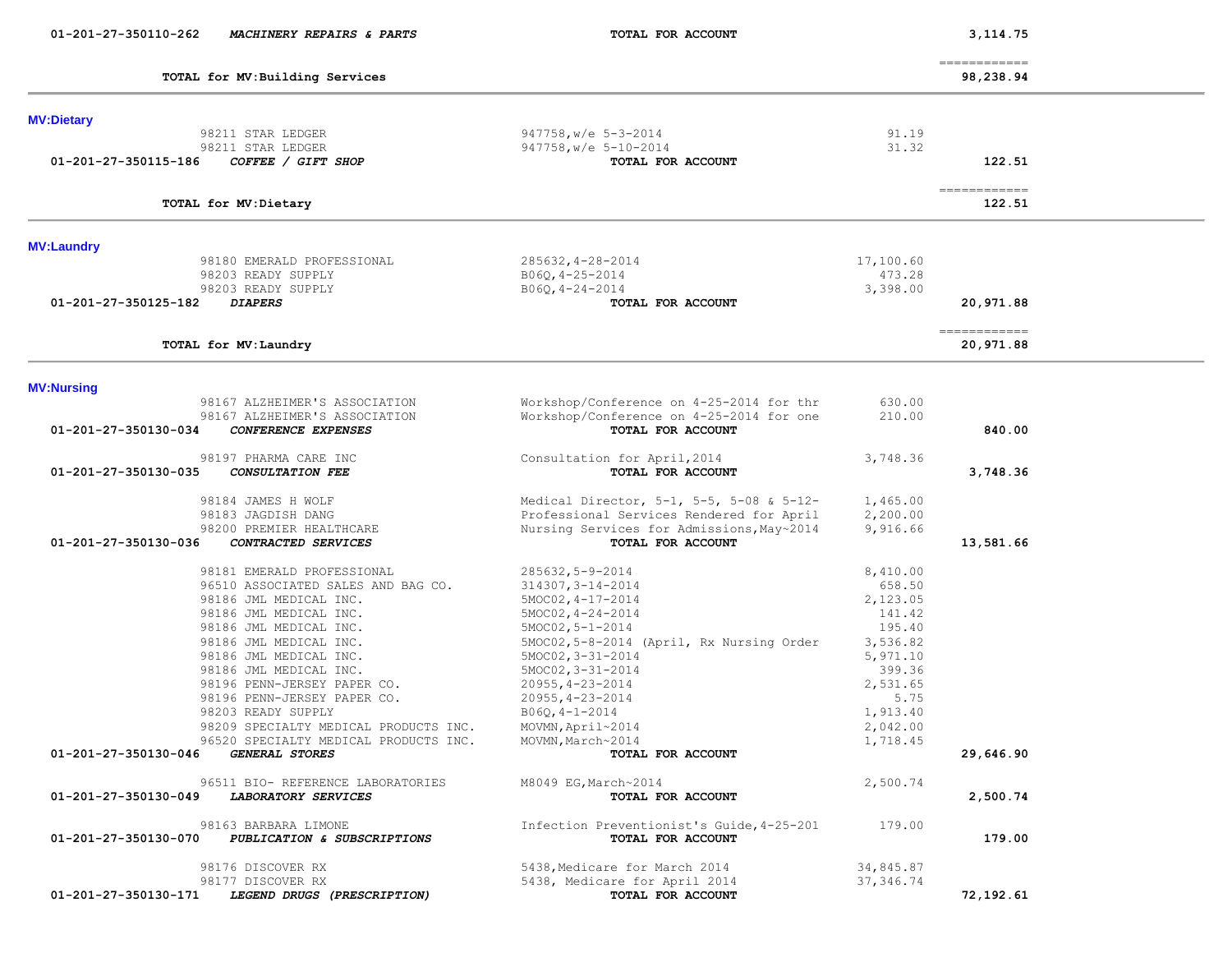| Account / Vendor | Description | Amount | Total |
|---|---|---|---|
| 01-201-27-350110-262 ***MACHINERY REPAIRS & PARTS*** | **TOTAL FOR ACCOUNT** | | **3,114.75** |
| | | | ============ |
| **TOTAL for MV:Building Services** | | | **98,238.94** |

## MV:Dietary

| Account / Vendor | Description | Amount | Total |
|---|---|---|---|
| 98211 STAR LEDGER | 947758,w/e 5-3-2014 | 91.19 | |
| 98211 STAR LEDGER | 947758,w/e 5-10-2014 | 31.32 | |
| 01-201-27-350115-186 ***COFFEE / GIFT SHOP*** | **TOTAL FOR ACCOUNT** | | **122.51** |
| | | | ============ |
| **TOTAL for MV:Dietary** | | | **122.51** |

## MV:Laundry

| Account / Vendor | Description | Amount | Total |
|---|---|---|---|
| 98180 EMERALD PROFESSIONAL | 285632,4-28-2014 | 17,100.60 | |
| 98203 READY SUPPLY | B06Q,4-25-2014 | 473.28 | |
| 98203 READY SUPPLY | B06Q,4-24-2014 | 3,398.00 | |
| 01-201-27-350125-182 ***DIAPERS*** | **TOTAL FOR ACCOUNT** | | **20,971.88** |
| | | | ============ |
| **TOTAL for MV:Laundry** | | | **20,971.88** |

## MV:Nursing

| Account / Vendor | Description | Amount | Total |
|---|---|---|---|
| 98167 ALZHEIMER'S ASSOCIATION | Workshop/Conference on 4-25-2014 for thr | 630.00 | |
| 98167 ALZHEIMER'S ASSOCIATION | Workshop/Conference on 4-25-2014 for one | 210.00 | |
| 01-201-27-350130-034 ***CONFERENCE EXPENSES*** | **TOTAL FOR ACCOUNT** | | **840.00** |
| 98197 PHARMA CARE INC | Consultation for April,2014 | 3,748.36 | |
| 01-201-27-350130-035 ***CONSULTATION FEE*** | **TOTAL FOR ACCOUNT** | | **3,748.36** |
| 98184 JAMES H WOLF | Medical Director, 5-1, 5-5, 5-08 & 5-12- | 1,465.00 | |
| 98183 JAGDISH DANG | Professional Services Rendered for April | 2,200.00 | |
| 98200 PREMIER HEALTHCARE | Nursing Services for Admissions,May~2014 | 9,916.66 | |
| 01-201-27-350130-036 ***CONTRACTED SERVICES*** | **TOTAL FOR ACCOUNT** | | **13,581.66** |
| 98181 EMERALD PROFESSIONAL | 285632,5-9-2014 | 8,410.00 | |
| 96510 ASSOCIATED SALES AND BAG CO. | 314307,3-14-2014 | 658.50 | |
| 98186 JML MEDICAL INC. | 5MOC02,4-17-2014 | 2,123.05 | |
| 98186 JML MEDICAL INC. | 5MOC02,4-24-2014 | 141.42 | |
| 98186 JML MEDICAL INC. | 5MOC02,5-1-2014 | 195.40 | |
| 98186 JML MEDICAL INC. | 5MOC02,5-8-2014 (April, Rx Nursing Order | 3,536.82 | |
| 98186 JML MEDICAL INC. | 5MOC02,3-31-2014 | 5,971.10 | |
| 98186 JML MEDICAL INC. | 5MOC02,3-31-2014 | 399.36 | |
| 98196 PENN-JERSEY PAPER CO. | 20955,4-23-2014 | 2,531.65 | |
| 98196 PENN-JERSEY PAPER CO. | 20955,4-23-2014 | 5.75 | |
| 98203 READY SUPPLY | B06Q,4-1-2014 | 1,913.40 | |
| 98209 SPECIALTY MEDICAL PRODUCTS INC. | MOVMN,April~2014 | 2,042.00 | |
| 96520 SPECIALTY MEDICAL PRODUCTS INC. | MOVMN,March~2014 | 1,718.45 | |
| 01-201-27-350130-046 ***GENERAL STORES*** | **TOTAL FOR ACCOUNT** | | **29,646.90** |
| 96511 BIO- REFERENCE LABORATORIES | M8049 EG,March~2014 | 2,500.74 | |
| 01-201-27-350130-049 ***LABORATORY SERVICES*** | **TOTAL FOR ACCOUNT** | | **2,500.74** |
| 98163 BARBARA LIMONE | Infection Preventionist's Guide,4-25-201 | 179.00 | |
| 01-201-27-350130-070 ***PUBLICATION & SUBSCRIPTIONS*** | **TOTAL FOR ACCOUNT** | | **179.00** |
| 98176 DISCOVER RX | 5438,Medicare for March 2014 | 34,845.87 | |
| 98177 DISCOVER RX | 5438, Medicare for April 2014 | 37,346.74 | |
| 01-201-27-350130-171 ***LEGEND DRUGS (PRESCRIPTION)*** | **TOTAL FOR ACCOUNT** | | **72,192.61** |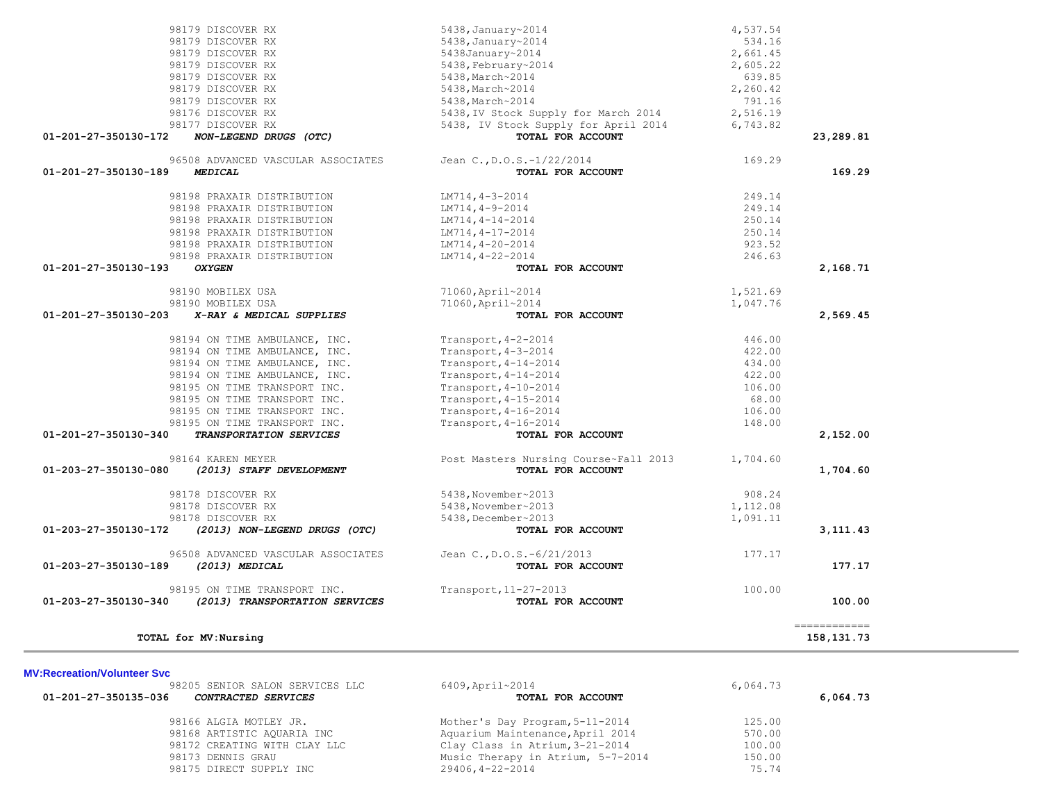| Account | Vendor / Description | Reference | Amount | Total |
|---|---|---|---|---|
| | 98179 DISCOVER RX | 5438,January~2014 | 4,537.54 | |
| | 98179 DISCOVER RX | 5438,January~2014 | 534.16 | |
| | 98179 DISCOVER RX | 5438January~2014 | 2,661.45 | |
| | 98179 DISCOVER RX | 5438,February~2014 | 2,605.22 | |
| | 98179 DISCOVER RX | 5438,March~2014 | 639.85 | |
| | 98179 DISCOVER RX | 5438,March~2014 | 2,260.42 | |
| | 98179 DISCOVER RX | 5438,March~2014 | 791.16 | |
| | 98176 DISCOVER RX | 5438,IV Stock Supply for March 2014 | 2,516.19 | |
| | 98177 DISCOVER RX | 5438, IV Stock Supply for April 2014 | 6,743.82 | |
| **01-201-27-350130-172** | ***NON-LEGEND DRUGS (OTC)*** | **TOTAL FOR ACCOUNT** | | **23,289.81** |
| | 96508 ADVANCED VASCULAR ASSOCIATES | Jean C.,D.O.S.-1/22/2014 | 169.29 | |
| **01-201-27-350130-189** | ***MEDICAL*** | **TOTAL FOR ACCOUNT** | | **169.29** |
| | 98198 PRAXAIR DISTRIBUTION | LM714,4-3-2014 | 249.14 | |
| | 98198 PRAXAIR DISTRIBUTION | LM714,4-9-2014 | 249.14 | |
| | 98198 PRAXAIR DISTRIBUTION | LM714,4-14-2014 | 250.14 | |
| | 98198 PRAXAIR DISTRIBUTION | LM714,4-17-2014 | 250.14 | |
| | 98198 PRAXAIR DISTRIBUTION | LM714,4-20-2014 | 923.52 | |
| | 98198 PRAXAIR DISTRIBUTION | LM714,4-22-2014 | 246.63 | |
| **01-201-27-350130-193** | ***OXYGEN*** | **TOTAL FOR ACCOUNT** | | **2,168.71** |
| | 98190 MOBILEX USA | 71060,April~2014 | 1,521.69 | |
| | 98190 MOBILEX USA | 71060,April~2014 | 1,047.76 | |
| **01-201-27-350130-203** | ***X-RAY & MEDICAL SUPPLIES*** | **TOTAL FOR ACCOUNT** | | **2,569.45** |
| | 98194 ON TIME AMBULANCE, INC. | Transport,4-2-2014 | 446.00 | |
| | 98194 ON TIME AMBULANCE, INC. | Transport,4-3-2014 | 422.00 | |
| | 98194 ON TIME AMBULANCE, INC. | Transport,4-14-2014 | 434.00 | |
| | 98194 ON TIME AMBULANCE, INC. | Transport,4-14-2014 | 422.00 | |
| | 98195 ON TIME TRANSPORT INC. | Transport,4-10-2014 | 106.00 | |
| | 98195 ON TIME TRANSPORT INC. | Transport,4-15-2014 | 68.00 | |
| | 98195 ON TIME TRANSPORT INC. | Transport,4-16-2014 | 106.00 | |
| | 98195 ON TIME TRANSPORT INC. | Transport,4-16-2014 | 148.00 | |
| **01-201-27-350130-340** | ***TRANSPORTATION SERVICES*** | **TOTAL FOR ACCOUNT** | | **2,152.00** |
| | 98164 KAREN MEYER | Post Masters Nursing Course~Fall 2013 | 1,704.60 | |
| **01-203-27-350130-080** | ***(2013) STAFF DEVELOPMENT*** | **TOTAL FOR ACCOUNT** | | **1,704.60** |
| | 98178 DISCOVER RX | 5438,November~2013 | 908.24 | |
| | 98178 DISCOVER RX | 5438,November~2013 | 1,112.08 | |
| | 98178 DISCOVER RX | 5438,December~2013 | 1,091.11 | |
| **01-203-27-350130-172** | ***(2013) NON-LEGEND DRUGS (OTC)*** | **TOTAL FOR ACCOUNT** | | **3,111.43** |
| | 96508 ADVANCED VASCULAR ASSOCIATES | Jean C.,D.O.S.-6/21/2013 | 177.17 | |
| **01-203-27-350130-189** | ***(2013) MEDICAL*** | **TOTAL FOR ACCOUNT** | | **177.17** |
| | 98195 ON TIME TRANSPORT INC. | Transport,11-27-2013 | 100.00 | |
| **01-203-27-350130-340** | ***(2013) TRANSPORTATION SERVICES*** | **TOTAL FOR ACCOUNT** | | **100.00** |
| | | | | ============ |
| **TOTAL for MV:Nursing** | | | | **158,131.73** |

**MV:Recreation/Volunteer Svc**

| Account | Vendor / Description | Reference | Amount | Total |
|---|---|---|---|---|
| | 98205 SENIOR SALON SERVICES LLC | 6409,April~2014 | 6,064.73 | |
| **01-201-27-350135-036** | ***CONTRACTED SERVICES*** | **TOTAL FOR ACCOUNT** | | **6,064.73** |
| | 98166 ALGIA MOTLEY JR. | Mother's Day Program,5-11-2014 | 125.00 | |
| | 98168 ARTISTIC AQUARIA INC | Aquarium Maintenance,April 2014 | 570.00 | |
| | 98172 CREATING WITH CLAY LLC | Clay Class in Atrium,3-21-2014 | 100.00 | |
| | 98173 DENNIS GRAU | Music Therapy in Atrium, 5-7-2014 | 150.00 | |
| | 98175 DIRECT SUPPLY INC | 29406,4-22-2014 | 75.74 | |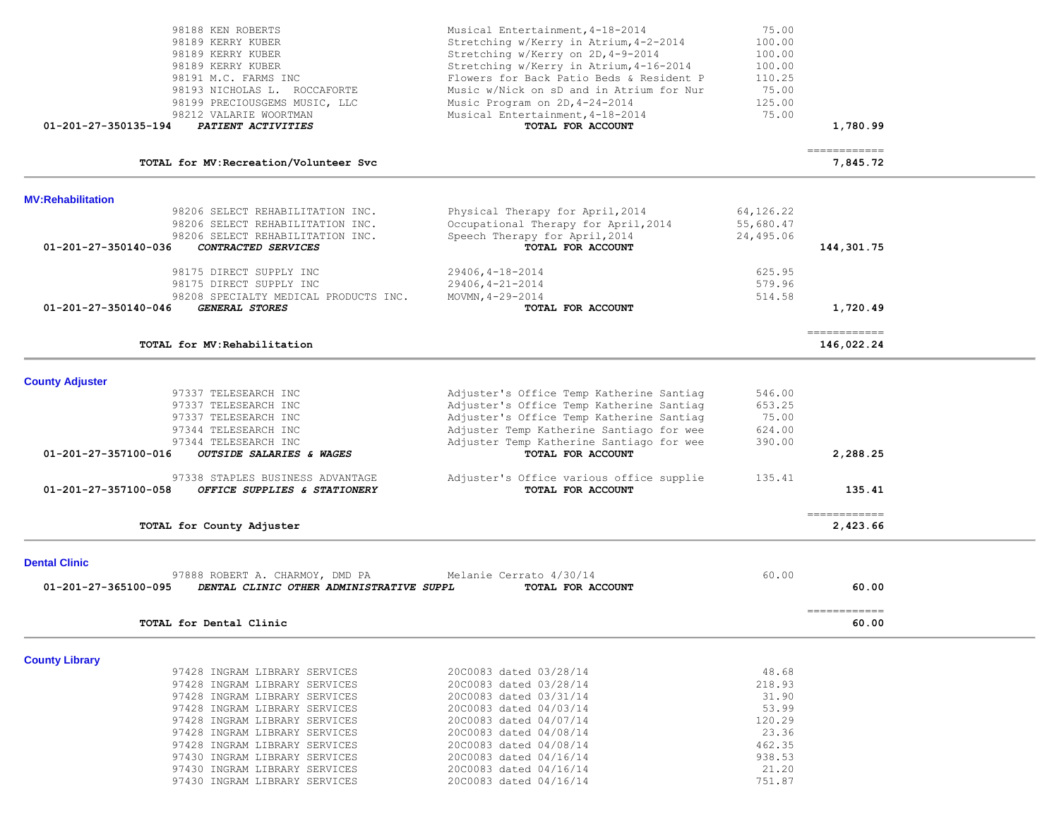| | | | |
|---|---|---|---|
| 98188 KEN ROBERTS | Musical Entertainment,4-18-2014 | 75.00 | |
| 98189 KERRY KUBER | Stretching w/Kerry in Atrium,4-2-2014 | 100.00 | |
| 98189 KERRY KUBER | Stretching w/Kerry on 2D,4-9-2014 | 100.00 | |
| 98189 KERRY KUBER | Stretching w/Kerry in Atrium,4-16-2014 | 100.00 | |
| 98191 M.C. FARMS INC | Flowers for Back Patio Beds & Resident P | 110.25 | |
| 98193 NICHOLAS L. ROCCAFORTE | Music w/Nick on sD and in Atrium for Nur | 75.00 | |
| 98199 PRECIOUSGEMS MUSIC, LLC | Music Program on 2D,4-24-2014 | 125.00 | |
| 98212 VALARIE WOORTMAN | Musical Entertainment,4-18-2014 | 75.00 | |
| **01-201-27-350135-194** ***PATIENT ACTIVITIES*** | **TOTAL FOR ACCOUNT** | | **1,780.99** |

| | |
|---|---|
| **TOTAL for MV:Recreation/Volunteer Svc** | **7,845.72** |

## MV:Rehabilitation

| | | | |
|---|---|---|---|
| 98206 SELECT REHABILITATION INC. | Physical Therapy for April,2014 | 64,126.22 | |
| 98206 SELECT REHABILITATION INC. | Occupational Therapy for April,2014 | 55,680.47 | |
| 98206 SELECT REHABILITATION INC. | Speech Therapy for April,2014 | 24,495.06 | |
| **01-201-27-350140-036** ***CONTRACTED SERVICES*** | **TOTAL FOR ACCOUNT** | | **144,301.75** |
| 98175 DIRECT SUPPLY INC | 29406,4-18-2014 | 625.95 | |
| 98175 DIRECT SUPPLY INC | 29406,4-21-2014 | 579.96 | |
| 98208 SPECIALTY MEDICAL PRODUCTS INC. | MOVMN,4-29-2014 | 514.58 | |
| **01-201-27-350140-046** ***GENERAL STORES*** | **TOTAL FOR ACCOUNT** | | **1,720.49** |

| | |
|---|---|
| **TOTAL for MV:Rehabilitation** | **146,022.24** |

## County Adjuster

| | | | |
|---|---|---|---|
| 97337 TELESEARCH INC | Adjuster's Office Temp Katherine Santiag | 546.00 | |
| 97337 TELESEARCH INC | Adjuster's Office Temp Katherine Santiag | 653.25 | |
| 97337 TELESEARCH INC | Adjuster's Office Temp Katherine Santiag | 75.00 | |
| 97344 TELESEARCH INC | Adjuster Temp Katherine Santiago for wee | 624.00 | |
| 97344 TELESEARCH INC | Adjuster Temp Katherine Santiago for wee | 390.00 | |
| **01-201-27-357100-016** ***OUTSIDE SALARIES & WAGES*** | **TOTAL FOR ACCOUNT** | | **2,288.25** |
| 97338 STAPLES BUSINESS ADVANTAGE | Adjuster's Office various office supplie | 135.41 | |
| **01-201-27-357100-058** ***OFFICE SUPPLIES & STATIONERY*** | **TOTAL FOR ACCOUNT** | | **135.41** |

| | |
|---|---|
| **TOTAL for County Adjuster** | **2,423.66** |

## Dental Clinic

| | | | |
|---|---|---|---|
| 97888 ROBERT A. CHARMOY, DMD PA | Melanie Cerrato 4/30/14 | 60.00 | |
| **01-201-27-365100-095** ***DENTAL CLINIC OTHER ADMINISTRATIVE SUPPL*** | **TOTAL FOR ACCOUNT** | | **60.00** |

| | |
|---|---|
| **TOTAL for Dental Clinic** | **60.00** |

## County Library

| | | |
|---|---|---|
| 97428 INGRAM LIBRARY SERVICES | 20C0083 dated 03/28/14 | 48.68 |
| 97428 INGRAM LIBRARY SERVICES | 20C0083 dated 03/28/14 | 218.93 |
| 97428 INGRAM LIBRARY SERVICES | 20C0083 dated 03/31/14 | 31.90 |
| 97428 INGRAM LIBRARY SERVICES | 20C0083 dated 04/03/14 | 53.99 |
| 97428 INGRAM LIBRARY SERVICES | 20C0083 dated 04/07/14 | 120.29 |
| 97428 INGRAM LIBRARY SERVICES | 20C0083 dated 04/08/14 | 23.36 |
| 97428 INGRAM LIBRARY SERVICES | 20C0083 dated 04/08/14 | 462.35 |
| 97430 INGRAM LIBRARY SERVICES | 20C0083 dated 04/16/14 | 938.53 |
| 97430 INGRAM LIBRARY SERVICES | 20C0083 dated 04/16/14 | 21.20 |
| 97430 INGRAM LIBRARY SERVICES | 20C0083 dated 04/16/14 | 751.87 |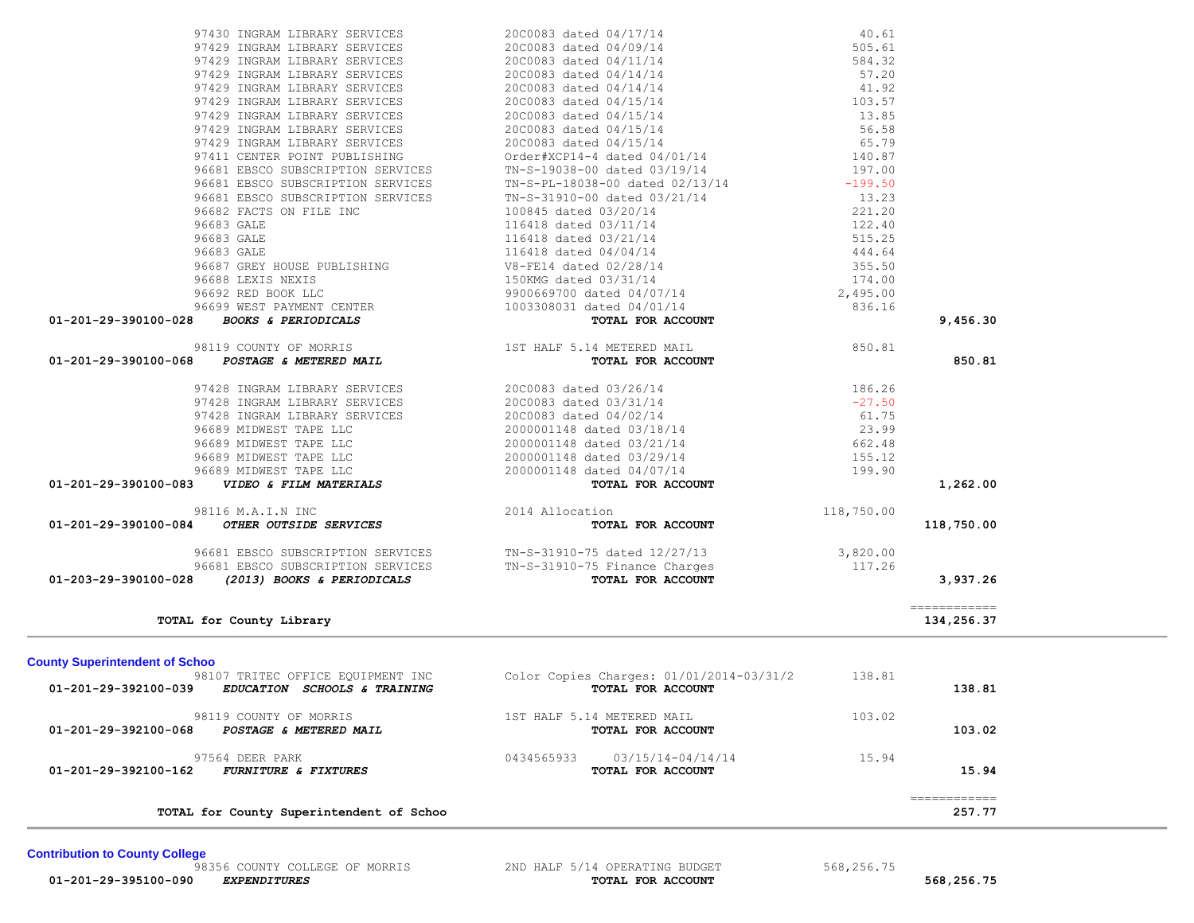| Account | Vendor | Description | Amount | Total |
|---|---|---|---|---|
| | 97430 INGRAM LIBRARY SERVICES | 20C0083 dated 04/17/14 | 40.61 | |
| | 97429 INGRAM LIBRARY SERVICES | 20C0083 dated 04/09/14 | 505.61 | |
| | 97429 INGRAM LIBRARY SERVICES | 20C0083 dated 04/11/14 | 584.32 | |
| | 97429 INGRAM LIBRARY SERVICES | 20C0083 dated 04/14/14 | 57.20 | |
| | 97429 INGRAM LIBRARY SERVICES | 20C0083 dated 04/14/14 | 41.92 | |
| | 97429 INGRAM LIBRARY SERVICES | 20C0083 dated 04/15/14 | 103.57 | |
| | 97429 INGRAM LIBRARY SERVICES | 20C0083 dated 04/15/14 | 13.85 | |
| | 97429 INGRAM LIBRARY SERVICES | 20C0083 dated 04/15/14 | 56.58 | |
| | 97429 INGRAM LIBRARY SERVICES | 20C0083 dated 04/15/14 | 65.79 | |
| | 97411 CENTER POINT PUBLISHING | Order#XCP14-4 dated 04/01/14 | 140.87 | |
| | 96681 EBSCO SUBSCRIPTION SERVICES | TN-S-19038-00 dated 03/19/14 | 197.00 | |
| | 96681 EBSCO SUBSCRIPTION SERVICES | TN-S-PL-18038-00 dated 02/13/14 | -199.50 | |
| | 96681 EBSCO SUBSCRIPTION SERVICES | TN-S-31910-00 dated 03/21/14 | 13.23 | |
| | 96682 FACTS ON FILE INC | 100845 dated 03/20/14 | 221.20 | |
| | 96683 GALE | 116418 dated 03/11/14 | 122.40 | |
| | 96683 GALE | 116418 dated 03/21/14 | 515.25 | |
| | 96683 GALE | 116418 dated 04/04/14 | 444.64 | |
| | 96687 GREY HOUSE PUBLISHING | V8-FE14 dated 02/28/14 | 355.50 | |
| | 96688 LEXIS NEXIS | 150KMG dated 03/31/14 | 174.00 | |
| | 96692 RED BOOK LLC | 9900669700 dated 04/07/14 | 2,495.00 | |
| | 96699 WEST PAYMENT CENTER | 1003308031 dated 04/01/14 | 836.16 | |
| **01-201-29-390100-028** | ***BOOKS & PERIODICALS*** | **TOTAL FOR ACCOUNT** | | **9,456.30** |
| | 98119 COUNTY OF MORRIS | 1ST HALF 5.14 METERED MAIL | 850.81 | |
| **01-201-29-390100-068** | ***POSTAGE & METERED MAIL*** | **TOTAL FOR ACCOUNT** | | **850.81** |
| | 97428 INGRAM LIBRARY SERVICES | 20C0083 dated 03/26/14 | 186.26 | |
| | 97428 INGRAM LIBRARY SERVICES | 20C0083 dated 03/31/14 | -27.50 | |
| | 97428 INGRAM LIBRARY SERVICES | 20C0083 dated 04/02/14 | 61.75 | |
| | 96689 MIDWEST TAPE LLC | 2000001148 dated 03/18/14 | 23.99 | |
| | 96689 MIDWEST TAPE LLC | 2000001148 dated 03/21/14 | 662.48 | |
| | 96689 MIDWEST TAPE LLC | 2000001148 dated 03/29/14 | 155.12 | |
| | 96689 MIDWEST TAPE LLC | 2000001148 dated 04/07/14 | 199.90 | |
| **01-201-29-390100-083** | ***VIDEO & FILM MATERIALS*** | **TOTAL FOR ACCOUNT** | | **1,262.00** |
| | 98116 M.A.I.N INC | 2014 Allocation | 118,750.00 | |
| **01-201-29-390100-084** | ***OTHER OUTSIDE SERVICES*** | **TOTAL FOR ACCOUNT** | | **118,750.00** |
| | 96681 EBSCO SUBSCRIPTION SERVICES | TN-S-31910-75 dated 12/27/13 | 3,820.00 | |
| | 96681 EBSCO SUBSCRIPTION SERVICES | TN-S-31910-75 Finance Charges | 117.26 | |
| **01-203-29-390100-028** | ***(2013) BOOKS & PERIODICALS*** | **TOTAL FOR ACCOUNT** | | **3,937.26** |
| | **TOTAL for County Library** | | | **134,256.37** |

## County Superintendent of Schoo

| Account | Vendor | Description | Amount | Total |
|---|---|---|---|---|
| | 98107 TRITEC OFFICE EQUIPMENT INC | Color Copies Charges: 01/01/2014-03/31/2 | 138.81 | |
| **01-201-29-392100-039** | ***EDUCATION SCHOOLS & TRAINING*** | **TOTAL FOR ACCOUNT** | | **138.81** |
| | 98119 COUNTY OF MORRIS | 1ST HALF 5.14 METERED MAIL | 103.02 | |
| **01-201-29-392100-068** | ***POSTAGE & METERED MAIL*** | **TOTAL FOR ACCOUNT** | | **103.02** |
| | 97564 DEER PARK | 0434565933 03/15/14-04/14/14 | 15.94 | |
| **01-201-29-392100-162** | ***FURNITURE & FIXTURES*** | **TOTAL FOR ACCOUNT** | | **15.94** |
| | **TOTAL for County Superintendent of Schoo** | | | **257.77** |

## Contribution to County College

| Account | Vendor | Description | Amount | Total |
|---|---|---|---|---|
| | 98356 COUNTY COLLEGE OF MORRIS | 2ND HALF 5/14 OPERATING BUDGET | 568,256.75 | |
| **01-201-29-395100-090** | ***EXPENDITURES*** | **TOTAL FOR ACCOUNT** | | **568,256.75** |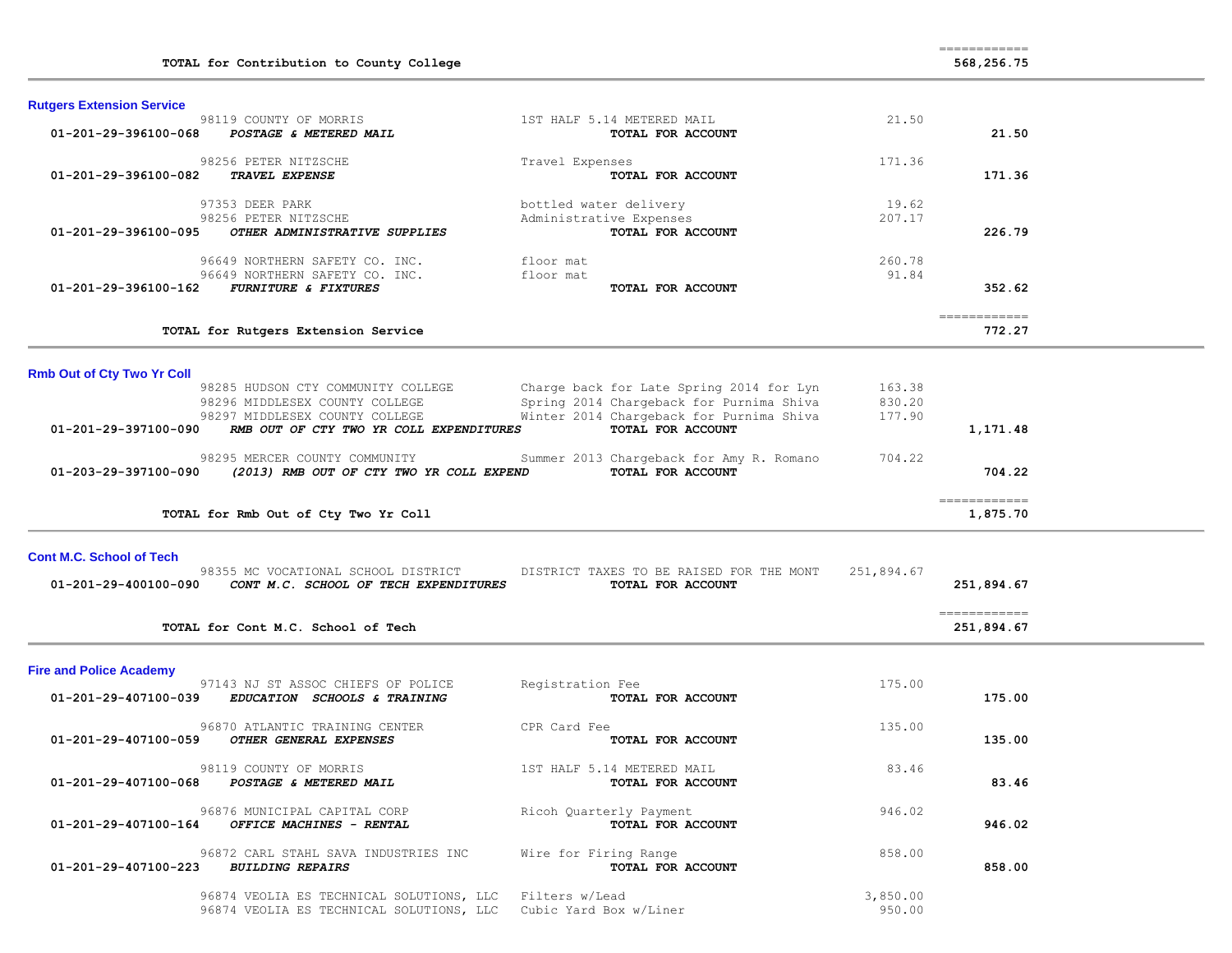| | | | | |
|---|---|---|---|---|
| **TOTAL for Contribution to County College** | | | | 568,256.75 |

## Rutgers Extension Service

| Account | Vendor | Description | Amount | Total |
|---|---|---|---|---|
| | 98119 COUNTY OF MORRIS | 1ST HALF 5.14 METERED MAIL | 21.50 | |
| 01-201-29-396100-068 | ***POSTAGE & METERED MAIL*** | **TOTAL FOR ACCOUNT** | | 21.50 |
| | 98256 PETER NITZSCHE | Travel Expenses | 171.36 | |
| 01-201-29-396100-082 | ***TRAVEL EXPENSE*** | **TOTAL FOR ACCOUNT** | | 171.36 |
| | 97353 DEER PARK | bottled water delivery | 19.62 | |
| | 98256 PETER NITZSCHE | Administrative Expenses | 207.17 | |
| 01-201-29-396100-095 | ***OTHER ADMINISTRATIVE SUPPLIES*** | **TOTAL FOR ACCOUNT** | | 226.79 |
| | 96649 NORTHERN SAFETY CO. INC. | floor mat | 260.78 | |
| | 96649 NORTHERN SAFETY CO. INC. | floor mat | 91.84 | |
| 01-201-29-396100-162 | ***FURNITURE & FIXTURES*** | **TOTAL FOR ACCOUNT** | | 352.62 |
| | **TOTAL for Rutgers Extension Service** | | | 772.27 |

## Rmb Out of Cty Two Yr Coll

| Account | Vendor | Description | Amount | Total |
|---|---|---|---|---|
| | 98285 HUDSON CTY COMMUNITY COLLEGE | Charge back for Late Spring 2014 for Lyn | 163.38 | |
| | 98296 MIDDLESEX COUNTY COLLEGE | Spring 2014 Chargeback for Purnima Shiva | 830.20 | |
| | 98297 MIDDLESEX COUNTY COLLEGE | Winter 2014 Chargeback for Purnima Shiva | 177.90 | |
| 01-201-29-397100-090 | ***RMB OUT OF CTY TWO YR COLL EXPENDITURES*** | **TOTAL FOR ACCOUNT** | | 1,171.48 |
| | 98295 MERCER COUNTY COMMUNITY | Summer 2013 Chargeback for Amy R. Romano | 704.22 | |
| 01-203-29-397100-090 | ***(2013) RMB OUT OF CTY TWO YR COLL EXPEND*** | **TOTAL FOR ACCOUNT** | | 704.22 |
| | **TOTAL for Rmb Out of Cty Two Yr Coll** | | | 1,875.70 |

## Cont M.C. School of Tech

| Account | Vendor | Description | Amount | Total |
|---|---|---|---|---|
| | 98355 MC VOCATIONAL SCHOOL DISTRICT | DISTRICT TAXES TO BE RAISED FOR THE MONT | 251,894.67 | |
| 01-201-29-400100-090 | ***CONT M.C. SCHOOL OF TECH EXPENDITURES*** | **TOTAL FOR ACCOUNT** | | 251,894.67 |
| | **TOTAL for Cont M.C. School of Tech** | | | 251,894.67 |

## Fire and Police Academy

| Account | Vendor | Description | Amount | Total |
|---|---|---|---|---|
| | 97143 NJ ST ASSOC CHIEFS OF POLICE | Registration Fee | 175.00 | |
| 01-201-29-407100-039 | ***EDUCATION SCHOOLS & TRAINING*** | **TOTAL FOR ACCOUNT** | | 175.00 |
| | 96870 ATLANTIC TRAINING CENTER | CPR Card Fee | 135.00 | |
| 01-201-29-407100-059 | ***OTHER GENERAL EXPENSES*** | **TOTAL FOR ACCOUNT** | | 135.00 |
| | 98119 COUNTY OF MORRIS | 1ST HALF 5.14 METERED MAIL | 83.46 | |
| 01-201-29-407100-068 | ***POSTAGE & METERED MAIL*** | **TOTAL FOR ACCOUNT** | | 83.46 |
| | 96876 MUNICIPAL CAPITAL CORP | Ricoh Quarterly Payment | 946.02 | |
| 01-201-29-407100-164 | ***OFFICE MACHINES - RENTAL*** | **TOTAL FOR ACCOUNT** | | 946.02 |
| | 96872 CARL STAHL SAVA INDUSTRIES INC | Wire for Firing Range | 858.00 | |
| 01-201-29-407100-223 | ***BUILDING REPAIRS*** | **TOTAL FOR ACCOUNT** | | 858.00 |
| | 96874 VEOLIA ES TECHNICAL SOLUTIONS, LLC | Filters w/Lead | 3,850.00 | |
| | 96874 VEOLIA ES TECHNICAL SOLUTIONS, LLC | Cubic Yard Box w/Liner | 950.00 | |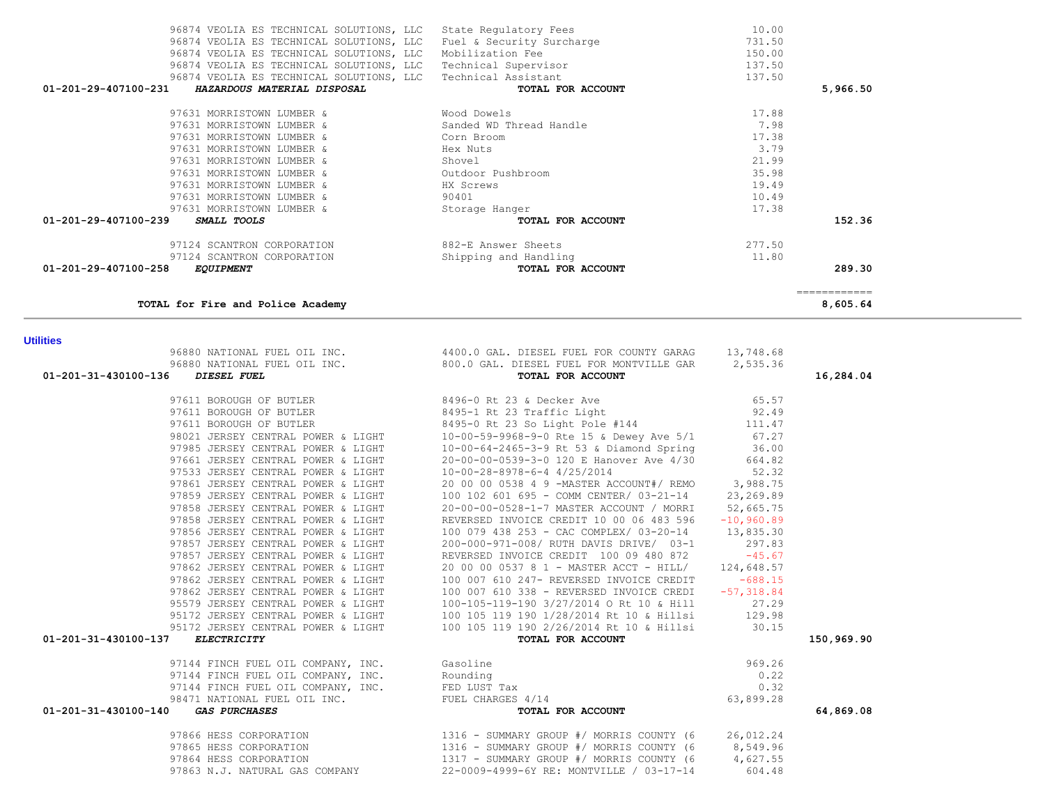| Account | Vendor | Description | Amount | Total |
|---|---|---|---|---|
| | 96874 VEOLIA ES TECHNICAL SOLUTIONS, LLC | State Regulatory Fees | 10.00 | |
| | 96874 VEOLIA ES TECHNICAL SOLUTIONS, LLC | Fuel & Security Surcharge | 731.50 | |
| | 96874 VEOLIA ES TECHNICAL SOLUTIONS, LLC | Mobilization Fee | 150.00 | |
| | 96874 VEOLIA ES TECHNICAL SOLUTIONS, LLC | Technical Supervisor | 137.50 | |
| | 96874 VEOLIA ES TECHNICAL SOLUTIONS, LLC | Technical Assistant | 137.50 | |
| **01-201-29-407100-231** | ***HAZARDOUS MATERIAL DISPOSAL*** | **TOTAL FOR ACCOUNT** | | **5,966.50** |
| | 97631 MORRISTOWN LUMBER & | Wood Dowels | 17.88 | |
| | 97631 MORRISTOWN LUMBER & | Sanded WD Thread Handle | 7.98 | |
| | 97631 MORRISTOWN LUMBER & | Corn Broom | 17.38 | |
| | 97631 MORRISTOWN LUMBER & | Hex Nuts | 3.79 | |
| | 97631 MORRISTOWN LUMBER & | Shovel | 21.99 | |
| | 97631 MORRISTOWN LUMBER & | Outdoor Pushbroom | 35.98 | |
| | 97631 MORRISTOWN LUMBER & | HX Screws | 19.49 | |
| | 97631 MORRISTOWN LUMBER & | 90401 | 10.49 | |
| | 97631 MORRISTOWN LUMBER & | Storage Hanger | 17.38 | |
| **01-201-29-407100-239** | ***SMALL TOOLS*** | **TOTAL FOR ACCOUNT** | | **152.36** |
| | 97124 SCANTRON CORPORATION | 882-E Answer Sheets | 277.50 | |
| | 97124 SCANTRON CORPORATION | Shipping and Handling | 11.80 | |
| **01-201-29-407100-258** | ***EQUIPMENT*** | **TOTAL FOR ACCOUNT** | | **289.30** |
| | | | | ============ |
| | **TOTAL for Fire and Police Academy** | | | **8,605.64** |

**Utilities**

| Account | Vendor | Description | Amount | Total |
|---|---|---|---|---|
| | 96880 NATIONAL FUEL OIL INC. | 4400.0 GAL. DIESEL FUEL FOR COUNTY GARAG | 13,748.68 | |
| | 96880 NATIONAL FUEL OIL INC. | 800.0 GAL. DIESEL FUEL FOR MONTVILLE GAR | 2,535.36 | |
| **01-201-31-430100-136** | ***DIESEL FUEL*** | **TOTAL FOR ACCOUNT** | | **16,284.04** |
| | 97611 BOROUGH OF BUTLER | 8496-0 Rt 23 & Decker Ave | 65.57 | |
| | 97611 BOROUGH OF BUTLER | 8495-1 Rt 23 Traffic Light | 92.49 | |
| | 97611 BOROUGH OF BUTLER | 8495-0 Rt 23 So Light Pole #144 | 111.47 | |
| | 98021 JERSEY CENTRAL POWER & LIGHT | 10-00-59-9968-9-0 Rte 15 & Dewey Ave 5/1 | 67.27 | |
| | 97985 JERSEY CENTRAL POWER & LIGHT | 10-00-64-2465-3-9 Rt 53 & Diamond Spring | 36.00 | |
| | 97661 JERSEY CENTRAL POWER & LIGHT | 20-00-00-0539-3-0 120 E Hanover Ave 4/30 | 664.82 | |
| | 97533 JERSEY CENTRAL POWER & LIGHT | 10-00-28-8978-6-4 4/25/2014 | 52.32 | |
| | 97861 JERSEY CENTRAL POWER & LIGHT | 20 00 00 0538 4 9 -MASTER ACCOUNT#/ REMO | 3,988.75 | |
| | 97859 JERSEY CENTRAL POWER & LIGHT | 100 102 601 695 - COMM CENTER/ 03-21-14 | 23,269.89 | |
| | 97858 JERSEY CENTRAL POWER & LIGHT | 20-00-00-0528-1-7 MASTER ACCOUNT / MORRI | 52,665.75 | |
| | 97858 JERSEY CENTRAL POWER & LIGHT | REVERSED INVOICE CREDIT 10 00 06 483 596 | -10,960.89 | |
| | 97856 JERSEY CENTRAL POWER & LIGHT | 100 079 438 253 - CAC COMPLEX/ 03-20-14 | 13,835.30 | |
| | 97857 JERSEY CENTRAL POWER & LIGHT | 200-000-971-008/ RUTH DAVIS DRIVE/ 03-1 | 297.83 | |
| | 97857 JERSEY CENTRAL POWER & LIGHT | REVERSED INVOICE CREDIT 100 09 480 872 | -45.67 | |
| | 97862 JERSEY CENTRAL POWER & LIGHT | 20 00 00 0537 8 1 - MASTER ACCT - HILL/ | 124,648.57 | |
| | 97862 JERSEY CENTRAL POWER & LIGHT | 100 007 610 247- REVERSED INVOICE CREDIT | -688.15 | |
| | 97862 JERSEY CENTRAL POWER & LIGHT | 100 007 610 338 - REVERSED INVOICE CREDI | -57,318.84 | |
| | 95579 JERSEY CENTRAL POWER & LIGHT | 100-105-119-190 3/27/2014 O Rt 10 & Hill | 27.29 | |
| | 95172 JERSEY CENTRAL POWER & LIGHT | 100 105 119 190 1/28/2014 Rt 10 & Hillsi | 129.98 | |
| | 95172 JERSEY CENTRAL POWER & LIGHT | 100 105 119 190 2/26/2014 Rt 10 & Hillsi | 30.15 | |
| **01-201-31-430100-137** | ***ELECTRICITY*** | **TOTAL FOR ACCOUNT** | | **150,969.90** |
| | 97144 FINCH FUEL OIL COMPANY, INC. | Gasoline | 969.26 | |
| | 97144 FINCH FUEL OIL COMPANY, INC. | Rounding | 0.22 | |
| | 97144 FINCH FUEL OIL COMPANY, INC. | FED LUST Tax | 0.32 | |
| | 98471 NATIONAL FUEL OIL INC. | FUEL CHARGES 4/14 | 63,899.28 | |
| **01-201-31-430100-140** | ***GAS PURCHASES*** | **TOTAL FOR ACCOUNT** | | **64,869.08** |
| | 97866 HESS CORPORATION | 1316 - SUMMARY GROUP #/ MORRIS COUNTY (6 | 26,012.24 | |
| | 97865 HESS CORPORATION | 1316 - SUMMARY GROUP #/ MORRIS COUNTY (6 | 8,549.96 | |
| | 97864 HESS CORPORATION | 1317 - SUMMARY GROUP #/ MORRIS COUNTY (6 | 4,627.55 | |
| | 97863 N.J. NATURAL GAS COMPANY | 22-0009-4999-6Y RE: MONTVILLE / 03-17-14 | 604.48 | |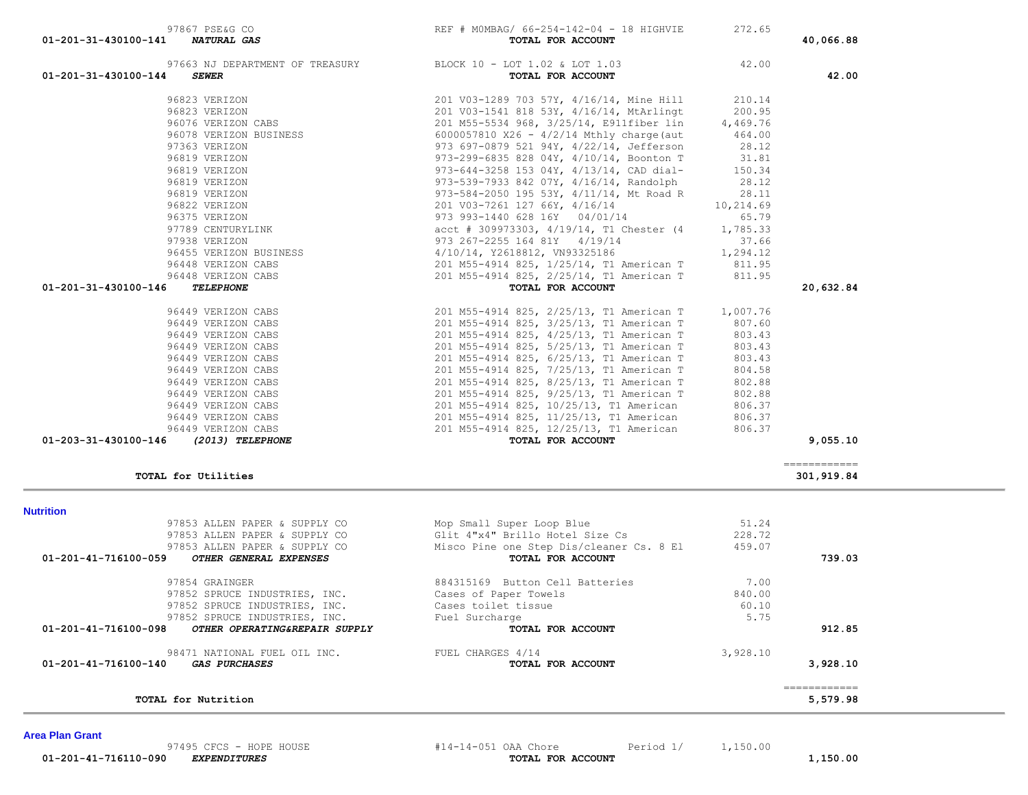| Account | Vendor / Account Name | Description | Amount | Total |
|---|---|---|---|---|
| | 97867 PSE&G CO | REF # MOMBAG/ 66-254-142-04 - 18 HIGHVIE | 272.65 | |
| 01-201-31-430100-141 | ***NATURAL GAS*** | **TOTAL FOR ACCOUNT** | | **40,066.88** |
| | 97663 NJ DEPARTMENT OF TREASURY | BLOCK 10 - LOT 1.02 & LOT 1.03 | 42.00 | |
| 01-201-31-430100-144 | ***SEWER*** | **TOTAL FOR ACCOUNT** | | **42.00** |
| | 96823 VERIZON | 201 V03-1289 703 57Y, 4/16/14, Mine Hill | 210.14 | |
| | 96823 VERIZON | 201 V03-1541 818 53Y, 4/16/14, MtArlingt | 200.95 | |
| | 96076 VERIZON CABS | 201 M55-5534 968, 3/25/14, E911fiber lin | 4,469.76 | |
| | 96078 VERIZON BUSINESS | 6000057810 X26 - 4/2/14 Mthly charge(aut | 464.00 | |
| | 97363 VERIZON | 973 697-0879 521 94Y, 4/22/14, Jefferson | 28.12 | |
| | 96819 VERIZON | 973-299-6835 828 04Y, 4/10/14, Boonton T | 31.81 | |
| | 96819 VERIZON | 973-644-3258 153 04Y, 4/13/14, CAD dial- | 150.34 | |
| | 96819 VERIZON | 973-539-7933 842 07Y, 4/16/14, Randolph | 28.12 | |
| | 96819 VERIZON | 973-584-2050 195 53Y, 4/11/14, Mt Road R | 28.11 | |
| | 96822 VERIZON | 201 V03-7261 127 66Y, 4/16/14 | 10,214.69 | |
| | 96375 VERIZON | 973 993-1440 628 16Y 04/01/14 | 65.79 | |
| | 97789 CENTURYLINK | acct # 309973303, 4/19/14, T1 Chester (4 | 1,785.33 | |
| | 97938 VERIZON | 973 267-2255 164 81Y 4/19/14 | 37.66 | |
| | 96455 VERIZON BUSINESS | 4/10/14, Y2618812, VN93325186 | 1,294.12 | |
| | 96448 VERIZON CABS | 201 M55-4914 825, 1/25/14, T1 American T | 811.95 | |
| | 96448 VERIZON CABS | 201 M55-4914 825, 2/25/14, T1 American T | 811.95 | |
| 01-201-31-430100-146 | ***TELEPHONE*** | **TOTAL FOR ACCOUNT** | | **20,632.84** |
| | 96449 VERIZON CABS | 201 M55-4914 825, 2/25/13, T1 American T | 1,007.76 | |
| | 96449 VERIZON CABS | 201 M55-4914 825, 3/25/13, T1 American T | 807.60 | |
| | 96449 VERIZON CABS | 201 M55-4914 825, 4/25/13, T1 American T | 803.43 | |
| | 96449 VERIZON CABS | 201 M55-4914 825, 5/25/13, T1 American T | 803.43 | |
| | 96449 VERIZON CABS | 201 M55-4914 825, 6/25/13, T1 American T | 803.43 | |
| | 96449 VERIZON CABS | 201 M55-4914 825, 7/25/13, T1 American T | 804.58 | |
| | 96449 VERIZON CABS | 201 M55-4914 825, 8/25/13, T1 American T | 802.88 | |
| | 96449 VERIZON CABS | 201 M55-4914 825, 9/25/13, T1 American T | 802.88 | |
| | 96449 VERIZON CABS | 201 M55-4914 825, 10/25/13, T1 American | 806.37 | |
| | 96449 VERIZON CABS | 201 M55-4914 825, 11/25/13, T1 American | 806.37 | |
| | 96449 VERIZON CABS | 201 M55-4914 825, 12/25/13, T1 American | 806.37 | |
| 01-203-31-430100-146 | ***(2013) TELEPHONE*** | **TOTAL FOR ACCOUNT** | | **9,055.10** |
| | **TOTAL for Utilities** | | | **301,919.84** |

**Nutrition**

| Account | Vendor / Account Name | Description | Amount | Total |
|---|---|---|---|---|
| | 97853 ALLEN PAPER & SUPPLY CO | Mop Small Super Loop Blue | 51.24 | |
| | 97853 ALLEN PAPER & SUPPLY CO | Glit 4"x4" Brillo Hotel Size Cs | 228.72 | |
| | 97853 ALLEN PAPER & SUPPLY CO | Misco Pine one Step Dis/cleaner Cs. 8 El | 459.07 | |
| 01-201-41-716100-059 | ***OTHER GENERAL EXPENSES*** | **TOTAL FOR ACCOUNT** | | **739.03** |
| | 97854 GRAINGER | 884315169 Button Cell Batteries | 7.00 | |
| | 97852 SPRUCE INDUSTRIES, INC. | Cases of Paper Towels | 840.00 | |
| | 97852 SPRUCE INDUSTRIES, INC. | Cases toilet tissue | 60.10 | |
| | 97852 SPRUCE INDUSTRIES, INC. | Fuel Surcharge | 5.75 | |
| 01-201-41-716100-098 | ***OTHER OPERATING&REPAIR SUPPLY*** | **TOTAL FOR ACCOUNT** | | **912.85** |
| | 98471 NATIONAL FUEL OIL INC. | FUEL CHARGES 4/14 | 3,928.10 | |
| 01-201-41-716100-140 | ***GAS PURCHASES*** | **TOTAL FOR ACCOUNT** | | **3,928.10** |
| | **TOTAL for Nutrition** | | | **5,579.98** |

**Area Plan Grant**

| Account | Vendor / Account Name | Description | Amount | Total |
|---|---|---|---|---|
| | 97495 CFCS - HOPE HOUSE | #14-14-051 OAA Chore Period 1/ | 1,150.00 | |
| 01-201-41-716110-090 | ***EXPENDITURES*** | **TOTAL FOR ACCOUNT** | | **1,150.00** |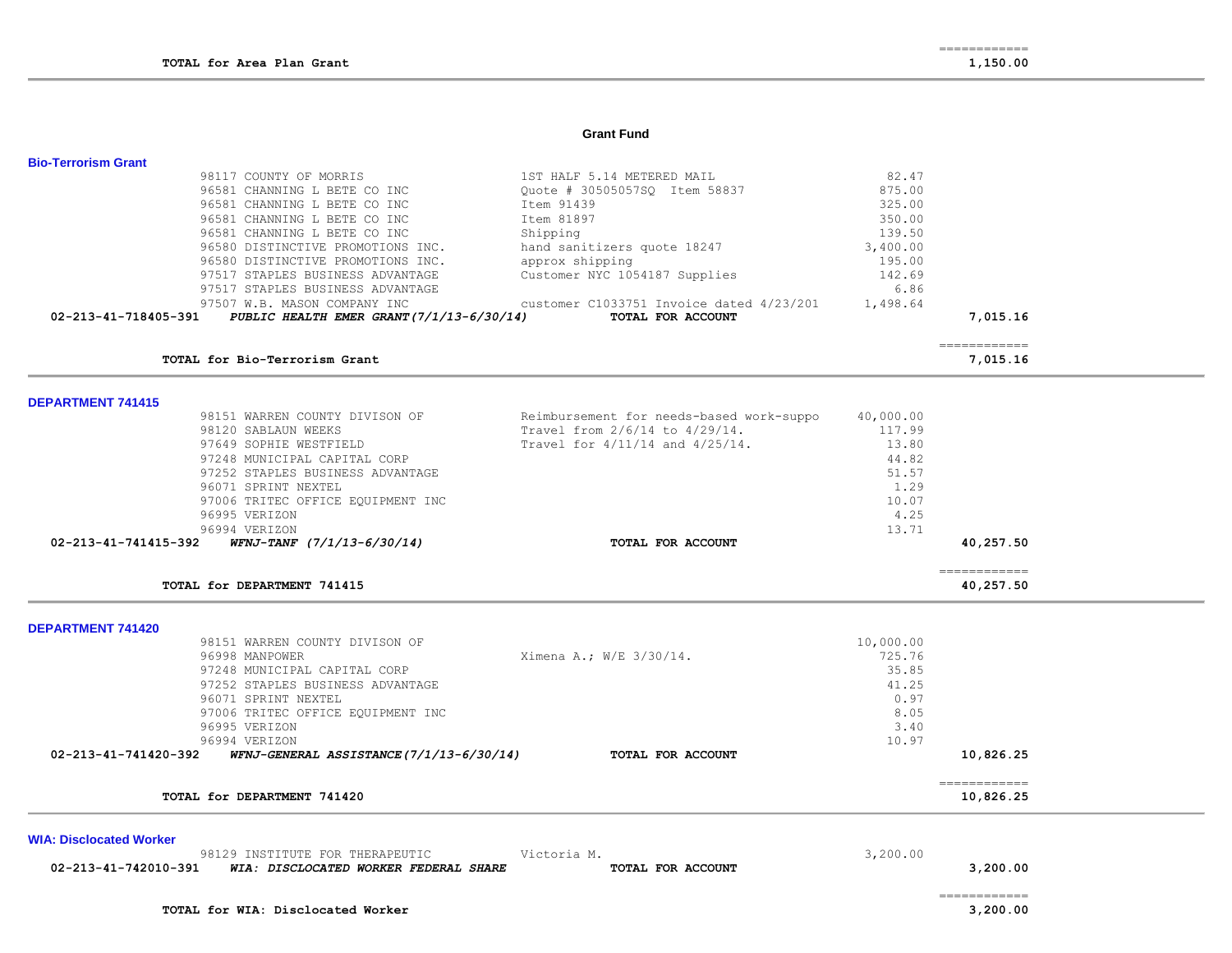| | | |
|---|---|---|
| | | ============ |
| **TOTAL for Area Plan Grant** | | **1,150.00** |

## Grant Fund

### Bio-Terrorism Grant

| Account | Vendor | Description | Amount | Total |
|---|---|---|---|---|
| | 98117 COUNTY OF MORRIS | 1ST HALF 5.14 METERED MAIL | 82.47 | |
| | 96581 CHANNING L BETE CO INC | Quote # 30505057SQ Item 58837 | 875.00 | |
| | 96581 CHANNING L BETE CO INC | Item 91439 | 325.00 | |
| | 96581 CHANNING L BETE CO INC | Item 81897 | 350.00 | |
| | 96581 CHANNING L BETE CO INC | Shipping | 139.50 | |
| | 96580 DISTINCTIVE PROMOTIONS INC. | hand sanitizers quote 18247 | 3,400.00 | |
| | 96580 DISTINCTIVE PROMOTIONS INC. | approx shipping | 195.00 | |
| | 97517 STAPLES BUSINESS ADVANTAGE | Customer NYC 1054187 Supplies | 142.69 | |
| | 97517 STAPLES BUSINESS ADVANTAGE | | 6.86 | |
| | 97507 W.B. MASON COMPANY INC | customer C1033751 Invoice dated 4/23/201 | 1,498.64 | |
| **02-213-41-718405-391** | ***PUBLIC HEALTH EMER GRANT(7/1/13-6/30/14)*** | **TOTAL FOR ACCOUNT** | | **7,015.16** |
| | | | | ============ |
| | **TOTAL for Bio-Terrorism Grant** | | | **7,015.16** |

### DEPARTMENT 741415

| Account | Vendor | Description | Amount | Total |
|---|---|---|---|---|
| | 98151 WARREN COUNTY DIVISON OF | Reimbursement for needs-based work-suppo | 40,000.00 | |
| | 98120 SABLAUN WEEKS | Travel from 2/6/14 to 4/29/14. | 117.99 | |
| | 97649 SOPHIE WESTFIELD | Travel for 4/11/14 and 4/25/14. | 13.80 | |
| | 97248 MUNICIPAL CAPITAL CORP | | 44.82 | |
| | 97252 STAPLES BUSINESS ADVANTAGE | | 51.57 | |
| | 96071 SPRINT NEXTEL | | 1.29 | |
| | 97006 TRITEC OFFICE EQUIPMENT INC | | 10.07 | |
| | 96995 VERIZON | | 4.25 | |
| | 96994 VERIZON | | 13.71 | |
| **02-213-41-741415-392** | ***WFNJ-TANF (7/1/13-6/30/14)*** | **TOTAL FOR ACCOUNT** | | **40,257.50** |
| | | | | ============ |
| | **TOTAL for DEPARTMENT 741415** | | | **40,257.50** |

### DEPARTMENT 741420

| Account | Vendor | Description | Amount | Total |
|---|---|---|---|---|
| | 98151 WARREN COUNTY DIVISON OF | | 10,000.00 | |
| | 96998 MANPOWER | Ximena A.; W/E 3/30/14. | 725.76 | |
| | 97248 MUNICIPAL CAPITAL CORP | | 35.85 | |
| | 97252 STAPLES BUSINESS ADVANTAGE | | 41.25 | |
| | 96071 SPRINT NEXTEL | | 0.97 | |
| | 97006 TRITEC OFFICE EQUIPMENT INC | | 8.05 | |
| | 96995 VERIZON | | 3.40 | |
| | 96994 VERIZON | | 10.97 | |
| **02-213-41-741420-392** | ***WFNJ-GENERAL ASSISTANCE(7/1/13-6/30/14)*** | **TOTAL FOR ACCOUNT** | | **10,826.25** |
| | | | | ============ |
| | **TOTAL for DEPARTMENT 741420** | | | **10,826.25** |

### WIA: Disclocated Worker

| Account | Vendor | Description | Amount | Total |
|---|---|---|---|---|
| | 98129 INSTITUTE FOR THERAPEUTIC | Victoria M. | 3,200.00 | |
| **02-213-41-742010-391** | ***WIA: DISCLOCATED WORKER FEDERAL SHARE*** | **TOTAL FOR ACCOUNT** | | **3,200.00** |
| | | | | ============ |
| | **TOTAL for WIA: Disclocated Worker** | | | **3,200.00** |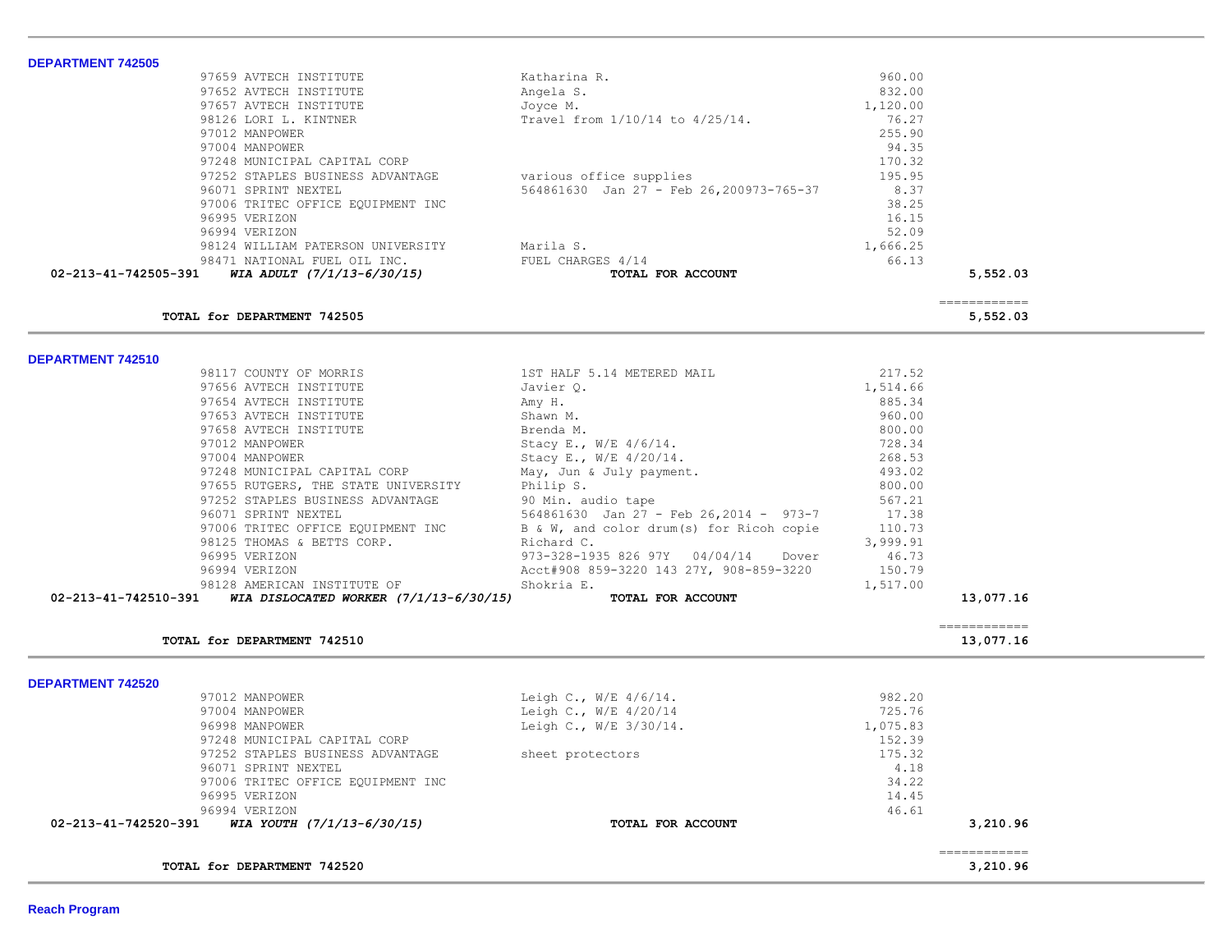**DEPARTMENT 742505**

| Vendor | Description | Amount | Total |
|---|---|---|---|
| 97659 AVTECH INSTITUTE | Katharina R. | 960.00 | |
| 97652 AVTECH INSTITUTE | Angela S. | 832.00 | |
| 97657 AVTECH INSTITUTE | Joyce M. | 1,120.00 | |
| 98126 LORI L. KINTNER | Travel from 1/10/14 to 4/25/14. | 76.27 | |
| 97012 MANPOWER | | 255.90 | |
| 97004 MANPOWER | | 94.35 | |
| 97248 MUNICIPAL CAPITAL CORP | | 170.32 | |
| 97252 STAPLES BUSINESS ADVANTAGE | various office supplies | 195.95 | |
| 96071 SPRINT NEXTEL | 564861630 Jan 27 - Feb 26,200973-765-37 | 8.37 | |
| 97006 TRITEC OFFICE EQUIPMENT INC | | 38.25 | |
| 96995 VERIZON | | 16.15 | |
| 96994 VERIZON | | 52.09 | |
| 98124 WILLIAM PATERSON UNIVERSITY | Marila S. | 1,666.25 | |
| 98471 NATIONAL FUEL OIL INC. | FUEL CHARGES 4/14 | 66.13 | |
| 02-213-41-742505-391 *WIA ADULT (7/1/13-6/30/15)* | **TOTAL FOR ACCOUNT** | | **5,552.03** |

**TOTAL for DEPARTMENT 742505** — **5,552.03**

**DEPARTMENT 742510**

| Vendor | Description | Amount | Total |
|---|---|---|---|
| 98117 COUNTY OF MORRIS | 1ST HALF 5.14 METERED MAIL | 217.52 | |
| 97656 AVTECH INSTITUTE | Javier Q. | 1,514.66 | |
| 97654 AVTECH INSTITUTE | Amy H. | 885.34 | |
| 97653 AVTECH INSTITUTE | Shawn M. | 960.00 | |
| 97658 AVTECH INSTITUTE | Brenda M. | 800.00 | |
| 97012 MANPOWER | Stacy E., W/E 4/6/14. | 728.34 | |
| 97004 MANPOWER | Stacy E., W/E 4/20/14. | 268.53 | |
| 97248 MUNICIPAL CAPITAL CORP | May, Jun & July payment. | 493.02 | |
| 97655 RUTGERS, THE STATE UNIVERSITY | Philip S. | 800.00 | |
| 97252 STAPLES BUSINESS ADVANTAGE | 90 Min. audio tape | 567.21 | |
| 96071 SPRINT NEXTEL | 564861630 Jan 27 - Feb 26,2014 - 973-7 | 17.38 | |
| 97006 TRITEC OFFICE EQUIPMENT INC | B & W, and color drum(s) for Ricoh copie | 110.73 | |
| 98125 THOMAS & BETTS CORP. | Richard C. | 3,999.91 | |
| 96995 VERIZON | 973-328-1935 826 97Y 04/04/14 Dover | 46.73 | |
| 96994 VERIZON | Acct#908 859-3220 143 27Y, 908-859-3220 | 150.79 | |
| 98128 AMERICAN INSTITUTE OF | Shokria E. | 1,517.00 | |
| 02-213-41-742510-391 *WIA DISLOCATED WORKER (7/1/13-6/30/15)* | **TOTAL FOR ACCOUNT** | | **13,077.16** |

**TOTAL for DEPARTMENT 742510** — **13,077.16**

**DEPARTMENT 742520**

| Vendor | Description | Amount | Total |
|---|---|---|---|
| 97012 MANPOWER | Leigh C., W/E 4/6/14. | 982.20 | |
| 97004 MANPOWER | Leigh C., W/E 4/20/14 | 725.76 | |
| 96998 MANPOWER | Leigh C., W/E 3/30/14. | 1,075.83 | |
| 97248 MUNICIPAL CAPITAL CORP | | 152.39 | |
| 97252 STAPLES BUSINESS ADVANTAGE | sheet protectors | 175.32 | |
| 96071 SPRINT NEXTEL | | 4.18 | |
| 97006 TRITEC OFFICE EQUIPMENT INC | | 34.22 | |
| 96995 VERIZON | | 14.45 | |
| 96994 VERIZON | | 46.61 | |
| 02-213-41-742520-391 *WIA YOUTH (7/1/13-6/30/15)* | **TOTAL FOR ACCOUNT** | | **3,210.96** |

**TOTAL for DEPARTMENT 742520** — **3,210.96**

**Reach Program**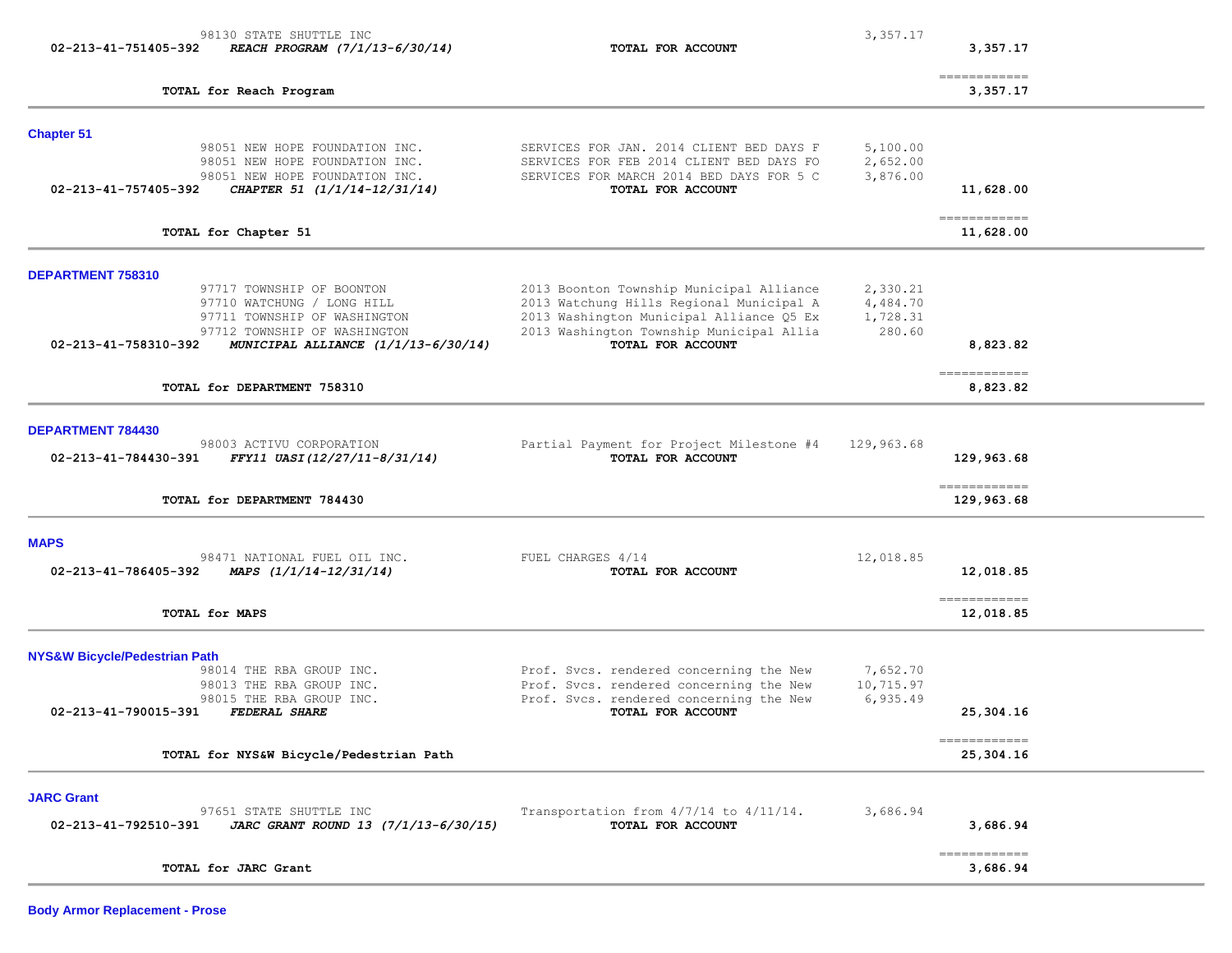| Account | Vendor / Description | Item Description | Amount | Total |
|---|---|---|---|---|
| | 98130 STATE SHUTTLE INC | | 3,357.17 | |
| **02-213-41-751405-392** | ***REACH PROGRAM (7/1/13-6/30/14)*** | **TOTAL FOR ACCOUNT** | | **3,357.17** |
| | **TOTAL for Reach Program** | | | **3,357.17** |

**Chapter 51**

| Account | Vendor / Description | Item Description | Amount | Total |
|---|---|---|---|---|
| | 98051 NEW HOPE FOUNDATION INC. | SERVICES FOR JAN. 2014 CLIENT BED DAYS F | 5,100.00 | |
| | 98051 NEW HOPE FOUNDATION INC. | SERVICES FOR FEB 2014 CLIENT BED DAYS FO | 2,652.00 | |
| | 98051 NEW HOPE FOUNDATION INC. | SERVICES FOR MARCH 2014 BED DAYS FOR 5 C | 3,876.00 | |
| **02-213-41-757405-392** | ***CHAPTER 51 (1/1/14-12/31/14)*** | **TOTAL FOR ACCOUNT** | | **11,628.00** |
| | **TOTAL for Chapter 51** | | | **11,628.00** |

**DEPARTMENT 758310**

| Account | Vendor / Description | Item Description | Amount | Total |
|---|---|---|---|---|
| | 97717 TOWNSHIP OF BOONTON | 2013 Boonton Township Municipal Alliance | 2,330.21 | |
| | 97710 WATCHUNG / LONG HILL | 2013 Watchung Hills Regional Municipal A | 4,484.70 | |
| | 97711 TOWNSHIP OF WASHINGTON | 2013 Washington Municipal Alliance Q5 Ex | 1,728.31 | |
| | 97712 TOWNSHIP OF WASHINGTON | 2013 Washington Township Municipal Allia | 280.60 | |
| **02-213-41-758310-392** | ***MUNICIPAL ALLIANCE (1/1/13-6/30/14)*** | **TOTAL FOR ACCOUNT** | | **8,823.82** |
| | **TOTAL for DEPARTMENT 758310** | | | **8,823.82** |

**DEPARTMENT 784430**

| Account | Vendor / Description | Item Description | Amount | Total |
|---|---|---|---|---|
| | 98003 ACTIVU CORPORATION | Partial Payment for Project Milestone #4 | 129,963.68 | |
| **02-213-41-784430-391** | ***FFY11 UASI(12/27/11-8/31/14)*** | **TOTAL FOR ACCOUNT** | | **129,963.68** |
| | **TOTAL for DEPARTMENT 784430** | | | **129,963.68** |

**MAPS**

| Account | Vendor / Description | Item Description | Amount | Total |
|---|---|---|---|---|
| | 98471 NATIONAL FUEL OIL INC. | FUEL CHARGES 4/14 | 12,018.85 | |
| **02-213-41-786405-392** | ***MAPS (1/1/14-12/31/14)*** | **TOTAL FOR ACCOUNT** | | **12,018.85** |
| | **TOTAL for MAPS** | | | **12,018.85** |

**NYS&W Bicycle/Pedestrian Path**

| Account | Vendor / Description | Item Description | Amount | Total |
|---|---|---|---|---|
| | 98014 THE RBA GROUP INC. | Prof. Svcs. rendered concerning the New | 7,652.70 | |
| | 98013 THE RBA GROUP INC. | Prof. Svcs. rendered concerning the New | 10,715.97 | |
| | 98015 THE RBA GROUP INC. | Prof. Svcs. rendered concerning the New | 6,935.49 | |
| **02-213-41-790015-391** | ***FEDERAL SHARE*** | **TOTAL FOR ACCOUNT** | | **25,304.16** |
| | **TOTAL for NYS&W Bicycle/Pedestrian Path** | | | **25,304.16** |

**JARC Grant**

| Account | Vendor / Description | Item Description | Amount | Total |
|---|---|---|---|---|
| | 97651 STATE SHUTTLE INC | Transportation from 4/7/14 to 4/11/14. | 3,686.94 | |
| **02-213-41-792510-391** | ***JARC GRANT ROUND 13 (7/1/13-6/30/15)*** | **TOTAL FOR ACCOUNT** | | **3,686.94** |
| | **TOTAL for JARC Grant** | | | **3,686.94** |

**Body Armor Replacement - Prose**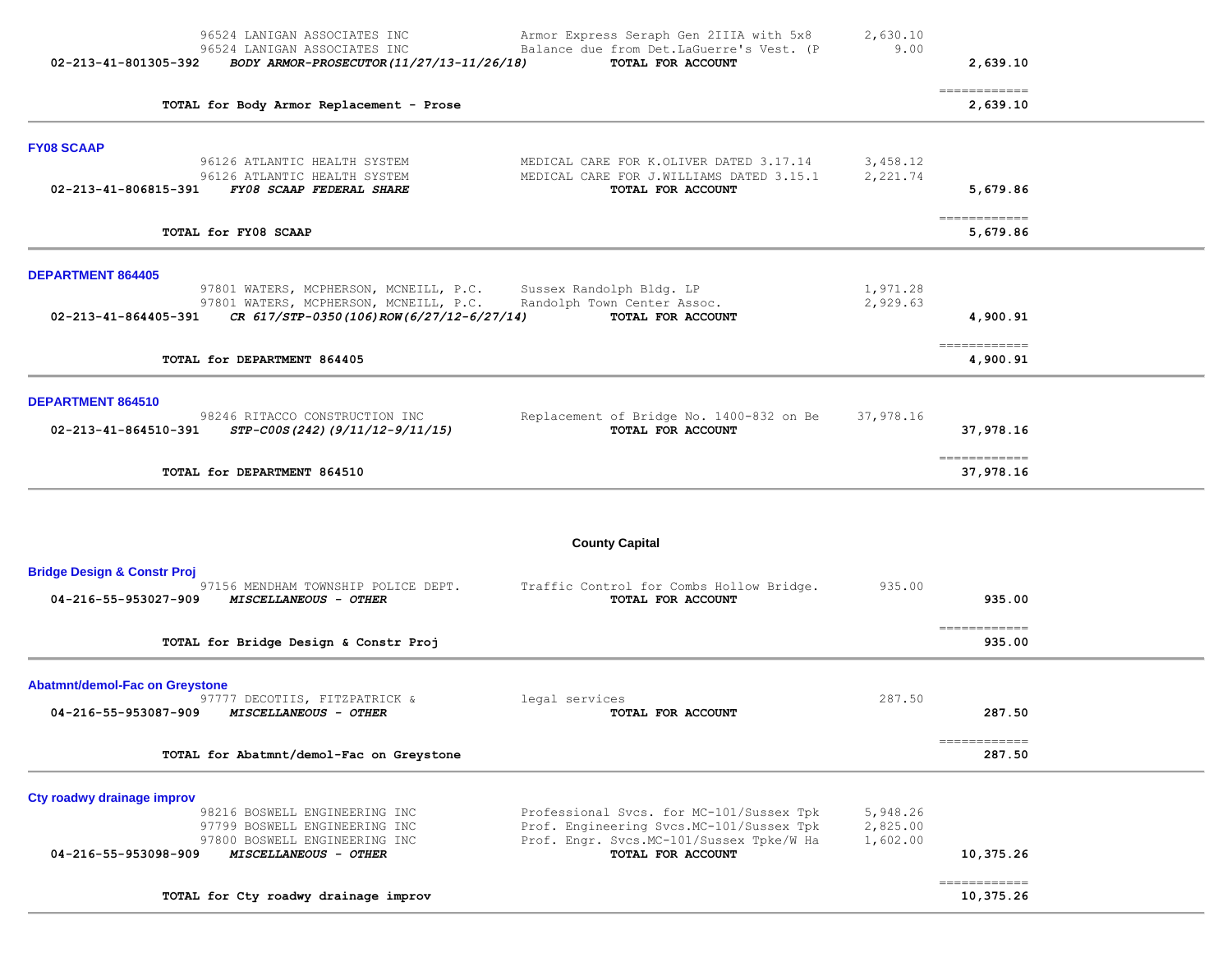| | | | |
|---|---|---|---|
| 96524 LANIGAN ASSOCIATES INC | Armor Express Seraph Gen 2IIIA with 5x8 | 2,630.10 | |
| 96524 LANIGAN ASSOCIATES INC | Balance due from Det.LaGuerre's Vest. (P | 9.00 | |
| 02-213-41-801305-392 *BODY ARMOR-PROSECUTOR(11/27/13-11/26/18)* | **TOTAL FOR ACCOUNT** | | **2,639.10** |
| **TOTAL for Body Armor Replacement - Prose** | | | **2,639.10** |

### FY08 SCAAP

| | | | |
|---|---|---|---|
| 96126 ATLANTIC HEALTH SYSTEM | MEDICAL CARE FOR K.OLIVER DATED 3.17.14 | 3,458.12 | |
| 96126 ATLANTIC HEALTH SYSTEM | MEDICAL CARE FOR J.WILLIAMS DATED 3.15.1 | 2,221.74 | |
| 02-213-41-806815-391 *FY08 SCAAP FEDERAL SHARE* | **TOTAL FOR ACCOUNT** | | **5,679.86** |
| **TOTAL for FY08 SCAAP** | | | **5,679.86** |

### DEPARTMENT 864405

| | | | |
|---|---|---|---|
| 97801 WATERS, MCPHERSON, MCNEILL, P.C. | Sussex Randolph Bldg. LP | 1,971.28 | |
| 97801 WATERS, MCPHERSON, MCNEILL, P.C. | Randolph Town Center Assoc. | 2,929.63 | |
| 02-213-41-864405-391 *CR 617/STP-0350(106)ROW(6/27/12-6/27/14)* | **TOTAL FOR ACCOUNT** | | **4,900.91** |
| **TOTAL for DEPARTMENT 864405** | | | **4,900.91** |

### DEPARTMENT 864510

| | | | |
|---|---|---|---|
| 98246 RITACCO CONSTRUCTION INC | Replacement of Bridge No. 1400-832 on Be | 37,978.16 | |
| 02-213-41-864510-391 *STP-C00S(242)(9/11/12-9/11/15)* | **TOTAL FOR ACCOUNT** | | **37,978.16** |
| **TOTAL for DEPARTMENT 864510** | | | **37,978.16** |

## County Capital

### Bridge Design & Constr Proj

| | | | |
|---|---|---|---|
| 97156 MENDHAM TOWNSHIP POLICE DEPT. | Traffic Control for Combs Hollow Bridge. | 935.00 | |
| 04-216-55-953027-909 *MISCELLANEOUS - OTHER* | **TOTAL FOR ACCOUNT** | | **935.00** |
| **TOTAL for Bridge Design & Constr Proj** | | | **935.00** |

### Abatmnt/demol-Fac on Greystone

| | | | |
|---|---|---|---|
| 97777 DECOTIIS, FITZPATRICK & | legal services | 287.50 | |
| 04-216-55-953087-909 *MISCELLANEOUS - OTHER* | **TOTAL FOR ACCOUNT** | | **287.50** |
| **TOTAL for Abatmnt/demol-Fac on Greystone** | | | **287.50** |

### Cty roadwy drainage improv

| | | | |
|---|---|---|---|
| 98216 BOSWELL ENGINEERING INC | Professional Svcs. for MC-101/Sussex Tpk | 5,948.26 | |
| 97799 BOSWELL ENGINEERING INC | Prof. Engineering Svcs.MC-101/Sussex Tpk | 2,825.00 | |
| 97800 BOSWELL ENGINEERING INC | Prof. Engr. Svcs.MC-101/Sussex Tpke/W Ha | 1,602.00 | |
| 04-216-55-953098-909 *MISCELLANEOUS - OTHER* | **TOTAL FOR ACCOUNT** | | **10,375.26** |
| **TOTAL for Cty roadwy drainage improv** | | | **10,375.26** |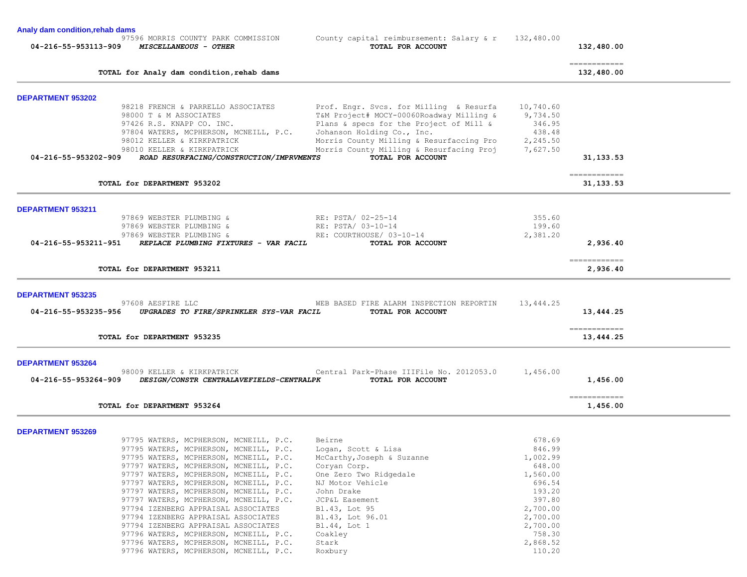### Analy dam condition,rehab dams

| | | | |
|---|---|---|---|
| 97596 MORRIS COUNTY PARK COMMISSION | County capital reimbursement: Salary & r | 132,480.00 | |
| **04-216-55-953113-909** ***MISCELLANEOUS - OTHER*** | **TOTAL FOR ACCOUNT** | | **132,480.00** |

**TOTAL for Analy dam condition,rehab dams** — **132,480.00**

### DEPARTMENT 953202

| | | | |
|---|---|---|---|
| 98218 FRENCH & PARRELLO ASSOCIATES | Prof. Engr. Svcs. for Milling & Resurfa | 10,740.60 | |
| 98000 T & M ASSOCIATES | T&M Project# MOCY-00060Roadway Milling & | 9,734.50 | |
| 97426 R.S. KNAPP CO. INC. | Plans & specs for the Project of Mill & | 346.95 | |
| 97804 WATERS, MCPHERSON, MCNEILL, P.C. | Johanson Holding Co., Inc. | 438.48 | |
| 98012 KELLER & KIRKPATRICK | Morris County Milling & Resurfaccing Pro | 2,245.50 | |
| 98010 KELLER & KIRKPATRICK | Morris County Milling & Resurfacing Proj | 7,627.50 | |
| **04-216-55-953202-909** ***ROAD RESURFACING/CONSTRUCTION/IMPRVMENTS*** | **TOTAL FOR ACCOUNT** | | **31,133.53** |

**TOTAL for DEPARTMENT 953202** — **31,133.53**

### DEPARTMENT 953211

| | | | |
|---|---|---|---|
| 97869 WEBSTER PLUMBING & | RE: PSTA/ 02-25-14 | 355.60 | |
| 97869 WEBSTER PLUMBING & | RE: PSTA/ 03-10-14 | 199.60 | |
| 97869 WEBSTER PLUMBING & | RE: COURTHOUSE/ 03-10-14 | 2,381.20 | |
| **04-216-55-953211-951** ***REPLACE PLUMBING FIXTURES - VAR FACIL*** | **TOTAL FOR ACCOUNT** | | **2,936.40** |

**TOTAL for DEPARTMENT 953211** — **2,936.40**

### DEPARTMENT 953235

| | | | |
|---|---|---|---|
| 97608 AESFIRE LLC | WEB BASED FIRE ALARM INSPECTION REPORTIN | 13,444.25 | |
| **04-216-55-953235-956** ***UPGRADES TO FIRE/SPRINKLER SYS-VAR FACIL*** | **TOTAL FOR ACCOUNT** | | **13,444.25** |

**TOTAL for DEPARTMENT 953235** — **13,444.25**

### DEPARTMENT 953264

| | | | |
|---|---|---|---|
| 98009 KELLER & KIRKPATRICK | Central Park-Phase IIIFile No. 2012053.0 | 1,456.00 | |
| **04-216-55-953264-909** ***DESIGN/CONSTR CENTRALAVEFIELDS-CENTRALPK*** | **TOTAL FOR ACCOUNT** | | **1,456.00** |

**TOTAL for DEPARTMENT 953264** — **1,456.00**

### DEPARTMENT 953269

| | | |
|---|---|---|
| 97795 WATERS, MCPHERSON, MCNEILL, P.C. | Beirne | 678.69 |
| 97795 WATERS, MCPHERSON, MCNEILL, P.C. | Logan, Scott & Lisa | 846.99 |
| 97795 WATERS, MCPHERSON, MCNEILL, P.C. | McCarthy,Joseph & Suzanne | 1,002.99 |
| 97797 WATERS, MCPHERSON, MCNEILL, P.C. | Coryan Corp. | 648.00 |
| 97797 WATERS, MCPHERSON, MCNEILL, P.C. | One Zero Two Ridgedale | 1,560.00 |
| 97797 WATERS, MCPHERSON, MCNEILL, P.C. | NJ Motor Vehicle | 696.54 |
| 97797 WATERS, MCPHERSON, MCNEILL, P.C. | John Drake | 193.20 |
| 97797 WATERS, MCPHERSON, MCNEILL, P.C. | JCP&L Easement | 397.80 |
| 97794 IZENBERG APPRAISAL ASSOCIATES | Bl.43, Lot 95 | 2,700.00 |
| 97794 IZENBERG APPRAISAL ASSOCIATES | Bl.43, Lot 96.01 | 2,700.00 |
| 97794 IZENBERG APPRAISAL ASSOCIATES | Bl.44, Lot 1 | 2,700.00 |
| 97796 WATERS, MCPHERSON, MCNEILL, P.C. | Coakley | 758.30 |
| 97796 WATERS, MCPHERSON, MCNEILL, P.C. | Stark | 2,868.52 |
| 97796 WATERS, MCPHERSON, MCNEILL, P.C. | Roxbury | 110.20 |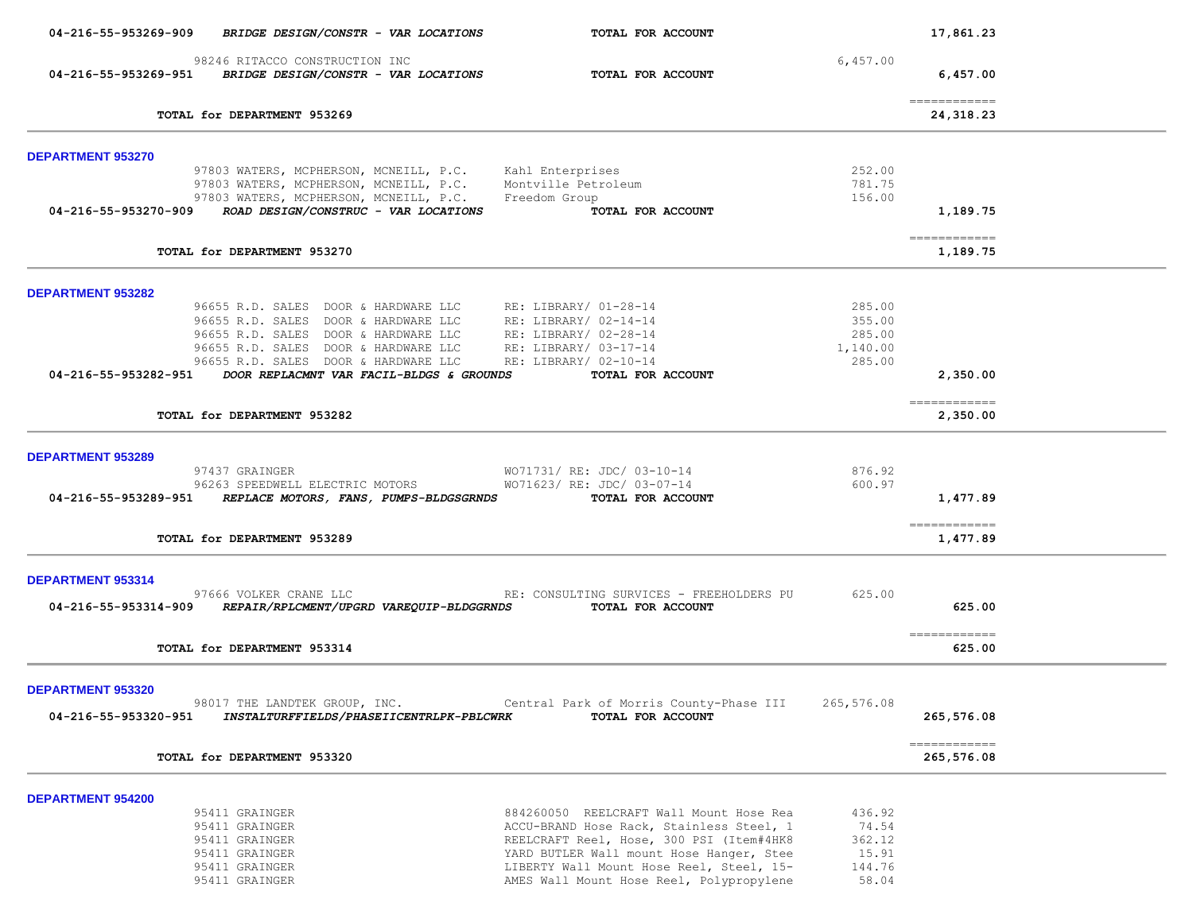| Account / Vendor | Description | | Amount | Total |
|---|---|---|---|---|
| 04-216-55-953269-909 | *BRIDGE DESIGN/CONSTR - VAR LOCATIONS* | **TOTAL FOR ACCOUNT** | | **17,861.23** |
| 98246 RITACCO CONSTRUCTION INC | | | 6,457.00 | |
| 04-216-55-953269-951 | *BRIDGE DESIGN/CONSTR - VAR LOCATIONS* | **TOTAL FOR ACCOUNT** | | **6,457.00** |
| | | | | ============ |
| **TOTAL for DEPARTMENT 953269** | | | | **24,318.23** |

**DEPARTMENT 953270**

| Account / Vendor | Description | | Amount | Total |
|---|---|---|---|---|
| 97803 WATERS, MCPHERSON, MCNEILL, P.C. | Kahl Enterprises | | 252.00 | |
| 97803 WATERS, MCPHERSON, MCNEILL, P.C. | Montville Petroleum | | 781.75 | |
| 97803 WATERS, MCPHERSON, MCNEILL, P.C. | Freedom Group | | 156.00 | |
| 04-216-55-953270-909 | *ROAD DESIGN/CONSTRUC - VAR LOCATIONS* | **TOTAL FOR ACCOUNT** | | **1,189.75** |
| | | | | ============ |
| **TOTAL for DEPARTMENT 953270** | | | | **1,189.75** |

**DEPARTMENT 953282**

| Account / Vendor | Description | | Amount | Total |
|---|---|---|---|---|
| 96655 R.D. SALES DOOR & HARDWARE LLC | RE: LIBRARY/ 01-28-14 | | 285.00 | |
| 96655 R.D. SALES DOOR & HARDWARE LLC | RE: LIBRARY/ 02-14-14 | | 355.00 | |
| 96655 R.D. SALES DOOR & HARDWARE LLC | RE: LIBRARY/ 02-28-14 | | 285.00 | |
| 96655 R.D. SALES DOOR & HARDWARE LLC | RE: LIBRARY/ 03-17-14 | | 1,140.00 | |
| 96655 R.D. SALES DOOR & HARDWARE LLC | RE: LIBRARY/ 02-10-14 | | 285.00 | |
| 04-216-55-953282-951 | *DOOR REPLACMNT VAR FACIL-BLDGS & GROUNDS* | **TOTAL FOR ACCOUNT** | | **2,350.00** |
| | | | | ============ |
| **TOTAL for DEPARTMENT 953282** | | | | **2,350.00** |

**DEPARTMENT 953289**

| Account / Vendor | Description | | Amount | Total |
|---|---|---|---|---|
| 97437 GRAINGER | WO71731/ RE: JDC/ 03-10-14 | | 876.92 | |
| 96263 SPEEDWELL ELECTRIC MOTORS | WO71623/ RE: JDC/ 03-07-14 | | 600.97 | |
| 04-216-55-953289-951 | *REPLACE MOTORS, FANS, PUMPS-BLDGSGRNDS* | **TOTAL FOR ACCOUNT** | | **1,477.89** |
| | | | | ============ |
| **TOTAL for DEPARTMENT 953289** | | | | **1,477.89** |

**DEPARTMENT 953314**

| Account / Vendor | Description | | Amount | Total |
|---|---|---|---|---|
| 97666 VOLKER CRANE LLC | RE: CONSULTING SURVICES - FREEHOLDERS PU | | 625.00 | |
| 04-216-55-953314-909 | *REPAIR/RPLCMENT/UPGRD VAREQUIP-BLDGGRNDS* | **TOTAL FOR ACCOUNT** | | **625.00** |
| | | | | ============ |
| **TOTAL for DEPARTMENT 953314** | | | | **625.00** |

**DEPARTMENT 953320**

| Account / Vendor | Description | | Amount | Total |
|---|---|---|---|---|
| 98017 THE LANDTEK GROUP, INC. | Central Park of Morris County-Phase III | | 265,576.08 | |
| 04-216-55-953320-951 | *INSTALTURFFIELDS/PHASEIICENTRLPK-PBLCWRK* | **TOTAL FOR ACCOUNT** | | **265,576.08** |
| | | | | ============ |
| **TOTAL for DEPARTMENT 953320** | | | | **265,576.08** |

**DEPARTMENT 954200**

| Account / Vendor | Description | | Amount | Total |
|---|---|---|---|---|
| 95411 GRAINGER | 884260050 REELCRAFT Wall Mount Hose Rea | | 436.92 | |
| 95411 GRAINGER | ACCU-BRAND Hose Rack, Stainless Steel, 1 | | 74.54 | |
| 95411 GRAINGER | REELCRAFT Reel, Hose, 300 PSI (Item#4HK8 | | 362.12 | |
| 95411 GRAINGER | YARD BUTLER Wall mount Hose Hanger, Stee | | 15.91 | |
| 95411 GRAINGER | LIBERTY Wall Mount Hose Reel, Steel, 15- | | 144.76 | |
| 95411 GRAINGER | AMES Wall Mount Hose Reel, Polypropylene | | 58.04 | |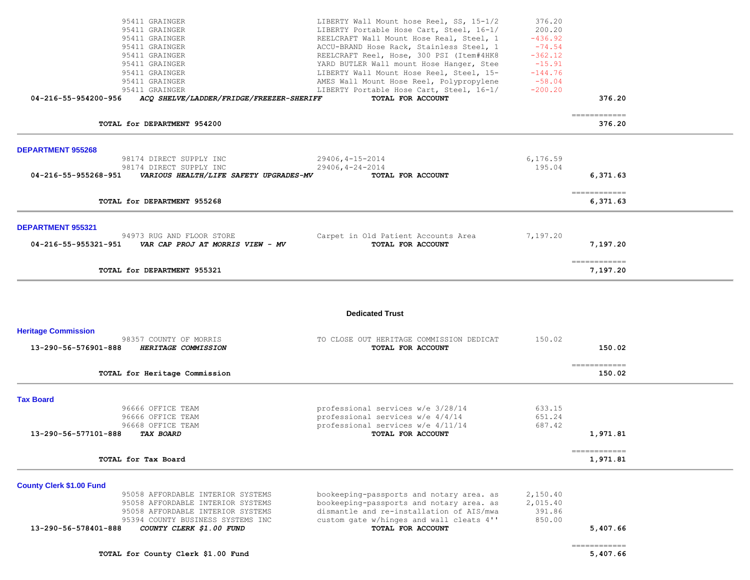| | | | |
|---|---|---|---|
| 95411 GRAINGER | LIBERTY Wall Mount hose Reel, SS, 15-1/2 | 376.20 | |
| 95411 GRAINGER | LIBERTY Portable Hose Cart, Steel, 16-1/ | 200.20 | |
| 95411 GRAINGER | REELCRAFT Wall Mount Hose Real, Steel, 1 | -436.92 | |
| 95411 GRAINGER | ACCU-BRAND Hose Rack, Stainless Steel, 1 | -74.54 | |
| 95411 GRAINGER | REELCRAFT Reel, Hose, 300 PSI (Item#4HK8 | -362.12 | |
| 95411 GRAINGER | YARD BUTLER Wall mount Hose Hanger, Stee | -15.91 | |
| 95411 GRAINGER | LIBERTY Wall Mount Hose Reel, Steel, 15- | -144.76 | |
| 95411 GRAINGER | AMES Wall Mount Hose Reel, Polypropylene | -58.04 | |
| 95411 GRAINGER | LIBERTY Portable Hose Cart, Steel, 16-1/ | -200.20 | |
| **04-216-55-954200-956** ***ACQ SHELVE/LADDER/FRIDGE/FREEZER-SHERIFF*** | **TOTAL FOR ACCOUNT** | | **376.20** |

**TOTAL for DEPARTMENT 954200** — **376.20**

## DEPARTMENT 955268

| | | | |
|---|---|---|---|
| 98174 DIRECT SUPPLY INC | 29406,4-15-2014 | 6,176.59 | |
| 98174 DIRECT SUPPLY INC | 29406,4-24-2014 | 195.04 | |
| **04-216-55-955268-951** ***VARIOUS HEALTH/LIFE SAFETY UPGRADES-MV*** | **TOTAL FOR ACCOUNT** | | **6,371.63** |

**TOTAL for DEPARTMENT 955268** — **6,371.63**

## DEPARTMENT 955321

| | | | |
|---|---|---|---|
| 94973 RUG AND FLOOR STORE | Carpet in Old Patient Accounts Area | 7,197.20 | |
| **04-216-55-955321-951** ***VAR CAP PROJ AT MORRIS VIEW - MV*** | **TOTAL FOR ACCOUNT** | | **7,197.20** |

**TOTAL for DEPARTMENT 955321** — **7,197.20**

# Dedicated Trust

## Heritage Commission

| | | | |
|---|---|---|---|
| 98357 COUNTY OF MORRIS | TO CLOSE OUT HERITAGE COMMISSION DEDICAT | 150.02 | |
| **13-290-56-576901-888** ***HERITAGE COMMISSION*** | **TOTAL FOR ACCOUNT** | | **150.02** |

**TOTAL for Heritage Commission** — **150.02**

## Tax Board

| | | | |
|---|---|---|---|
| 96666 OFFICE TEAM | professional services w/e 3/28/14 | 633.15 | |
| 96666 OFFICE TEAM | professional services w/e 4/4/14 | 651.24 | |
| 96668 OFFICE TEAM | professional services w/e 4/11/14 | 687.42 | |
| **13-290-56-577101-888** ***TAX BOARD*** | **TOTAL FOR ACCOUNT** | | **1,971.81** |

**TOTAL for Tax Board** — **1,971.81**

## County Clerk $1.00 Fund

| | | | |
|---|---|---|---|
| 95058 AFFORDABLE INTERIOR SYSTEMS | bookeeping-passports and notary area. as | 2,150.40 | |
| 95058 AFFORDABLE INTERIOR SYSTEMS | bookeeping-passports and notary area. as | 2,015.40 | |
| 95058 AFFORDABLE INTERIOR SYSTEMS | dismantle and re-installation of AIS/mwa | 391.86 | |
| 95394 COUNTY BUSINESS SYSTEMS INC | custom gate w/hinges and wall cleats 4'' | 850.00 | |
| **13-290-56-578401-888** ***COUNTY CLERK $1.00 FUND*** | **TOTAL FOR ACCOUNT** | | **5,407.66** |

**TOTAL for County Clerk $1.00 Fund** — **5,407.66**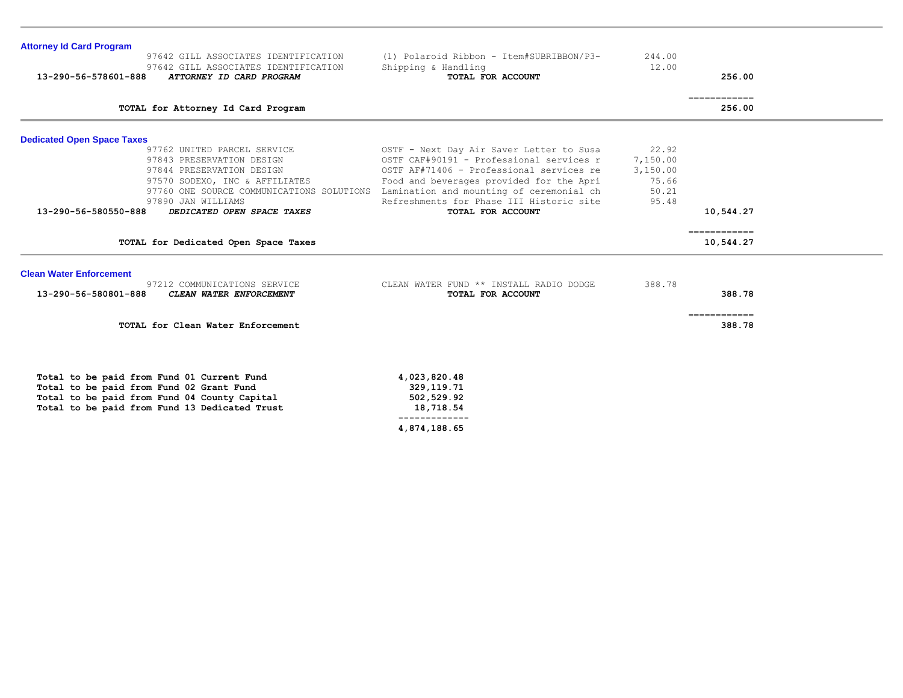### Attorney Id Card Program

| | | | | |
|---|---|---|---|---|
| | 97642 GILL ASSOCIATES IDENTIFICATION | (1) Polaroid Ribbon - Item#SUBRIBBON/P3- | 244.00 | |
| | 97642 GILL ASSOCIATES IDENTIFICATION | Shipping & Handling | 12.00 | |
| **13-290-56-578601-888** | ***ATTORNEY ID CARD PROGRAM*** | **TOTAL FOR ACCOUNT** | | **256.00** |
| | | | | ============ |
| | **TOTAL for Attorney Id Card Program** | | | **256.00** |

### Dedicated Open Space Taxes

| | | | | |
|---|---|---|---|---|
| | 97762 UNITED PARCEL SERVICE | OSTF - Next Day Air Saver Letter to Susa | 22.92 | |
| | 97843 PRESERVATION DESIGN | OSTF CAF#90191 - Professional services r | 7,150.00 | |
| | 97844 PRESERVATION DESIGN | OSTF AF#71406 - Professional services re | 3,150.00 | |
| | 97570 SODEXO, INC & AFFILIATES | Food and beverages provided for the Apri | 75.66 | |
| | 97760 ONE SOURCE COMMUNICATIONS SOLUTIONS | Lamination and mounting of ceremonial ch | 50.21 | |
| | 97890 JAN WILLIAMS | Refreshments for Phase III Historic site | 95.48 | |
| **13-290-56-580550-888** | ***DEDICATED OPEN SPACE TAXES*** | **TOTAL FOR ACCOUNT** | | **10,544.27** |
| | | | | ============ |
| | **TOTAL for Dedicated Open Space Taxes** | | | **10,544.27** |

### Clean Water Enforcement

| | | | | |
|---|---|---|---|---|
| | 97212 COMMUNICATIONS SERVICE | CLEAN WATER FUND ** INSTALL RADIO DODGE | 388.78 | |
| **13-290-56-580801-888** | ***CLEAN WATER ENFORCEMENT*** | **TOTAL FOR ACCOUNT** | | **388.78** |
| | | | | ============ |
| | **TOTAL for Clean Water Enforcement** | | | **388.78** |

| | |
|---|---|
| **Total to be paid from Fund 01 Current Fund** | **4,023,820.48** |
| **Total to be paid from Fund 02 Grant Fund** | **329,119.71** |
| **Total to be paid from Fund 04 County Capital** | **502,529.92** |
| **Total to be paid from Fund 13 Dedicated Trust** | **18,718.54** |
| | ------------- |
| | **4,874,188.65** |